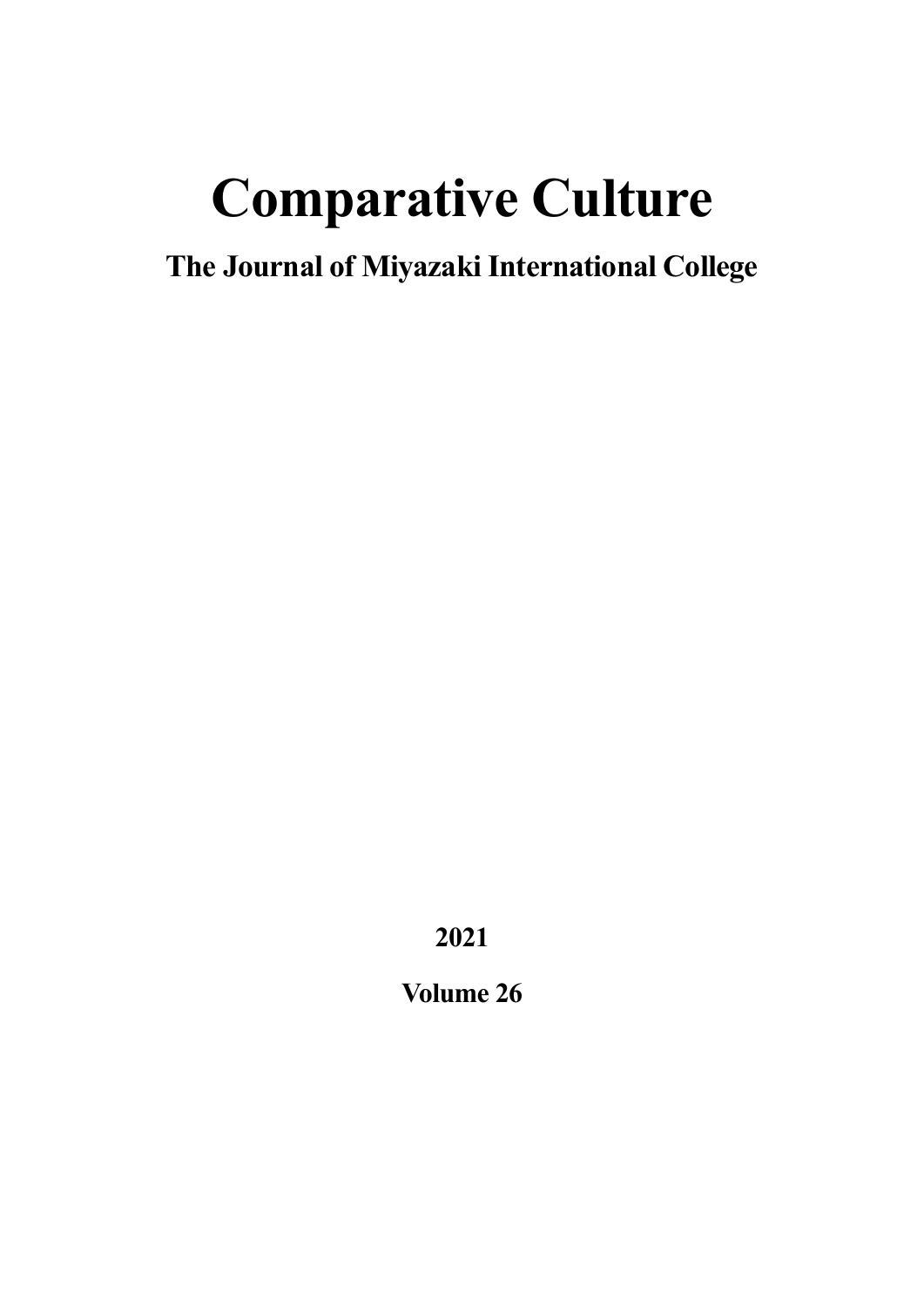# Comparative Culture

## The Journal of Miyazaki International College

2021

Volume 26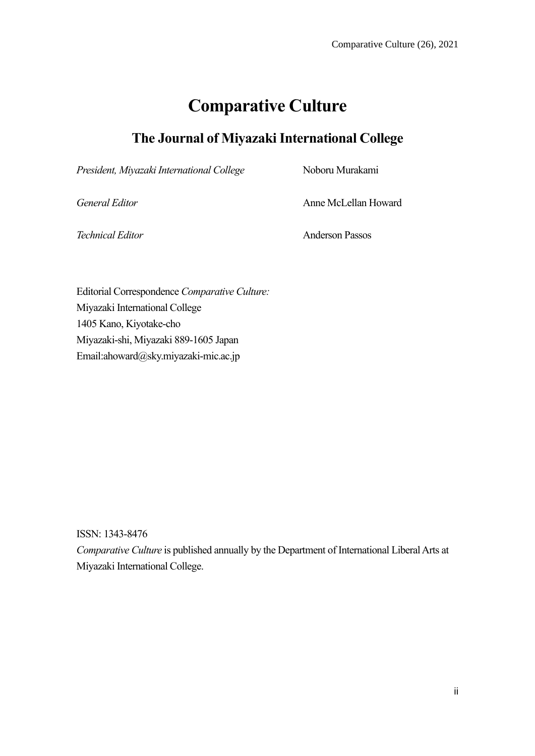# Comparative Culture

## The Journal of Miyazaki International College

| | |
|---|---|
| *President, Miyazaki International College* | Noboru Murakami |
| *General Editor* | Anne McLellan Howard |
| *Technical Editor* | Anderson Passos |

Editorial Correspondence *Comparative Culture:*
Miyazaki International College
1405 Kano, Kiyotake-cho
Miyazaki-shi, Miyazaki 889-1605 Japan
Email:ahoward@sky.miyazaki-mic.ac.jp

ISSN: 1343-8476
*Comparative Culture* is published annually by the Department of International Liberal Arts at Miyazaki International College.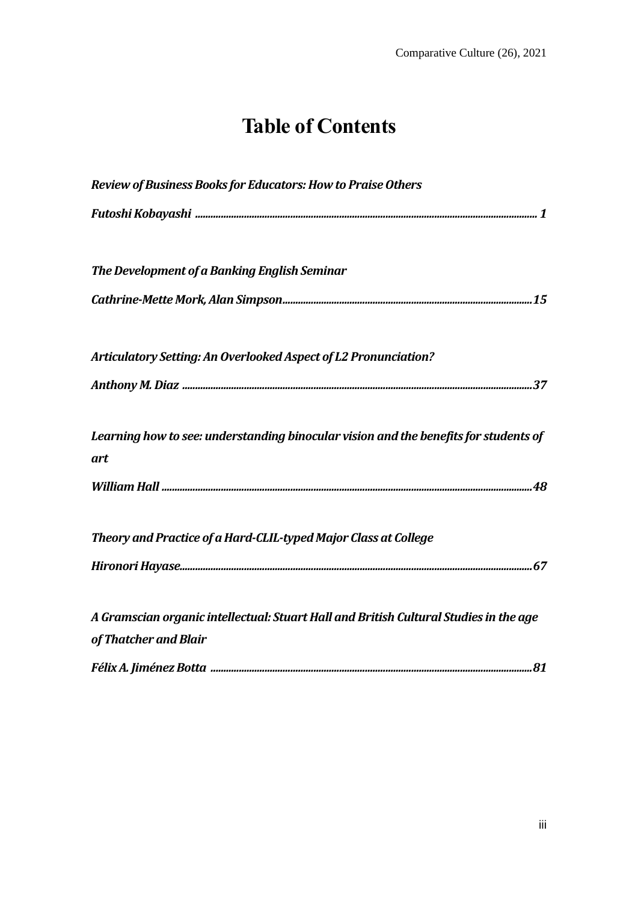# Table of Contents

***Review of Business Books for Educators: How to Praise Others***

***Futoshi Kobayashi ......................................................................................................................... 1***

***The Development of a Banking English Seminar***

***Cathrine-Mette Mork, Alan Simpson.......................................................................................15***

***Articulatory Setting: An Overlooked Aspect of L2 Pronunciation?***

***Anthony M. Diaz ........................................................................................................................37***

***Learning how to see: understanding binocular vision and the benefits for students of art***

***William Hall ...............................................................................................................................48***

***Theory and Practice of a Hard-CLIL-typed Major Class at College***

***Hironori Hayase........................................................................................................................67***

***A Gramscian organic intellectual: Stuart Hall and British Cultural Studies in the age of Thatcher and Blair***

***Félix A. Jiménez Botta .............................................................................................................81***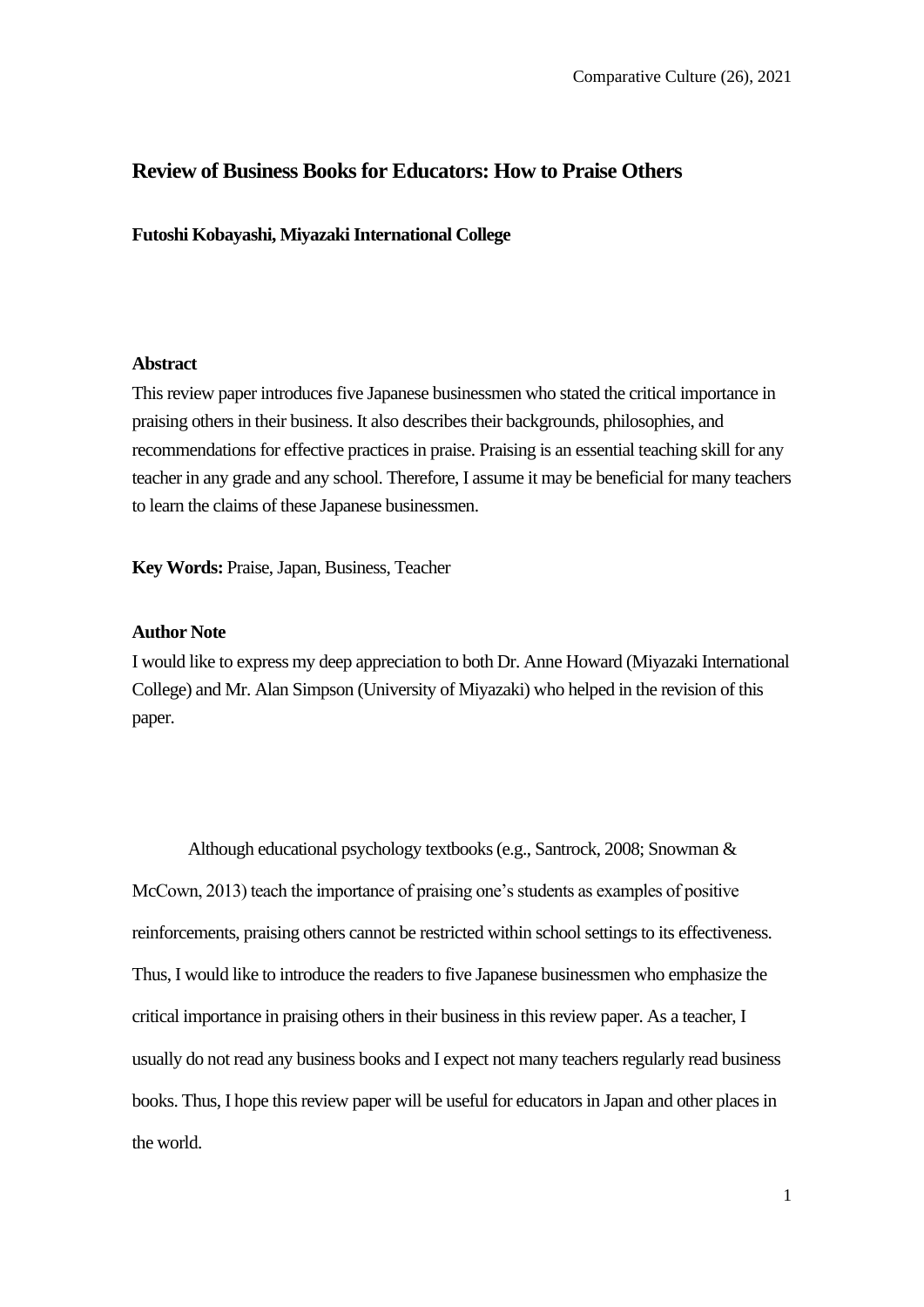# Review of Business Books for Educators: How to Praise Others

**Futoshi Kobayashi, Miyazaki International College**

**Abstract**

This review paper introduces five Japanese businessmen who stated the critical importance in praising others in their business. It also describes their backgrounds, philosophies, and recommendations for effective practices in praise. Praising is an essential teaching skill for any teacher in any grade and any school. Therefore, I assume it may be beneficial for many teachers to learn the claims of these Japanese businessmen.

**Key Words:** Praise, Japan, Business, Teacher

**Author Note**

I would like to express my deep appreciation to both Dr. Anne Howard (Miyazaki International College) and Mr. Alan Simpson (University of Miyazaki) who helped in the revision of this paper.

Although educational psychology textbooks (e.g., Santrock, 2008; Snowman & McCown, 2013) teach the importance of praising one's students as examples of positive reinforcements, praising others cannot be restricted within school settings to its effectiveness. Thus, I would like to introduce the readers to five Japanese businessmen who emphasize the critical importance in praising others in their business in this review paper. As a teacher, I usually do not read any business books and I expect not many teachers regularly read business books. Thus, I hope this review paper will be useful for educators in Japan and other places in the world.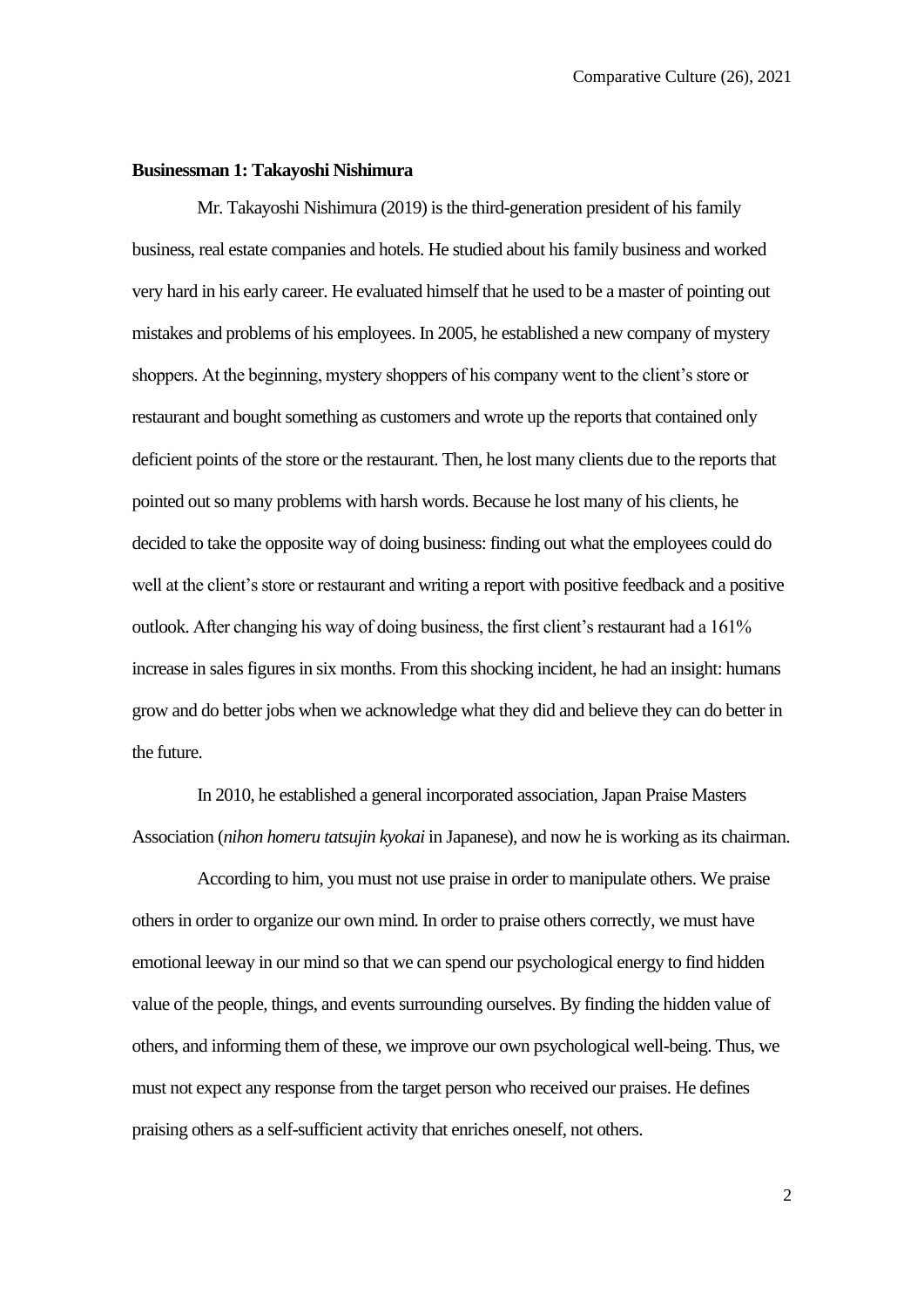**Businessman 1: Takayoshi Nishimura**

Mr. Takayoshi Nishimura (2019) is the third-generation president of his family business, real estate companies and hotels. He studied about his family business and worked very hard in his early career. He evaluated himself that he used to be a master of pointing out mistakes and problems of his employees. In 2005, he established a new company of mystery shoppers. At the beginning, mystery shoppers of his company went to the client's store or restaurant and bought something as customers and wrote up the reports that contained only deficient points of the store or the restaurant. Then, he lost many clients due to the reports that pointed out so many problems with harsh words. Because he lost many of his clients, he decided to take the opposite way of doing business: finding out what the employees could do well at the client's store or restaurant and writing a report with positive feedback and a positive outlook. After changing his way of doing business, the first client's restaurant had a 161% increase in sales figures in six months. From this shocking incident, he had an insight: humans grow and do better jobs when we acknowledge what they did and believe they can do better in the future.

In 2010, he established a general incorporated association, Japan Praise Masters Association (*nihon homeru tatsujin kyokai* in Japanese), and now he is working as its chairman.

According to him, you must not use praise in order to manipulate others. We praise others in order to organize our own mind. In order to praise others correctly, we must have emotional leeway in our mind so that we can spend our psychological energy to find hidden value of the people, things, and events surrounding ourselves. By finding the hidden value of others, and informing them of these, we improve our own psychological well-being. Thus, we must not expect any response from the target person who received our praises. He defines praising others as a self-sufficient activity that enriches oneself, not others.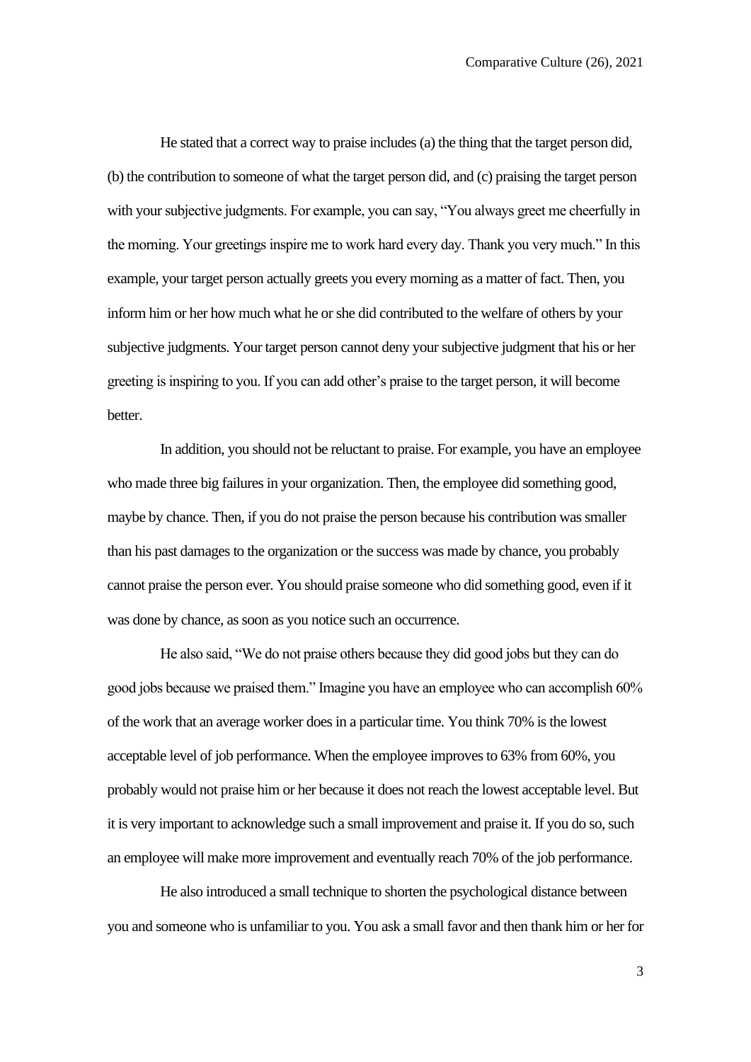He stated that a correct way to praise includes (a) the thing that the target person did, (b) the contribution to someone of what the target person did, and (c) praising the target person with your subjective judgments. For example, you can say, "You always greet me cheerfully in the morning. Your greetings inspire me to work hard every day. Thank you very much." In this example, your target person actually greets you every morning as a matter of fact. Then, you inform him or her how much what he or she did contributed to the welfare of others by your subjective judgments. Your target person cannot deny your subjective judgment that his or her greeting is inspiring to you. If you can add other's praise to the target person, it will become better.

In addition, you should not be reluctant to praise. For example, you have an employee who made three big failures in your organization. Then, the employee did something good, maybe by chance. Then, if you do not praise the person because his contribution was smaller than his past damages to the organization or the success was made by chance, you probably cannot praise the person ever. You should praise someone who did something good, even if it was done by chance, as soon as you notice such an occurrence.

He also said, "We do not praise others because they did good jobs but they can do good jobs because we praised them." Imagine you have an employee who can accomplish 60% of the work that an average worker does in a particular time. You think 70% is the lowest acceptable level of job performance. When the employee improves to 63% from 60%, you probably would not praise him or her because it does not reach the lowest acceptable level. But it is very important to acknowledge such a small improvement and praise it. If you do so, such an employee will make more improvement and eventually reach 70% of the job performance.

He also introduced a small technique to shorten the psychological distance between you and someone who is unfamiliar to you. You ask a small favor and then thank him or her for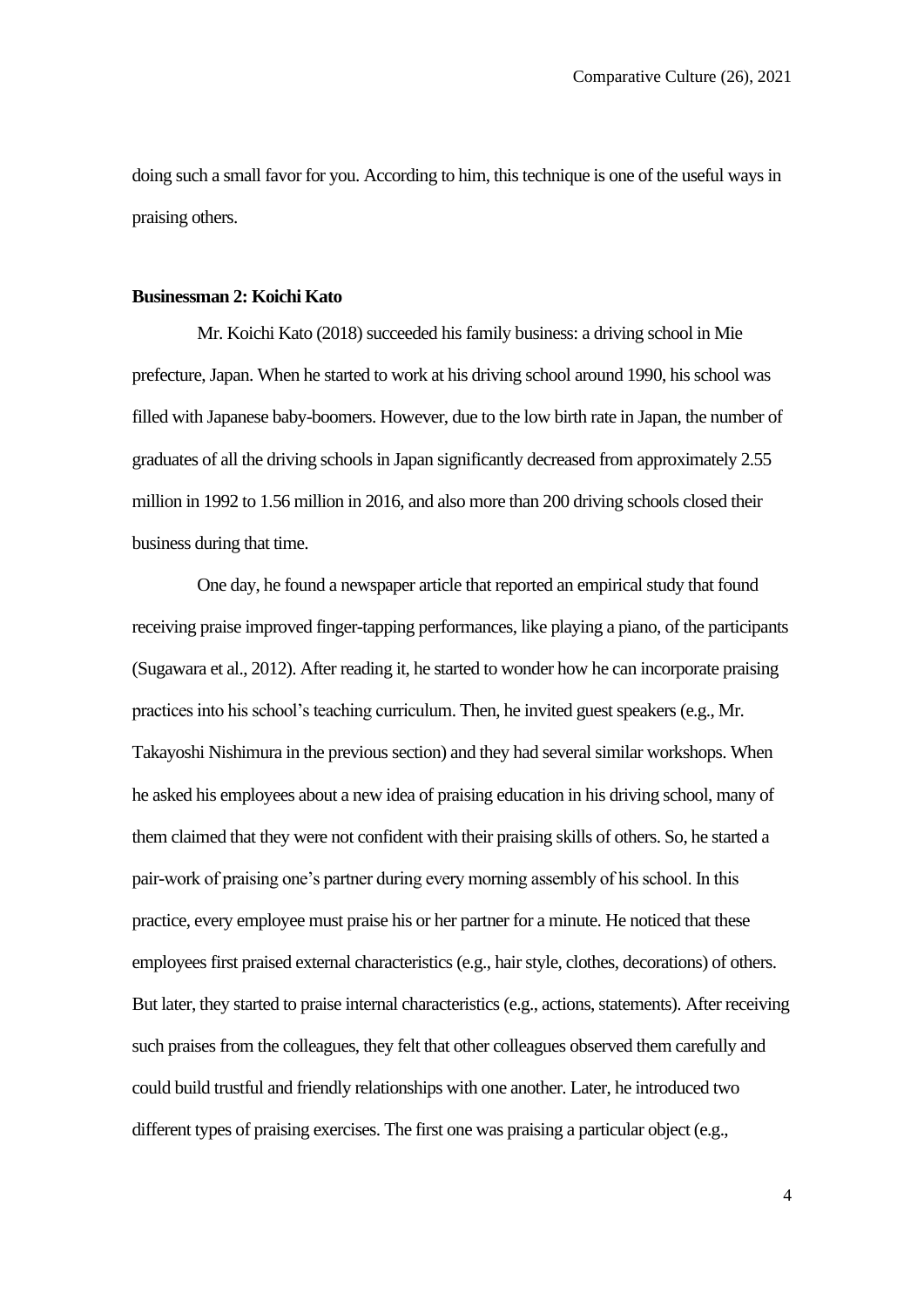doing such a small favor for you. According to him, this technique is one of the useful ways in praising others.

**Businessman 2: Koichi Kato**

Mr. Koichi Kato (2018) succeeded his family business: a driving school in Mie prefecture, Japan. When he started to work at his driving school around 1990, his school was filled with Japanese baby-boomers. However, due to the low birth rate in Japan, the number of graduates of all the driving schools in Japan significantly decreased from approximately 2.55 million in 1992 to 1.56 million in 2016, and also more than 200 driving schools closed their business during that time.

One day, he found a newspaper article that reported an empirical study that found receiving praise improved finger-tapping performances, like playing a piano, of the participants (Sugawara et al., 2012). After reading it, he started to wonder how he can incorporate praising practices into his school's teaching curriculum. Then, he invited guest speakers (e.g., Mr. Takayoshi Nishimura in the previous section) and they had several similar workshops. When he asked his employees about a new idea of praising education in his driving school, many of them claimed that they were not confident with their praising skills of others. So, he started a pair-work of praising one's partner during every morning assembly of his school. In this practice, every employee must praise his or her partner for a minute. He noticed that these employees first praised external characteristics (e.g., hair style, clothes, decorations) of others. But later, they started to praise internal characteristics (e.g., actions, statements). After receiving such praises from the colleagues, they felt that other colleagues observed them carefully and could build trustful and friendly relationships with one another. Later, he introduced two different types of praising exercises. The first one was praising a particular object (e.g.,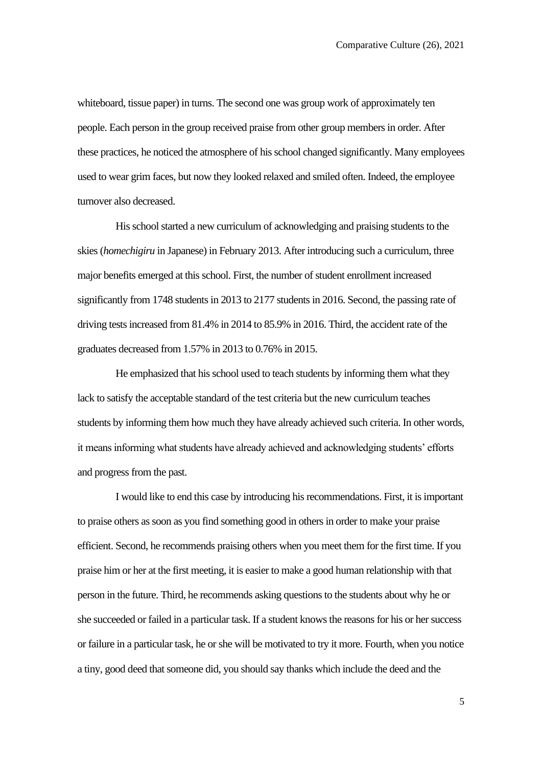whiteboard, tissue paper) in turns. The second one was group work of approximately ten people. Each person in the group received praise from other group members in order. After these practices, he noticed the atmosphere of his school changed significantly. Many employees used to wear grim faces, but now they looked relaxed and smiled often. Indeed, the employee turnover also decreased.

His school started a new curriculum of acknowledging and praising students to the skies (*homechigiru* in Japanese) in February 2013. After introducing such a curriculum, three major benefits emerged at this school. First, the number of student enrollment increased significantly from 1748 students in 2013 to 2177 students in 2016. Second, the passing rate of driving tests increased from 81.4% in 2014 to 85.9% in 2016. Third, the accident rate of the graduates decreased from 1.57% in 2013 to 0.76% in 2015.

He emphasized that his school used to teach students by informing them what they lack to satisfy the acceptable standard of the test criteria but the new curriculum teaches students by informing them how much they have already achieved such criteria. In other words, it means informing what students have already achieved and acknowledging students' efforts and progress from the past.

I would like to end this case by introducing his recommendations. First, it is important to praise others as soon as you find something good in others in order to make your praise efficient. Second, he recommends praising others when you meet them for the first time. If you praise him or her at the first meeting, it is easier to make a good human relationship with that person in the future. Third, he recommends asking questions to the students about why he or she succeeded or failed in a particular task. If a student knows the reasons for his or her success or failure in a particular task, he or she will be motivated to try it more. Fourth, when you notice a tiny, good deed that someone did, you should say thanks which include the deed and the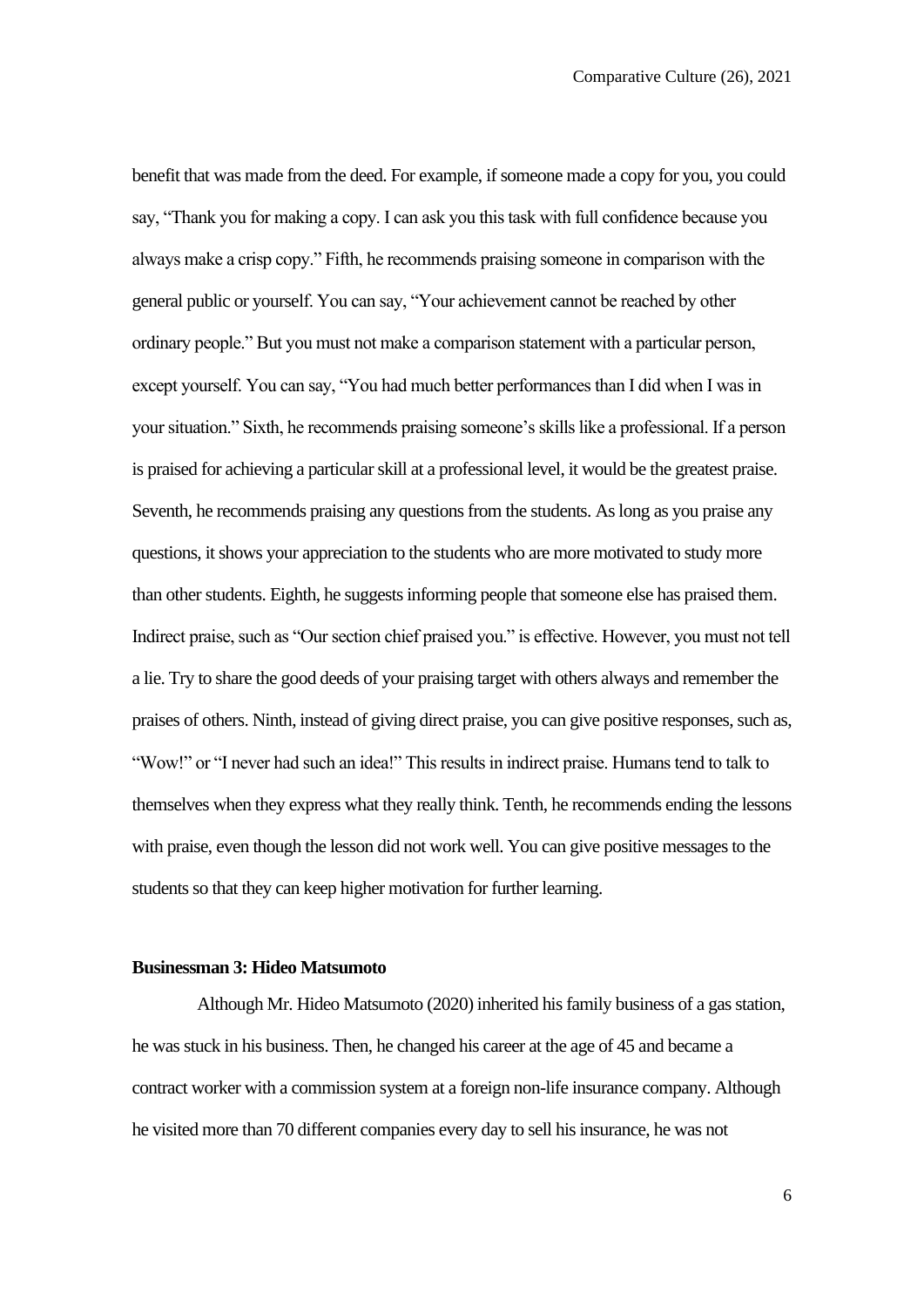benefit that was made from the deed. For example, if someone made a copy for you, you could say, "Thank you for making a copy. I can ask you this task with full confidence because you always make a crisp copy." Fifth, he recommends praising someone in comparison with the general public or yourself. You can say, "Your achievement cannot be reached by other ordinary people." But you must not make a comparison statement with a particular person, except yourself. You can say, "You had much better performances than I did when I was in your situation." Sixth, he recommends praising someone's skills like a professional. If a person is praised for achieving a particular skill at a professional level, it would be the greatest praise. Seventh, he recommends praising any questions from the students. As long as you praise any questions, it shows your appreciation to the students who are more motivated to study more than other students. Eighth, he suggests informing people that someone else has praised them. Indirect praise, such as "Our section chief praised you." is effective. However, you must not tell a lie. Try to share the good deeds of your praising target with others always and remember the praises of others. Ninth, instead of giving direct praise, you can give positive responses, such as, "Wow!" or "I never had such an idea!" This results in indirect praise. Humans tend to talk to themselves when they express what they really think. Tenth, he recommends ending the lessons with praise, even though the lesson did not work well. You can give positive messages to the students so that they can keep higher motivation for further learning.

**Businessman 3: Hideo Matsumoto**

Although Mr. Hideo Matsumoto (2020) inherited his family business of a gas station, he was stuck in his business. Then, he changed his career at the age of 45 and became a contract worker with a commission system at a foreign non-life insurance company. Although he visited more than 70 different companies every day to sell his insurance, he was not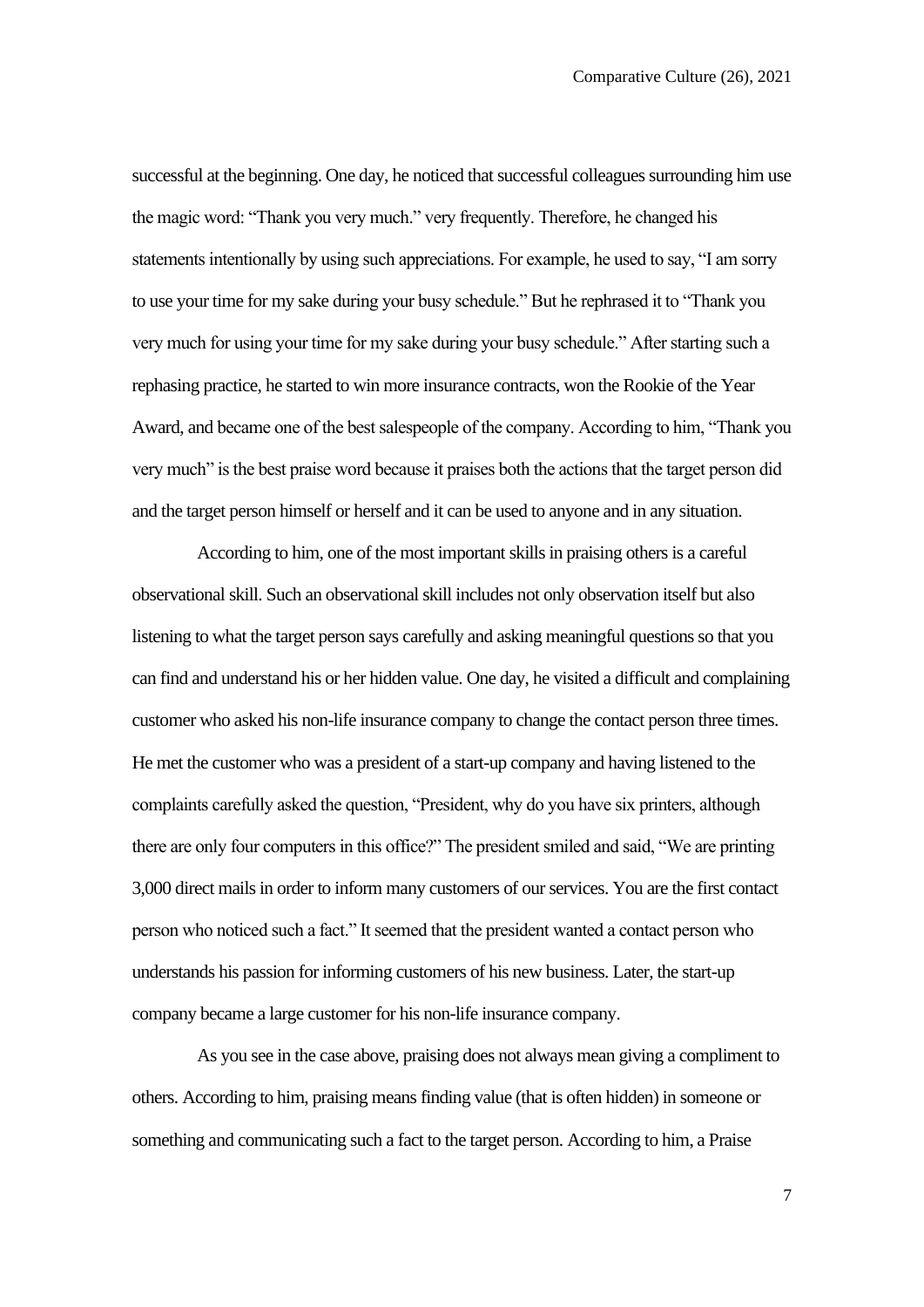successful at the beginning. One day, he noticed that successful colleagues surrounding him use the magic word: "Thank you very much." very frequently. Therefore, he changed his statements intentionally by using such appreciations. For example, he used to say, "I am sorry to use your time for my sake during your busy schedule." But he rephrased it to "Thank you very much for using your time for my sake during your busy schedule." After starting such a rephasing practice, he started to win more insurance contracts, won the Rookie of the Year Award, and became one of the best salespeople of the company. According to him, "Thank you very much" is the best praise word because it praises both the actions that the target person did and the target person himself or herself and it can be used to anyone and in any situation.

According to him, one of the most important skills in praising others is a careful observational skill. Such an observational skill includes not only observation itself but also listening to what the target person says carefully and asking meaningful questions so that you can find and understand his or her hidden value. One day, he visited a difficult and complaining customer who asked his non-life insurance company to change the contact person three times. He met the customer who was a president of a start-up company and having listened to the complaints carefully asked the question, "President, why do you have six printers, although there are only four computers in this office?" The president smiled and said, "We are printing 3,000 direct mails in order to inform many customers of our services. You are the first contact person who noticed such a fact." It seemed that the president wanted a contact person who understands his passion for informing customers of his new business. Later, the start-up company became a large customer for his non-life insurance company.

As you see in the case above, praising does not always mean giving a compliment to others. According to him, praising means finding value (that is often hidden) in someone or something and communicating such a fact to the target person. According to him, a Praise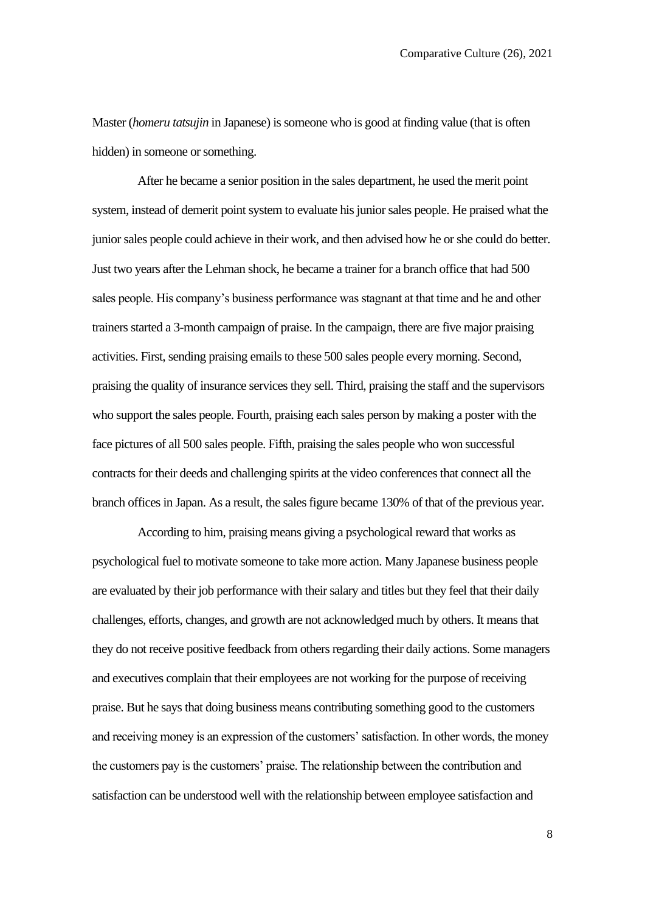Master (*homeru tatsujin* in Japanese) is someone who is good at finding value (that is often hidden) in someone or something.

After he became a senior position in the sales department, he used the merit point system, instead of demerit point system to evaluate his junior sales people. He praised what the junior sales people could achieve in their work, and then advised how he or she could do better. Just two years after the Lehman shock, he became a trainer for a branch office that had 500 sales people. His company's business performance was stagnant at that time and he and other trainers started a 3-month campaign of praise. In the campaign, there are five major praising activities. First, sending praising emails to these 500 sales people every morning. Second, praising the quality of insurance services they sell. Third, praising the staff and the supervisors who support the sales people. Fourth, praising each sales person by making a poster with the face pictures of all 500 sales people. Fifth, praising the sales people who won successful contracts for their deeds and challenging spirits at the video conferences that connect all the branch offices in Japan. As a result, the sales figure became 130% of that of the previous year.

According to him, praising means giving a psychological reward that works as psychological fuel to motivate someone to take more action. Many Japanese business people are evaluated by their job performance with their salary and titles but they feel that their daily challenges, efforts, changes, and growth are not acknowledged much by others. It means that they do not receive positive feedback from others regarding their daily actions. Some managers and executives complain that their employees are not working for the purpose of receiving praise. But he says that doing business means contributing something good to the customers and receiving money is an expression of the customers' satisfaction. In other words, the money the customers pay is the customers' praise. The relationship between the contribution and satisfaction can be understood well with the relationship between employee satisfaction and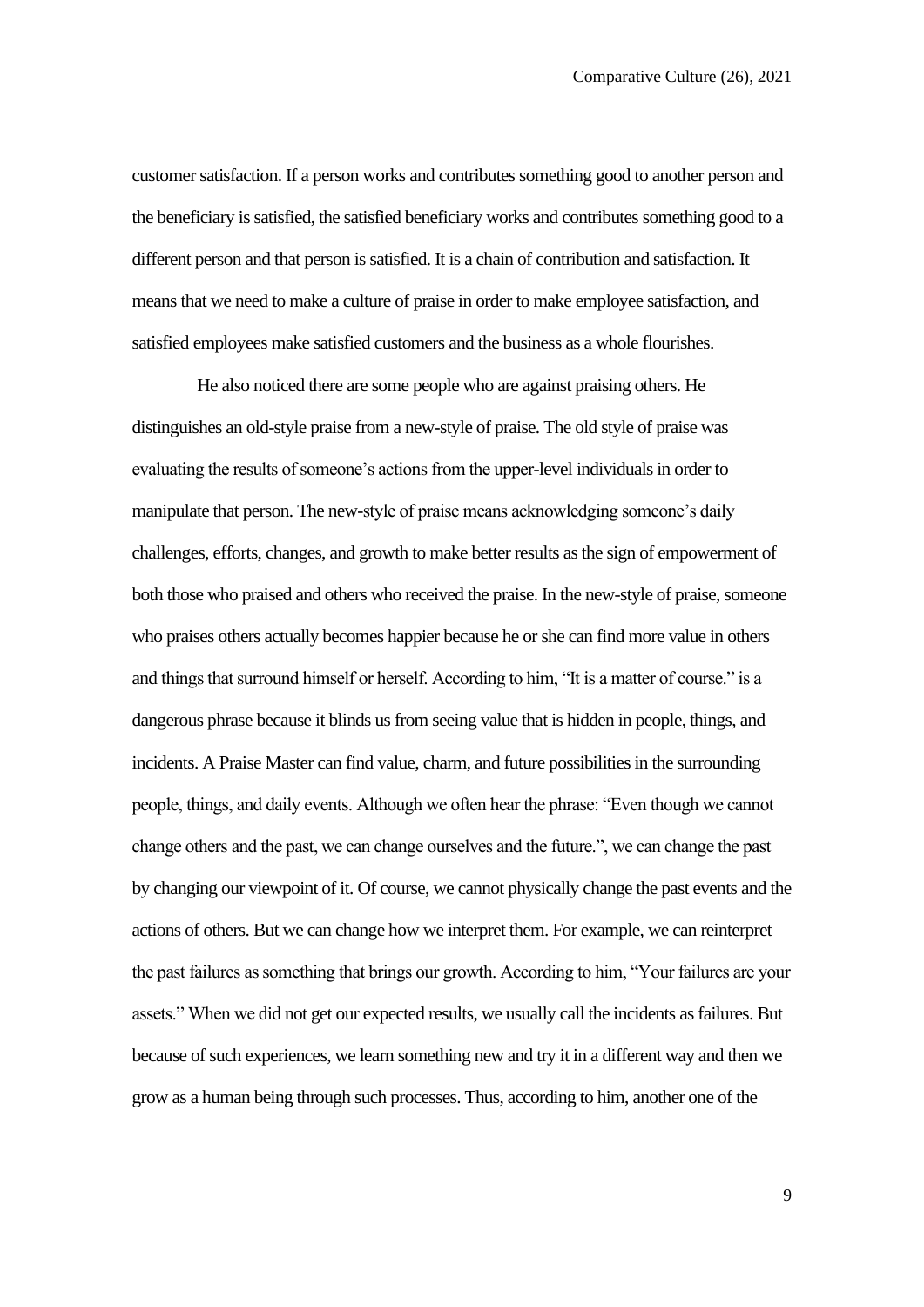customer satisfaction. If a person works and contributes something good to another person and the beneficiary is satisfied, the satisfied beneficiary works and contributes something good to a different person and that person is satisfied. It is a chain of contribution and satisfaction. It means that we need to make a culture of praise in order to make employee satisfaction, and satisfied employees make satisfied customers and the business as a whole flourishes.

He also noticed there are some people who are against praising others. He distinguishes an old-style praise from a new-style of praise. The old style of praise was evaluating the results of someone's actions from the upper-level individuals in order to manipulate that person. The new-style of praise means acknowledging someone's daily challenges, efforts, changes, and growth to make better results as the sign of empowerment of both those who praised and others who received the praise. In the new-style of praise, someone who praises others actually becomes happier because he or she can find more value in others and things that surround himself or herself. According to him, "It is a matter of course." is a dangerous phrase because it blinds us from seeing value that is hidden in people, things, and incidents. A Praise Master can find value, charm, and future possibilities in the surrounding people, things, and daily events. Although we often hear the phrase: "Even though we cannot change others and the past, we can change ourselves and the future.", we can change the past by changing our viewpoint of it. Of course, we cannot physically change the past events and the actions of others. But we can change how we interpret them. For example, we can reinterpret the past failures as something that brings our growth. According to him, "Your failures are your assets." When we did not get our expected results, we usually call the incidents as failures. But because of such experiences, we learn something new and try it in a different way and then we grow as a human being through such processes. Thus, according to him, another one of the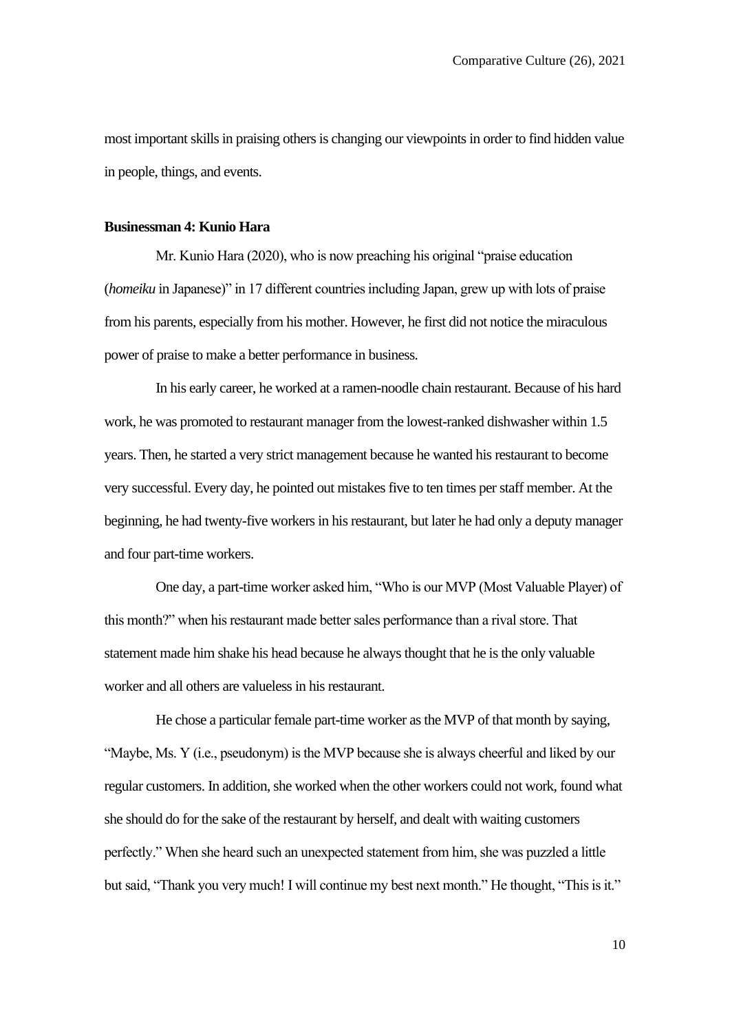most important skills in praising others is changing our viewpoints in order to find hidden value in people, things, and events.

**Businessman 4: Kunio Hara**

Mr. Kunio Hara (2020), who is now preaching his original "praise education (*homeiku* in Japanese)" in 17 different countries including Japan, grew up with lots of praise from his parents, especially from his mother. However, he first did not notice the miraculous power of praise to make a better performance in business.

In his early career, he worked at a ramen-noodle chain restaurant. Because of his hard work, he was promoted to restaurant manager from the lowest-ranked dishwasher within 1.5 years. Then, he started a very strict management because he wanted his restaurant to become very successful. Every day, he pointed out mistakes five to ten times per staff member. At the beginning, he had twenty-five workers in his restaurant, but later he had only a deputy manager and four part-time workers.

One day, a part-time worker asked him, "Who is our MVP (Most Valuable Player) of this month?" when his restaurant made better sales performance than a rival store. That statement made him shake his head because he always thought that he is the only valuable worker and all others are valueless in his restaurant.

He chose a particular female part-time worker as the MVP of that month by saying, "Maybe, Ms. Y (i.e., pseudonym) is the MVP because she is always cheerful and liked by our regular customers. In addition, she worked when the other workers could not work, found what she should do for the sake of the restaurant by herself, and dealt with waiting customers perfectly." When she heard such an unexpected statement from him, she was puzzled a little but said, "Thank you very much! I will continue my best next month." He thought, "This is it."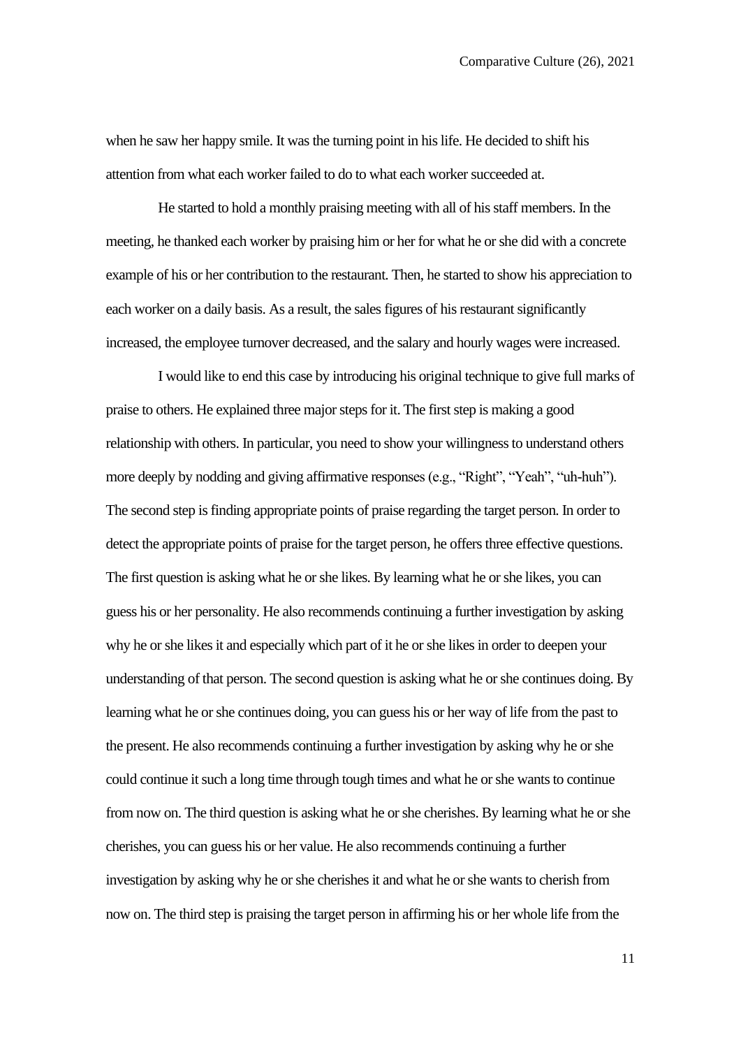when he saw her happy smile. It was the turning point in his life. He decided to shift his attention from what each worker failed to do to what each worker succeeded at.

He started to hold a monthly praising meeting with all of his staff members. In the meeting, he thanked each worker by praising him or her for what he or she did with a concrete example of his or her contribution to the restaurant. Then, he started to show his appreciation to each worker on a daily basis. As a result, the sales figures of his restaurant significantly increased, the employee turnover decreased, and the salary and hourly wages were increased.

I would like to end this case by introducing his original technique to give full marks of praise to others. He explained three major steps for it. The first step is making a good relationship with others. In particular, you need to show your willingness to understand others more deeply by nodding and giving affirmative responses (e.g., "Right", "Yeah", "uh-huh"). The second step is finding appropriate points of praise regarding the target person. In order to detect the appropriate points of praise for the target person, he offers three effective questions. The first question is asking what he or she likes. By learning what he or she likes, you can guess his or her personality. He also recommends continuing a further investigation by asking why he or she likes it and especially which part of it he or she likes in order to deepen your understanding of that person. The second question is asking what he or she continues doing. By learning what he or she continues doing, you can guess his or her way of life from the past to the present. He also recommends continuing a further investigation by asking why he or she could continue it such a long time through tough times and what he or she wants to continue from now on. The third question is asking what he or she cherishes. By learning what he or she cherishes, you can guess his or her value. He also recommends continuing a further investigation by asking why he or she cherishes it and what he or she wants to cherish from now on. The third step is praising the target person in affirming his or her whole life from the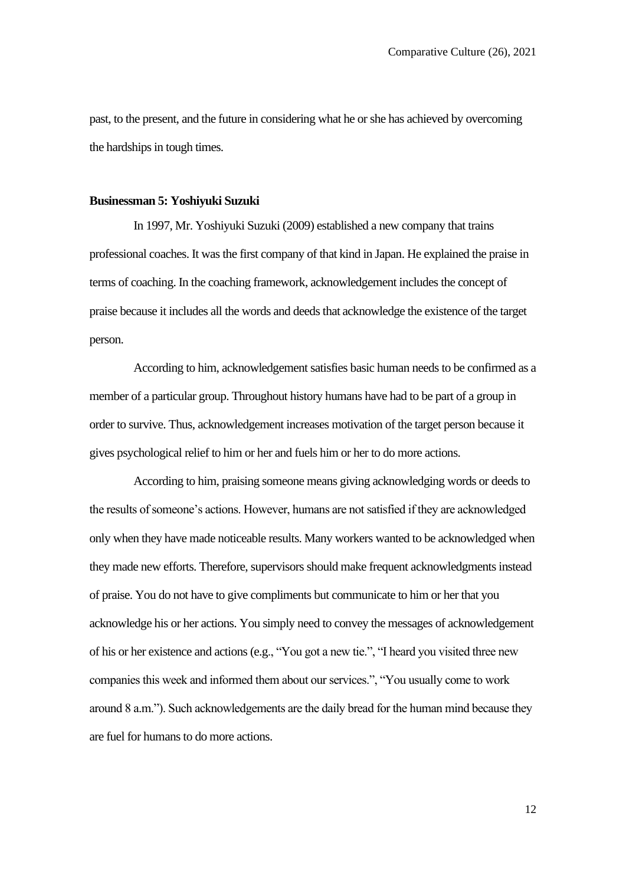past, to the present, and the future in considering what he or she has achieved by overcoming the hardships in tough times.

**Businessman 5: Yoshiyuki Suzuki**

In 1997, Mr. Yoshiyuki Suzuki (2009) established a new company that trains professional coaches. It was the first company of that kind in Japan. He explained the praise in terms of coaching. In the coaching framework, acknowledgement includes the concept of praise because it includes all the words and deeds that acknowledge the existence of the target person.

According to him, acknowledgement satisfies basic human needs to be confirmed as a member of a particular group. Throughout history humans have had to be part of a group in order to survive. Thus, acknowledgement increases motivation of the target person because it gives psychological relief to him or her and fuels him or her to do more actions.

According to him, praising someone means giving acknowledging words or deeds to the results of someone's actions. However, humans are not satisfied if they are acknowledged only when they have made noticeable results. Many workers wanted to be acknowledged when they made new efforts. Therefore, supervisors should make frequent acknowledgments instead of praise. You do not have to give compliments but communicate to him or her that you acknowledge his or her actions. You simply need to convey the messages of acknowledgement of his or her existence and actions (e.g., "You got a new tie.", "I heard you visited three new companies this week and informed them about our services.", "You usually come to work around 8 a.m."). Such acknowledgements are the daily bread for the human mind because they are fuel for humans to do more actions.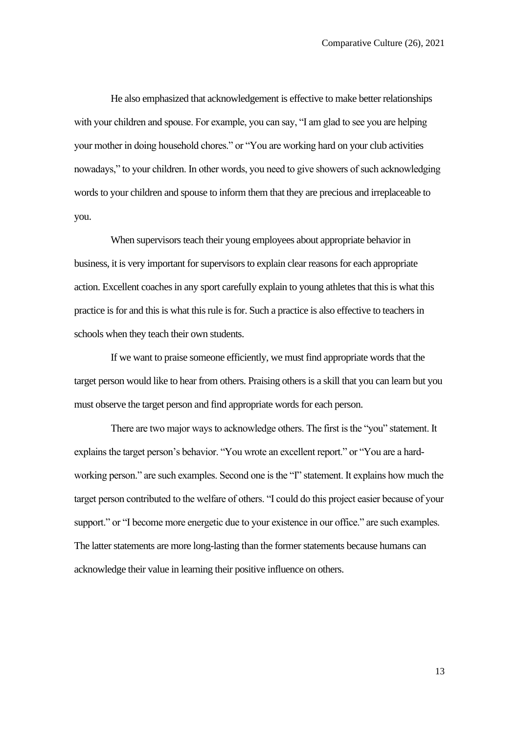He also emphasized that acknowledgement is effective to make better relationships with your children and spouse. For example, you can say, "I am glad to see you are helping your mother in doing household chores." or "You are working hard on your club activities nowadays," to your children. In other words, you need to give showers of such acknowledging words to your children and spouse to inform them that they are precious and irreplaceable to you.

When supervisors teach their young employees about appropriate behavior in business, it is very important for supervisors to explain clear reasons for each appropriate action. Excellent coaches in any sport carefully explain to young athletes that this is what this practice is for and this is what this rule is for. Such a practice is also effective to teachers in schools when they teach their own students.

If we want to praise someone efficiently, we must find appropriate words that the target person would like to hear from others. Praising others is a skill that you can learn but you must observe the target person and find appropriate words for each person.

There are two major ways to acknowledge others. The first is the "you" statement. It explains the target person's behavior. "You wrote an excellent report." or "You are a hard-working person." are such examples. Second one is the "I" statement. It explains how much the target person contributed to the welfare of others. "I could do this project easier because of your support." or "I become more energetic due to your existence in our office." are such examples. The latter statements are more long-lasting than the former statements because humans can acknowledge their value in learning their positive influence on others.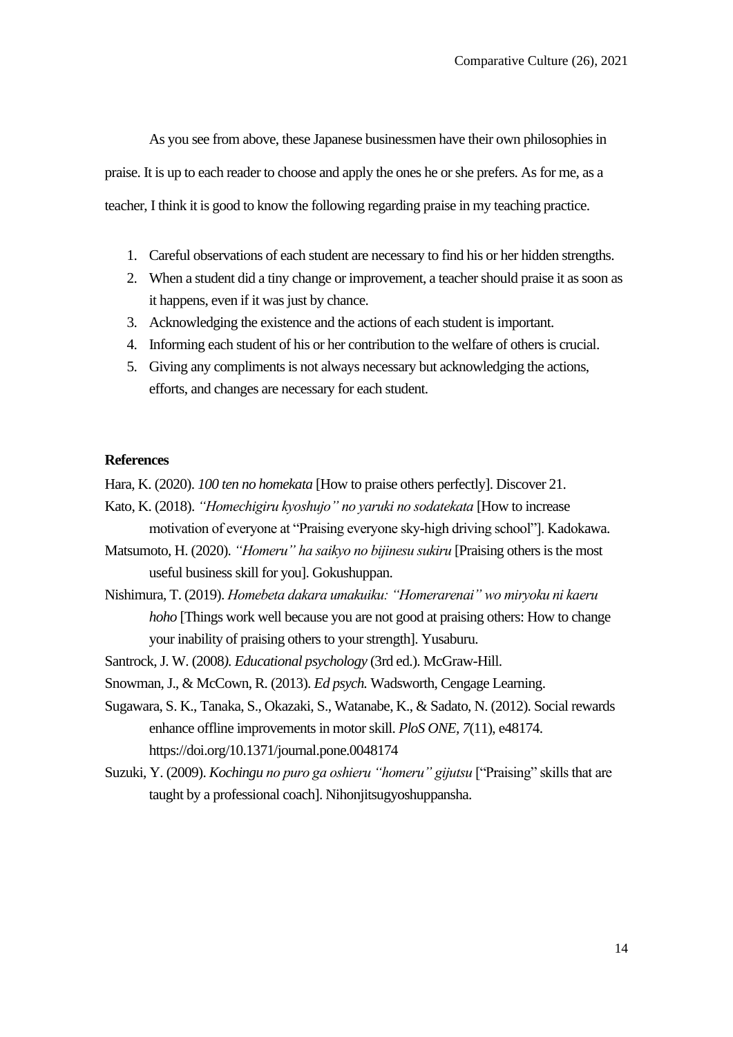As you see from above, these Japanese businessmen have their own philosophies in praise. It is up to each reader to choose and apply the ones he or she prefers. As for me, as a teacher, I think it is good to know the following regarding praise in my teaching practice.

1. Careful observations of each student are necessary to find his or her hidden strengths.
2. When a student did a tiny change or improvement, a teacher should praise it as soon as it happens, even if it was just by chance.
3. Acknowledging the existence and the actions of each student is important.
4. Informing each student of his or her contribution to the welfare of others is crucial.
5. Giving any compliments is not always necessary but acknowledging the actions, efforts, and changes are necessary for each student.

**References**

Hara, K. (2020). *100 ten no homekata* [How to praise others perfectly]. Discover 21.

Kato, K. (2018). *"Homechigiru kyoshujo" no yaruki no sodatekata* [How to increase motivation of everyone at "Praising everyone sky-high driving school"]. Kadokawa.

Matsumoto, H. (2020). *"Homeru" ha saikyo no bijinesu sukiru* [Praising others is the most useful business skill for you]. Gokushuppan.

Nishimura, T. (2019). *Homebeta dakara umakuiku: "Homerarenai" wo miryoku ni kaeru hoho* [Things work well because you are not good at praising others: How to change your inability of praising others to your strength]. Yusaburu.

Santrock, J. W. (2008*). Educational psychology* (3rd ed.). McGraw-Hill.

Snowman, J., & McCown, R. (2013). *Ed psych.* Wadsworth, Cengage Learning.

Sugawara, S. K., Tanaka, S., Okazaki, S., Watanabe, K., & Sadato, N. (2012). Social rewards enhance offline improvements in motor skill. *PloS ONE, 7*(11), e48174. https://doi.org/10.1371/journal.pone.0048174

Suzuki, Y. (2009). *Kochingu no puro ga oshieru "homeru" gijutsu* ["Praising" skills that are taught by a professional coach]. Nihonjitsugyoshuppansha.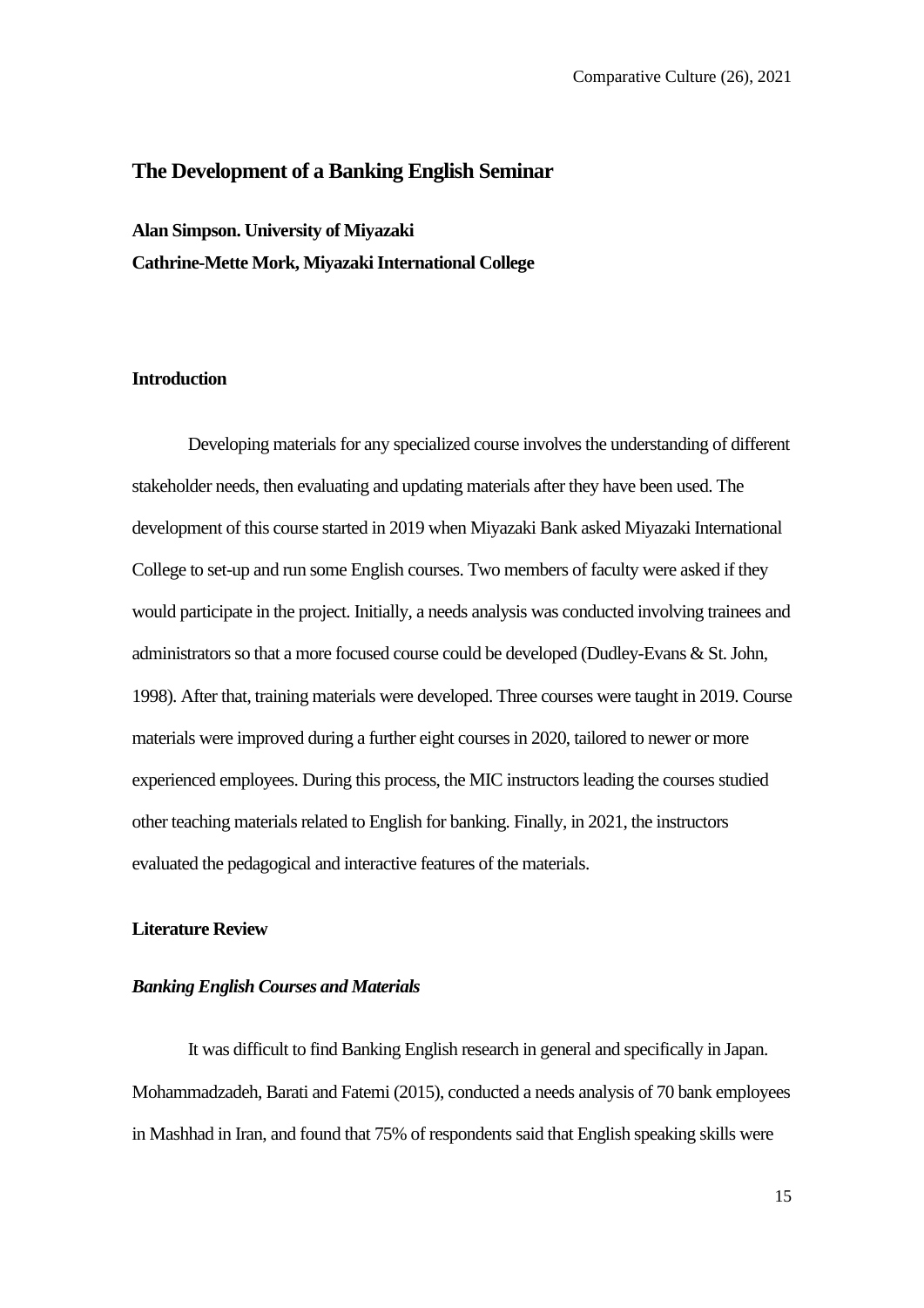# The Development of a Banking English Seminar

**Alan Simpson. University of Miyazaki**
**Cathrine-Mette Mork, Miyazaki International College**

## Introduction

Developing materials for any specialized course involves the understanding of different stakeholder needs, then evaluating and updating materials after they have been used. The development of this course started in 2019 when Miyazaki Bank asked Miyazaki International College to set-up and run some English courses. Two members of faculty were asked if they would participate in the project. Initially, a needs analysis was conducted involving trainees and administrators so that a more focused course could be developed (Dudley-Evans & St. John, 1998). After that, training materials were developed. Three courses were taught in 2019. Course materials were improved during a further eight courses in 2020, tailored to newer or more experienced employees. During this process, the MIC instructors leading the courses studied other teaching materials related to English for banking. Finally, in 2021, the instructors evaluated the pedagogical and interactive features of the materials.

## Literature Review

### *Banking English Courses and Materials*

It was difficult to find Banking English research in general and specifically in Japan. Mohammadzadeh, Barati and Fatemi (2015), conducted a needs analysis of 70 bank employees in Mashhad in Iran, and found that 75% of respondents said that English speaking skills were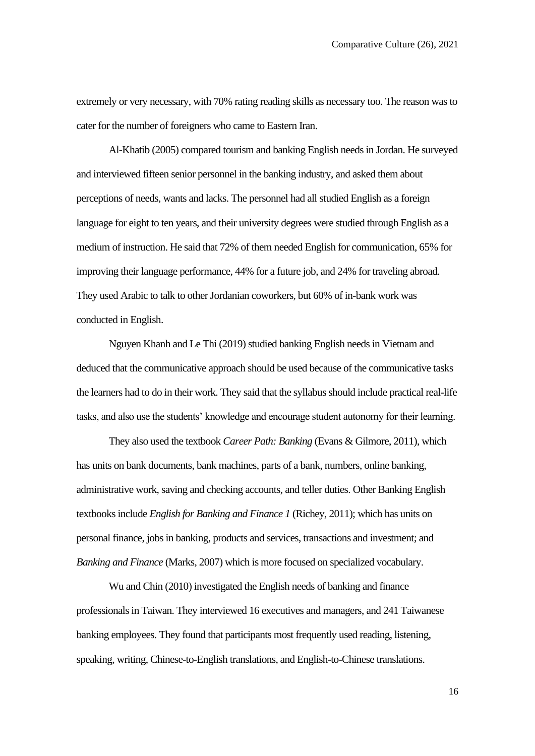extremely or very necessary, with 70% rating reading skills as necessary too. The reason was to cater for the number of foreigners who came to Eastern Iran.

Al-Khatib (2005) compared tourism and banking English needs in Jordan. He surveyed and interviewed fifteen senior personnel in the banking industry, and asked them about perceptions of needs, wants and lacks. The personnel had all studied English as a foreign language for eight to ten years, and their university degrees were studied through English as a medium of instruction. He said that 72% of them needed English for communication, 65% for improving their language performance, 44% for a future job, and 24% for traveling abroad. They used Arabic to talk to other Jordanian coworkers, but 60% of in-bank work was conducted in English.

Nguyen Khanh and Le Thi (2019) studied banking English needs in Vietnam and deduced that the communicative approach should be used because of the communicative tasks the learners had to do in their work. They said that the syllabus should include practical real-life tasks, and also use the students' knowledge and encourage student autonomy for their learning.

They also used the textbook *Career Path: Banking* (Evans & Gilmore, 2011), which has units on bank documents, bank machines, parts of a bank, numbers, online banking, administrative work, saving and checking accounts, and teller duties. Other Banking English textbooks include *English for Banking and Finance 1* (Richey, 2011); which has units on personal finance, jobs in banking, products and services, transactions and investment; and *Banking and Finance* (Marks, 2007) which is more focused on specialized vocabulary.

Wu and Chin (2010) investigated the English needs of banking and finance professionals in Taiwan. They interviewed 16 executives and managers, and 241 Taiwanese banking employees. They found that participants most frequently used reading, listening, speaking, writing, Chinese-to-English translations, and English-to-Chinese translations.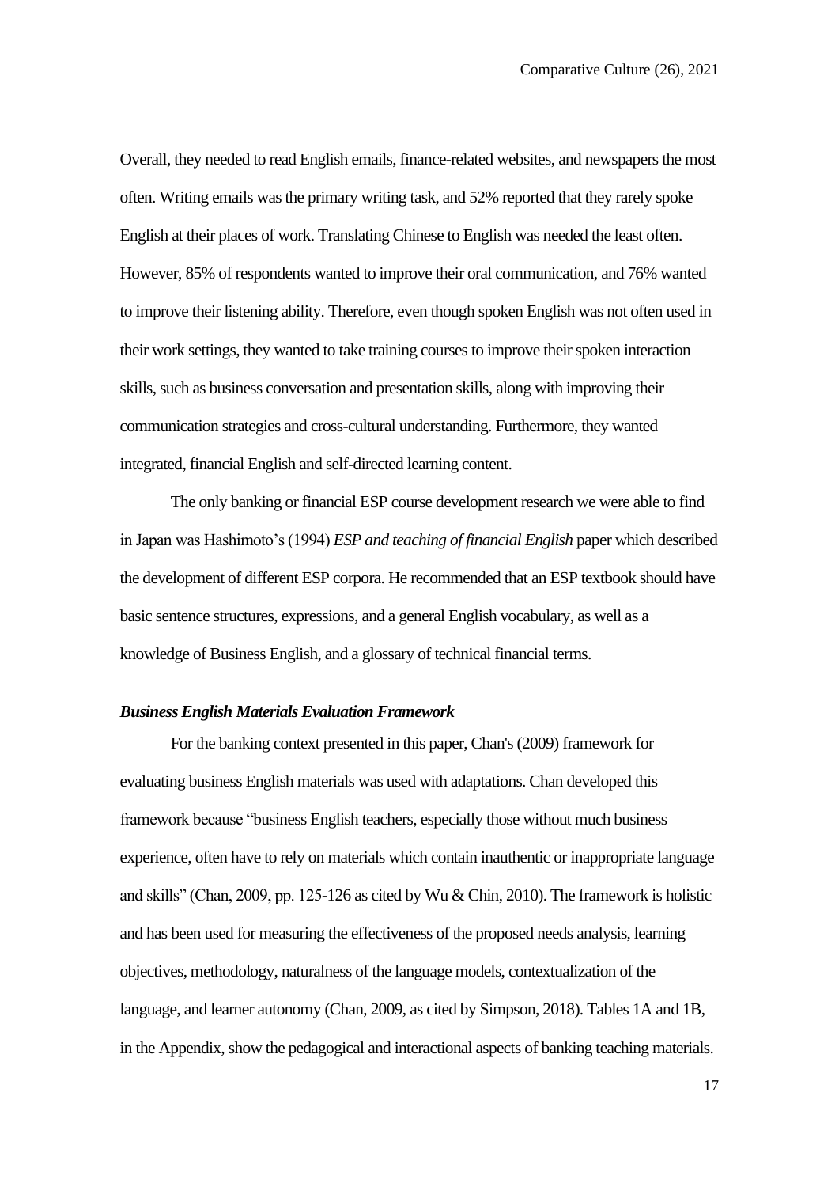Overall, they needed to read English emails, finance-related websites, and newspapers the most often. Writing emails was the primary writing task, and 52% reported that they rarely spoke English at their places of work. Translating Chinese to English was needed the least often. However, 85% of respondents wanted to improve their oral communication, and 76% wanted to improve their listening ability. Therefore, even though spoken English was not often used in their work settings, they wanted to take training courses to improve their spoken interaction skills, such as business conversation and presentation skills, along with improving their communication strategies and cross-cultural understanding. Furthermore, they wanted integrated, financial English and self-directed learning content.

The only banking or financial ESP course development research we were able to find in Japan was Hashimoto's (1994) *ESP and teaching of financial English* paper which described the development of different ESP corpora. He recommended that an ESP textbook should have basic sentence structures, expressions, and a general English vocabulary, as well as a knowledge of Business English, and a glossary of technical financial terms.

### *Business English Materials Evaluation Framework*

For the banking context presented in this paper, Chan's (2009) framework for evaluating business English materials was used with adaptations. Chan developed this framework because "business English teachers, especially those without much business experience, often have to rely on materials which contain inauthentic or inappropriate language and skills" (Chan, 2009, pp. 125-126 as cited by Wu & Chin, 2010). The framework is holistic and has been used for measuring the effectiveness of the proposed needs analysis, learning objectives, methodology, naturalness of the language models, contextualization of the language, and learner autonomy (Chan, 2009, as cited by Simpson, 2018). Tables 1A and 1B, in the Appendix, show the pedagogical and interactional aspects of banking teaching materials.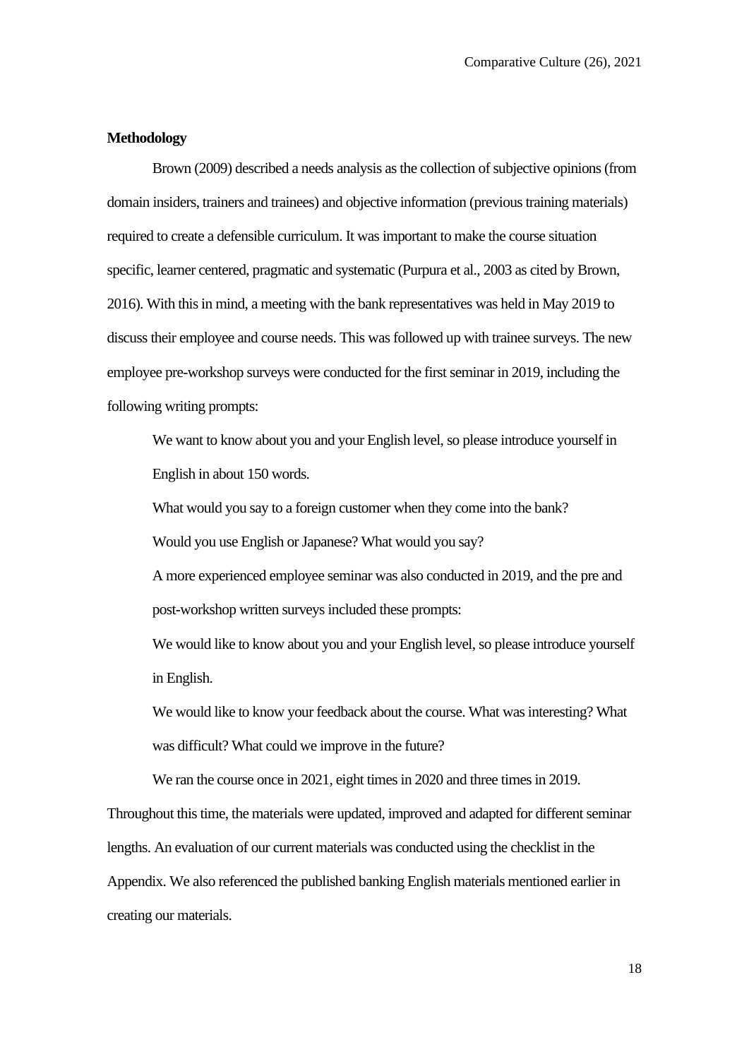**Methodology**

Brown (2009) described a needs analysis as the collection of subjective opinions (from domain insiders, trainers and trainees) and objective information (previous training materials) required to create a defensible curriculum. It was important to make the course situation specific, learner centered, pragmatic and systematic (Purpura et al., 2003 as cited by Brown, 2016). With this in mind, a meeting with the bank representatives was held in May 2019 to discuss their employee and course needs. This was followed up with trainee surveys. The new employee pre-workshop surveys were conducted for the first seminar in 2019, including the following writing prompts:

> We want to know about you and your English level, so please introduce yourself in English in about 150 words.
>
> What would you say to a foreign customer when they come into the bank?
>
> Would you use English or Japanese? What would you say?

A more experienced employee seminar was also conducted in 2019, and the pre and post-workshop written surveys included these prompts:

> We would like to know about you and your English level, so please introduce yourself in English.
>
> We would like to know your feedback about the course. What was interesting? What was difficult? What could we improve in the future?

We ran the course once in 2021, eight times in 2020 and three times in 2019. Throughout this time, the materials were updated, improved and adapted for different seminar lengths. An evaluation of our current materials was conducted using the checklist in the Appendix. We also referenced the published banking English materials mentioned earlier in creating our materials.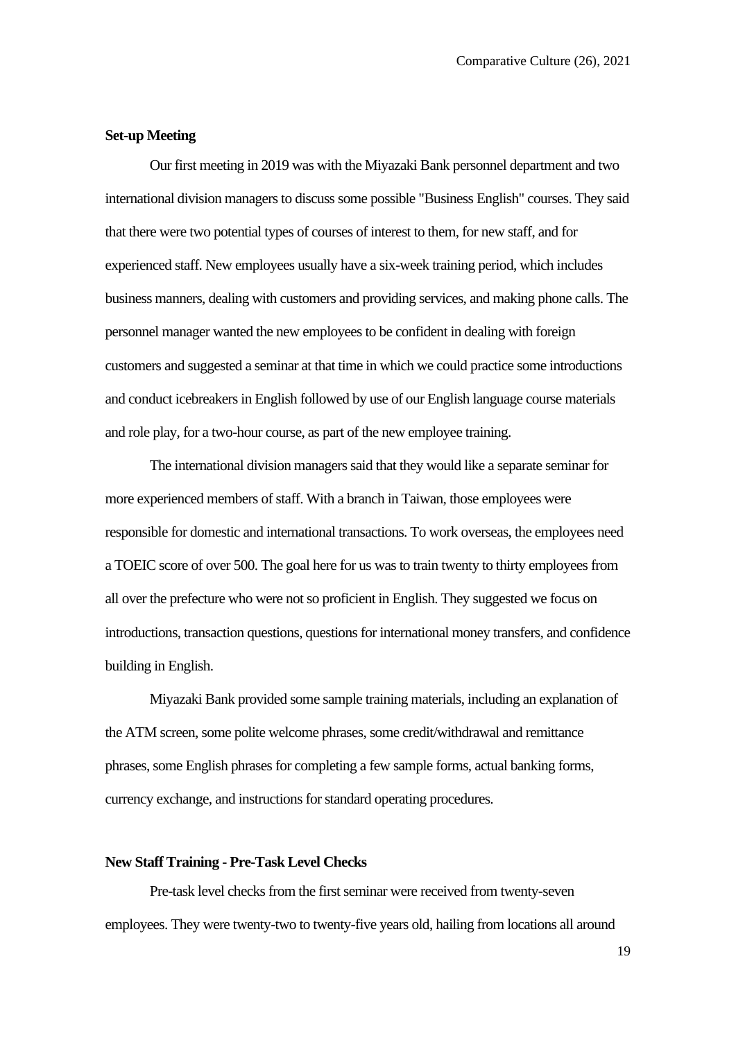**Set-up Meeting**

Our first meeting in 2019 was with the Miyazaki Bank personnel department and two international division managers to discuss some possible "Business English" courses. They said that there were two potential types of courses of interest to them, for new staff, and for experienced staff. New employees usually have a six-week training period, which includes business manners, dealing with customers and providing services, and making phone calls. The personnel manager wanted the new employees to be confident in dealing with foreign customers and suggested a seminar at that time in which we could practice some introductions and conduct icebreakers in English followed by use of our English language course materials and role play, for a two-hour course, as part of the new employee training.

The international division managers said that they would like a separate seminar for more experienced members of staff. With a branch in Taiwan, those employees were responsible for domestic and international transactions. To work overseas, the employees need a TOEIC score of over 500. The goal here for us was to train twenty to thirty employees from all over the prefecture who were not so proficient in English. They suggested we focus on introductions, transaction questions, questions for international money transfers, and confidence building in English.

Miyazaki Bank provided some sample training materials, including an explanation of the ATM screen, some polite welcome phrases, some credit/withdrawal and remittance phrases, some English phrases for completing a few sample forms, actual banking forms, currency exchange, and instructions for standard operating procedures.

**New Staff Training - Pre-Task Level Checks**

Pre-task level checks from the first seminar were received from twenty-seven employees. They were twenty-two to twenty-five years old, hailing from locations all around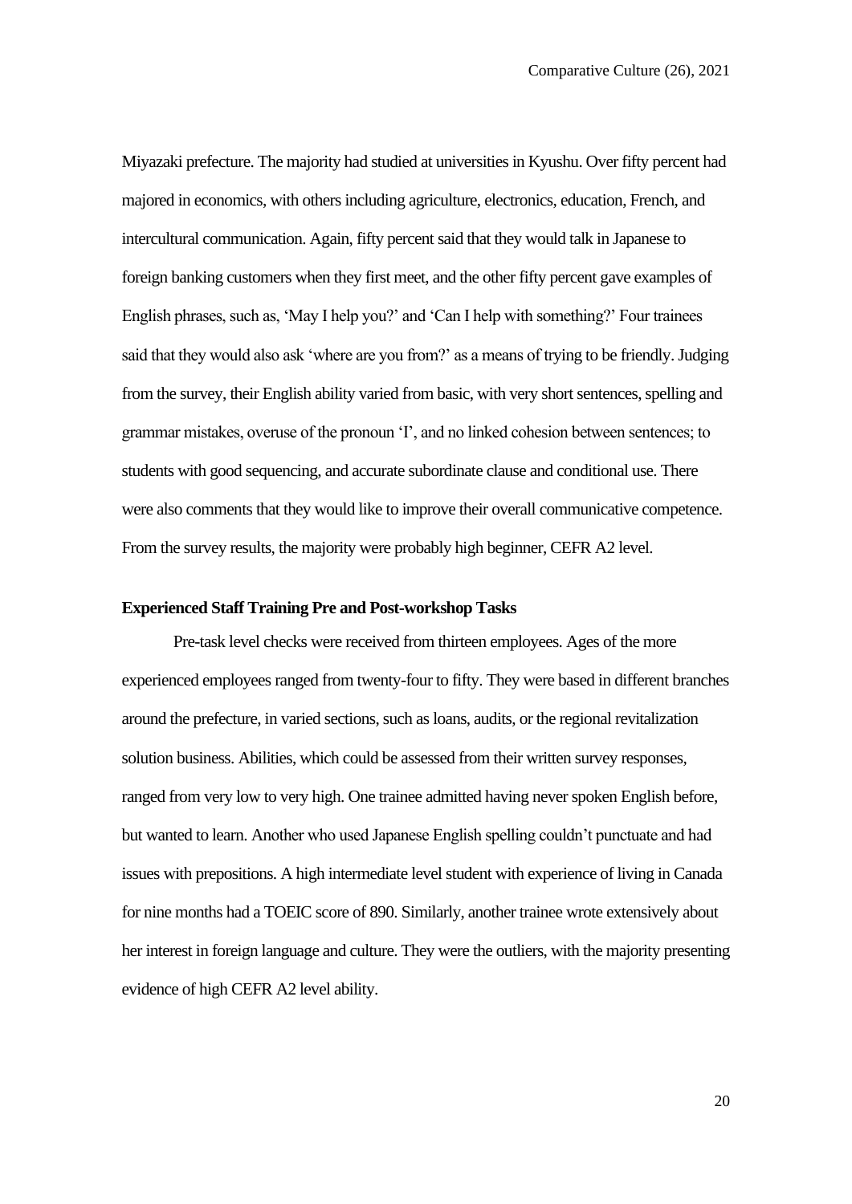Miyazaki prefecture. The majority had studied at universities in Kyushu. Over fifty percent had majored in economics, with others including agriculture, electronics, education, French, and intercultural communication. Again, fifty percent said that they would talk in Japanese to foreign banking customers when they first meet, and the other fifty percent gave examples of English phrases, such as, 'May I help you?' and 'Can I help with something?' Four trainees said that they would also ask 'where are you from?' as a means of trying to be friendly. Judging from the survey, their English ability varied from basic, with very short sentences, spelling and grammar mistakes, overuse of the pronoun 'I', and no linked cohesion between sentences; to students with good sequencing, and accurate subordinate clause and conditional use. There were also comments that they would like to improve their overall communicative competence. From the survey results, the majority were probably high beginner, CEFR A2 level.

**Experienced Staff Training Pre and Post-workshop Tasks**

Pre-task level checks were received from thirteen employees. Ages of the more experienced employees ranged from twenty-four to fifty. They were based in different branches around the prefecture, in varied sections, such as loans, audits, or the regional revitalization solution business. Abilities, which could be assessed from their written survey responses, ranged from very low to very high. One trainee admitted having never spoken English before, but wanted to learn. Another who used Japanese English spelling couldn't punctuate and had issues with prepositions. A high intermediate level student with experience of living in Canada for nine months had a TOEIC score of 890. Similarly, another trainee wrote extensively about her interest in foreign language and culture. They were the outliers, with the majority presenting evidence of high CEFR A2 level ability.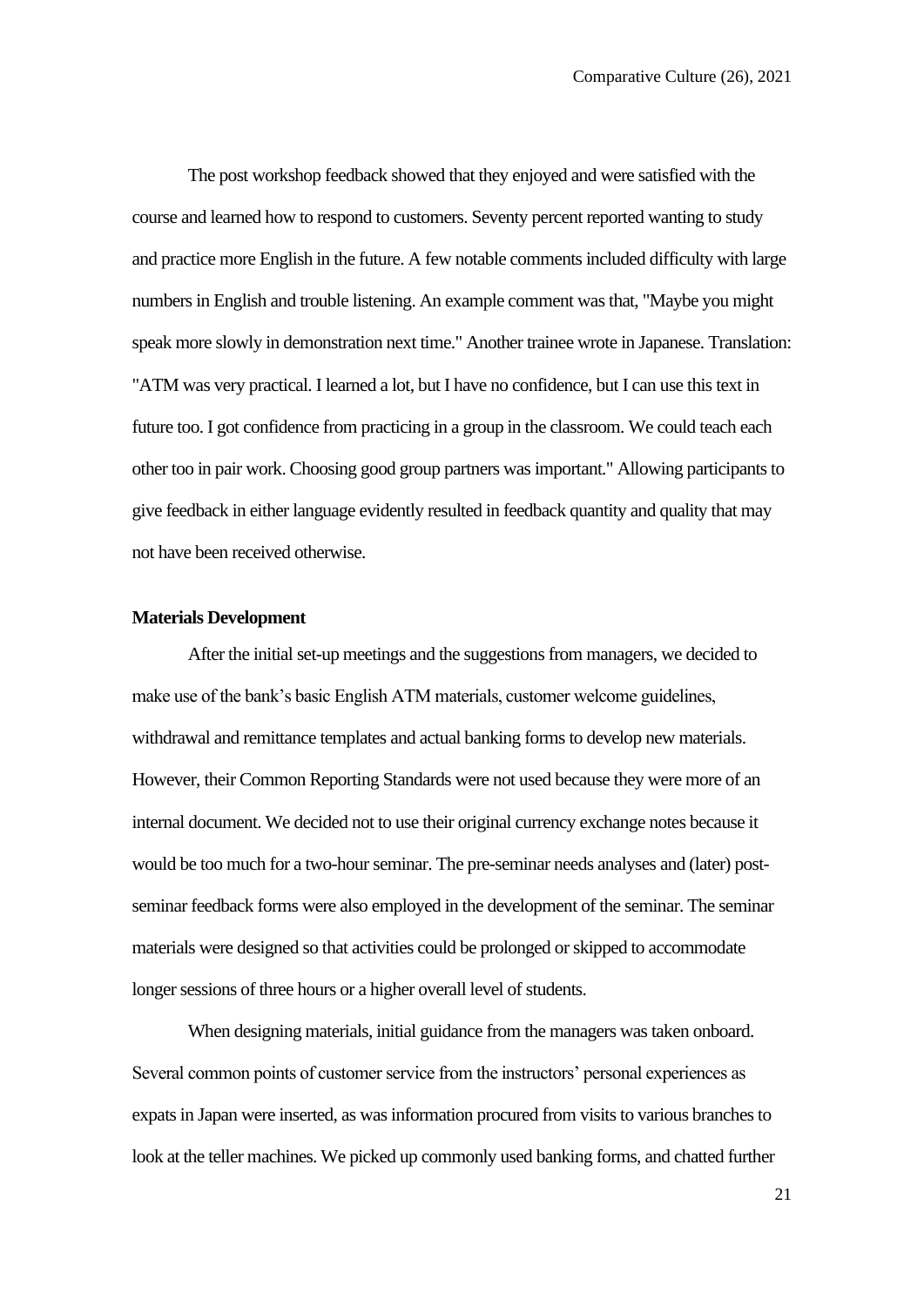The post workshop feedback showed that they enjoyed and were satisfied with the course and learned how to respond to customers. Seventy percent reported wanting to study and practice more English in the future. A few notable comments included difficulty with large numbers in English and trouble listening. An example comment was that, "Maybe you might speak more slowly in demonstration next time." Another trainee wrote in Japanese. Translation: "ATM was very practical. I learned a lot, but I have no confidence, but I can use this text in future too. I got confidence from practicing in a group in the classroom. We could teach each other too in pair work. Choosing good group partners was important." Allowing participants to give feedback in either language evidently resulted in feedback quantity and quality that may not have been received otherwise.

**Materials Development**

After the initial set-up meetings and the suggestions from managers, we decided to make use of the bank's basic English ATM materials, customer welcome guidelines, withdrawal and remittance templates and actual banking forms to develop new materials. However, their Common Reporting Standards were not used because they were more of an internal document. We decided not to use their original currency exchange notes because it would be too much for a two-hour seminar. The pre-seminar needs analyses and (later) post-seminar feedback forms were also employed in the development of the seminar. The seminar materials were designed so that activities could be prolonged or skipped to accommodate longer sessions of three hours or a higher overall level of students.

When designing materials, initial guidance from the managers was taken onboard. Several common points of customer service from the instructors' personal experiences as expats in Japan were inserted, as was information procured from visits to various branches to look at the teller machines. We picked up commonly used banking forms, and chatted further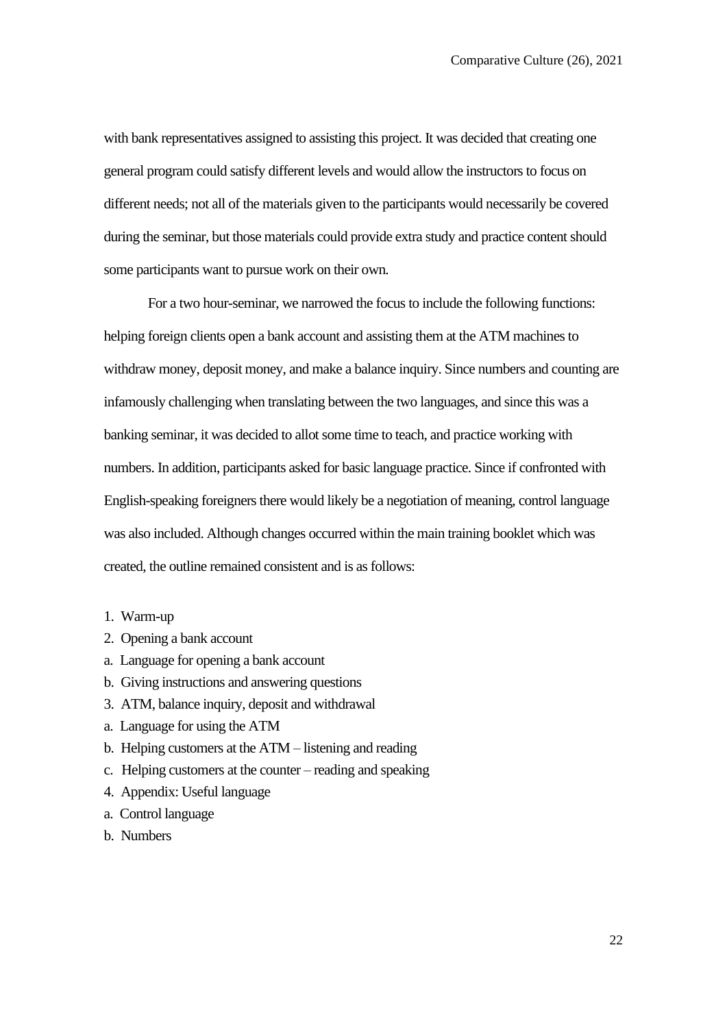with bank representatives assigned to assisting this project. It was decided that creating one general program could satisfy different levels and would allow the instructors to focus on different needs; not all of the materials given to the participants would necessarily be covered during the seminar, but those materials could provide extra study and practice content should some participants want to pursue work on their own.

For a two hour-seminar, we narrowed the focus to include the following functions: helping foreign clients open a bank account and assisting them at the ATM machines to withdraw money, deposit money, and make a balance inquiry. Since numbers and counting are infamously challenging when translating between the two languages, and since this was a banking seminar, it was decided to allot some time to teach, and practice working with numbers. In addition, participants asked for basic language practice. Since if confronted with English-speaking foreigners there would likely be a negotiation of meaning, control language was also included. Although changes occurred within the main training booklet which was created, the outline remained consistent and is as follows:

1. Warm-up
2. Opening a bank account
a. Language for opening a bank account
b. Giving instructions and answering questions
3. ATM, balance inquiry, deposit and withdrawal
a. Language for using the ATM
b. Helping customers at the ATM – listening and reading
c. Helping customers at the counter – reading and speaking
4. Appendix: Useful language
a. Control language
b. Numbers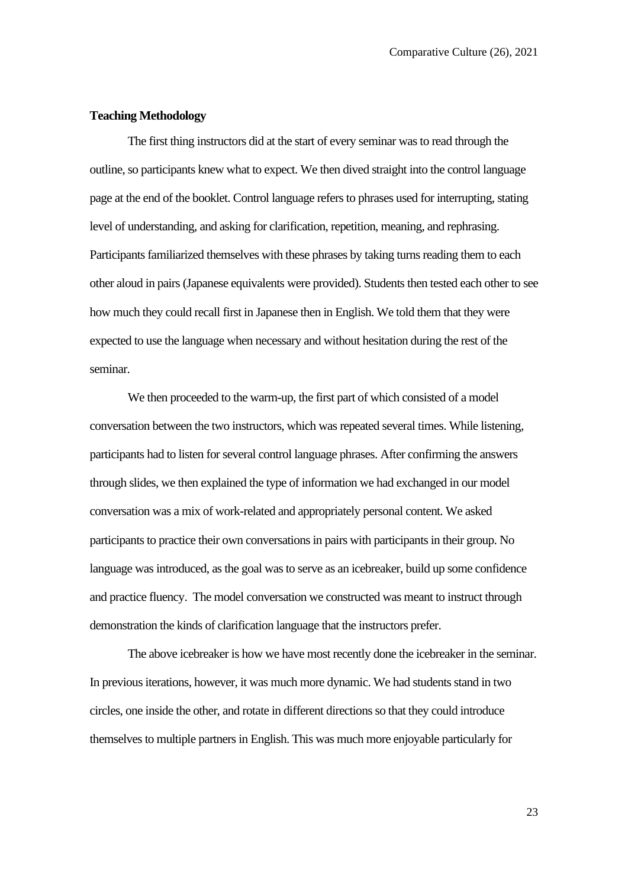**Teaching Methodology**

The first thing instructors did at the start of every seminar was to read through the outline, so participants knew what to expect. We then dived straight into the control language page at the end of the booklet. Control language refers to phrases used for interrupting, stating level of understanding, and asking for clarification, repetition, meaning, and rephrasing. Participants familiarized themselves with these phrases by taking turns reading them to each other aloud in pairs (Japanese equivalents were provided). Students then tested each other to see how much they could recall first in Japanese then in English. We told them that they were expected to use the language when necessary and without hesitation during the rest of the seminar.

We then proceeded to the warm-up, the first part of which consisted of a model conversation between the two instructors, which was repeated several times. While listening, participants had to listen for several control language phrases. After confirming the answers through slides, we then explained the type of information we had exchanged in our model conversation was a mix of work-related and appropriately personal content. We asked participants to practice their own conversations in pairs with participants in their group. No language was introduced, as the goal was to serve as an icebreaker, build up some confidence and practice fluency. The model conversation we constructed was meant to instruct through demonstration the kinds of clarification language that the instructors prefer.

The above icebreaker is how we have most recently done the icebreaker in the seminar. In previous iterations, however, it was much more dynamic. We had students stand in two circles, one inside the other, and rotate in different directions so that they could introduce themselves to multiple partners in English. This was much more enjoyable particularly for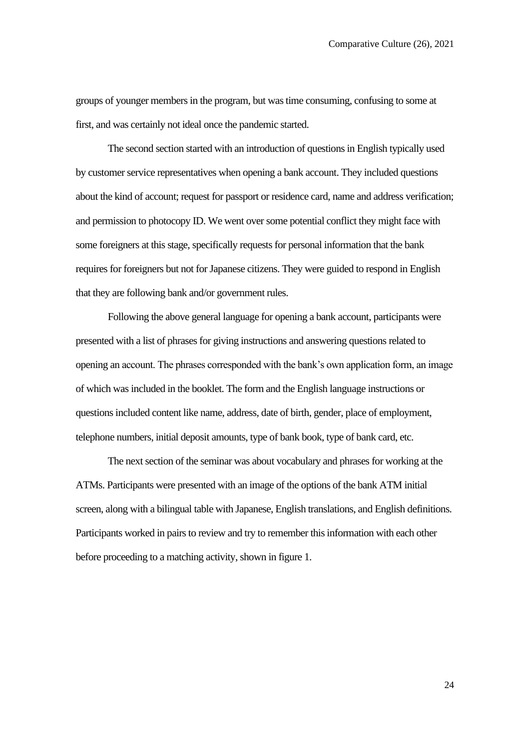groups of younger members in the program, but was time consuming, confusing to some at first, and was certainly not ideal once the pandemic started.

The second section started with an introduction of questions in English typically used by customer service representatives when opening a bank account. They included questions about the kind of account; request for passport or residence card, name and address verification; and permission to photocopy ID. We went over some potential conflict they might face with some foreigners at this stage, specifically requests for personal information that the bank requires for foreigners but not for Japanese citizens. They were guided to respond in English that they are following bank and/or government rules.

Following the above general language for opening a bank account, participants were presented with a list of phrases for giving instructions and answering questions related to opening an account. The phrases corresponded with the bank's own application form, an image of which was included in the booklet. The form and the English language instructions or questions included content like name, address, date of birth, gender, place of employment, telephone numbers, initial deposit amounts, type of bank book, type of bank card, etc.

The next section of the seminar was about vocabulary and phrases for working at the ATMs. Participants were presented with an image of the options of the bank ATM initial screen, along with a bilingual table with Japanese, English translations, and English definitions. Participants worked in pairs to review and try to remember this information with each other before proceeding to a matching activity, shown in figure 1.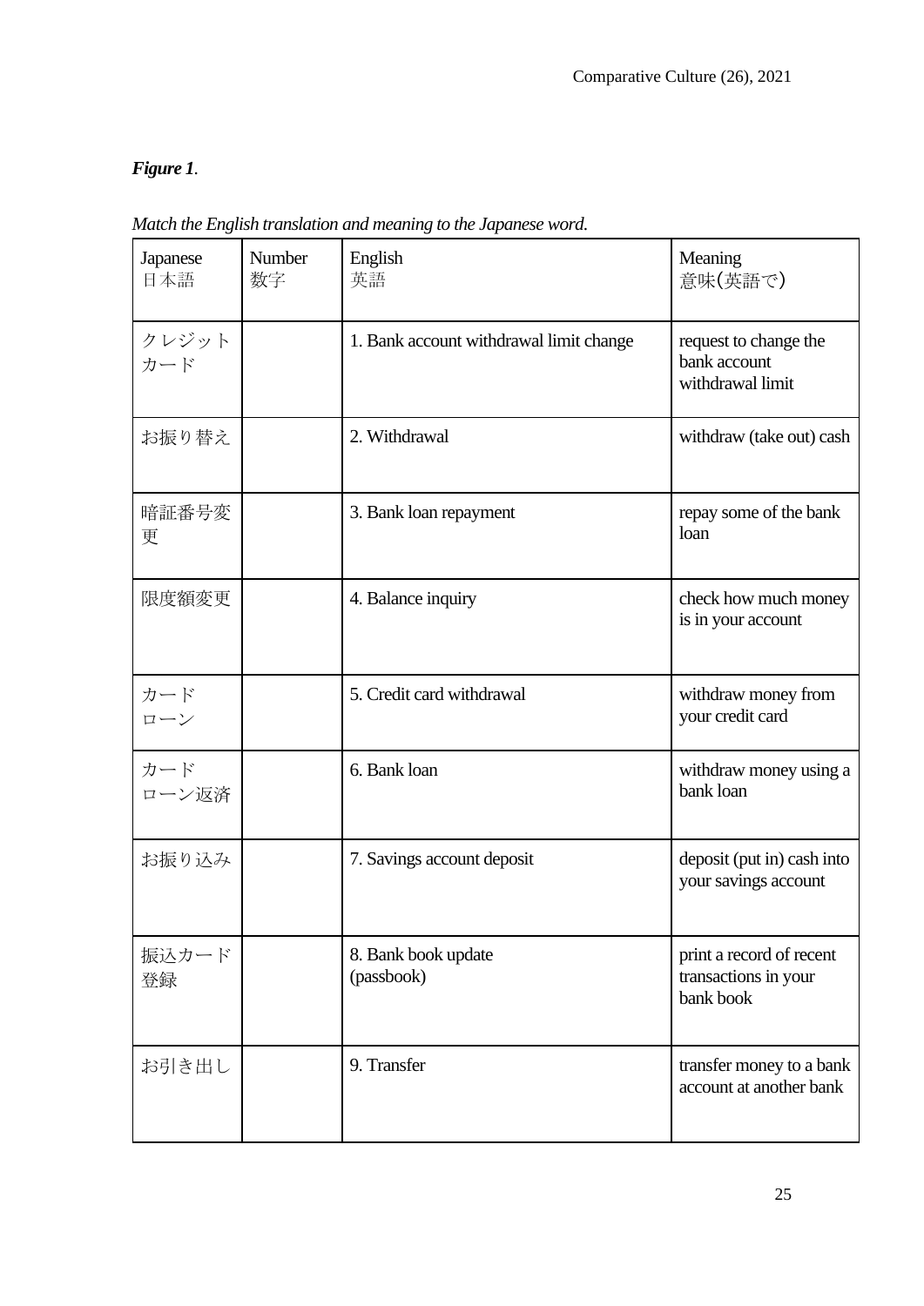***Figure 1***.

*Match the English translation and meaning to the Japanese word.*

| Japanese<br>日本語 | Number<br>数字 | English<br>英語 | Meaning<br>意味(英語で) |
|---|---|---|---|
| クレジットカード | | 1. Bank account withdrawal limit change | request to change the bank account withdrawal limit |
| お振り替え | | 2. Withdrawal | withdraw (take out) cash |
| 暗証番号変更 | | 3. Bank loan repayment | repay some of the bank loan |
| 限度額変更 | | 4. Balance inquiry | check how much money is in your account |
| カードローン | | 5. Credit card withdrawal | withdraw money from your credit card |
| カードローン返済 | | 6. Bank loan | withdraw money using a bank loan |
| お振り込み | | 7. Savings account deposit | deposit (put in) cash into your savings account |
| 振込カード登録 | | 8. Bank book update (passbook) | print a record of recent transactions in your bank book |
| お引き出し | | 9. Transfer | transfer money to a bank account at another bank |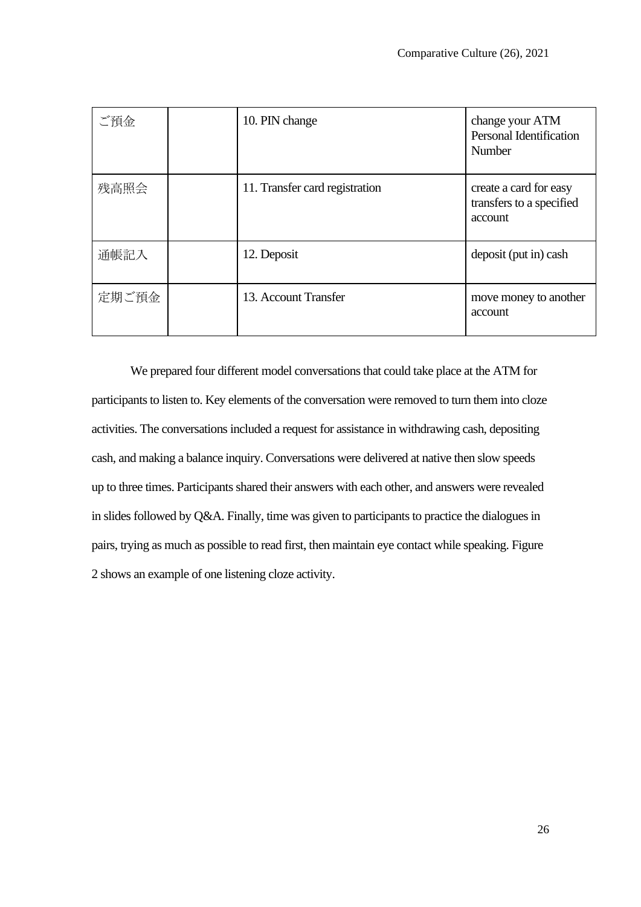| ご預金 | | 10. PIN change | change your ATM Personal Identification Number |
|---|---|---|---|
| 残高照会 | | 11. Transfer card registration | create a card for easy transfers to a specified account |
| 通帳記入 | | 12. Deposit | deposit (put in) cash |
| 定期ご預金 | | 13. Account Transfer | move money to another account |

We prepared four different model conversations that could take place at the ATM for participants to listen to. Key elements of the conversation were removed to turn them into cloze activities. The conversations included a request for assistance in withdrawing cash, depositing cash, and making a balance inquiry. Conversations were delivered at native then slow speeds up to three times. Participants shared their answers with each other, and answers were revealed in slides followed by Q&A. Finally, time was given to participants to practice the dialogues in pairs, trying as much as possible to read first, then maintain eye contact while speaking. Figure 2 shows an example of one listening cloze activity.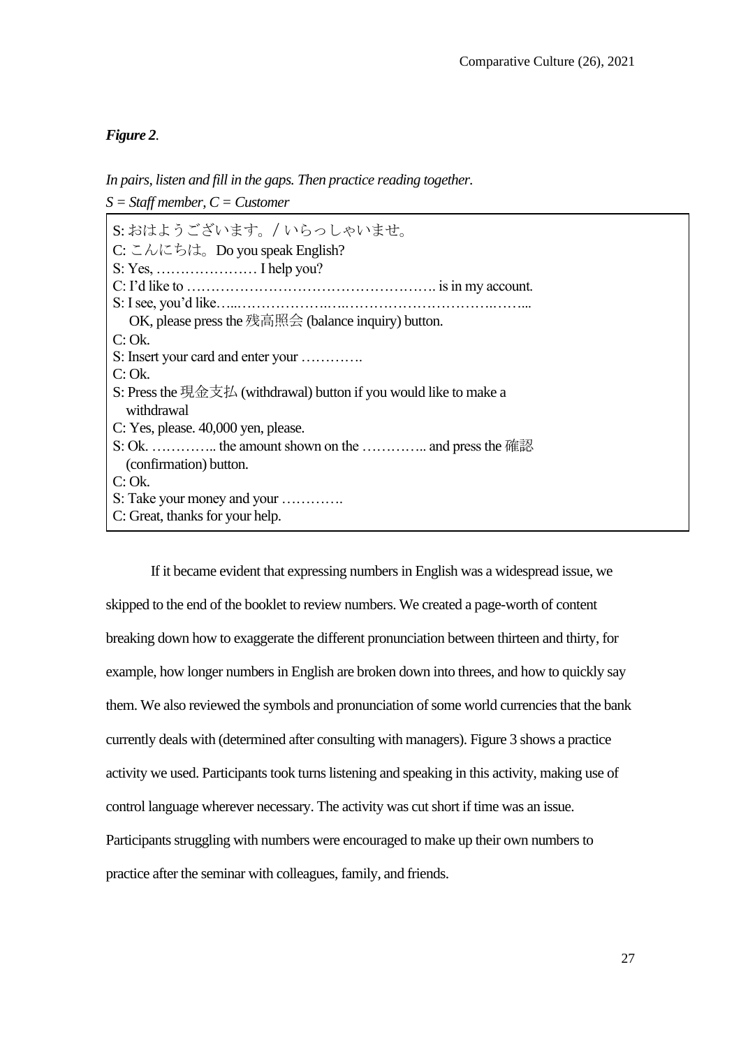***Figure 2*.**

*In pairs, listen and fill in the gaps. Then practice reading together.*

*S = Staff member, C = Customer*

S: おはようございます。/いらっしゃいませ。
C: こんにちは。Do you speak English?
S: Yes, ………………… I help you?
C: I'd like to ……………………………………………. is in my account.
S: I see, you'd like…..………………..…..…………………………..……...
 OK, please press the 残高照会 (balance inquiry) button.
C: Ok.
S: Insert your card and enter your ………….
C: Ok.
S: Press the 現金支払 (withdrawal) button if you would like to make a withdrawal
C: Yes, please. 40,000 yen, please.
S: Ok. ………….. the amount shown on the ………….. and press the 確認 (confirmation) button.
C: Ok.
S: Take your money and your ………….
C: Great, thanks for your help.

If it became evident that expressing numbers in English was a widespread issue, we skipped to the end of the booklet to review numbers. We created a page-worth of content breaking down how to exaggerate the different pronunciation between thirteen and thirty, for example, how longer numbers in English are broken down into threes, and how to quickly say them. We also reviewed the symbols and pronunciation of some world currencies that the bank currently deals with (determined after consulting with managers). Figure 3 shows a practice activity we used. Participants took turns listening and speaking in this activity, making use of control language wherever necessary. The activity was cut short if time was an issue. Participants struggling with numbers were encouraged to make up their own numbers to practice after the seminar with colleagues, family, and friends.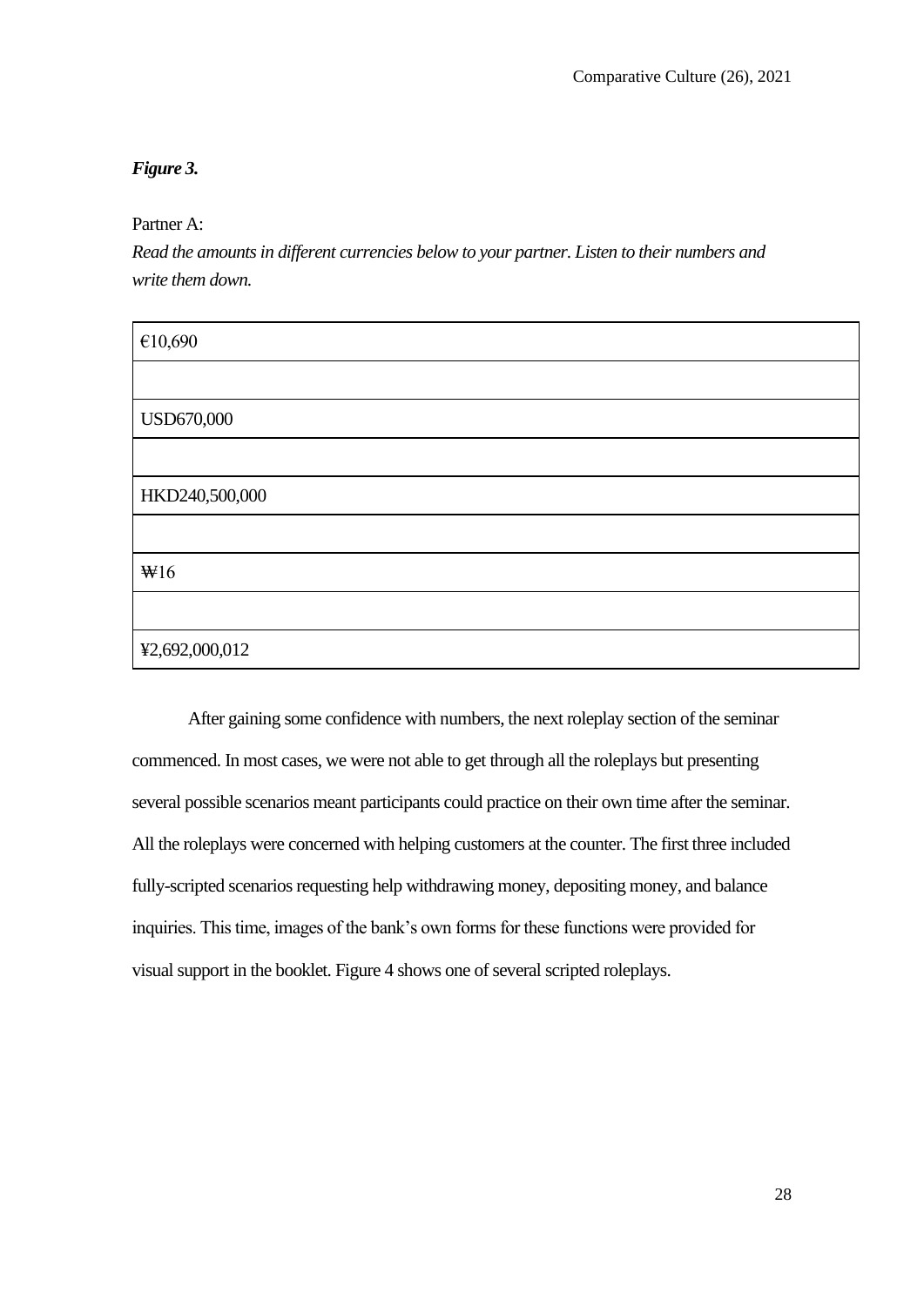***Figure 3.***

Partner A:

*Read the amounts in different currencies below to your partner. Listen to their numbers and write them down.*

| €10,690 |
|---|
| |
| USD670,000 |
| |
| HKD240,500,000 |
| |
| ₩16 |
| |
| ¥2,692,000,012 |

After gaining some confidence with numbers, the next roleplay section of the seminar commenced. In most cases, we were not able to get through all the roleplays but presenting several possible scenarios meant participants could practice on their own time after the seminar. All the roleplays were concerned with helping customers at the counter. The first three included fully-scripted scenarios requesting help withdrawing money, depositing money, and balance inquiries. This time, images of the bank's own forms for these functions were provided for visual support in the booklet. Figure 4 shows one of several scripted roleplays.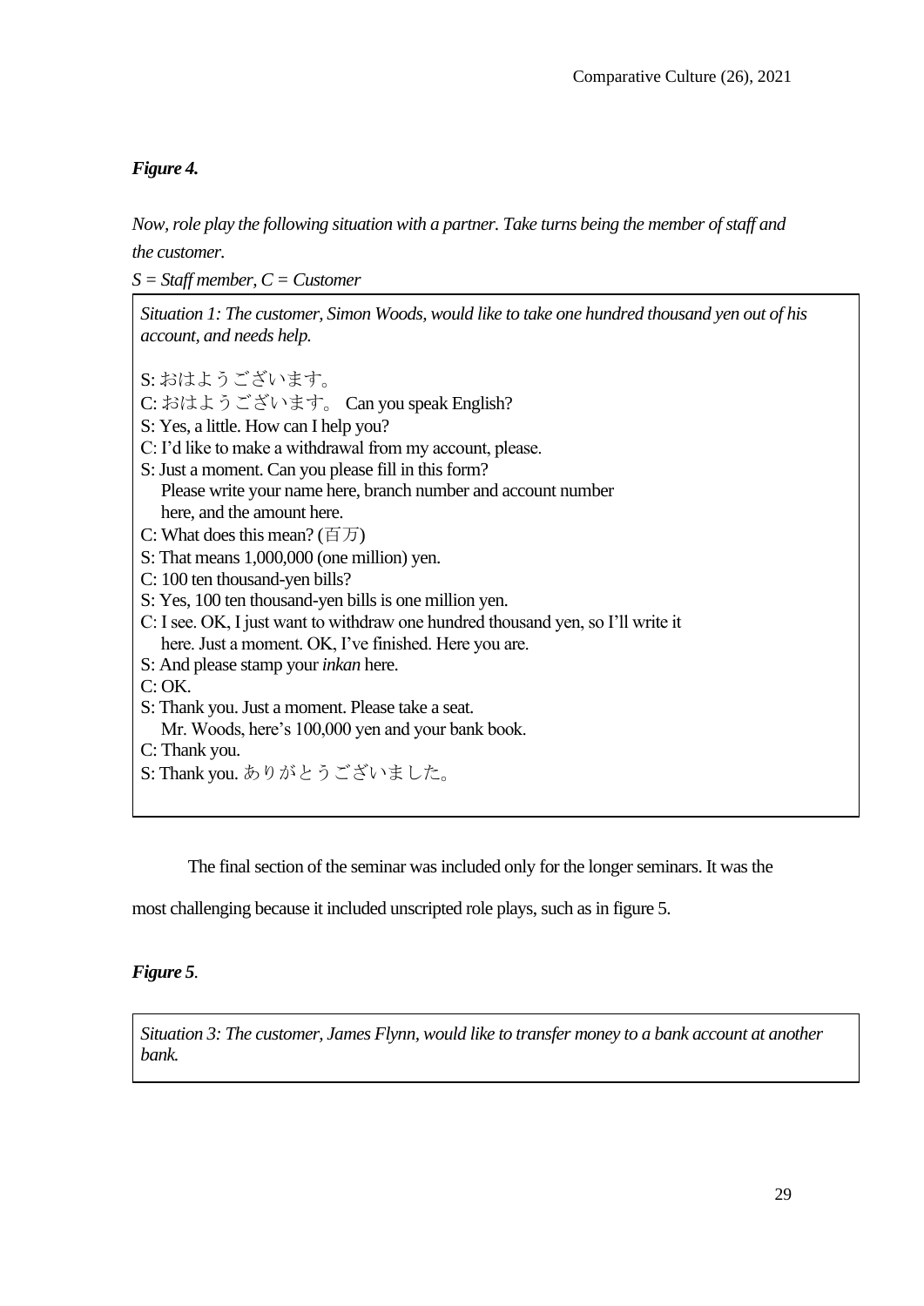***Figure 4.***

*Now, role play the following situation with a partner. Take turns being the member of staff and the customer.*

*S = Staff member, C = Customer*

> *Situation 1: The customer, Simon Woods, would like to take one hundred thousand yen out of his account, and needs help.*
>
> S: おはようございます。
> C: おはようございます。 Can you speak English?
> S: Yes, a little. How can I help you?
> C: I'd like to make a withdrawal from my account, please.
> S: Just a moment. Can you please fill in this form?
>     Please write your name here, branch number and account number
>     here, and the amount here.
> C: What does this mean? (百万)
> S: That means 1,000,000 (one million) yen.
> C: 100 ten thousand-yen bills?
> S: Yes, 100 ten thousand-yen bills is one million yen.
> C: I see. OK, I just want to withdraw one hundred thousand yen, so I'll write it
>     here. Just a moment. OK, I've finished. Here you are.
> S: And please stamp your *inkan* here.
> C: OK.
> S: Thank you. Just a moment. Please take a seat.
>     Mr. Woods, here's 100,000 yen and your bank book.
> C: Thank you.
> S: Thank you. ありがとうございました。

The final section of the seminar was included only for the longer seminars. It was the most challenging because it included unscripted role plays, such as in figure 5.

***Figure 5*.**

> *Situation 3: The customer, James Flynn, would like to transfer money to a bank account at another bank.*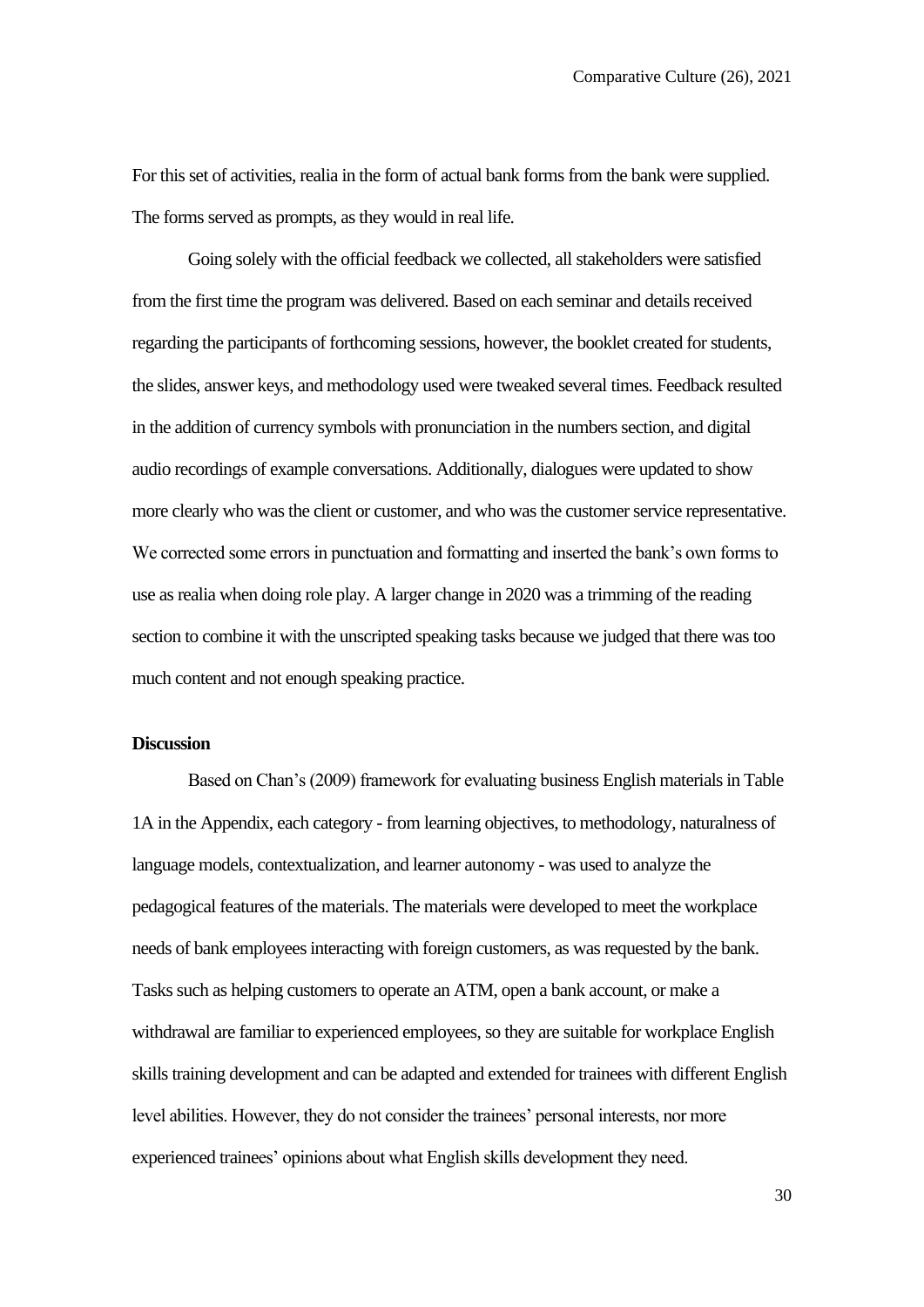For this set of activities, realia in the form of actual bank forms from the bank were supplied. The forms served as prompts, as they would in real life.

Going solely with the official feedback we collected, all stakeholders were satisfied from the first time the program was delivered. Based on each seminar and details received regarding the participants of forthcoming sessions, however, the booklet created for students, the slides, answer keys, and methodology used were tweaked several times. Feedback resulted in the addition of currency symbols with pronunciation in the numbers section, and digital audio recordings of example conversations. Additionally, dialogues were updated to show more clearly who was the client or customer, and who was the customer service representative. We corrected some errors in punctuation and formatting and inserted the bank's own forms to use as realia when doing role play. A larger change in 2020 was a trimming of the reading section to combine it with the unscripted speaking tasks because we judged that there was too much content and not enough speaking practice.

**Discussion**

Based on Chan's (2009) framework for evaluating business English materials in Table 1A in the Appendix, each category - from learning objectives, to methodology, naturalness of language models, contextualization, and learner autonomy - was used to analyze the pedagogical features of the materials. The materials were developed to meet the workplace needs of bank employees interacting with foreign customers, as was requested by the bank. Tasks such as helping customers to operate an ATM, open a bank account, or make a withdrawal are familiar to experienced employees, so they are suitable for workplace English skills training development and can be adapted and extended for trainees with different English level abilities. However, they do not consider the trainees' personal interests, nor more experienced trainees' opinions about what English skills development they need.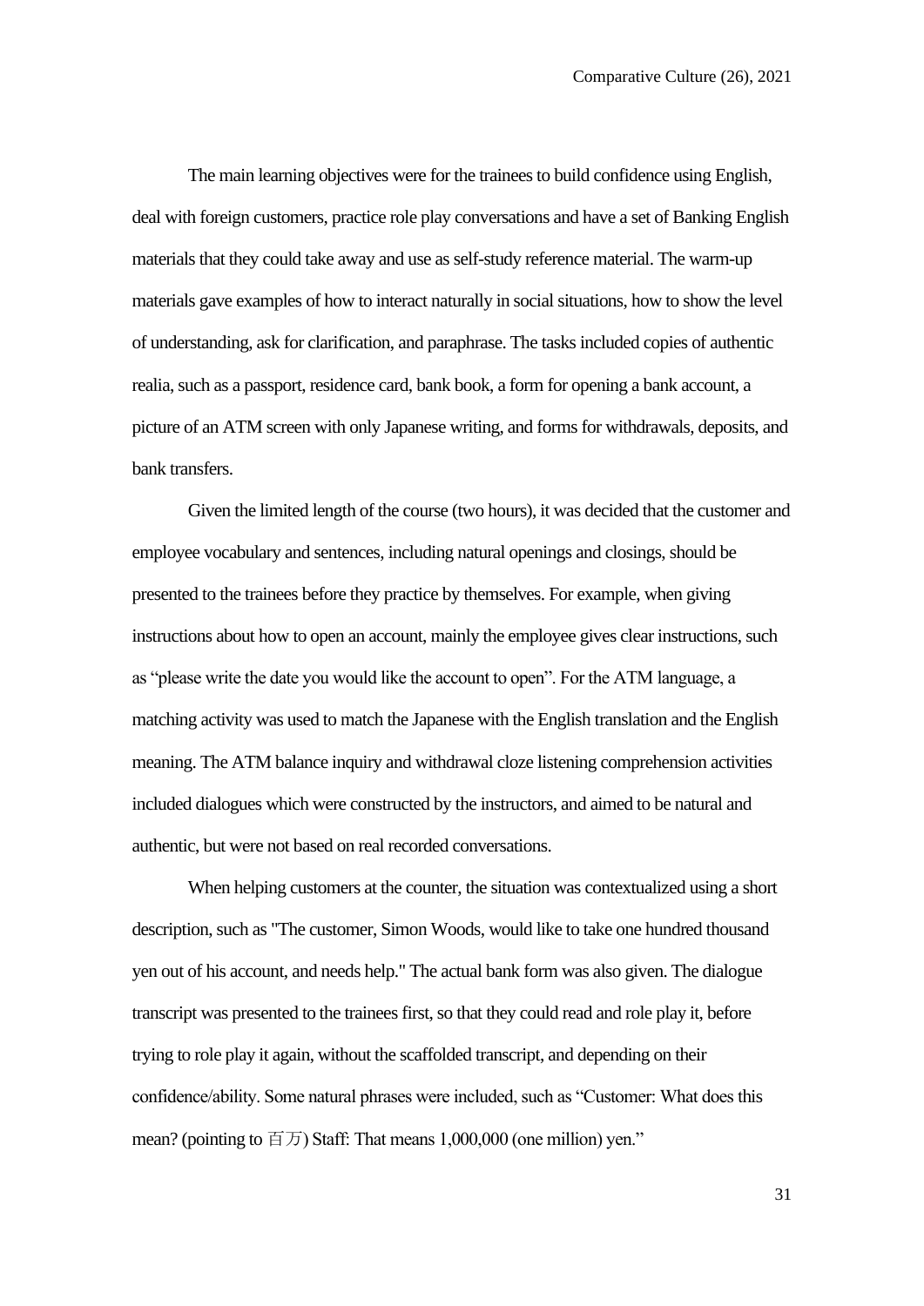The main learning objectives were for the trainees to build confidence using English, deal with foreign customers, practice role play conversations and have a set of Banking English materials that they could take away and use as self-study reference material. The warm-up materials gave examples of how to interact naturally in social situations, how to show the level of understanding, ask for clarification, and paraphrase. The tasks included copies of authentic realia, such as a passport, residence card, bank book, a form for opening a bank account, a picture of an ATM screen with only Japanese writing, and forms for withdrawals, deposits, and bank transfers.

Given the limited length of the course (two hours), it was decided that the customer and employee vocabulary and sentences, including natural openings and closings, should be presented to the trainees before they practice by themselves. For example, when giving instructions about how to open an account, mainly the employee gives clear instructions, such as "please write the date you would like the account to open". For the ATM language, a matching activity was used to match the Japanese with the English translation and the English meaning. The ATM balance inquiry and withdrawal cloze listening comprehension activities included dialogues which were constructed by the instructors, and aimed to be natural and authentic, but were not based on real recorded conversations.

When helping customers at the counter, the situation was contextualized using a short description, such as "The customer, Simon Woods, would like to take one hundred thousand yen out of his account, and needs help." The actual bank form was also given. The dialogue transcript was presented to the trainees first, so that they could read and role play it, before trying to role play it again, without the scaffolded transcript, and depending on their confidence/ability. Some natural phrases were included, such as "Customer: What does this mean? (pointing to 百万) Staff: That means 1,000,000 (one million) yen."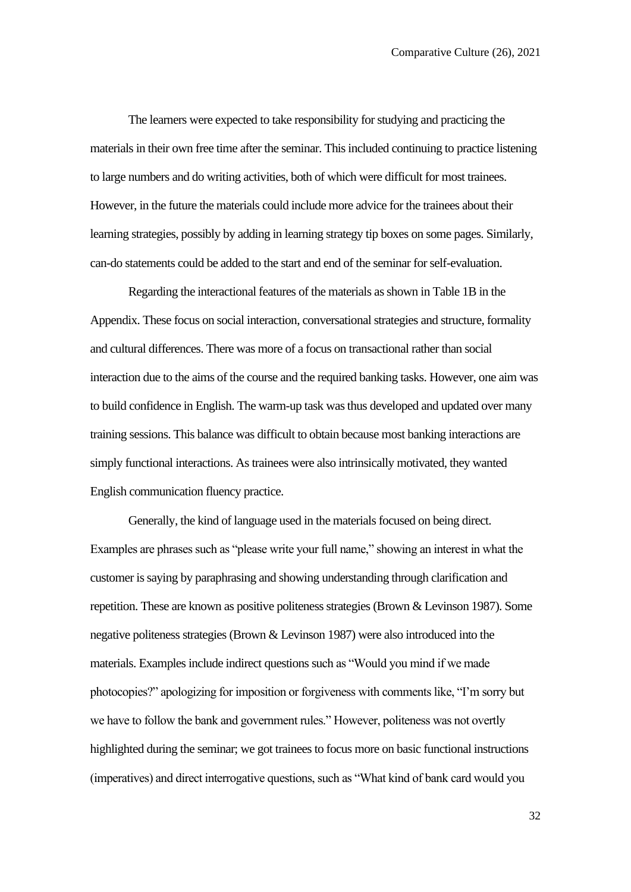The learners were expected to take responsibility for studying and practicing the materials in their own free time after the seminar. This included continuing to practice listening to large numbers and do writing activities, both of which were difficult for most trainees. However, in the future the materials could include more advice for the trainees about their learning strategies, possibly by adding in learning strategy tip boxes on some pages. Similarly, can-do statements could be added to the start and end of the seminar for self-evaluation.

Regarding the interactional features of the materials as shown in Table 1B in the Appendix. These focus on social interaction, conversational strategies and structure, formality and cultural differences. There was more of a focus on transactional rather than social interaction due to the aims of the course and the required banking tasks. However, one aim was to build confidence in English. The warm-up task was thus developed and updated over many training sessions. This balance was difficult to obtain because most banking interactions are simply functional interactions. As trainees were also intrinsically motivated, they wanted English communication fluency practice.

Generally, the kind of language used in the materials focused on being direct. Examples are phrases such as "please write your full name," showing an interest in what the customer is saying by paraphrasing and showing understanding through clarification and repetition. These are known as positive politeness strategies (Brown & Levinson 1987). Some negative politeness strategies (Brown & Levinson 1987) were also introduced into the materials. Examples include indirect questions such as "Would you mind if we made photocopies?" apologizing for imposition or forgiveness with comments like, "I'm sorry but we have to follow the bank and government rules." However, politeness was not overtly highlighted during the seminar; we got trainees to focus more on basic functional instructions (imperatives) and direct interrogative questions, such as "What kind of bank card would you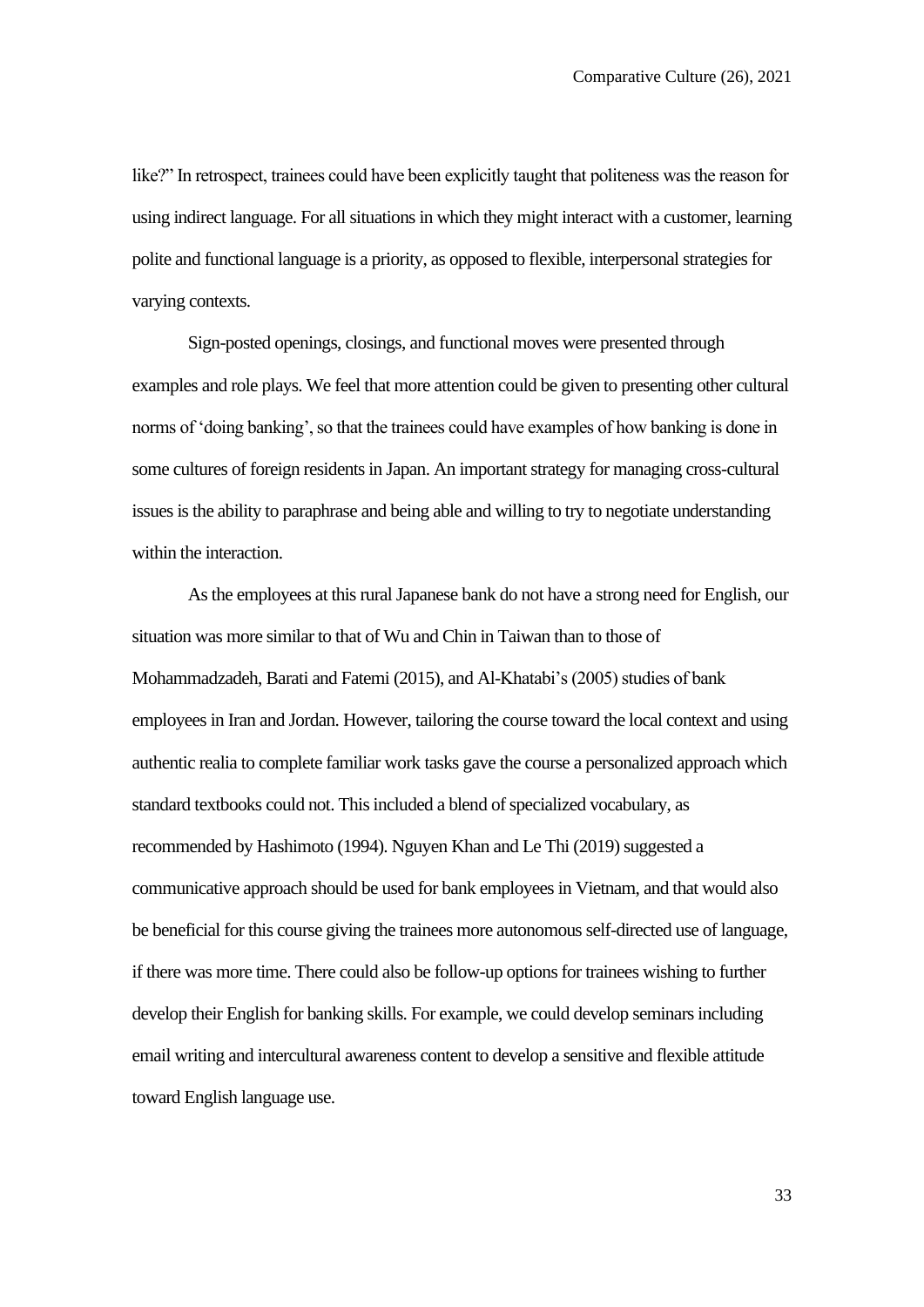like?" In retrospect, trainees could have been explicitly taught that politeness was the reason for using indirect language. For all situations in which they might interact with a customer, learning polite and functional language is a priority, as opposed to flexible, interpersonal strategies for varying contexts.

Sign-posted openings, closings, and functional moves were presented through examples and role plays. We feel that more attention could be given to presenting other cultural norms of 'doing banking', so that the trainees could have examples of how banking is done in some cultures of foreign residents in Japan. An important strategy for managing cross-cultural issues is the ability to paraphrase and being able and willing to try to negotiate understanding within the interaction.

As the employees at this rural Japanese bank do not have a strong need for English, our situation was more similar to that of Wu and Chin in Taiwan than to those of Mohammadzadeh, Barati and Fatemi (2015), and Al-Khatabi's (2005) studies of bank employees in Iran and Jordan. However, tailoring the course toward the local context and using authentic realia to complete familiar work tasks gave the course a personalized approach which standard textbooks could not. This included a blend of specialized vocabulary, as recommended by Hashimoto (1994). Nguyen Khan and Le Thi (2019) suggested a communicative approach should be used for bank employees in Vietnam, and that would also be beneficial for this course giving the trainees more autonomous self-directed use of language, if there was more time. There could also be follow-up options for trainees wishing to further develop their English for banking skills. For example, we could develop seminars including email writing and intercultural awareness content to develop a sensitive and flexible attitude toward English language use.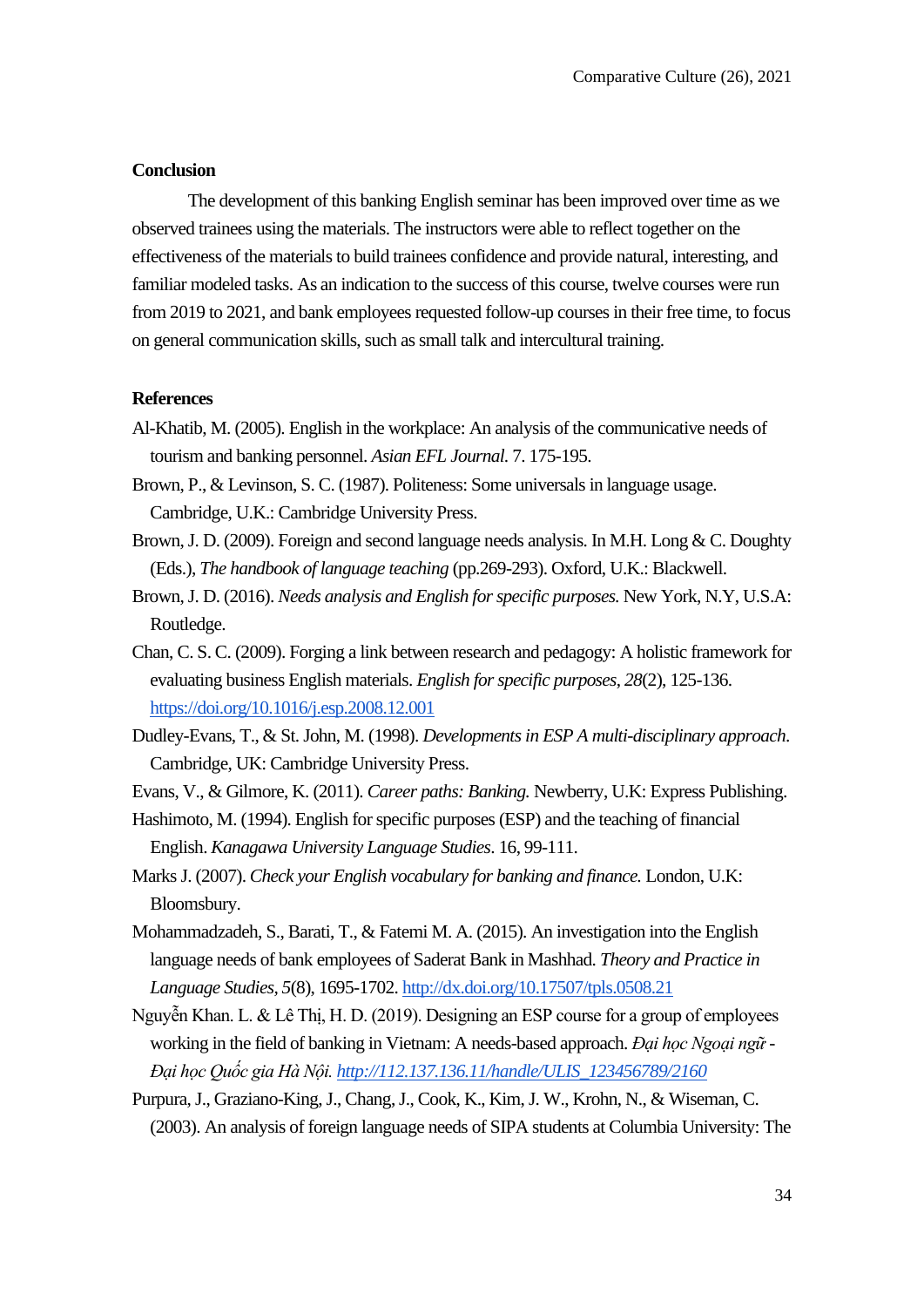## Conclusion

The development of this banking English seminar has been improved over time as we observed trainees using the materials. The instructors were able to reflect together on the effectiveness of the materials to build trainees confidence and provide natural, interesting, and familiar modeled tasks. As an indication to the success of this course, twelve courses were run from 2019 to 2021, and bank employees requested follow-up courses in their free time, to focus on general communication skills, such as small talk and intercultural training.

## References

Al-Khatib, M. (2005). English in the workplace: An analysis of the communicative needs of tourism and banking personnel. *Asian EFL Journal*. 7. 175-195.

Brown, P., & Levinson, S. C. (1987). Politeness: Some universals in language usage. Cambridge, U.K.: Cambridge University Press.

Brown, J. D. (2009). Foreign and second language needs analysis. In M.H. Long & C. Doughty (Eds.), *The handbook of language teaching* (pp.269-293). Oxford, U.K.: Blackwell.

Brown, J. D. (2016). *Needs analysis and English for specific purposes*. New York, N.Y, U.S.A: Routledge.

Chan, C. S. C. (2009). Forging a link between research and pedagogy: A holistic framework for evaluating business English materials. *English for specific purposes*, *28*(2), 125-136. https://doi.org/10.1016/j.esp.2008.12.001

Dudley-Evans, T., & St. John, M. (1998). *Developments in ESP A multi-disciplinary approach*. Cambridge, UK: Cambridge University Press.

Evans, V., & Gilmore, K. (2011). *Career paths: Banking.* Newberry, U.K: Express Publishing.

Hashimoto, M. (1994). English for specific purposes (ESP) and the teaching of financial English. *Kanagawa University Language Studies*. 16, 99-111.

Marks J. (2007). *Check your English vocabulary for banking and finance.* London, U.K: Bloomsbury.

Mohammadzadeh, S., Barati, T., & Fatemi M. A. (2015). An investigation into the English language needs of bank employees of Saderat Bank in Mashhad. *Theory and Practice in Language Studies*, *5*(8), 1695-1702. http://dx.doi.org/10.17507/tpls.0508.21

Nguyễn Khan. L. & Lê Thị, H. D. (2019). Designing an ESP course for a group of employees working in the field of banking in Vietnam: A needs-based approach. *Đại học Ngoại ngữ - Đại học Quốc gia Hà Nội.* http://112.137.136.11/handle/ULIS_123456789/2160

Purpura, J., Graziano-King, J., Chang, J., Cook, K., Kim, J. W., Krohn, N., & Wiseman, C. (2003). An analysis of foreign language needs of SIPA students at Columbia University: The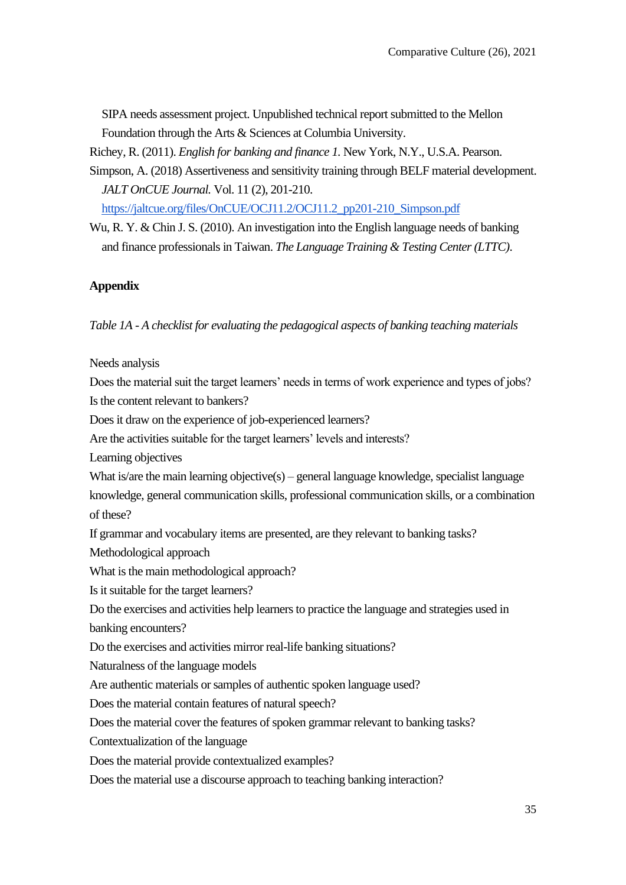SIPA needs assessment project. Unpublished technical report submitted to the Mellon Foundation through the Arts & Sciences at Columbia University.

Richey, R. (2011). *English for banking and finance 1.* New York, N.Y., U.S.A. Pearson.

Simpson, A. (2018) Assertiveness and sensitivity training through BELF material development. *JALT OnCUE Journal.* Vol. 11 (2), 201-210. https://jaltcue.org/files/OnCUE/OCJ11.2/OCJ11.2_pp201-210_Simpson.pdf

Wu, R. Y. & Chin J. S. (2010). An investigation into the English language needs of banking and finance professionals in Taiwan. *The Language Training & Testing Center (LTTC).*

**Appendix**

*Table 1A - A checklist for evaluating the pedagogical aspects of banking teaching materials*

Needs analysis

Does the material suit the target learners' needs in terms of work experience and types of jobs?

Is the content relevant to bankers?

Does it draw on the experience of job-experienced learners?

Are the activities suitable for the target learners' levels and interests?

Learning objectives

What is/are the main learning objective(s) – general language knowledge, specialist language knowledge, general communication skills, professional communication skills, or a combination of these?

If grammar and vocabulary items are presented, are they relevant to banking tasks?

Methodological approach

What is the main methodological approach?

Is it suitable for the target learners?

Do the exercises and activities help learners to practice the language and strategies used in banking encounters?

Do the exercises and activities mirror real-life banking situations?

Naturalness of the language models

Are authentic materials or samples of authentic spoken language used?

Does the material contain features of natural speech?

Does the material cover the features of spoken grammar relevant to banking tasks?

Contextualization of the language

Does the material provide contextualized examples?

Does the material use a discourse approach to teaching banking interaction?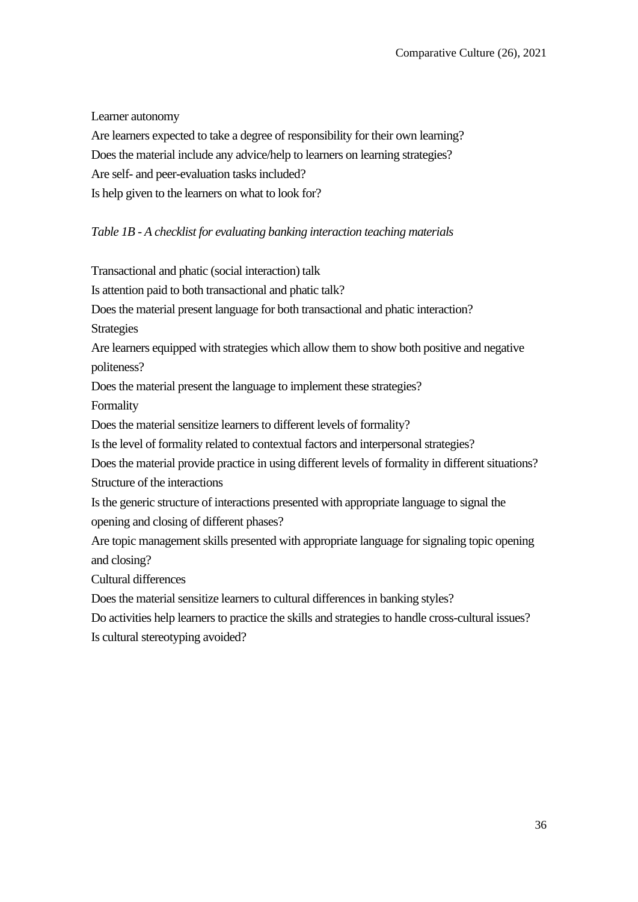Learner autonomy

Are learners expected to take a degree of responsibility for their own learning?

Does the material include any advice/help to learners on learning strategies?

Are self- and peer-evaluation tasks included?

Is help given to the learners on what to look for?

*Table 1B - A checklist for evaluating banking interaction teaching materials*

Transactional and phatic (social interaction) talk

Is attention paid to both transactional and phatic talk?

Does the material present language for both transactional and phatic interaction?

Strategies

Are learners equipped with strategies which allow them to show both positive and negative politeness?

Does the material present the language to implement these strategies?

Formality

Does the material sensitize learners to different levels of formality?

Is the level of formality related to contextual factors and interpersonal strategies?

Does the material provide practice in using different levels of formality in different situations?

Structure of the interactions

Is the generic structure of interactions presented with appropriate language to signal the opening and closing of different phases?

Are topic management skills presented with appropriate language for signaling topic opening and closing?

Cultural differences

Does the material sensitize learners to cultural differences in banking styles?

Do activities help learners to practice the skills and strategies to handle cross-cultural issues?

Is cultural stereotyping avoided?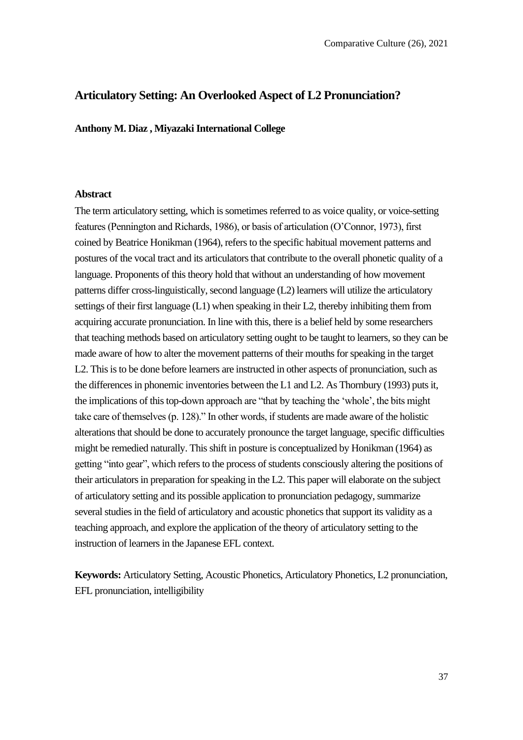# Articulatory Setting: An Overlooked Aspect of L2 Pronunciation?

**Anthony M. Diaz , Miyazaki International College**

## Abstract

The term articulatory setting, which is sometimes referred to as voice quality, or voice-setting features (Pennington and Richards, 1986), or basis of articulation (O'Connor, 1973), first coined by Beatrice Honikman (1964), refers to the specific habitual movement patterns and postures of the vocal tract and its articulators that contribute to the overall phonetic quality of a language. Proponents of this theory hold that without an understanding of how movement patterns differ cross-linguistically, second language (L2) learners will utilize the articulatory settings of their first language (L1) when speaking in their L2, thereby inhibiting them from acquiring accurate pronunciation. In line with this, there is a belief held by some researchers that teaching methods based on articulatory setting ought to be taught to learners, so they can be made aware of how to alter the movement patterns of their mouths for speaking in the target L2. This is to be done before learners are instructed in other aspects of pronunciation, such as the differences in phonemic inventories between the L1 and L2. As Thornbury (1993) puts it, the implications of this top-down approach are "that by teaching the 'whole', the bits might take care of themselves (p. 128)." In other words, if students are made aware of the holistic alterations that should be done to accurately pronounce the target language, specific difficulties might be remedied naturally. This shift in posture is conceptualized by Honikman (1964) as getting "into gear", which refers to the process of students consciously altering the positions of their articulators in preparation for speaking in the L2. This paper will elaborate on the subject of articulatory setting and its possible application to pronunciation pedagogy, summarize several studies in the field of articulatory and acoustic phonetics that support its validity as a teaching approach, and explore the application of the theory of articulatory setting to the instruction of learners in the Japanese EFL context.

**Keywords:** Articulatory Setting, Acoustic Phonetics, Articulatory Phonetics, L2 pronunciation, EFL pronunciation, intelligibility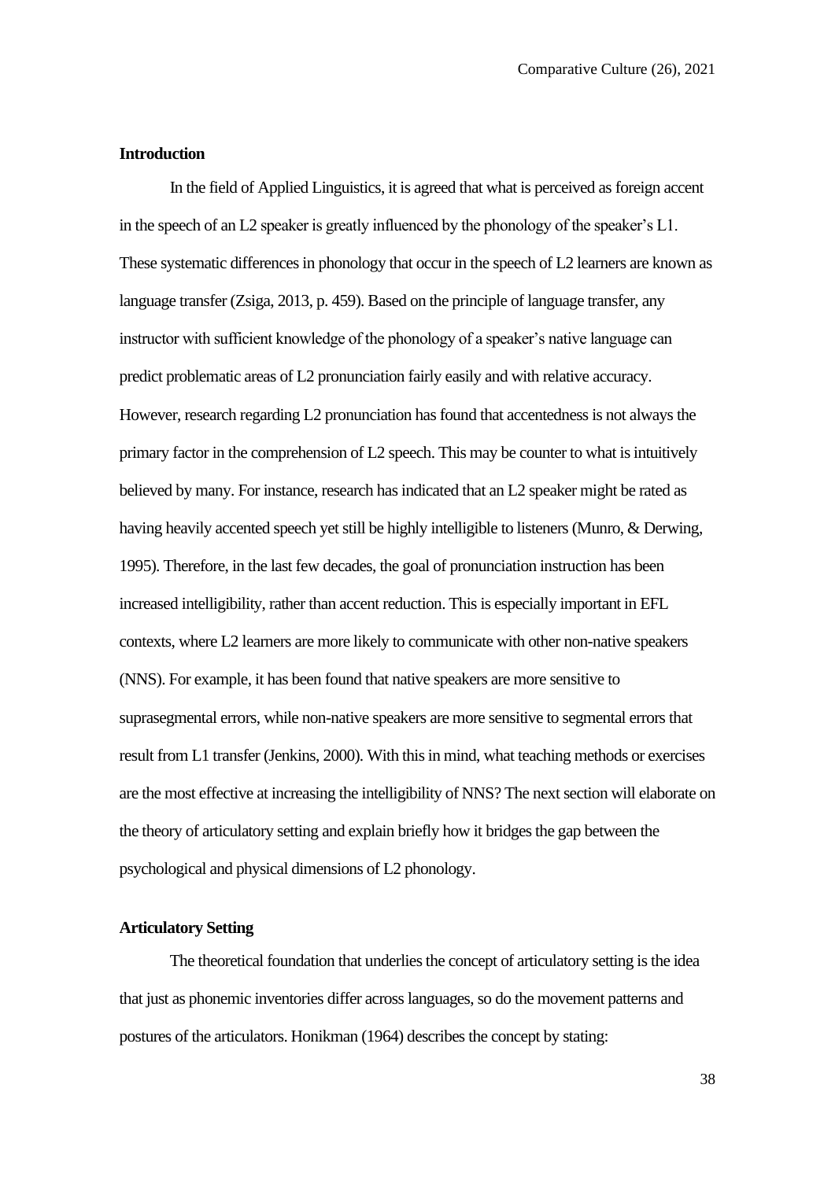**Introduction**

In the field of Applied Linguistics, it is agreed that what is perceived as foreign accent in the speech of an L2 speaker is greatly influenced by the phonology of the speaker's L1. These systematic differences in phonology that occur in the speech of L2 learners are known as language transfer (Zsiga, 2013, p. 459). Based on the principle of language transfer, any instructor with sufficient knowledge of the phonology of a speaker's native language can predict problematic areas of L2 pronunciation fairly easily and with relative accuracy. However, research regarding L2 pronunciation has found that accentedness is not always the primary factor in the comprehension of L2 speech. This may be counter to what is intuitively believed by many. For instance, research has indicated that an L2 speaker might be rated as having heavily accented speech yet still be highly intelligible to listeners (Munro, & Derwing, 1995). Therefore, in the last few decades, the goal of pronunciation instruction has been increased intelligibility, rather than accent reduction. This is especially important in EFL contexts, where L2 learners are more likely to communicate with other non-native speakers (NNS). For example, it has been found that native speakers are more sensitive to suprasegmental errors, while non-native speakers are more sensitive to segmental errors that result from L1 transfer (Jenkins, 2000). With this in mind, what teaching methods or exercises are the most effective at increasing the intelligibility of NNS? The next section will elaborate on the theory of articulatory setting and explain briefly how it bridges the gap between the psychological and physical dimensions of L2 phonology.

**Articulatory Setting**

The theoretical foundation that underlies the concept of articulatory setting is the idea that just as phonemic inventories differ across languages, so do the movement patterns and postures of the articulators. Honikman (1964) describes the concept by stating: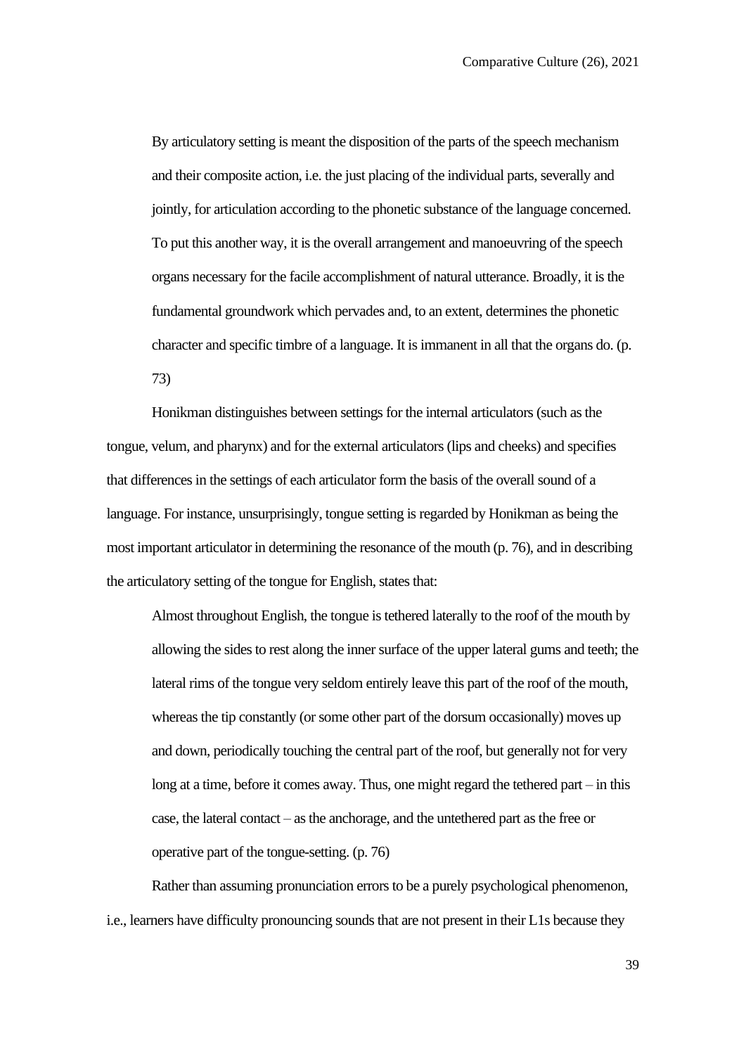> By articulatory setting is meant the disposition of the parts of the speech mechanism and their composite action, i.e. the just placing of the individual parts, severally and jointly, for articulation according to the phonetic substance of the language concerned. To put this another way, it is the overall arrangement and manoeuvring of the speech organs necessary for the facile accomplishment of natural utterance. Broadly, it is the fundamental groundwork which pervades and, to an extent, determines the phonetic character and specific timbre of a language. It is immanent in all that the organs do. (p. 73)

Honikman distinguishes between settings for the internal articulators (such as the tongue, velum, and pharynx) and for the external articulators (lips and cheeks) and specifies that differences in the settings of each articulator form the basis of the overall sound of a language. For instance, unsurprisingly, tongue setting is regarded by Honikman as being the most important articulator in determining the resonance of the mouth (p. 76), and in describing the articulatory setting of the tongue for English, states that:

> Almost throughout English, the tongue is tethered laterally to the roof of the mouth by allowing the sides to rest along the inner surface of the upper lateral gums and teeth; the lateral rims of the tongue very seldom entirely leave this part of the roof of the mouth, whereas the tip constantly (or some other part of the dorsum occasionally) moves up and down, periodically touching the central part of the roof, but generally not for very long at a time, before it comes away. Thus, one might regard the tethered part – in this case, the lateral contact – as the anchorage, and the untethered part as the free or operative part of the tongue-setting. (p. 76)

Rather than assuming pronunciation errors to be a purely psychological phenomenon, i.e., learners have difficulty pronouncing sounds that are not present in their L1s because they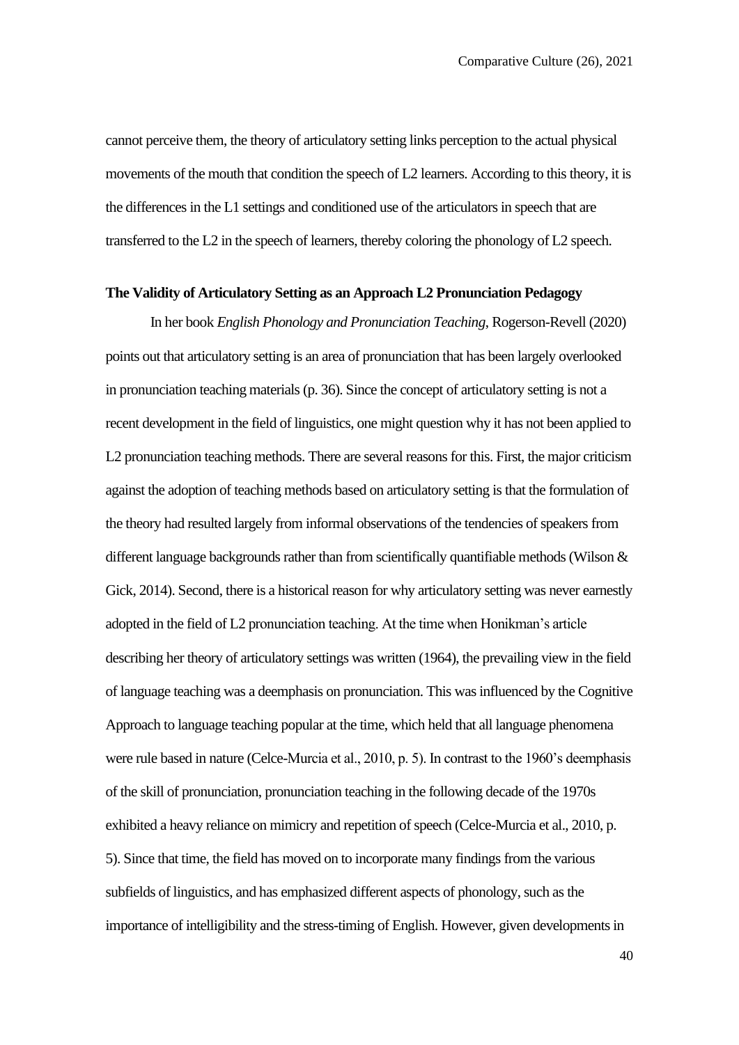cannot perceive them, the theory of articulatory setting links perception to the actual physical movements of the mouth that condition the speech of L2 learners. According to this theory, it is the differences in the L1 settings and conditioned use of the articulators in speech that are transferred to the L2 in the speech of learners, thereby coloring the phonology of L2 speech.

### The Validity of Articulatory Setting as an Approach L2 Pronunciation Pedagogy

In her book *English Phonology and Pronunciation Teaching*, Rogerson-Revell (2020) points out that articulatory setting is an area of pronunciation that has been largely overlooked in pronunciation teaching materials (p. 36). Since the concept of articulatory setting is not a recent development in the field of linguistics, one might question why it has not been applied to L2 pronunciation teaching methods. There are several reasons for this. First, the major criticism against the adoption of teaching methods based on articulatory setting is that the formulation of the theory had resulted largely from informal observations of the tendencies of speakers from different language backgrounds rather than from scientifically quantifiable methods (Wilson & Gick, 2014). Second, there is a historical reason for why articulatory setting was never earnestly adopted in the field of L2 pronunciation teaching. At the time when Honikman's article describing her theory of articulatory settings was written (1964), the prevailing view in the field of language teaching was a deemphasis on pronunciation. This was influenced by the Cognitive Approach to language teaching popular at the time, which held that all language phenomena were rule based in nature (Celce-Murcia et al., 2010, p. 5). In contrast to the 1960's deemphasis of the skill of pronunciation, pronunciation teaching in the following decade of the 1970s exhibited a heavy reliance on mimicry and repetition of speech (Celce-Murcia et al., 2010, p. 5). Since that time, the field has moved on to incorporate many findings from the various subfields of linguistics, and has emphasized different aspects of phonology, such as the importance of intelligibility and the stress-timing of English. However, given developments in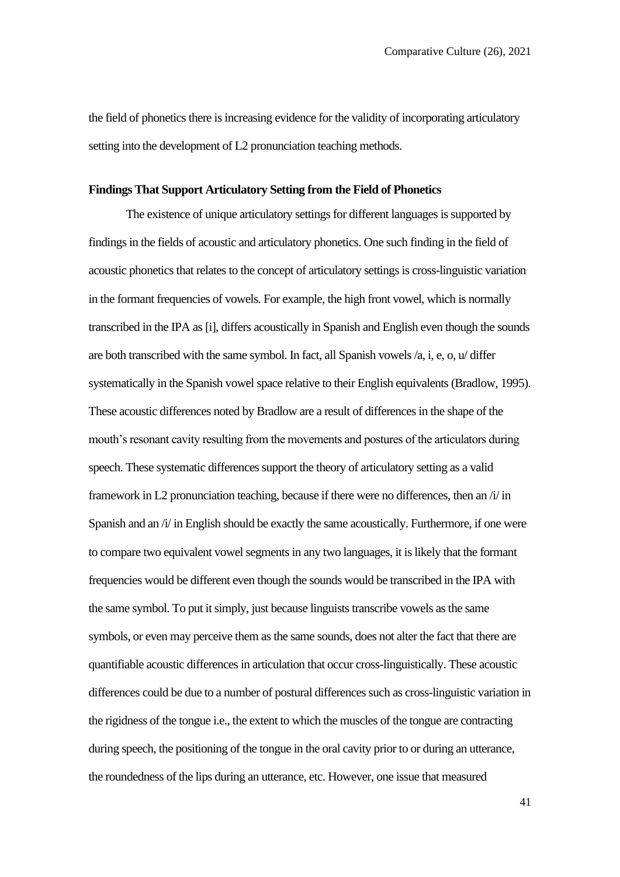the field of phonetics there is increasing evidence for the validity of incorporating articulatory setting into the development of L2 pronunciation teaching methods.

**Findings That Support Articulatory Setting from the Field of Phonetics**

The existence of unique articulatory settings for different languages is supported by findings in the fields of acoustic and articulatory phonetics. One such finding in the field of acoustic phonetics that relates to the concept of articulatory settings is cross-linguistic variation in the formant frequencies of vowels. For example, the high front vowel, which is normally transcribed in the IPA as [i], differs acoustically in Spanish and English even though the sounds are both transcribed with the same symbol. In fact, all Spanish vowels /a, i, e, o, u/ differ systematically in the Spanish vowel space relative to their English equivalents (Bradlow, 1995). These acoustic differences noted by Bradlow are a result of differences in the shape of the mouth's resonant cavity resulting from the movements and postures of the articulators during speech. These systematic differences support the theory of articulatory setting as a valid framework in L2 pronunciation teaching, because if there were no differences, then an /i/ in Spanish and an /i/ in English should be exactly the same acoustically. Furthermore, if one were to compare two equivalent vowel segments in any two languages, it is likely that the formant frequencies would be different even though the sounds would be transcribed in the IPA with the same symbol. To put it simply, just because linguists transcribe vowels as the same symbols, or even may perceive them as the same sounds, does not alter the fact that there are quantifiable acoustic differences in articulation that occur cross-linguistically. These acoustic differences could be due to a number of postural differences such as cross-linguistic variation in the rigidness of the tongue i.e., the extent to which the muscles of the tongue are contracting during speech, the positioning of the tongue in the oral cavity prior to or during an utterance, the roundedness of the lips during an utterance, etc. However, one issue that measured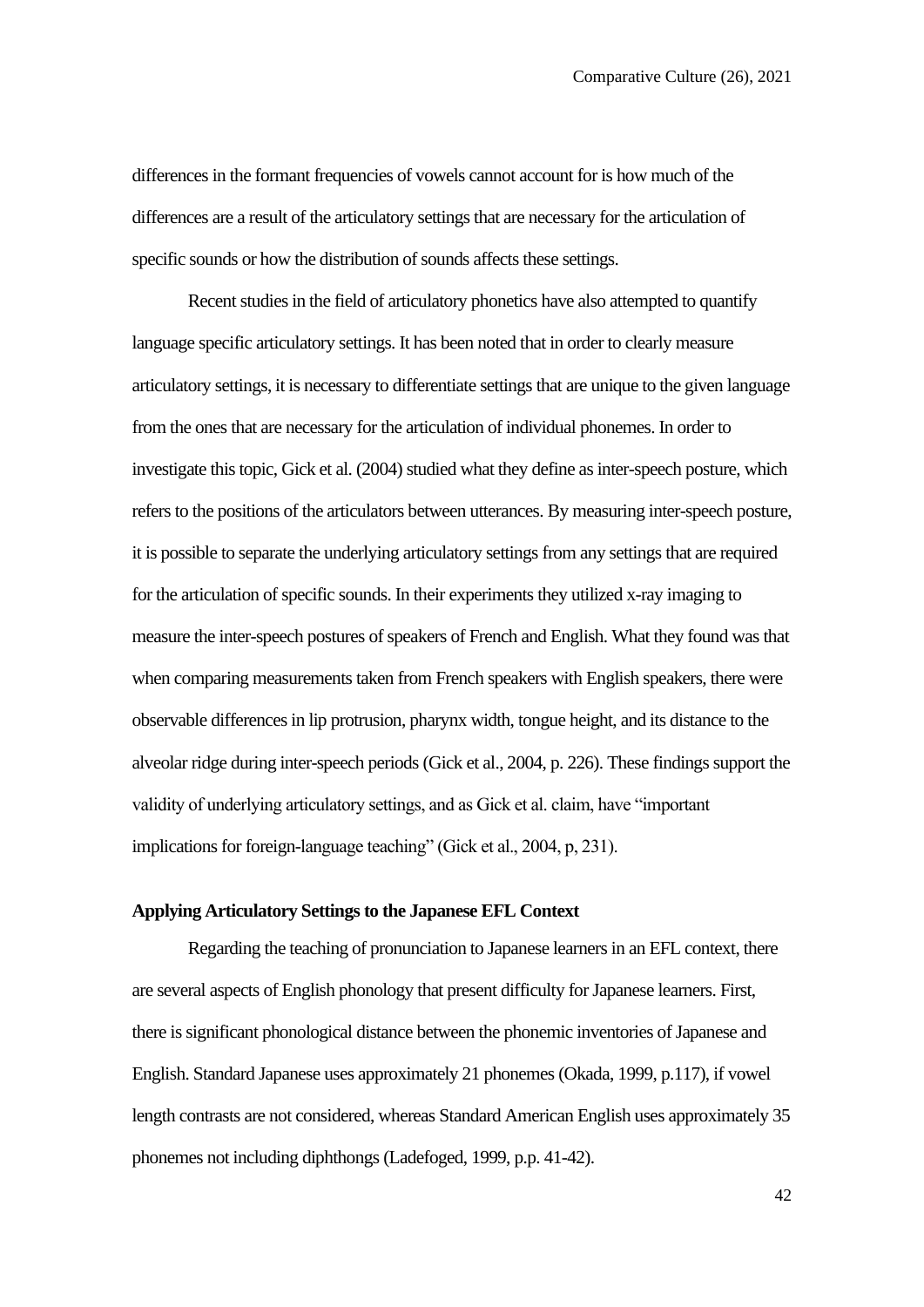differences in the formant frequencies of vowels cannot account for is how much of the differences are a result of the articulatory settings that are necessary for the articulation of specific sounds or how the distribution of sounds affects these settings.

Recent studies in the field of articulatory phonetics have also attempted to quantify language specific articulatory settings. It has been noted that in order to clearly measure articulatory settings, it is necessary to differentiate settings that are unique to the given language from the ones that are necessary for the articulation of individual phonemes. In order to investigate this topic, Gick et al. (2004) studied what they define as inter-speech posture, which refers to the positions of the articulators between utterances. By measuring inter-speech posture, it is possible to separate the underlying articulatory settings from any settings that are required for the articulation of specific sounds. In their experiments they utilized x-ray imaging to measure the inter-speech postures of speakers of French and English. What they found was that when comparing measurements taken from French speakers with English speakers, there were observable differences in lip protrusion, pharynx width, tongue height, and its distance to the alveolar ridge during inter-speech periods (Gick et al., 2004, p. 226). These findings support the validity of underlying articulatory settings, and as Gick et al. claim, have "important implications for foreign-language teaching" (Gick et al., 2004, p, 231).

**Applying Articulatory Settings to the Japanese EFL Context**

Regarding the teaching of pronunciation to Japanese learners in an EFL context, there are several aspects of English phonology that present difficulty for Japanese learners. First, there is significant phonological distance between the phonemic inventories of Japanese and English. Standard Japanese uses approximately 21 phonemes (Okada, 1999, p.117), if vowel length contrasts are not considered, whereas Standard American English uses approximately 35 phonemes not including diphthongs (Ladefoged, 1999, p.p. 41-42).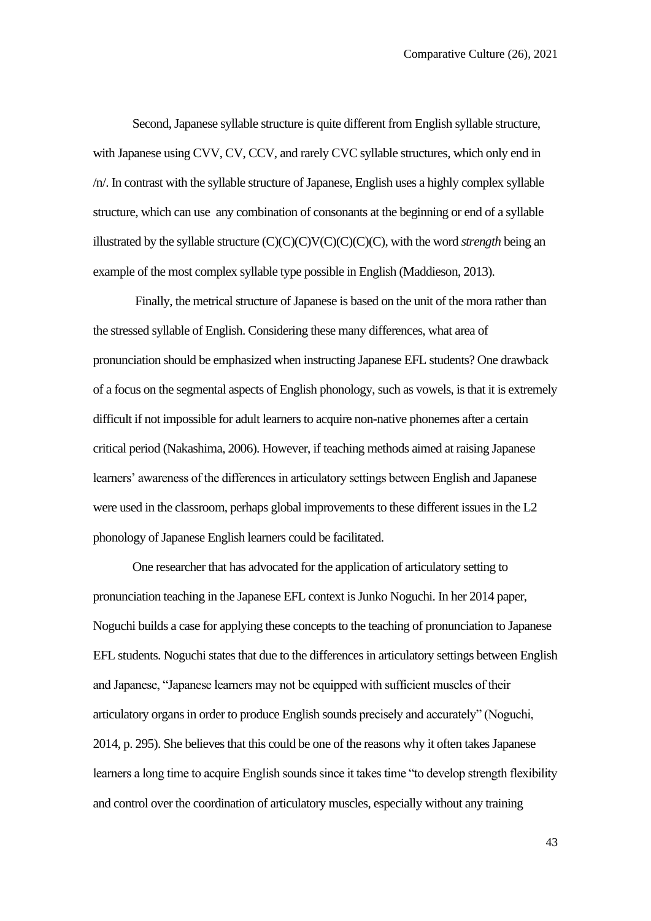Second, Japanese syllable structure is quite different from English syllable structure, with Japanese using CVV, CV, CCV, and rarely CVC syllable structures, which only end in /n/. In contrast with the syllable structure of Japanese, English uses a highly complex syllable structure, which can use any combination of consonants at the beginning or end of a syllable illustrated by the syllable structure (C)(C)(C)V(C)(C)(C)(C), with the word *strength* being an example of the most complex syllable type possible in English (Maddieson, 2013).

Finally, the metrical structure of Japanese is based on the unit of the mora rather than the stressed syllable of English. Considering these many differences, what area of pronunciation should be emphasized when instructing Japanese EFL students? One drawback of a focus on the segmental aspects of English phonology, such as vowels, is that it is extremely difficult if not impossible for adult learners to acquire non-native phonemes after a certain critical period (Nakashima, 2006). However, if teaching methods aimed at raising Japanese learners' awareness of the differences in articulatory settings between English and Japanese were used in the classroom, perhaps global improvements to these different issues in the L2 phonology of Japanese English learners could be facilitated.

One researcher that has advocated for the application of articulatory setting to pronunciation teaching in the Japanese EFL context is Junko Noguchi. In her 2014 paper, Noguchi builds a case for applying these concepts to the teaching of pronunciation to Japanese EFL students. Noguchi states that due to the differences in articulatory settings between English and Japanese, "Japanese learners may not be equipped with sufficient muscles of their articulatory organs in order to produce English sounds precisely and accurately" (Noguchi, 2014, p. 295). She believes that this could be one of the reasons why it often takes Japanese learners a long time to acquire English sounds since it takes time "to develop strength flexibility and control over the coordination of articulatory muscles, especially without any training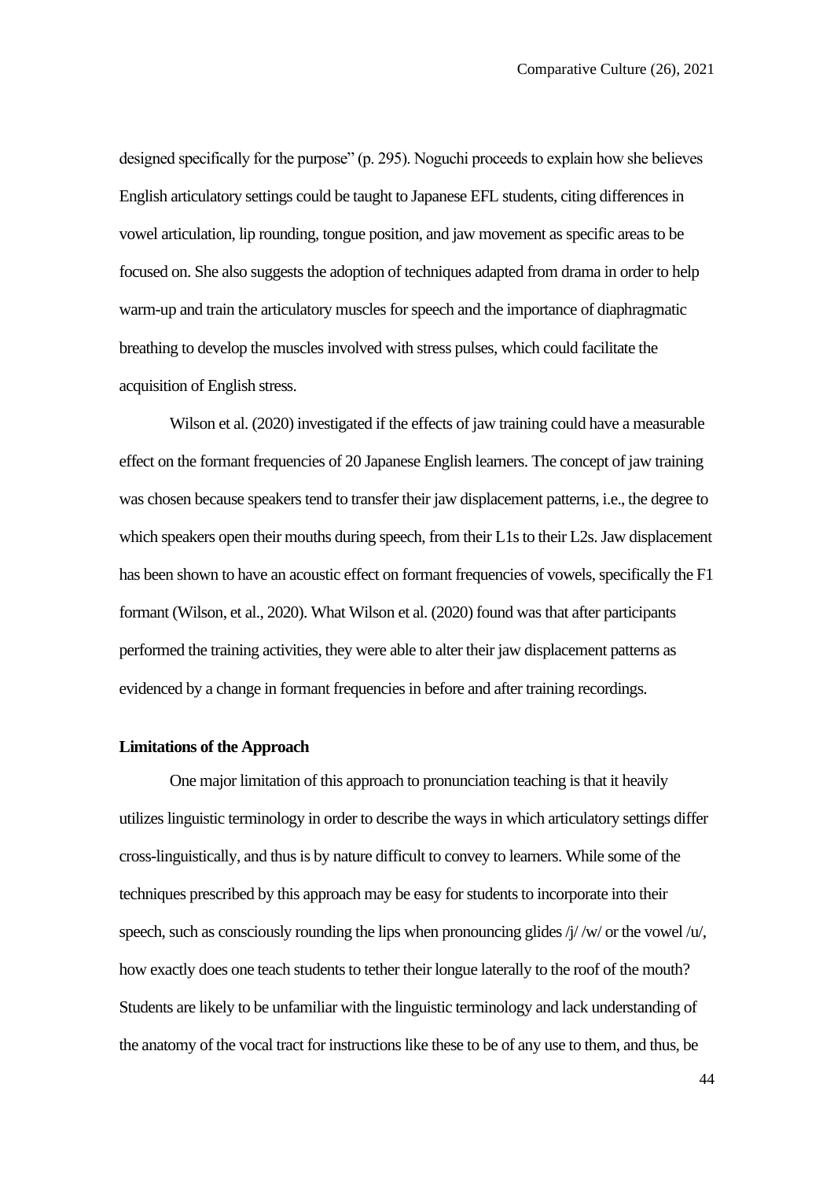designed specifically for the purpose" (p. 295). Noguchi proceeds to explain how she believes English articulatory settings could be taught to Japanese EFL students, citing differences in vowel articulation, lip rounding, tongue position, and jaw movement as specific areas to be focused on. She also suggests the adoption of techniques adapted from drama in order to help warm-up and train the articulatory muscles for speech and the importance of diaphragmatic breathing to develop the muscles involved with stress pulses, which could facilitate the acquisition of English stress.

Wilson et al. (2020) investigated if the effects of jaw training could have a measurable effect on the formant frequencies of 20 Japanese English learners. The concept of jaw training was chosen because speakers tend to transfer their jaw displacement patterns, i.e., the degree to which speakers open their mouths during speech, from their L1s to their L2s. Jaw displacement has been shown to have an acoustic effect on formant frequencies of vowels, specifically the F1 formant (Wilson, et al., 2020). What Wilson et al. (2020) found was that after participants performed the training activities, they were able to alter their jaw displacement patterns as evidenced by a change in formant frequencies in before and after training recordings.

**Limitations of the Approach**

One major limitation of this approach to pronunciation teaching is that it heavily utilizes linguistic terminology in order to describe the ways in which articulatory settings differ cross-linguistically, and thus is by nature difficult to convey to learners. While some of the techniques prescribed by this approach may be easy for students to incorporate into their speech, such as consciously rounding the lips when pronouncing glides /j/ /w/ or the vowel /u/, how exactly does one teach students to tether their longue laterally to the roof of the mouth? Students are likely to be unfamiliar with the linguistic terminology and lack understanding of the anatomy of the vocal tract for instructions like these to be of any use to them, and thus, be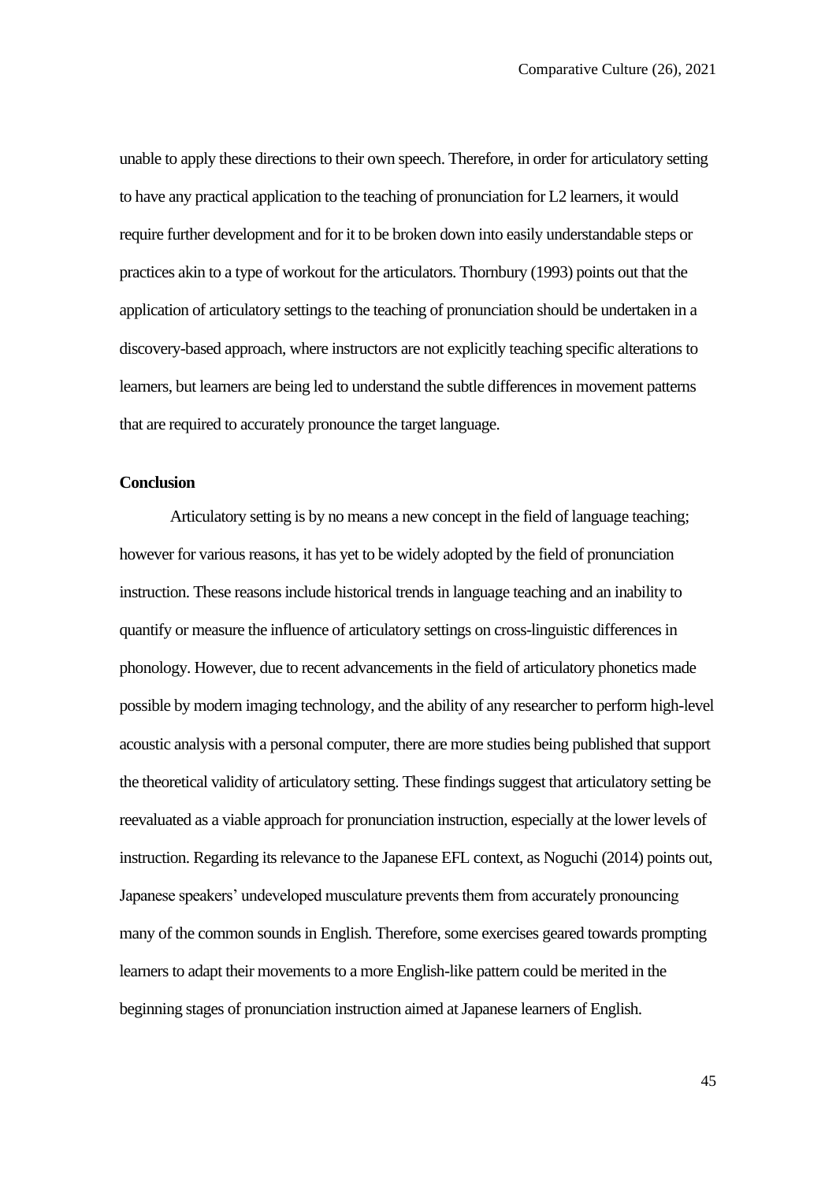unable to apply these directions to their own speech. Therefore, in order for articulatory setting to have any practical application to the teaching of pronunciation for L2 learners, it would require further development and for it to be broken down into easily understandable steps or practices akin to a type of workout for the articulators. Thornbury (1993) points out that the application of articulatory settings to the teaching of pronunciation should be undertaken in a discovery-based approach, where instructors are not explicitly teaching specific alterations to learners, but learners are being led to understand the subtle differences in movement patterns that are required to accurately pronounce the target language.

**Conclusion**

Articulatory setting is by no means a new concept in the field of language teaching; however for various reasons, it has yet to be widely adopted by the field of pronunciation instruction. These reasons include historical trends in language teaching and an inability to quantify or measure the influence of articulatory settings on cross-linguistic differences in phonology. However, due to recent advancements in the field of articulatory phonetics made possible by modern imaging technology, and the ability of any researcher to perform high-level acoustic analysis with a personal computer, there are more studies being published that support the theoretical validity of articulatory setting. These findings suggest that articulatory setting be reevaluated as a viable approach for pronunciation instruction, especially at the lower levels of instruction. Regarding its relevance to the Japanese EFL context, as Noguchi (2014) points out, Japanese speakers' undeveloped musculature prevents them from accurately pronouncing many of the common sounds in English. Therefore, some exercises geared towards prompting learners to adapt their movements to a more English-like pattern could be merited in the beginning stages of pronunciation instruction aimed at Japanese learners of English.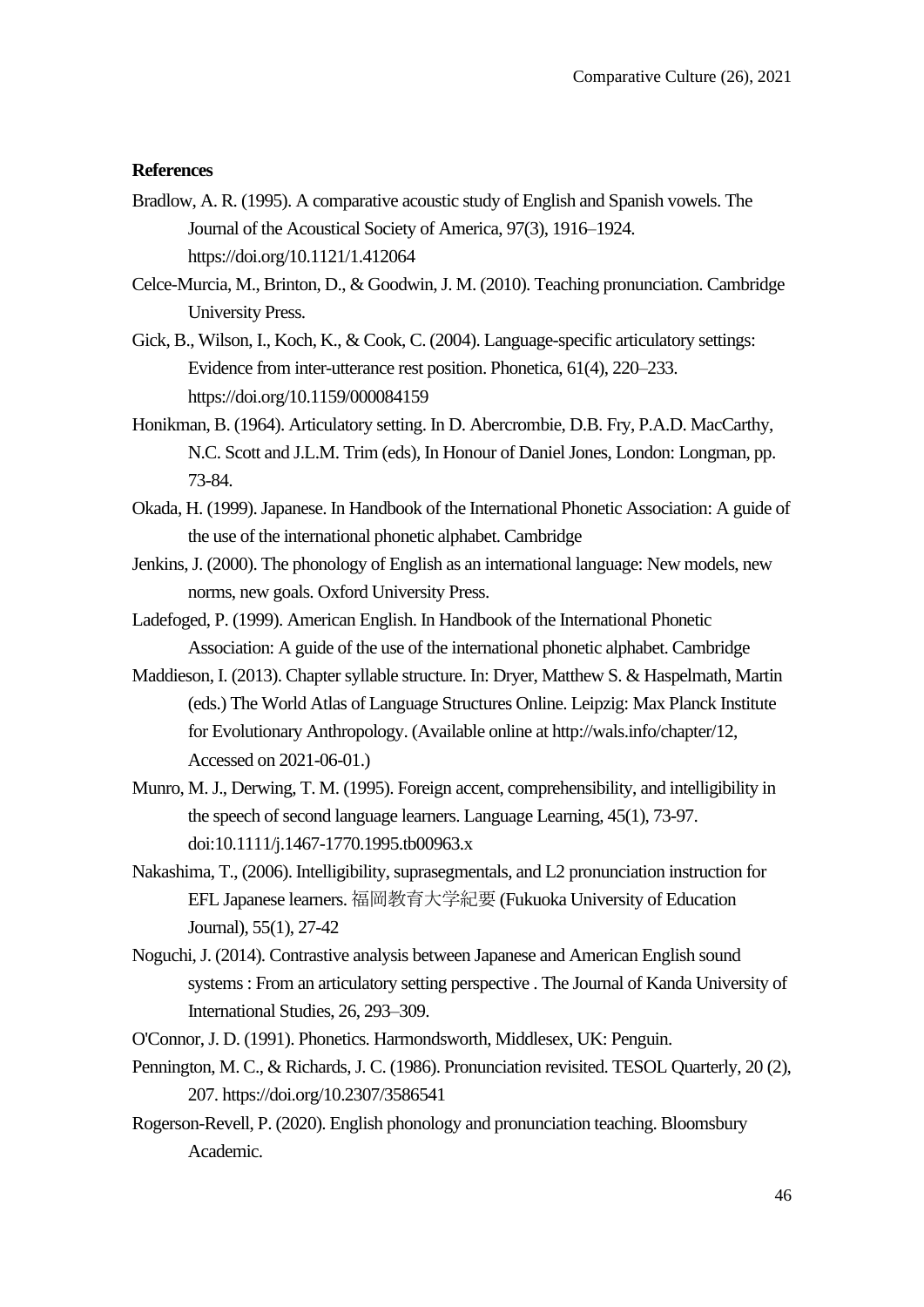**References**

Bradlow, A. R. (1995). A comparative acoustic study of English and Spanish vowels. The Journal of the Acoustical Society of America, 97(3), 1916–1924. https://doi.org/10.1121/1.412064

Celce-Murcia, M., Brinton, D., & Goodwin, J. M. (2010). Teaching pronunciation. Cambridge University Press.

Gick, B., Wilson, I., Koch, K., & Cook, C. (2004). Language-specific articulatory settings: Evidence from inter-utterance rest position. Phonetica, 61(4), 220–233. https://doi.org/10.1159/000084159

Honikman, B. (1964). Articulatory setting. In D. Abercrombie, D.B. Fry, P.A.D. MacCarthy, N.C. Scott and J.L.M. Trim (eds), In Honour of Daniel Jones, London: Longman, pp. 73-84.

Okada, H. (1999). Japanese. In Handbook of the International Phonetic Association: A guide of the use of the international phonetic alphabet. Cambridge

Jenkins, J. (2000). The phonology of English as an international language: New models, new norms, new goals. Oxford University Press.

Ladefoged, P. (1999). American English. In Handbook of the International Phonetic Association: A guide of the use of the international phonetic alphabet. Cambridge

Maddieson, I. (2013). Chapter syllable structure. In: Dryer, Matthew S. & Haspelmath, Martin (eds.) The World Atlas of Language Structures Online. Leipzig: Max Planck Institute for Evolutionary Anthropology. (Available online at http://wals.info/chapter/12, Accessed on 2021-06-01.)

Munro, M. J., Derwing, T. M. (1995). Foreign accent, comprehensibility, and intelligibility in the speech of second language learners. Language Learning, 45(1), 73-97. doi:10.1111/j.1467-1770.1995.tb00963.x

Nakashima, T., (2006). Intelligibility, suprasegmentals, and L2 pronunciation instruction for EFL Japanese learners. 福岡教育大学紀要 (Fukuoka University of Education Journal), 55(1), 27-42

Noguchi, J. (2014). Contrastive analysis between Japanese and American English sound systems : From an articulatory setting perspective . The Journal of Kanda University of International Studies, 26, 293–309.

O'Connor, J. D. (1991). Phonetics. Harmondsworth, Middlesex, UK: Penguin.

Pennington, M. C., & Richards, J. C. (1986). Pronunciation revisited. TESOL Quarterly, 20 (2), 207. https://doi.org/10.2307/3586541

Rogerson-Revell, P. (2020). English phonology and pronunciation teaching. Bloomsbury Academic.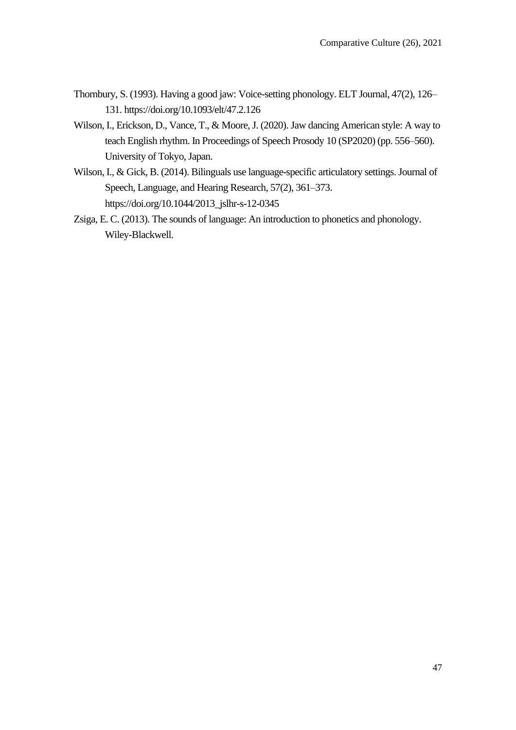Thornbury, S. (1993). Having a good jaw: Voice-setting phonology. ELT Journal, 47(2), 126–131. https://doi.org/10.1093/elt/47.2.126

Wilson, I., Erickson, D., Vance, T., & Moore, J. (2020). Jaw dancing American style: A way to teach English rhythm. In Proceedings of Speech Prosody 10 (SP2020) (pp. 556–560). University of Tokyo, Japan.

Wilson, I., & Gick, B. (2014). Bilinguals use language-specific articulatory settings. Journal of Speech, Language, and Hearing Research, 57(2), 361–373. https://doi.org/10.1044/2013_jslhr-s-12-0345

Zsiga, E. C. (2013). The sounds of language: An introduction to phonetics and phonology. Wiley-Blackwell.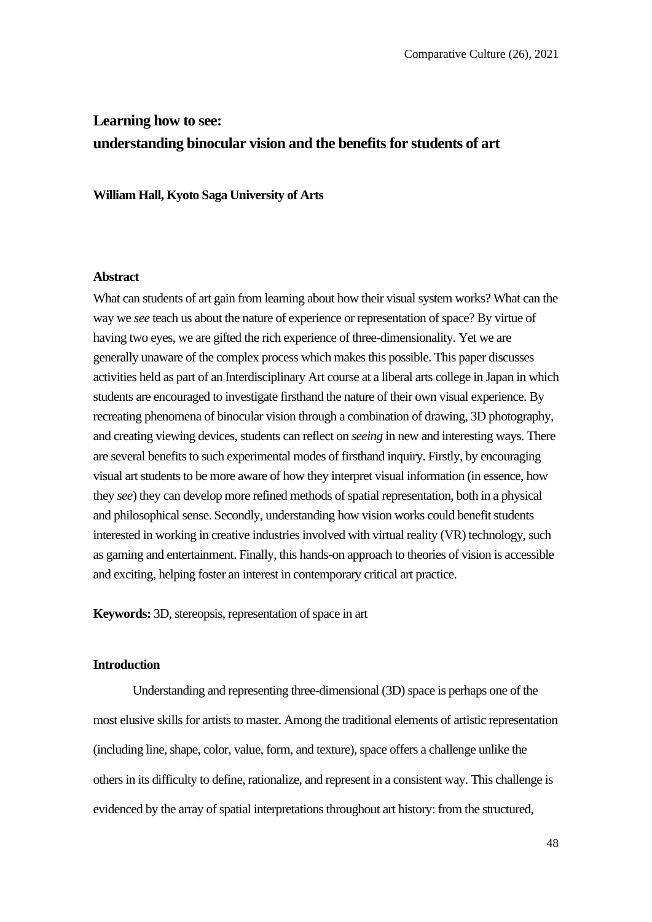# Learning how to see: understanding binocular vision and the benefits for students of art

**William Hall, Kyoto Saga University of Arts**

### Abstract

What can students of art gain from learning about how their visual system works? What can the way we *see* teach us about the nature of experience or representation of space? By virtue of having two eyes, we are gifted the rich experience of three-dimensionality. Yet we are generally unaware of the complex process which makes this possible. This paper discusses activities held as part of an Interdisciplinary Art course at a liberal arts college in Japan in which students are encouraged to investigate firsthand the nature of their own visual experience. By recreating phenomena of binocular vision through a combination of drawing, 3D photography, and creating viewing devices, students can reflect on *seeing* in new and interesting ways. There are several benefits to such experimental modes of firsthand inquiry. Firstly, by encouraging visual art students to be more aware of how they interpret visual information (in essence, how they *see*) they can develop more refined methods of spatial representation, both in a physical and philosophical sense. Secondly, understanding how vision works could benefit students interested in working in creative industries involved with virtual reality (VR) technology, such as gaming and entertainment. Finally, this hands-on approach to theories of vision is accessible and exciting, helping foster an interest in contemporary critical art practice.

**Keywords:** 3D, stereopsis, representation of space in art

### Introduction

Understanding and representing three-dimensional (3D) space is perhaps one of the most elusive skills for artists to master. Among the traditional elements of artistic representation (including line, shape, color, value, form, and texture), space offers a challenge unlike the others in its difficulty to define, rationalize, and represent in a consistent way. This challenge is evidenced by the array of spatial interpretations throughout art history: from the structured,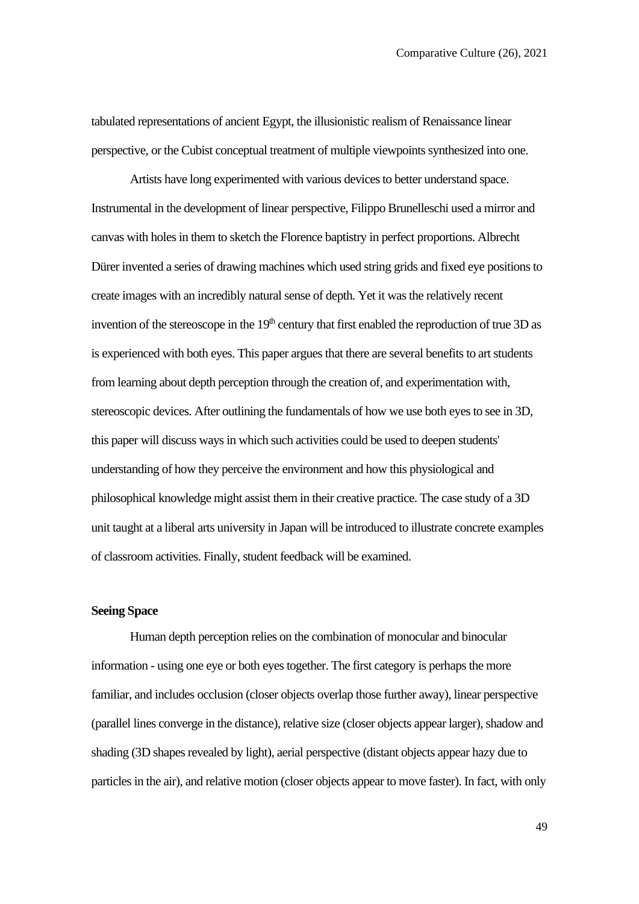tabulated representations of ancient Egypt, the illusionistic realism of Renaissance linear perspective, or the Cubist conceptual treatment of multiple viewpoints synthesized into one.

Artists have long experimented with various devices to better understand space. Instrumental in the development of linear perspective, Filippo Brunelleschi used a mirror and canvas with holes in them to sketch the Florence baptistry in perfect proportions. Albrecht Dürer invented a series of drawing machines which used string grids and fixed eye positions to create images with an incredibly natural sense of depth. Yet it was the relatively recent invention of the stereoscope in the 19th century that first enabled the reproduction of true 3D as is experienced with both eyes. This paper argues that there are several benefits to art students from learning about depth perception through the creation of, and experimentation with, stereoscopic devices. After outlining the fundamentals of how we use both eyes to see in 3D, this paper will discuss ways in which such activities could be used to deepen students' understanding of how they perceive the environment and how this physiological and philosophical knowledge might assist them in their creative practice. The case study of a 3D unit taught at a liberal arts university in Japan will be introduced to illustrate concrete examples of classroom activities. Finally, student feedback will be examined.

**Seeing Space**

Human depth perception relies on the combination of monocular and binocular information - using one eye or both eyes together. The first category is perhaps the more familiar, and includes occlusion (closer objects overlap those further away), linear perspective (parallel lines converge in the distance), relative size (closer objects appear larger), shadow and shading (3D shapes revealed by light), aerial perspective (distant objects appear hazy due to particles in the air), and relative motion (closer objects appear to move faster). In fact, with only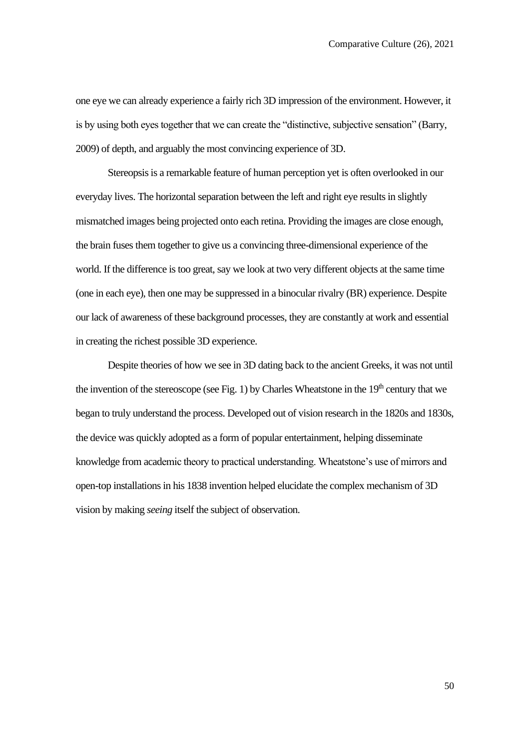one eye we can already experience a fairly rich 3D impression of the environment. However, it is by using both eyes together that we can create the "distinctive, subjective sensation" (Barry, 2009) of depth, and arguably the most convincing experience of 3D.

Stereopsis is a remarkable feature of human perception yet is often overlooked in our everyday lives. The horizontal separation between the left and right eye results in slightly mismatched images being projected onto each retina. Providing the images are close enough, the brain fuses them together to give us a convincing three-dimensional experience of the world. If the difference is too great, say we look at two very different objects at the same time (one in each eye), then one may be suppressed in a binocular rivalry (BR) experience. Despite our lack of awareness of these background processes, they are constantly at work and essential in creating the richest possible 3D experience.

Despite theories of how we see in 3D dating back to the ancient Greeks, it was not until the invention of the stereoscope (see Fig. 1) by Charles Wheatstone in the 19th century that we began to truly understand the process. Developed out of vision research in the 1820s and 1830s, the device was quickly adopted as a form of popular entertainment, helping disseminate knowledge from academic theory to practical understanding. Wheatstone's use of mirrors and open-top installations in his 1838 invention helped elucidate the complex mechanism of 3D vision by making *seeing* itself the subject of observation.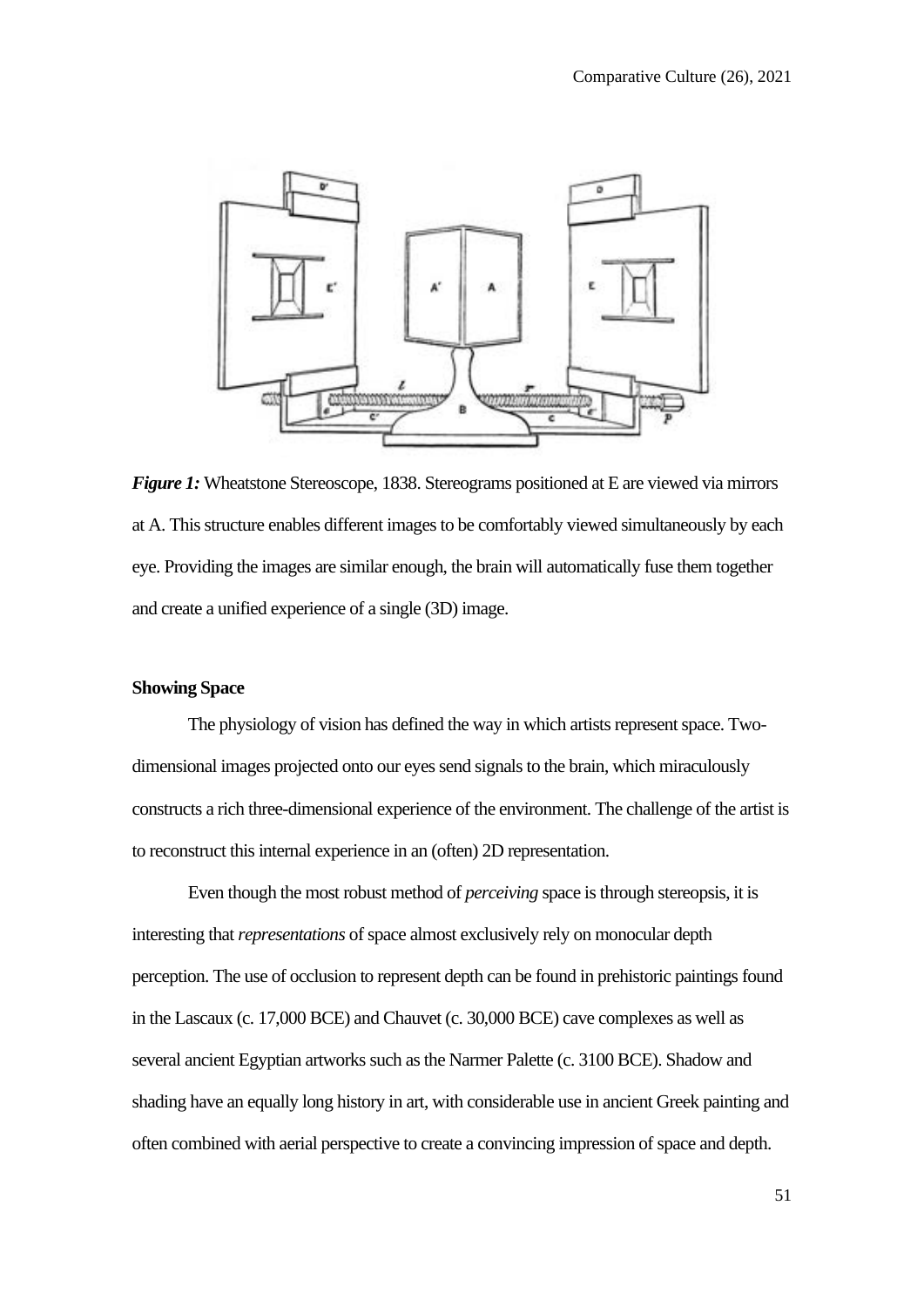*Figure 1:* Wheatstone Stereoscope, 1838. Stereograms positioned at E are viewed via mirrors at A. This structure enables different images to be comfortably viewed simultaneously by each eye. Providing the images are similar enough, the brain will automatically fuse them together and create a unified experience of a single (3D) image.

**Showing Space**

The physiology of vision has defined the way in which artists represent space. Two-dimensional images projected onto our eyes send signals to the brain, which miraculously constructs a rich three-dimensional experience of the environment. The challenge of the artist is to reconstruct this internal experience in an (often) 2D representation.

Even though the most robust method of *perceiving* space is through stereopsis, it is interesting that *representations* of space almost exclusively rely on monocular depth perception. The use of occlusion to represent depth can be found in prehistoric paintings found in the Lascaux (c. 17,000 BCE) and Chauvet (c. 30,000 BCE) cave complexes as well as several ancient Egyptian artworks such as the Narmer Palette (c. 3100 BCE). Shadow and shading have an equally long history in art, with considerable use in ancient Greek painting and often combined with aerial perspective to create a convincing impression of space and depth.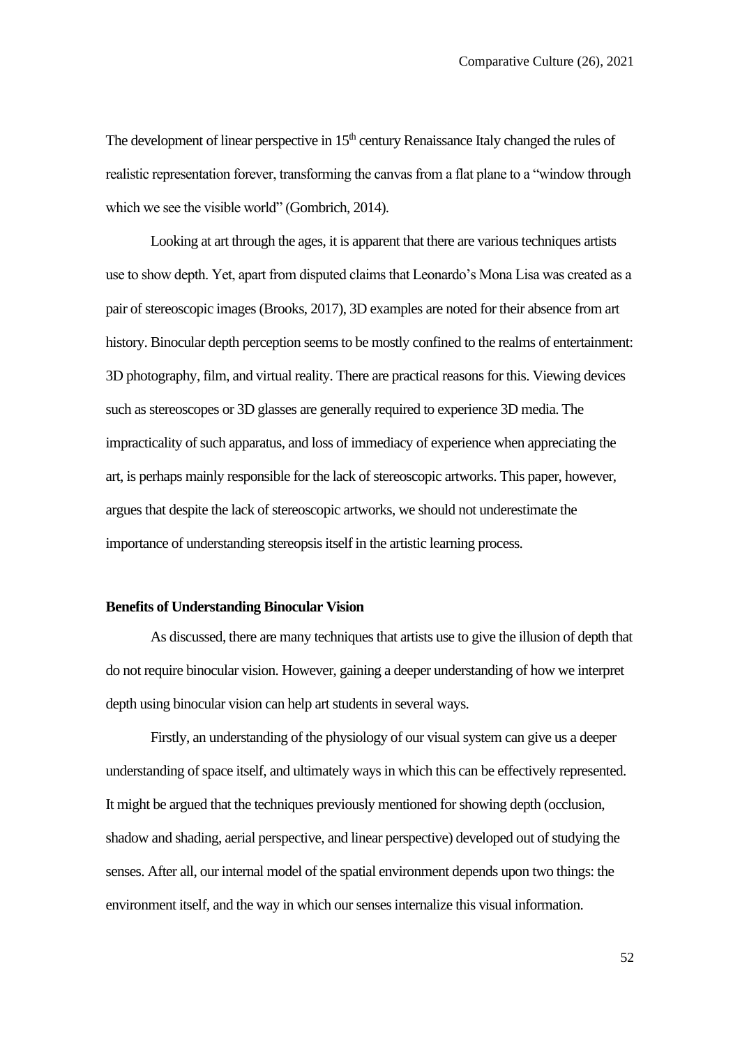The development of linear perspective in 15th century Renaissance Italy changed the rules of realistic representation forever, transforming the canvas from a flat plane to a "window through which we see the visible world" (Gombrich, 2014).

Looking at art through the ages, it is apparent that there are various techniques artists use to show depth. Yet, apart from disputed claims that Leonardo's Mona Lisa was created as a pair of stereoscopic images (Brooks, 2017), 3D examples are noted for their absence from art history. Binocular depth perception seems to be mostly confined to the realms of entertainment: 3D photography, film, and virtual reality. There are practical reasons for this. Viewing devices such as stereoscopes or 3D glasses are generally required to experience 3D media. The impracticality of such apparatus, and loss of immediacy of experience when appreciating the art, is perhaps mainly responsible for the lack of stereoscopic artworks. This paper, however, argues that despite the lack of stereoscopic artworks, we should not underestimate the importance of understanding stereopsis itself in the artistic learning process.

**Benefits of Understanding Binocular Vision**

As discussed, there are many techniques that artists use to give the illusion of depth that do not require binocular vision. However, gaining a deeper understanding of how we interpret depth using binocular vision can help art students in several ways.

Firstly, an understanding of the physiology of our visual system can give us a deeper understanding of space itself, and ultimately ways in which this can be effectively represented. It might be argued that the techniques previously mentioned for showing depth (occlusion, shadow and shading, aerial perspective, and linear perspective) developed out of studying the senses. After all, our internal model of the spatial environment depends upon two things: the environment itself, and the way in which our senses internalize this visual information.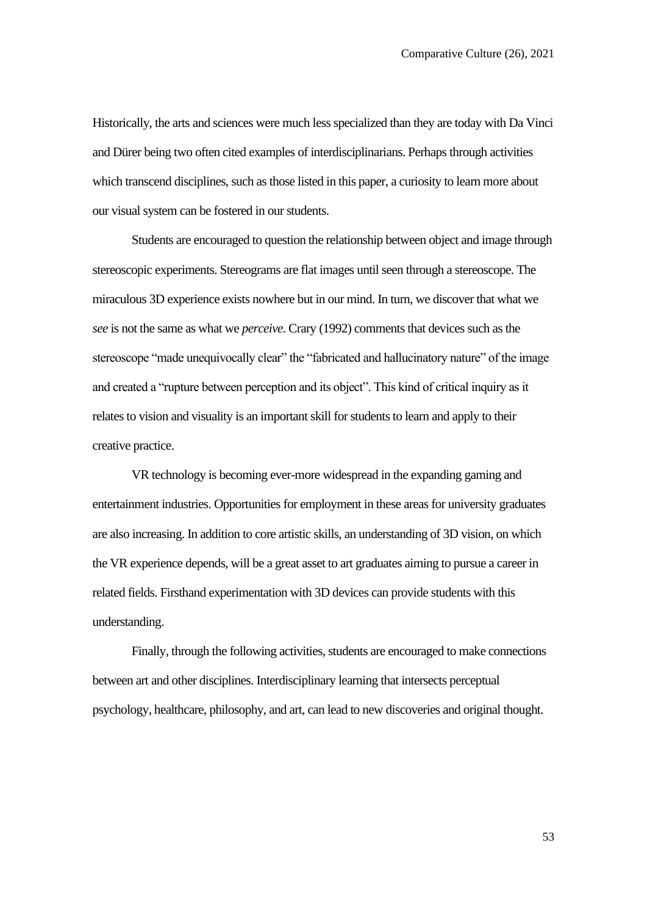Historically, the arts and sciences were much less specialized than they are today with Da Vinci and Dürer being two often cited examples of interdisciplinarians. Perhaps through activities which transcend disciplines, such as those listed in this paper, a curiosity to learn more about our visual system can be fostered in our students.

Students are encouraged to question the relationship between object and image through stereoscopic experiments. Stereograms are flat images until seen through a stereoscope. The miraculous 3D experience exists nowhere but in our mind. In turn, we discover that what we *see* is not the same as what we *perceive*. Crary (1992) comments that devices such as the stereoscope "made unequivocally clear" the "fabricated and hallucinatory nature" of the image and created a "rupture between perception and its object". This kind of critical inquiry as it relates to vision and visuality is an important skill for students to learn and apply to their creative practice.

VR technology is becoming ever-more widespread in the expanding gaming and entertainment industries. Opportunities for employment in these areas for university graduates are also increasing. In addition to core artistic skills, an understanding of 3D vision, on which the VR experience depends, will be a great asset to art graduates aiming to pursue a career in related fields. Firsthand experimentation with 3D devices can provide students with this understanding.

Finally, through the following activities, students are encouraged to make connections between art and other disciplines. Interdisciplinary learning that intersects perceptual psychology, healthcare, philosophy, and art, can lead to new discoveries and original thought.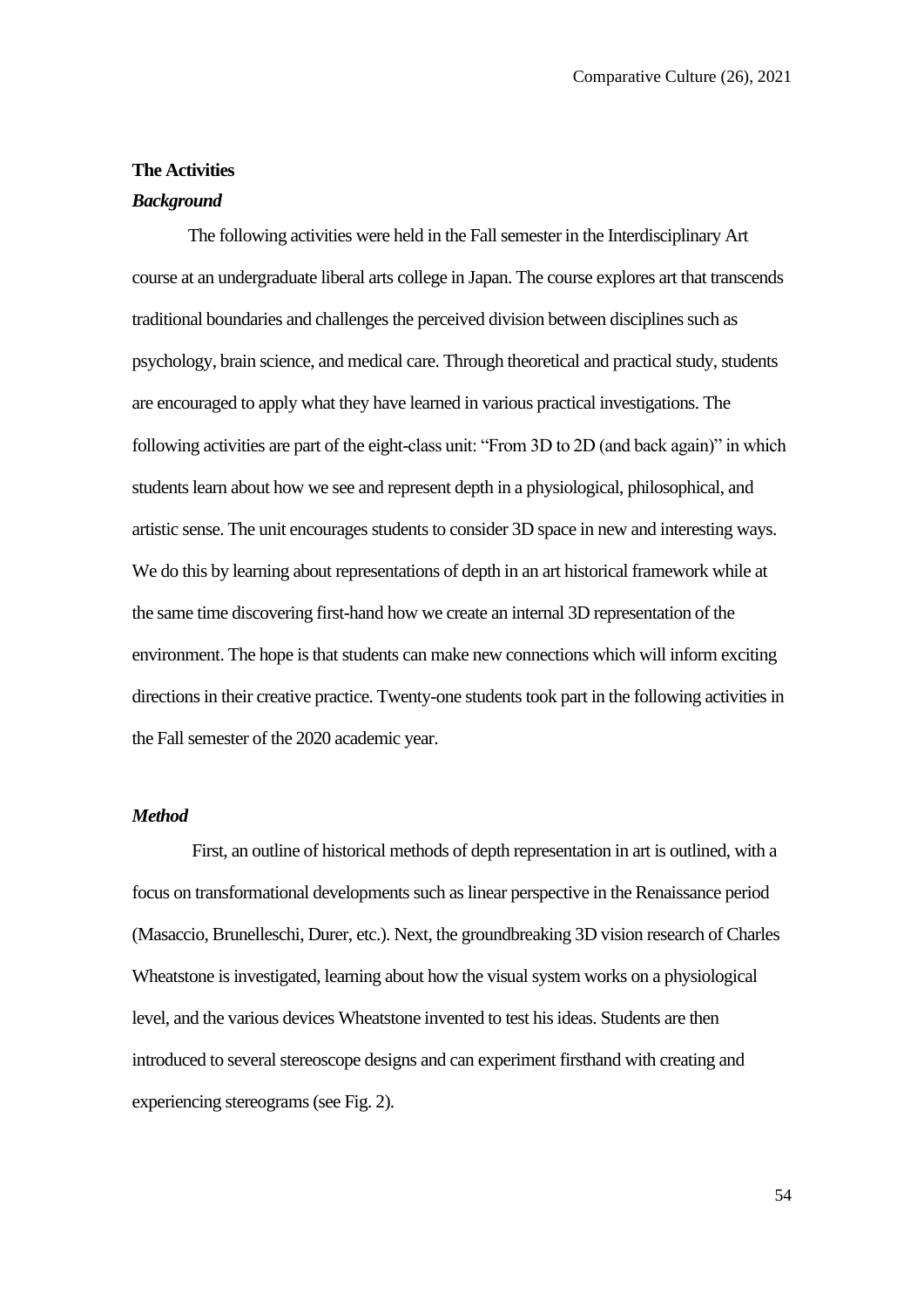## The Activities

### *Background*

The following activities were held in the Fall semester in the Interdisciplinary Art course at an undergraduate liberal arts college in Japan. The course explores art that transcends traditional boundaries and challenges the perceived division between disciplines such as psychology, brain science, and medical care. Through theoretical and practical study, students are encouraged to apply what they have learned in various practical investigations. The following activities are part of the eight-class unit: "From 3D to 2D (and back again)" in which students learn about how we see and represent depth in a physiological, philosophical, and artistic sense. The unit encourages students to consider 3D space in new and interesting ways. We do this by learning about representations of depth in an art historical framework while at the same time discovering first-hand how we create an internal 3D representation of the environment. The hope is that students can make new connections which will inform exciting directions in their creative practice. Twenty-one students took part in the following activities in the Fall semester of the 2020 academic year.

### *Method*

First, an outline of historical methods of depth representation in art is outlined, with a focus on transformational developments such as linear perspective in the Renaissance period (Masaccio, Brunelleschi, Durer, etc.). Next, the groundbreaking 3D vision research of Charles Wheatstone is investigated, learning about how the visual system works on a physiological level, and the various devices Wheatstone invented to test his ideas. Students are then introduced to several stereoscope designs and can experiment firsthand with creating and experiencing stereograms (see Fig. 2).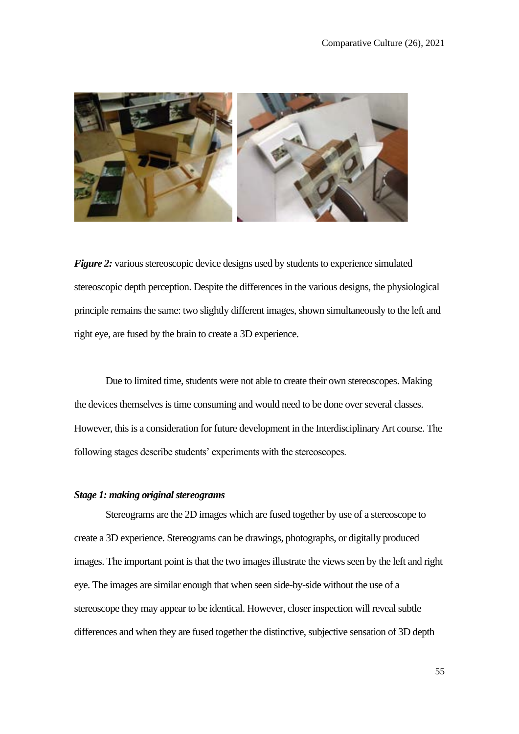***Figure 2:*** various stereoscopic device designs used by students to experience simulated stereoscopic depth perception. Despite the differences in the various designs, the physiological principle remains the same: two slightly different images, shown simultaneously to the left and right eye, are fused by the brain to create a 3D experience.

Due to limited time, students were not able to create their own stereoscopes. Making the devices themselves is time consuming and would need to be done over several classes. However, this is a consideration for future development in the Interdisciplinary Art course. The following stages describe students' experiments with the stereoscopes.

***Stage 1: making original stereograms***

Stereograms are the 2D images which are fused together by use of a stereoscope to create a 3D experience. Stereograms can be drawings, photographs, or digitally produced images. The important point is that the two images illustrate the views seen by the left and right eye. The images are similar enough that when seen side-by-side without the use of a stereoscope they may appear to be identical. However, closer inspection will reveal subtle differences and when they are fused together the distinctive, subjective sensation of 3D depth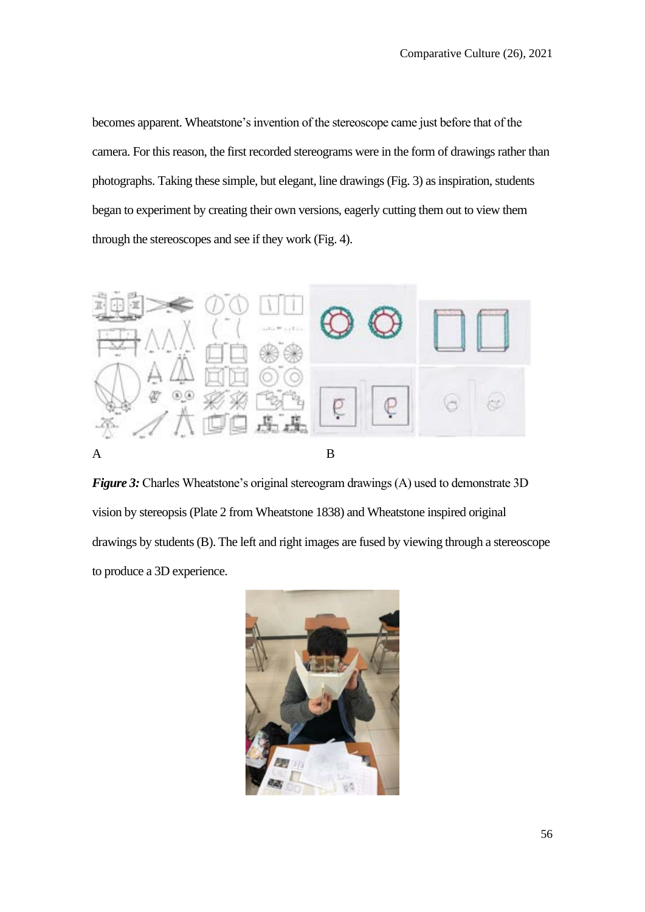becomes apparent. Wheatstone's invention of the stereoscope came just before that of the camera. For this reason, the first recorded stereograms were in the form of drawings rather than photographs. Taking these simple, but elegant, line drawings (Fig. 3) as inspiration, students began to experiment by creating their own versions, eagerly cutting them out to view them through the stereoscopes and see if they work (Fig. 4).

A B

***Figure 3:*** Charles Wheatstone's original stereogram drawings (A) used to demonstrate 3D vision by stereopsis (Plate 2 from Wheatstone 1838) and Wheatstone inspired original drawings by students (B). The left and right images are fused by viewing through a stereoscope to produce a 3D experience.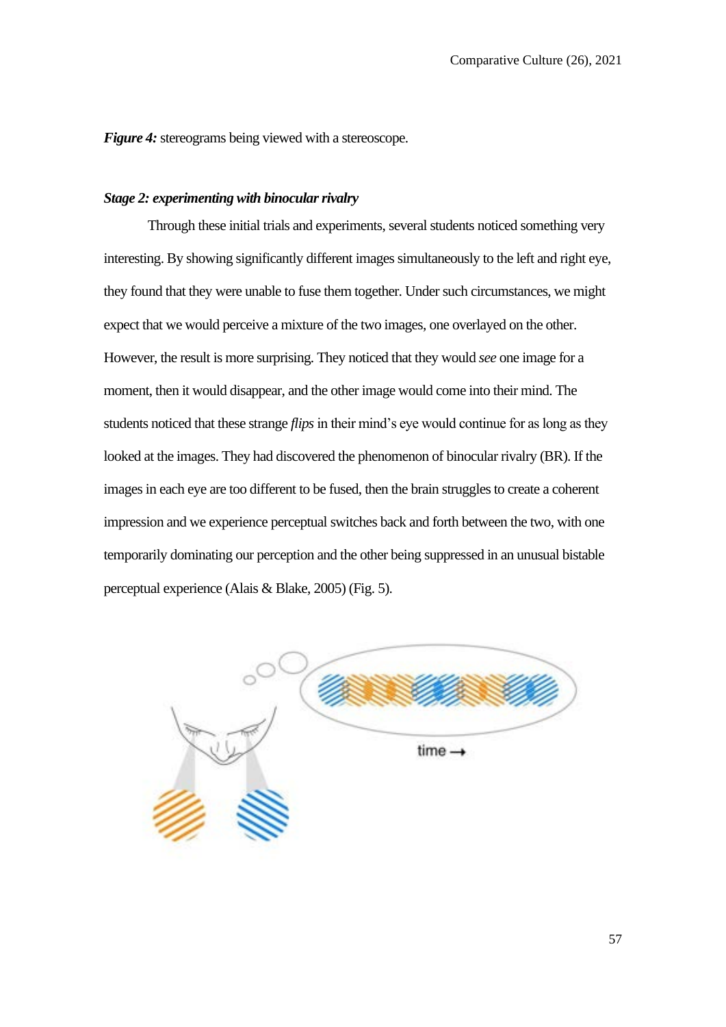***Figure 4:*** stereograms being viewed with a stereoscope.

***Stage 2: experimenting with binocular rivalry***

Through these initial trials and experiments, several students noticed something very interesting. By showing significantly different images simultaneously to the left and right eye, they found that they were unable to fuse them together. Under such circumstances, we might expect that we would perceive a mixture of the two images, one overlayed on the other. However, the result is more surprising. They noticed that they would *see* one image for a moment, then it would disappear, and the other image would come into their mind. The students noticed that these strange *flips* in their mind's eye would continue for as long as they looked at the images. They had discovered the phenomenon of binocular rivalry (BR). If the images in each eye are too different to be fused, then the brain struggles to create a coherent impression and we experience perceptual switches back and forth between the two, with one temporarily dominating our perception and the other being suppressed in an unusual bistable perceptual experience (Alais & Blake, 2005) (Fig. 5).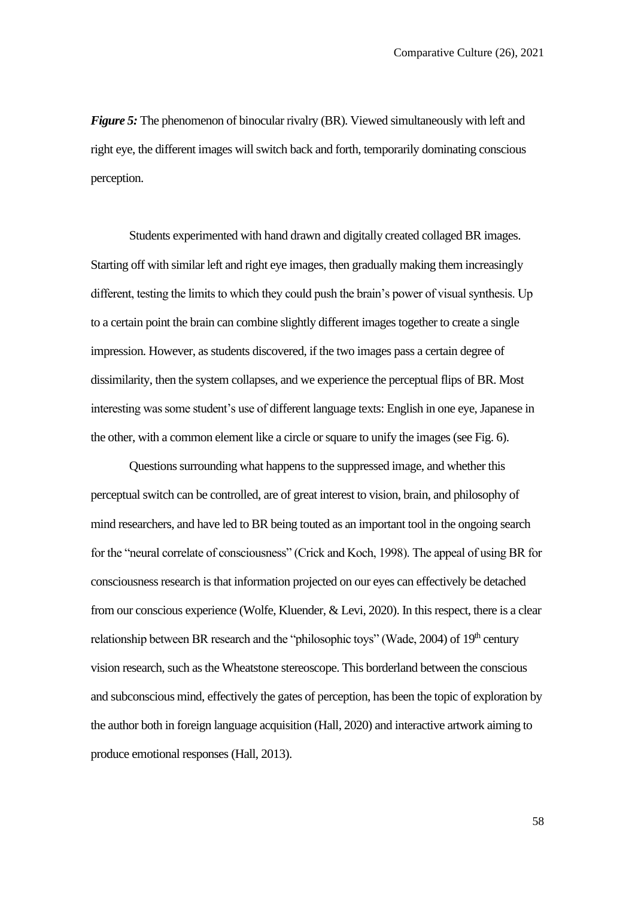***Figure 5:*** The phenomenon of binocular rivalry (BR). Viewed simultaneously with left and right eye, the different images will switch back and forth, temporarily dominating conscious perception.

Students experimented with hand drawn and digitally created collaged BR images. Starting off with similar left and right eye images, then gradually making them increasingly different, testing the limits to which they could push the brain's power of visual synthesis. Up to a certain point the brain can combine slightly different images together to create a single impression. However, as students discovered, if the two images pass a certain degree of dissimilarity, then the system collapses, and we experience the perceptual flips of BR. Most interesting was some student's use of different language texts: English in one eye, Japanese in the other, with a common element like a circle or square to unify the images (see Fig. 6).

Questions surrounding what happens to the suppressed image, and whether this perceptual switch can be controlled, are of great interest to vision, brain, and philosophy of mind researchers, and have led to BR being touted as an important tool in the ongoing search for the "neural correlate of consciousness" (Crick and Koch, 1998). The appeal of using BR for consciousness research is that information projected on our eyes can effectively be detached from our conscious experience (Wolfe, Kluender, & Levi, 2020). In this respect, there is a clear relationship between BR research and the "philosophic toys" (Wade, 2004) of 19th century vision research, such as the Wheatstone stereoscope. This borderland between the conscious and subconscious mind, effectively the gates of perception, has been the topic of exploration by the author both in foreign language acquisition (Hall, 2020) and interactive artwork aiming to produce emotional responses (Hall, 2013).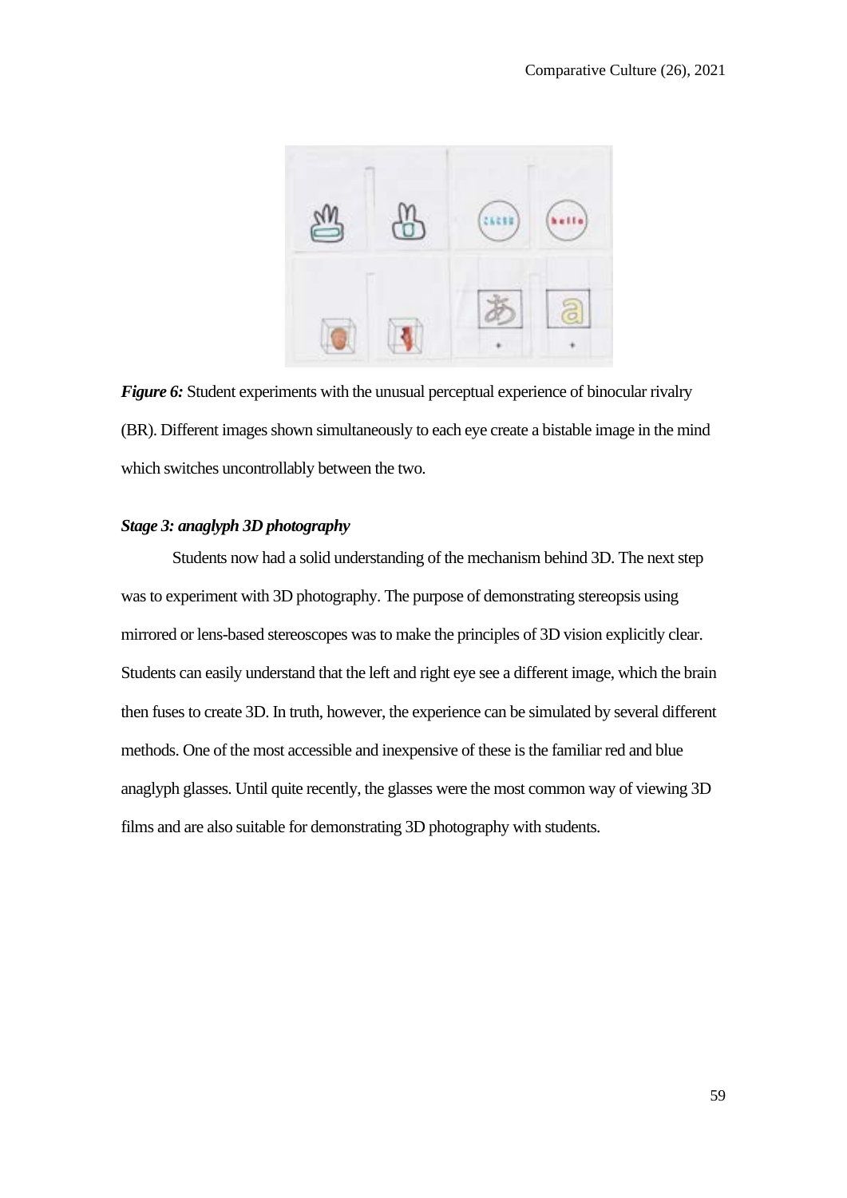*Figure 6:* Student experiments with the unusual perceptual experience of binocular rivalry (BR). Different images shown simultaneously to each eye create a bistable image in the mind which switches uncontrollably between the two.

### *Stage 3: anaglyph 3D photography*

Students now had a solid understanding of the mechanism behind 3D. The next step was to experiment with 3D photography. The purpose of demonstrating stereopsis using mirrored or lens-based stereoscopes was to make the principles of 3D vision explicitly clear. Students can easily understand that the left and right eye see a different image, which the brain then fuses to create 3D. In truth, however, the experience can be simulated by several different methods. One of the most accessible and inexpensive of these is the familiar red and blue anaglyph glasses. Until quite recently, the glasses were the most common way of viewing 3D films and are also suitable for demonstrating 3D photography with students.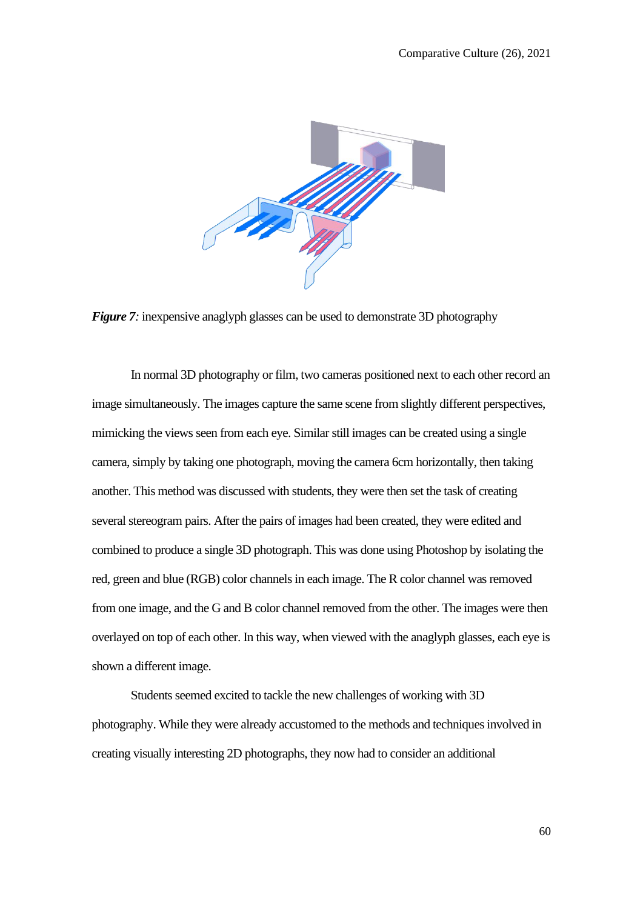***Figure 7****:* inexpensive anaglyph glasses can be used to demonstrate 3D photography

In normal 3D photography or film, two cameras positioned next to each other record an image simultaneously. The images capture the same scene from slightly different perspectives, mimicking the views seen from each eye. Similar still images can be created using a single camera, simply by taking one photograph, moving the camera 6cm horizontally, then taking another. This method was discussed with students, they were then set the task of creating several stereogram pairs. After the pairs of images had been created, they were edited and combined to produce a single 3D photograph. This was done using Photoshop by isolating the red, green and blue (RGB) color channels in each image. The R color channel was removed from one image, and the G and B color channel removed from the other. The images were then overlayed on top of each other. In this way, when viewed with the anaglyph glasses, each eye is shown a different image.

Students seemed excited to tackle the new challenges of working with 3D photography. While they were already accustomed to the methods and techniques involved in creating visually interesting 2D photographs, they now had to consider an additional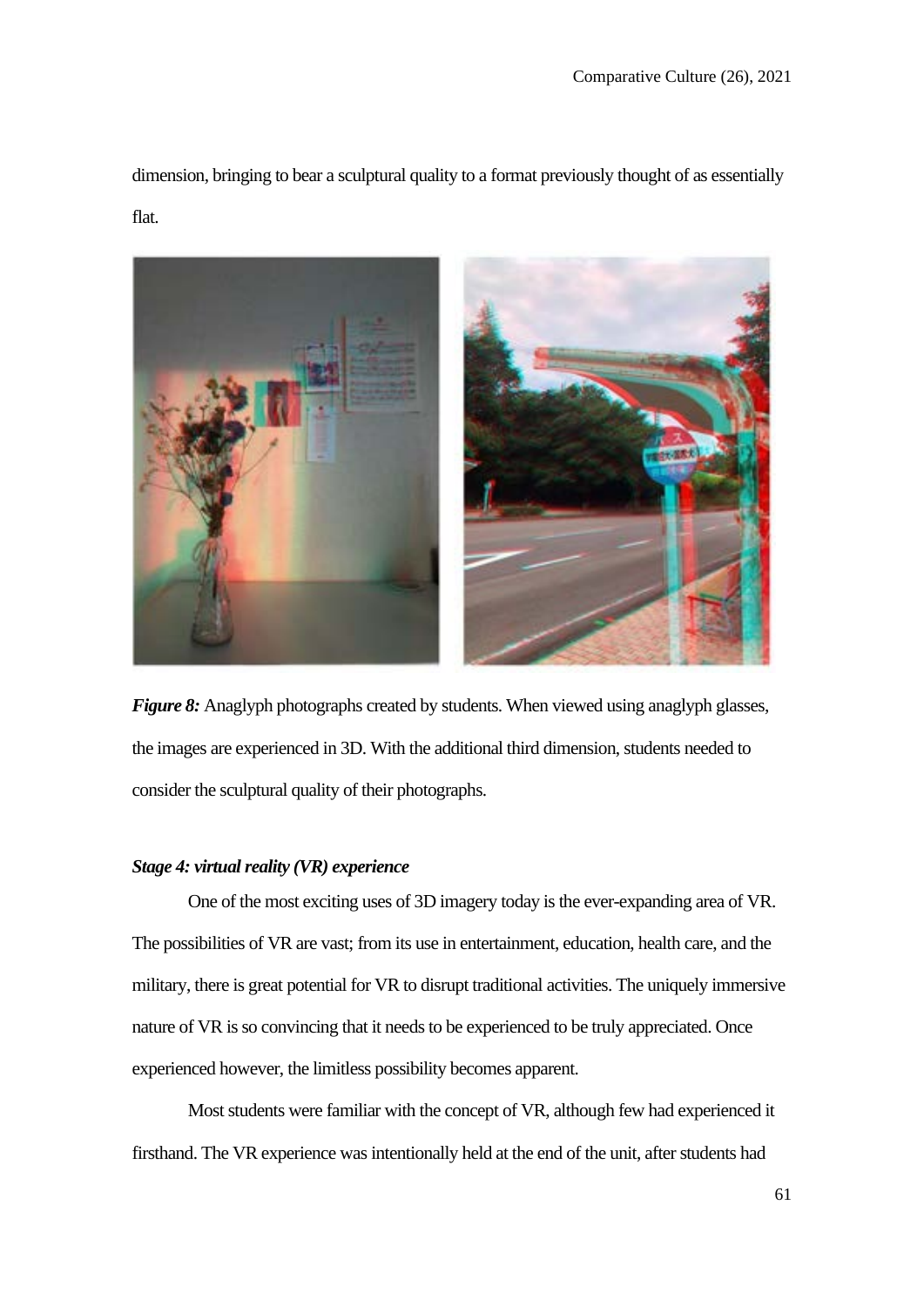dimension, bringing to bear a sculptural quality to a format previously thought of as essentially flat.

***Figure 8:*** Anaglyph photographs created by students. When viewed using anaglyph glasses, the images are experienced in 3D. With the additional third dimension, students needed to consider the sculptural quality of their photographs.

***Stage 4: virtual reality (VR) experience***

One of the most exciting uses of 3D imagery today is the ever-expanding area of VR. The possibilities of VR are vast; from its use in entertainment, education, health care, and the military, there is great potential for VR to disrupt traditional activities. The uniquely immersive nature of VR is so convincing that it needs to be experienced to be truly appreciated. Once experienced however, the limitless possibility becomes apparent.

Most students were familiar with the concept of VR, although few had experienced it firsthand. The VR experience was intentionally held at the end of the unit, after students had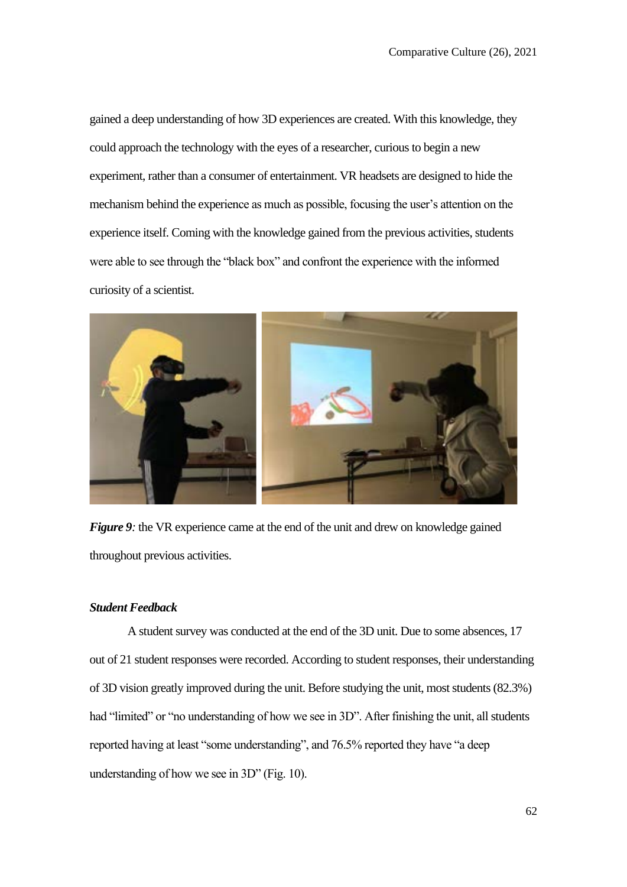gained a deep understanding of how 3D experiences are created. With this knowledge, they could approach the technology with the eyes of a researcher, curious to begin a new experiment, rather than a consumer of entertainment. VR headsets are designed to hide the mechanism behind the experience as much as possible, focusing the user's attention on the experience itself. Coming with the knowledge gained from the previous activities, students were able to see through the "black box" and confront the experience with the informed curiosity of a scientist.

***Figure 9**:* the VR experience came at the end of the unit and drew on knowledge gained throughout previous activities.

### ***Student Feedback***

A student survey was conducted at the end of the 3D unit. Due to some absences, 17 out of 21 student responses were recorded. According to student responses, their understanding of 3D vision greatly improved during the unit. Before studying the unit, most students (82.3%) had "limited" or "no understanding of how we see in 3D". After finishing the unit, all students reported having at least "some understanding", and 76.5% reported they have "a deep understanding of how we see in 3D" (Fig. 10).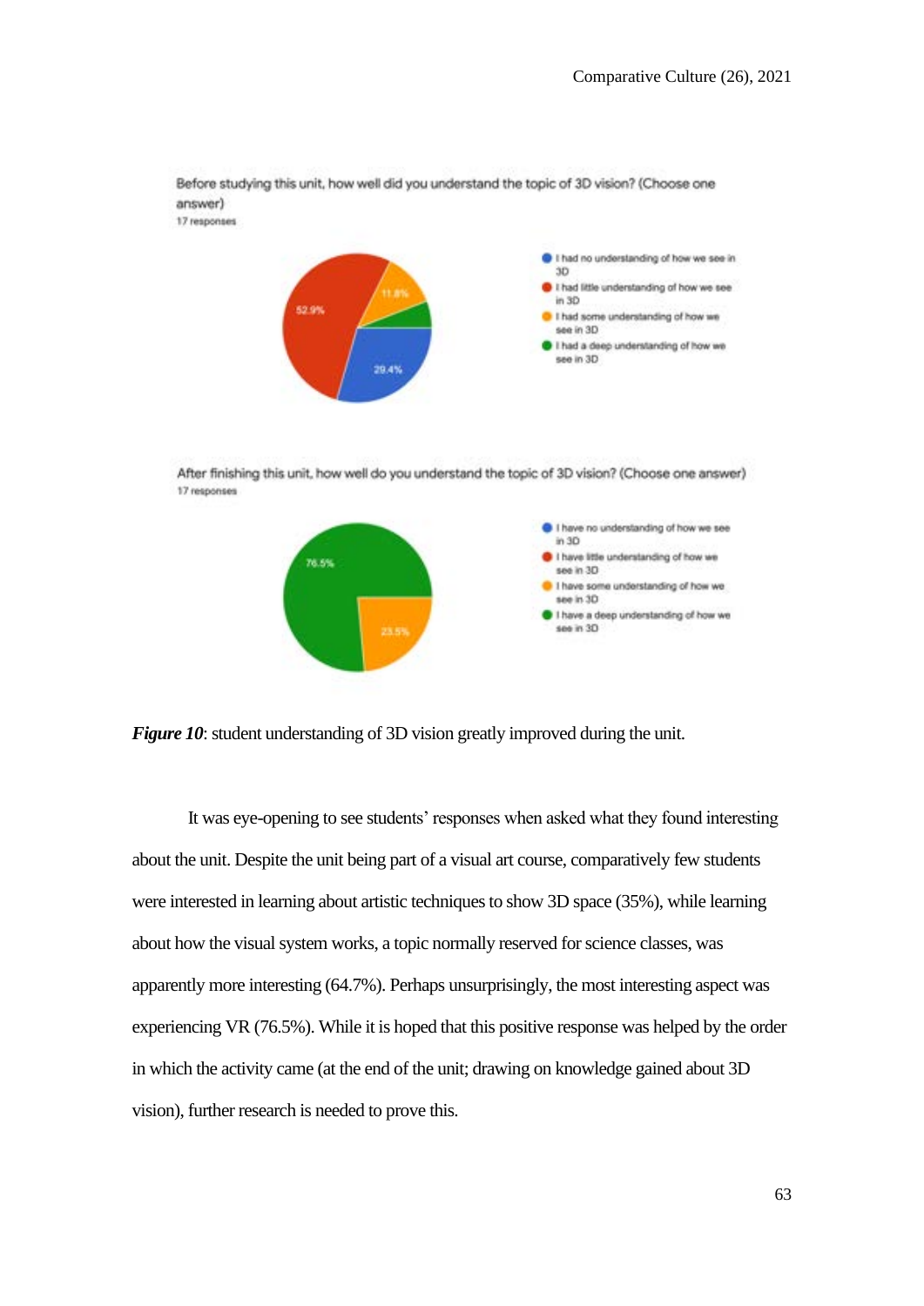Before studying this unit, how well did you understand the topic of 3D vision? (Choose one answer)
17 responses

- I had no understanding of how we see in 3D
- I had little understanding of how we see in 3D
- I had some understanding of how we see in 3D
- I had a deep understanding of how we see in 3D

52.9%
11.8%
29.4%

After finishing this unit, how well do you understand the topic of 3D vision? (Choose one answer)
17 responses

- I have no understanding of how we see in 3D
- I have little understanding of how we see in 3D
- I have some understanding of how we see in 3D
- I have a deep understanding of how we see in 3D

76.5%
23.5%

***Figure 10***: student understanding of 3D vision greatly improved during the unit.

It was eye-opening to see students' responses when asked what they found interesting about the unit. Despite the unit being part of a visual art course, comparatively few students were interested in learning about artistic techniques to show 3D space (35%), while learning about how the visual system works, a topic normally reserved for science classes, was apparently more interesting (64.7%). Perhaps unsurprisingly, the most interesting aspect was experiencing VR (76.5%). While it is hoped that this positive response was helped by the order in which the activity came (at the end of the unit; drawing on knowledge gained about 3D vision), further research is needed to prove this.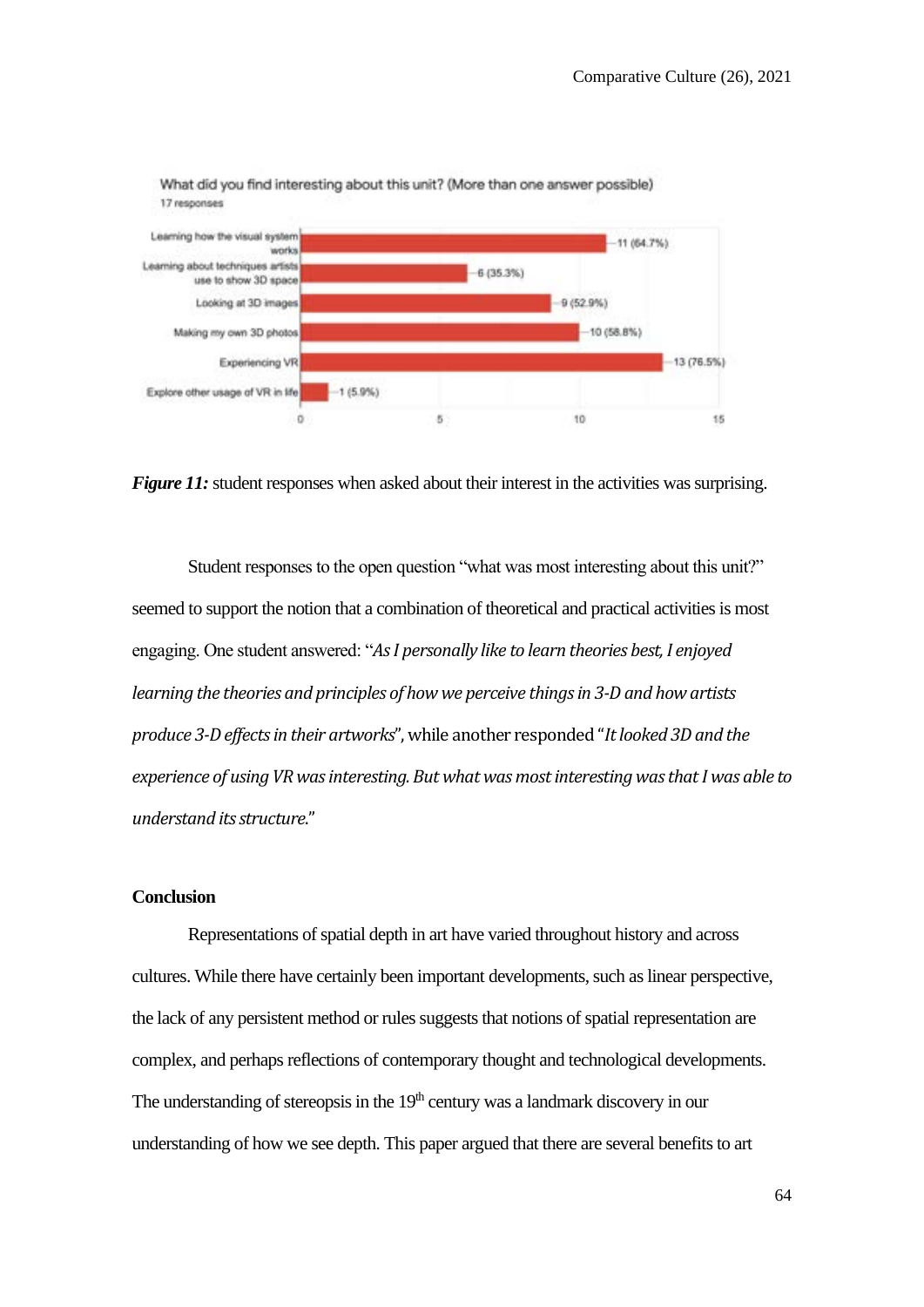What did you find interesting about this unit? (More than one answer possible)
17 responses

| Response | Count (%) |
| --- | --- |
| Learning how the visual system works | 11 (64.7%) |
| Learning about techniques artists use to show 3D space | 6 (35.3%) |
| Looking at 3D images | 9 (52.9%) |
| Making my own 3D photos | 10 (58.8%) |
| Experiencing VR | 13 (76.5%) |
| Explore other usage of VR in life | 1 (5.9%) |

***Figure 11:*** student responses when asked about their interest in the activities was surprising.

Student responses to the open question "what was most interesting about this unit?" seemed to support the notion that a combination of theoretical and practical activities is most engaging. One student answered: "*As I personally like to learn theories best, I enjoyed learning the theories and principles of how we perceive things in 3-D and how artists produce 3-D effects in their artworks*", while another responded "*It looked 3D and the experience of using VR was interesting. But what was most interesting was that I was able to understand its structure.*"

**Conclusion**

Representations of spatial depth in art have varied throughout history and across cultures. While there have certainly been important developments, such as linear perspective, the lack of any persistent method or rules suggests that notions of spatial representation are complex, and perhaps reflections of contemporary thought and technological developments. The understanding of stereopsis in the 19th century was a landmark discovery in our understanding of how we see depth. This paper argued that there are several benefits to art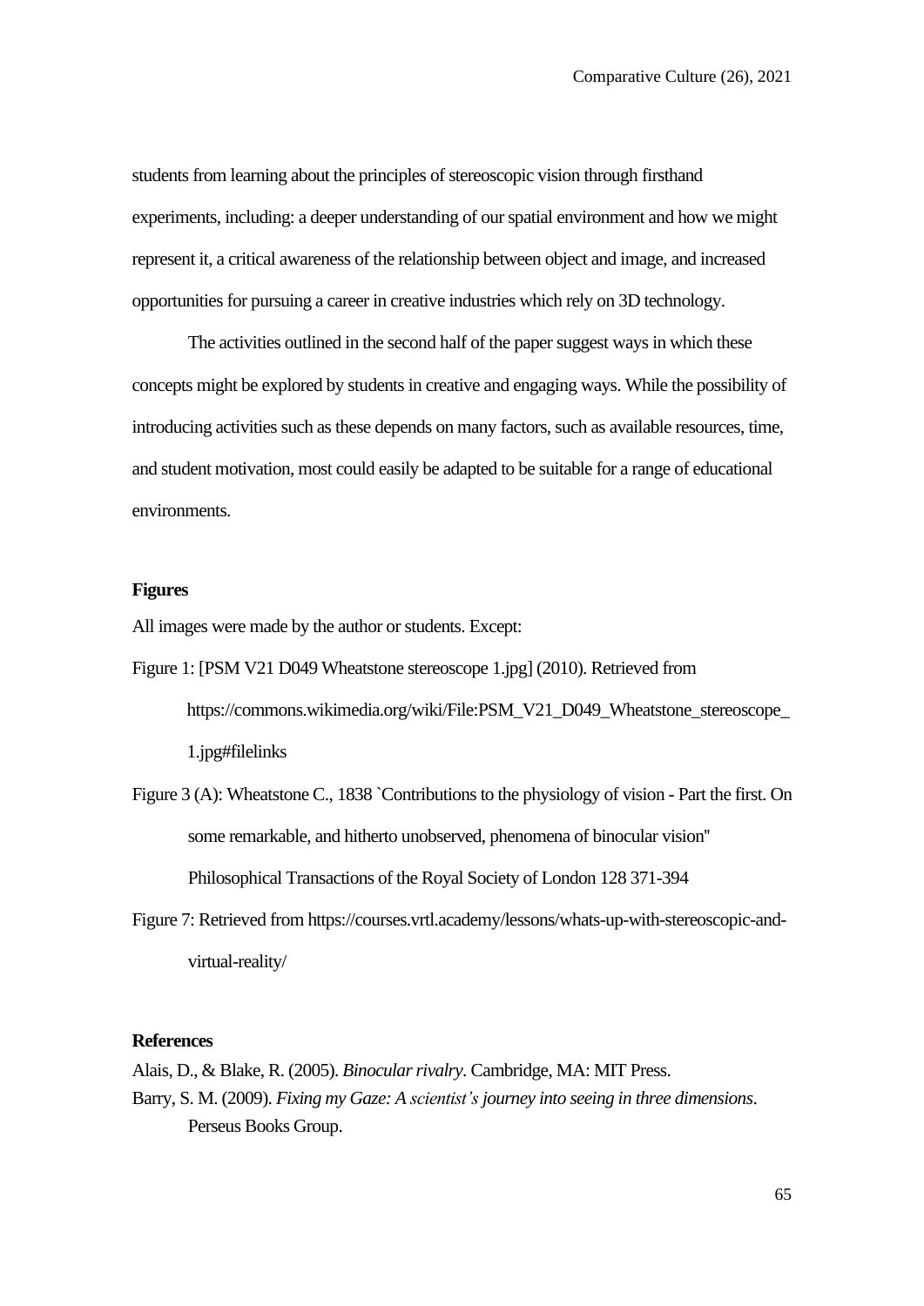students from learning about the principles of stereoscopic vision through firsthand experiments, including: a deeper understanding of our spatial environment and how we might represent it, a critical awareness of the relationship between object and image, and increased opportunities for pursuing a career in creative industries which rely on 3D technology.

The activities outlined in the second half of the paper suggest ways in which these concepts might be explored by students in creative and engaging ways. While the possibility of introducing activities such as these depends on many factors, such as available resources, time, and student motivation, most could easily be adapted to be suitable for a range of educational environments.

**Figures**

All images were made by the author or students. Except:

Figure 1: [PSM V21 D049 Wheatstone stereoscope 1.jpg] (2010). Retrieved from https://commons.wikimedia.org/wiki/File:PSM_V21_D049_Wheatstone_stereoscope_1.jpg#filelinks

Figure 3 (A): Wheatstone C., 1838 `Contributions to the physiology of vision - Part the first. On some remarkable, and hitherto unobserved, phenomena of binocular vision'' Philosophical Transactions of the Royal Society of London 128 371-394

Figure 7: Retrieved from https://courses.vrtl.academy/lessons/whats-up-with-stereoscopic-and-virtual-reality/

**References**

Alais, D., & Blake, R. (2005). *Binocular rivalry*. Cambridge, MA: MIT Press.

Barry, S. M. (2009). *Fixing my Gaze: A scientist's journey into seeing in three dimensions*. Perseus Books Group.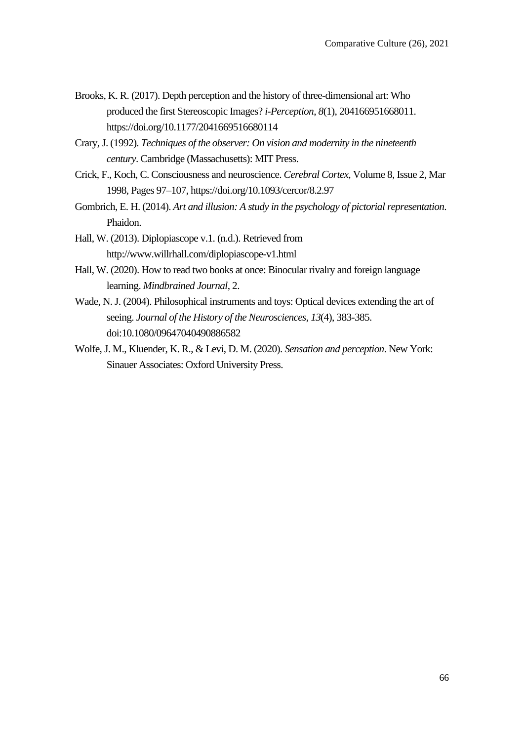Brooks, K. R. (2017). Depth perception and the history of three-dimensional art: Who produced the first Stereoscopic Images? *i-Perception*, *8*(1), 204166951668011. https://doi.org/10.1177/2041669516680114

Crary, J. (1992). *Techniques of the observer: On vision and modernity in the nineteenth century*. Cambridge (Massachusetts): MIT Press.

Crick, F., Koch, C. Consciousness and neuroscience. *Cerebral Cortex*, Volume 8, Issue 2, Mar 1998, Pages 97–107, https://doi.org/10.1093/cercor/8.2.97

Gombrich, E. H. (2014). *Art and illusion: A study in the psychology of pictorial representation*. Phaidon.

Hall, W. (2013). Diplopiascope v.1. (n.d.). Retrieved from http://www.willrhall.com/diplopiascope-v1.html

Hall, W. (2020). How to read two books at once: Binocular rivalry and foreign language learning. *Mindbrained Journal*, 2.

Wade, N. J. (2004). Philosophical instruments and toys: Optical devices extending the art of seeing. *Journal of the History of the Neurosciences, 13*(4), 383-385. doi:10.1080/09647040490886582

Wolfe, J. M., Kluender, K. R., & Levi, D. M. (2020). *Sensation and perception*. New York: Sinauer Associates: Oxford University Press.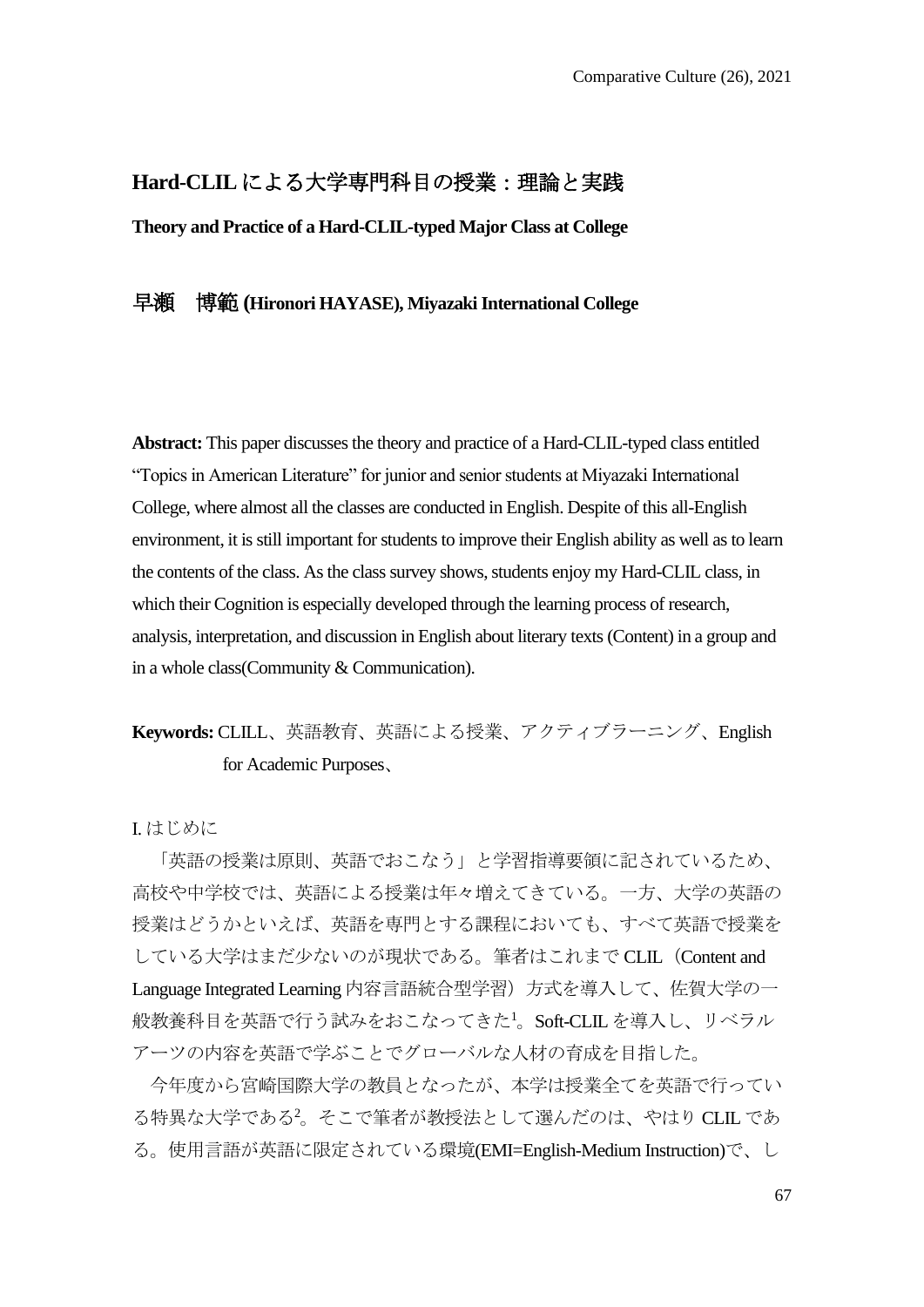# Hard-CLIL による大学専門科目の授業：理論と実践

**Theory and Practice of a Hard-CLIL-typed Major Class at College**

## 早瀬　博範 (Hironori HAYASE), Miyazaki International College

**Abstract:** This paper discusses the theory and practice of a Hard-CLIL-typed class entitled "Topics in American Literature" for junior and senior students at Miyazaki International College, where almost all the classes are conducted in English. Despite of this all-English environment, it is still important for students to improve their English ability as well as to learn the contents of the class. As the class survey shows, students enjoy my Hard-CLIL class, in which their Cognition is especially developed through the learning process of research, analysis, interpretation, and discussion in English about literary texts (Content) in a group and in a whole class(Community & Communication).

**Keywords:** CLILL、英語教育、英語による授業、アクティブラーニング、English for Academic Purposes、

I. はじめに

「英語の授業は原則、英語でおこなう」と学習指導要領に記されているため、高校や中学校では、英語による授業は年々増えてきている。一方、大学の英語の授業はどうかといえば、英語を専門とする課程においても、すべて英語で授業をしている大学はまだ少ないのが現状である。筆者はこれまで CLIL（Content and Language Integrated Learning 内容言語統合型学習）方式を導入して、佐賀大学の一般教養科目を英語で行う試みをおこなってきた[1]。Soft-CLIL を導入し、リベラルアーツの内容を英語で学ぶことでグローバルな人材の育成を目指した。

今年度から宮崎国際大学の教員となったが、本学は授業全てを英語で行っている特異な大学である[2]。そこで筆者が教授法として選んだのは、やはり CLIL である。使用言語が英語に限定されている環境(EMI=English-Medium Instruction)で、し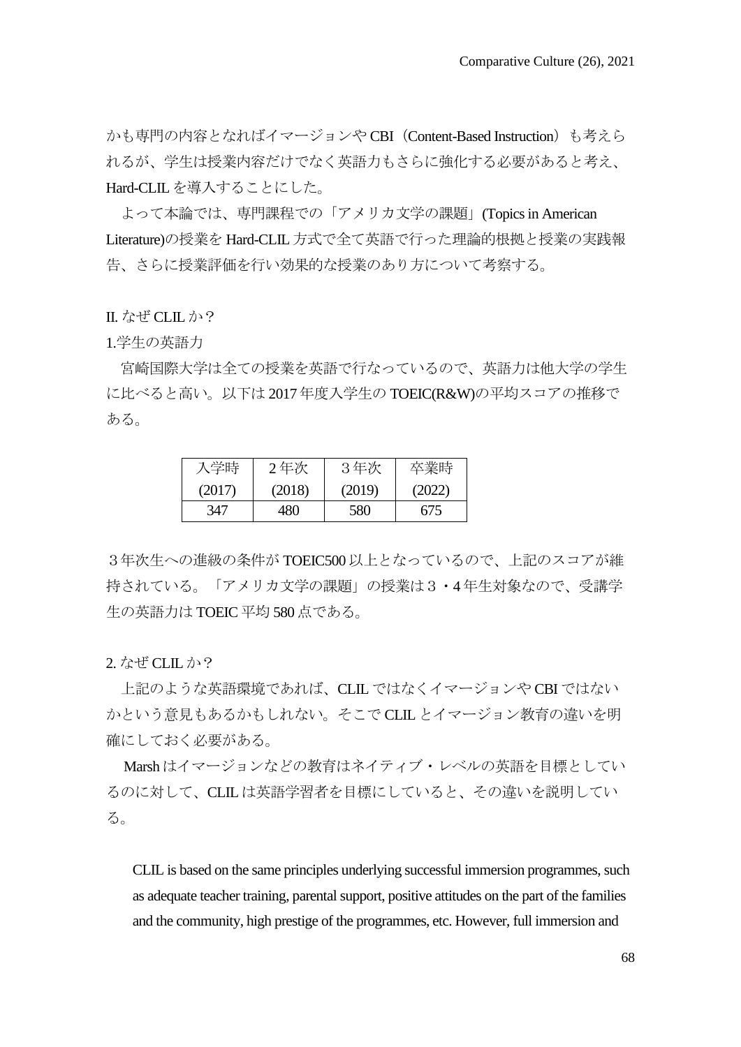かも専門の内容となればイマージョンや CBI（Content-Based Instruction）も考えられるが、学生は授業内容だけでなく英語力もさらに強化する必要があると考え、Hard-CLIL を導入することにした。

よって本論では、専門課程での「アメリカ文学の課題」(Topics in American Literature)の授業を Hard-CLIL 方式で全て英語で行った理論的根拠と授業の実践報告、さらに授業評価を行い効果的な授業のあり方について考察する。

## II. なぜ CLIL か？

### 1.学生の英語力

宮崎国際大学は全ての授業を英語で行なっているので、英語力は他大学の学生に比べると高い。以下は 2017 年度入学生の TOEIC(R&W)の平均スコアの推移である。

| 入学時 (2017) | 2 年次 (2018) | 3 年次 (2019) | 卒業時 (2022) |
|---|---|---|---|
| 347 | 480 | 580 | 675 |

３年次生への進級の条件が TOEIC500 以上となっているので、上記のスコアが維持されている。「アメリカ文学の課題」の授業は３・4 年生対象なので、受講学生の英語力は TOEIC 平均 580 点である。

### 2. なぜ CLIL か？

上記のような英語環境であれば、CLIL ではなくイマージョンや CBI ではないかという意見もあるかもしれない。そこで CLIL とイマージョン教育の違いを明確にしておく必要がある。

Marsh はイマージョンなどの教育はネイティブ・レベルの英語を目標としているのに対して、CLIL は英語学習者を目標にしていると、その違いを説明している。

> CLIL is based on the same principles underlying successful immersion programmes, such as adequate teacher training, parental support, positive attitudes on the part of the families and the community, high prestige of the programmes, etc. However, full immersion and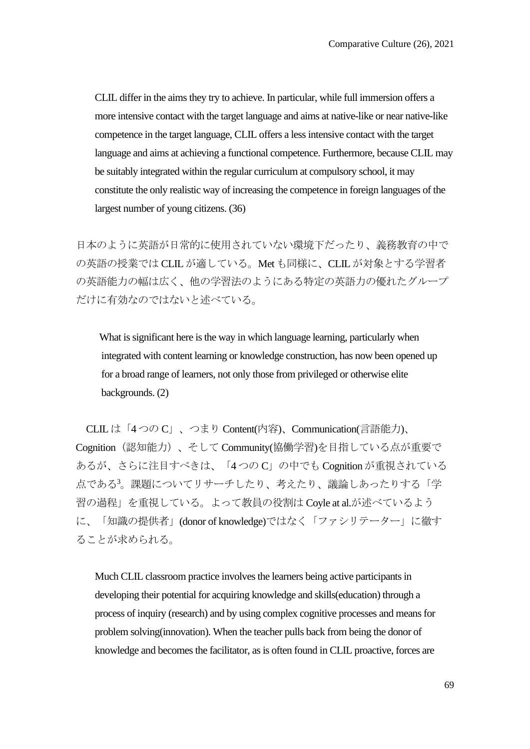> CLIL differ in the aims they try to achieve. In particular, while full immersion offers a more intensive contact with the target language and aims at native-like or near native-like competence in the target language, CLIL offers a less intensive contact with the target language and aims at achieving a functional competence. Furthermore, because CLIL may be suitably integrated within the regular curriculum at compulsory school, it may constitute the only realistic way of increasing the competence in foreign languages of the largest number of young citizens. (36)

日本のように英語が日常的に使用されていない環境下だったり、義務教育の中での英語の授業では CLIL が適している。Met も同様に、CLIL が対象とする学習者の英語能力の幅は広く、他の学習法のようにある特定の英語力の優れたグループだけに有効なのではないと述べている。

> What is significant here is the way in which language learning, particularly when integrated with content learning or knowledge construction, has now been opened up for a broad range of learners, not only those from privileged or otherwise elite backgrounds. (2)

CLIL は「4 つの C」、つまり Content(内容)、Communication(言語能力)、Cognition（認知能力）、そして Community(協働学習)を目指している点が重要であるが、さらに注目すべきは、「4 つの C」の中でも Cognition が重視されている点である[3]。課題についてリサーチしたり、考えたり、議論しあったりする「学習の過程」を重視している。よって教員の役割は Coyle at al.が述べているように、「知識の提供者」(donor of knowledge)ではなく「ファシリテーター」に徹することが求められる。

> Much CLIL classroom practice involves the learners being active participants in developing their potential for acquiring knowledge and skills(education) through a process of inquiry (research) and by using complex cognitive processes and means for problem solving(innovation). When the teacher pulls back from being the donor of knowledge and becomes the facilitator, as is often found in CLIL proactive, forces are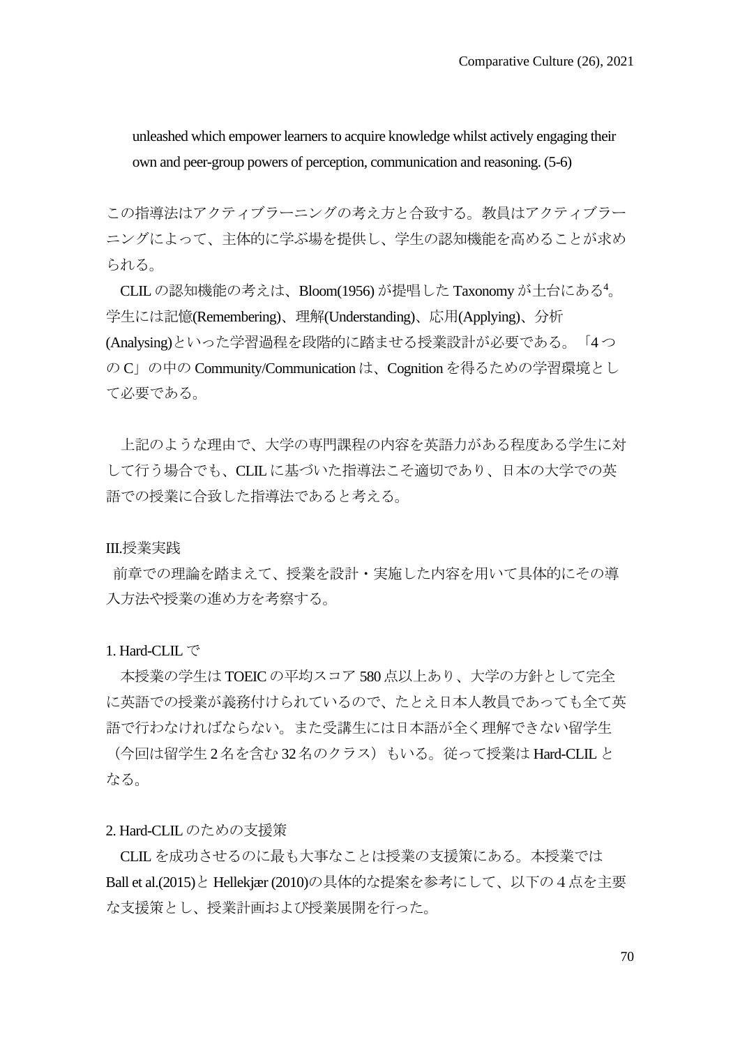unleashed which empower learners to acquire knowledge whilst actively engaging their own and peer-group powers of perception, communication and reasoning. (5-6)

この指導法はアクティブラーニングの考え方と合致する。教員はアクティブラーニングによって、主体的に学ぶ場を提供し、学生の認知機能を高めることが求められる。

CLIL の認知機能の考えは、Bloom(1956) が提唱した Taxonomy が土台にある[4]。学生には記憶(Remembering)、理解(Understanding)、応用(Applying)、分析(Analysing)といった学習過程を段階的に踏ませる授業設計が必要である。「4 つの C」の中の Community/Communication は、Cognition を得るための学習環境として必要である。

上記のような理由で、大学の専門課程の内容を英語力がある程度ある学生に対して行う場合でも、CLIL に基づいた指導法こそ適切であり、日本の大学での英語での授業に合致した指導法であると考える。

## III.授業実践

前章での理論を踏まえて、授業を設計・実施した内容を用いて具体的にその導入方法や授業の進め方を考察する。

### 1. Hard-CLIL で

本授業の学生は TOEIC の平均スコア 580 点以上あり、大学の方針として完全に英語での授業が義務付けられているので、たとえ日本人教員であっても全て英語で行わなければならない。また受講生には日本語が全く理解できない留学生（今回は留学生 2 名を含む 32 名のクラス）もいる。従って授業は Hard-CLIL となる。

### 2. Hard-CLIL のための支援策

CLIL を成功させるのに最も大事なことは授業の支援策にある。本授業では Ball et al.(2015)と Hellekjær (2010)の具体的な提案を参考にして、以下の４点を主要な支援策とし、授業計画および授業展開を行った。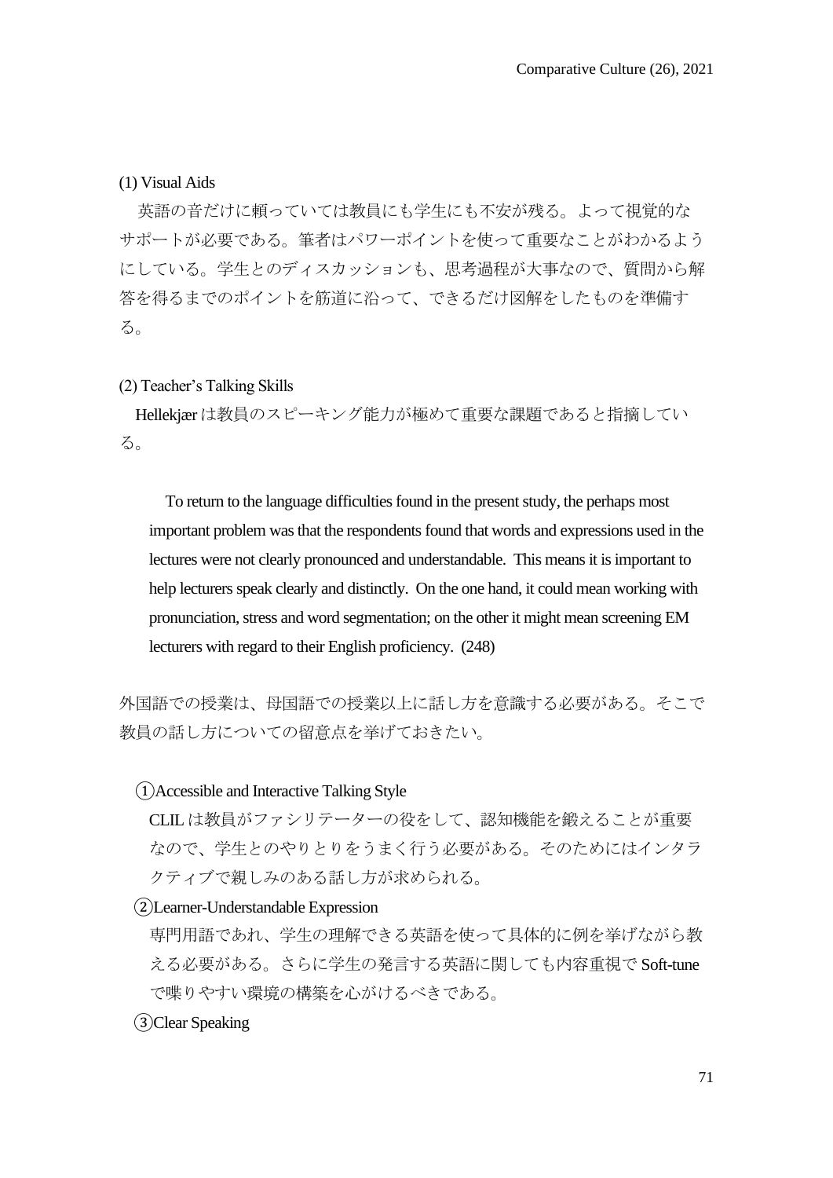(1) Visual Aids

英語の音だけに頼っていては教員にも学生にも不安が残る。よって視覚的なサポートが必要である。筆者はパワーポイントを使って重要なことがわかるようにしている。学生とのディスカッションも、思考過程が大事なので、質問から解答を得るまでのポイントを筋道に沿って、できるだけ図解をしたものを準備する。

(2) Teacher's Talking Skills

Hellekjær は教員のスピーキング能力が極めて重要な課題であると指摘している。

> To return to the language difficulties found in the present study, the perhaps most important problem was that the respondents found that words and expressions used in the lectures were not clearly pronounced and understandable. This means it is important to help lecturers speak clearly and distinctly. On the one hand, it could mean working with pronunciation, stress and word segmentation; on the other it might mean screening EM lecturers with regard to their English proficiency. (248)

外国語での授業は、母国語での授業以上に話し方を意識する必要がある。そこで教員の話し方についての留意点を挙げておきたい。

①Accessible and Interactive Talking Style

CLIL は教員がファシリテーターの役をして、認知機能を鍛えることが重要なので、学生とのやりとりをうまく行う必要がある。そのためにはインタラクティブで親しみのある話し方が求められる。

②Learner-Understandable Expression

専門用語であれ、学生の理解できる英語を使って具体的に例を挙げながら教える必要がある。さらに学生の発言する英語に関しても内容重視で Soft-tune で喋りやすい環境の構築を心がけるべきである。

③Clear Speaking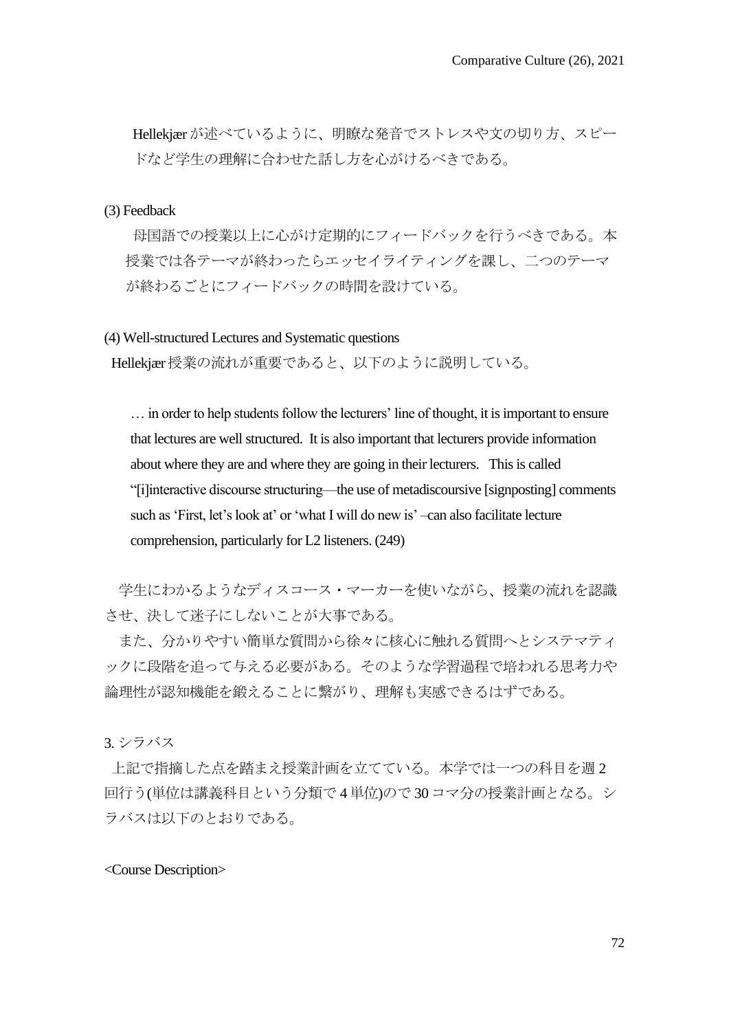Hellekjær が述べているように、明瞭な発音でストレスや文の切り方、スピードなど学生の理解に合わせた話し方を心がけるべきである。

(3) Feedback

母国語での授業以上に心がけ定期的にフィードバックを行うべきである。本授業では各テーマが終わったらエッセイライティングを課し、二つのテーマが終わるごとにフィードバックの時間を設けている。

(4) Well-structured Lectures and Systematic questions

Hellekjær 授業の流れが重要であると、以下のように説明している。

> … in order to help students follow the lecturers' line of thought, it is important to ensure that lectures are well structured. It is also important that lecturers provide information about where they are and where they are going in their lecturers. This is called "[i]interactive discourse structuring—the use of metadiscoursive [signposting] comments such as 'First, let's look at' or 'what I will do new is' –can also facilitate lecture comprehension, particularly for L2 listeners. (249)

学生にわかるようなディスコース・マーカーを使いながら、授業の流れを認識させ、決して迷子にしないことが大事である。

また、分かりやすい簡単な質問から徐々に核心に触れる質問へとシステマティックに段階を追って与える必要がある。そのような学習過程で培われる思考力や論理性が認知機能を鍛えることに繋がり、理解も実感できるはずである。

3. シラバス

上記で指摘した点を踏まえ授業計画を立てている。本学では一つの科目を週 2 回行う(単位は講義科目という分類で 4 単位)ので 30 コマ分の授業計画となる。シラバスは以下のとおりである。

<Course Description>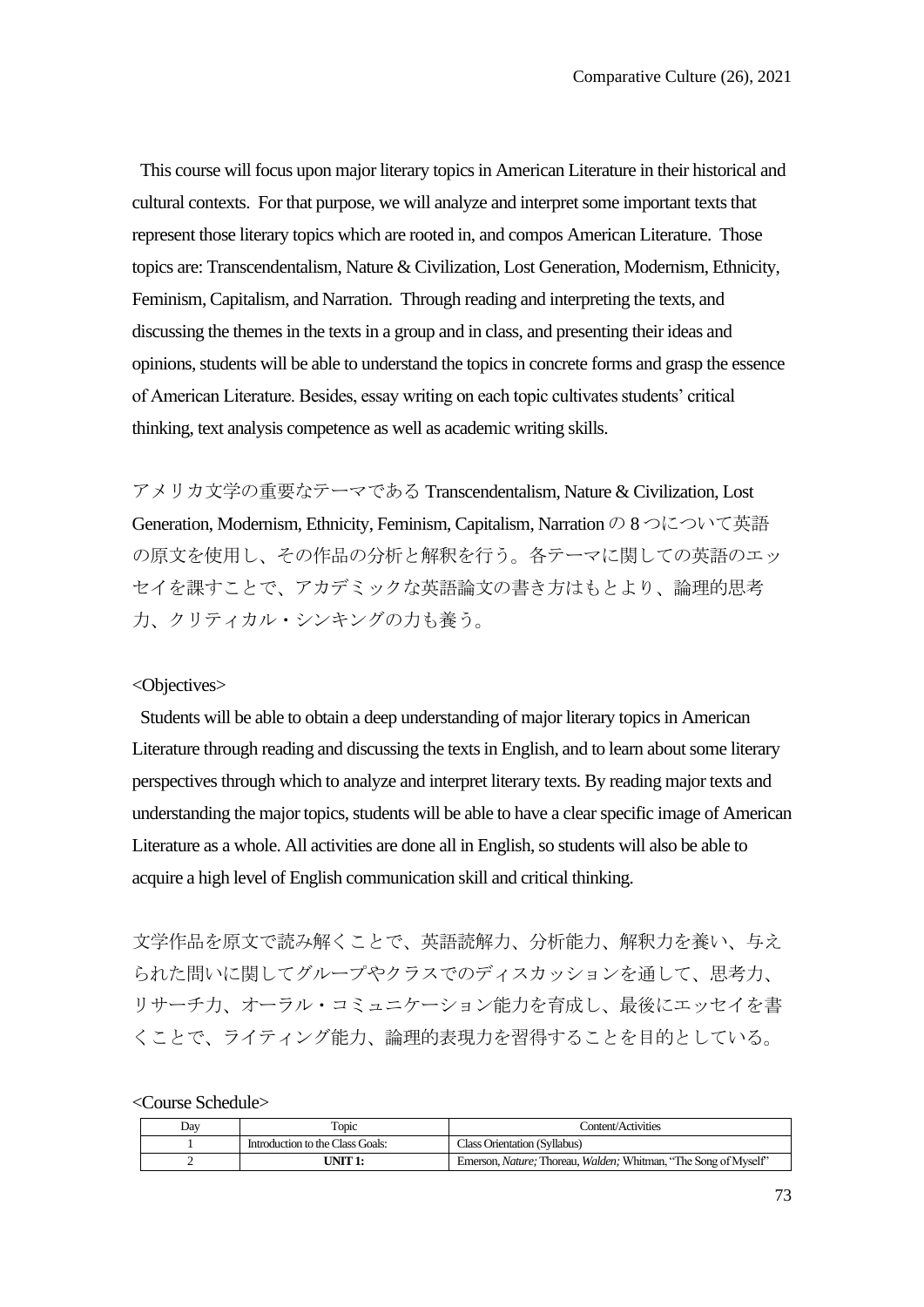This course will focus upon major literary topics in American Literature in their historical and cultural contexts. For that purpose, we will analyze and interpret some important texts that represent those literary topics which are rooted in, and compos American Literature. Those topics are: Transcendentalism, Nature & Civilization, Lost Generation, Modernism, Ethnicity, Feminism, Capitalism, and Narration. Through reading and interpreting the texts, and discussing the themes in the texts in a group and in class, and presenting their ideas and opinions, students will be able to understand the topics in concrete forms and grasp the essence of American Literature. Besides, essay writing on each topic cultivates students' critical thinking, text analysis competence as well as academic writing skills.

アメリカ文学の重要なテーマである Transcendentalism, Nature & Civilization, Lost Generation, Modernism, Ethnicity, Feminism, Capitalism, Narration の 8 つについて英語の原文を使用し、その作品の分析と解釈を行う。各テーマに関しての英語のエッセイを課すことで、アカデミックな英語論文の書き方はもとより、論理的思考力、クリティカル・シンキングの力も養う。

<Objectives>

Students will be able to obtain a deep understanding of major literary topics in American Literature through reading and discussing the texts in English, and to learn about some literary perspectives through which to analyze and interpret literary texts. By reading major texts and understanding the major topics, students will be able to have a clear specific image of American Literature as a whole. All activities are done all in English, so students will also be able to acquire a high level of English communication skill and critical thinking.

文学作品を原文で読み解くことで、英語読解力、分析能力、解釈力を養い、与えられた問いに関してグループやクラスでのディスカッションを通して、思考力、リサーチ力、オーラル・コミュニケーション能力を育成し、最後にエッセイを書くことで、ライティング能力、論理的表現力を習得することを目的としている。

<Course Schedule>

| Day | Topic | Content/Activities |
|---|---|---|
| 1 | Introduction to the Class Goals: | Class Orientation (Syllabus) |
| 2 | **UNIT 1:** | Emerson, *Nature;* Thoreau, *Walden;* Whitman, "The Song of Myself" |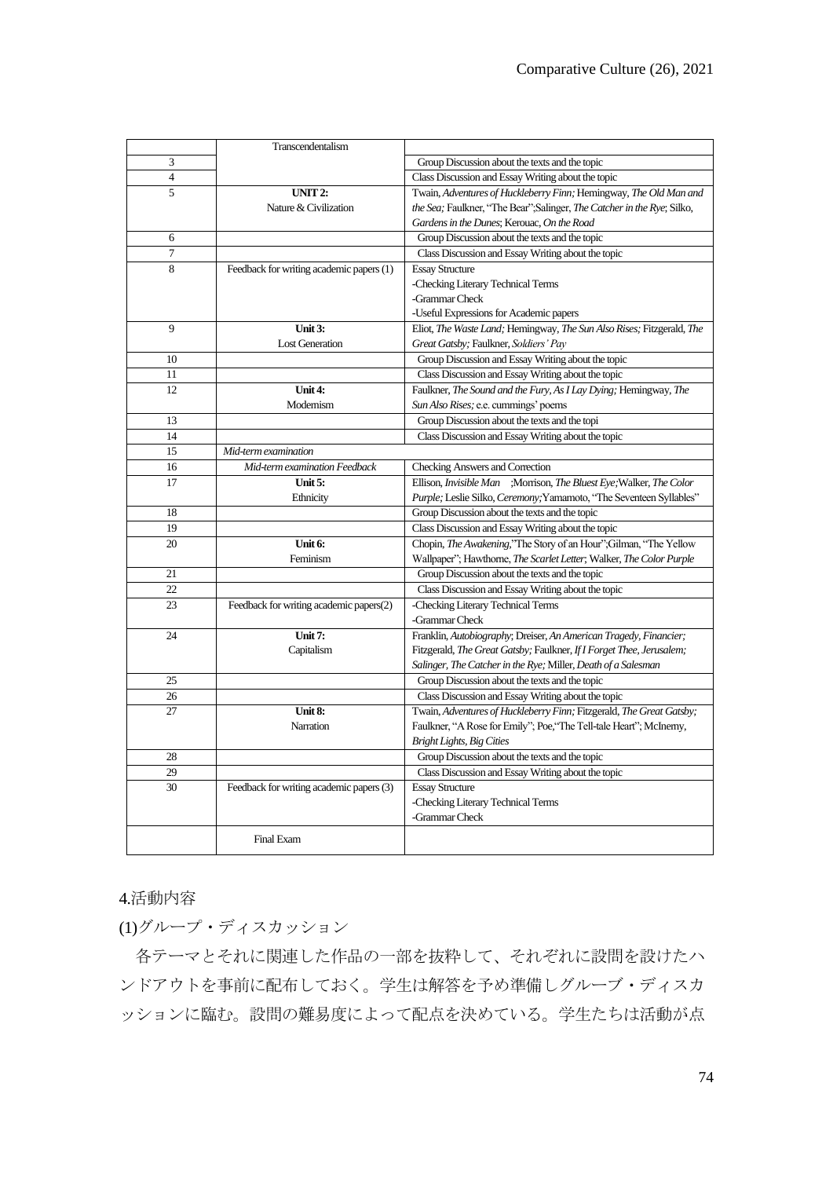| | | |
|---|---|---|
| | Transcendentalism | |
| 3 | | Group Discussion about the texts and the topic |
| 4 | | Class Discussion and Essay Writing about the topic |
| 5 | **UNIT 2:** Nature & Civilization | Twain, *Adventures of Huckleberry Finn;* Hemingway, *The Old Man and the Sea;* Faulkner, "The Bear";Salinger, *The Catcher in the Rye*; Silko, *Gardens in the Dunes*; Kerouac, *On the Road* |
| 6 | | Group Discussion about the texts and the topic |
| 7 | | Class Discussion and Essay Writing about the topic |
| 8 | Feedback for writing academic papers (1) | Essay Structure<br>-Checking Literary Technical Terms<br>-Grammar Check<br>-Useful Expressions for Academic papers |
| 9 | **Unit 3:** Lost Generation | Eliot, *The Waste Land;* Hemingway, *The Sun Also Rises;* Fitzgerald, *The Great Gatsby;* Faulkner, *Soldiers' Pay* |
| 10 | | Group Discussion and Essay Writing about the topic |
| 11 | | Class Discussion and Essay Writing about the topic |
| 12 | **Unit 4:** Modernism | Faulkner, *The Sound and the Fury, As I Lay Dying;* Hemingway, *The Sun Also Rises;* e.e. cummings' poems |
| 13 | | Group Discussion about the texts and the topi |
| 14 | | Class Discussion and Essay Writing about the topic |
| 15 | *Mid-term examination* | |
| 16 | *Mid-term examination Feedback* | Checking Answers and Correction |
| 17 | **Unit 5:** Ethnicity | Ellison, *Invisible Man* ;Morrison, *The Bluest Eye;*Walker, *The Color Purple;* Leslie Silko, *Ceremony;*Yamamoto, "The Seventeen Syllables" |
| 18 | | Group Discussion about the texts and the topic |
| 19 | | Class Discussion and Essay Writing about the topic |
| 20 | **Unit 6:** Feminism | Chopin, *The Awakening,*"The Story of an Hour";Gilman, "The Yellow Wallpaper"; Hawthorne, *The Scarlet Letter*; Walker, *The Color Purple* |
| 21 | | Group Discussion about the texts and the topic |
| 22 | | Class Discussion and Essay Writing about the topic |
| 23 | Feedback for writing academic papers(2) | -Checking Literary Technical Terms<br>-Grammar Check |
| 24 | **Unit 7:** Capitalism | Franklin, *Autobiography*; Dreiser, *An American Tragedy, Financier;* Fitzgerald, *The Great Gatsby;* Faulkner, *If I Forget Thee, Jerusalem;* Salinger, *The Catcher in the Rye;* Miller, *Death of a Salesman* |
| 25 | | Group Discussion about the texts and the topic |
| 26 | | Class Discussion and Essay Writing about the topic |
| 27 | **Unit 8:** Narration | Twain, *Adventures of Huckleberry Finn;* Fitzgerald, *The Great Gatsby;* Faulkner, "A Rose for Emily"; Poe,"The Tell-tale Heart"; McInerny, *Bright Lights, Big Cities* |
| 28 | | Group Discussion about the texts and the topic |
| 29 | | Class Discussion and Essay Writing about the topic |
| 30 | Feedback for writing academic papers (3) | Essay Structure<br>-Checking Literary Technical Terms<br>-Grammar Check |
| | Final Exam | |

## 4.活動内容

### (1)グループ・ディスカッション

各テーマとそれに関連した作品の一部を抜粋して、それぞれに設問を設けたハンドアウトを事前に配布しておく。学生は解答を予め準備しグループ・ディスカッションに臨む。設問の難易度によって配点を決めている。学生たちは活動が点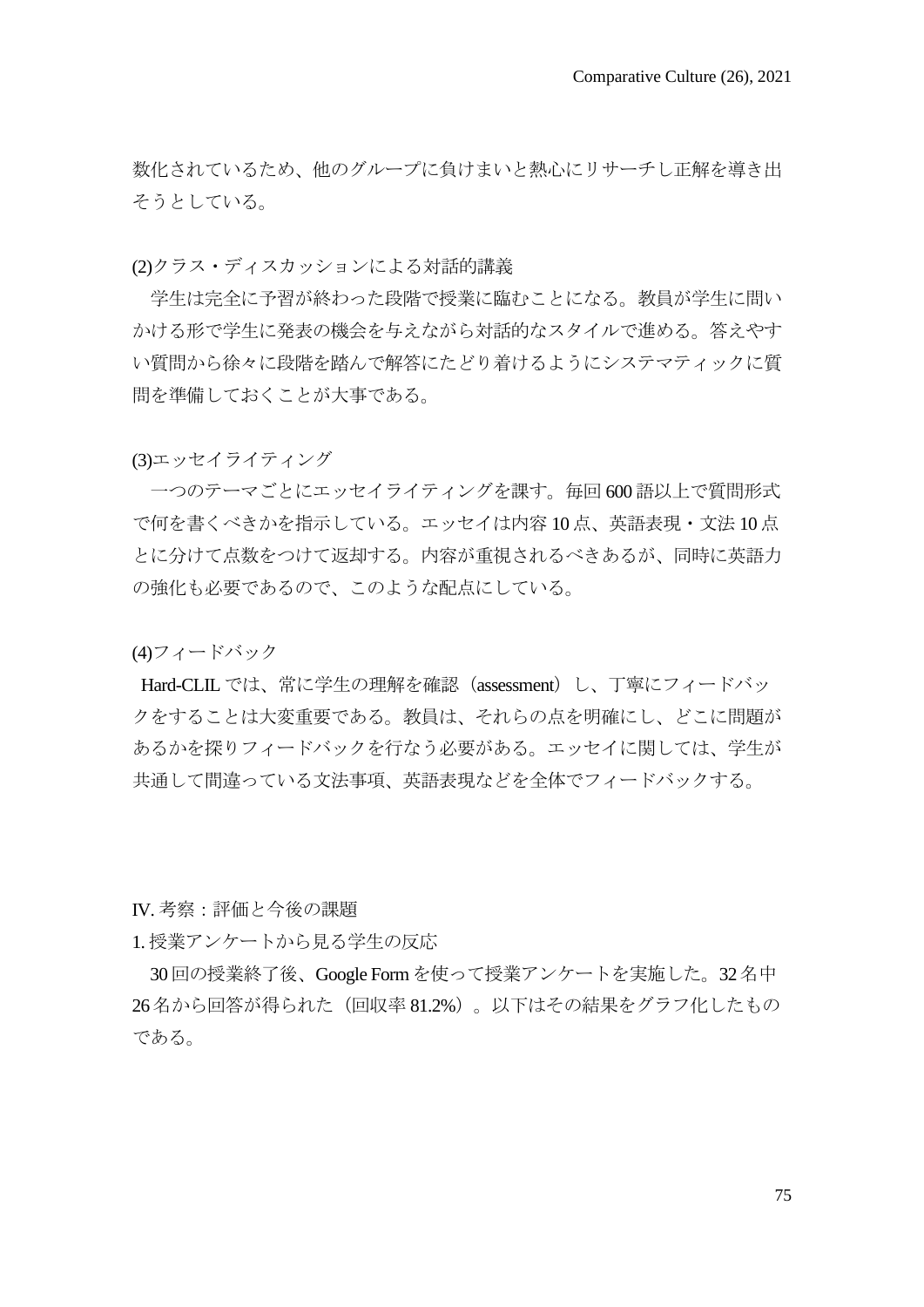数化されているため、他のグループに負けまいと熱心にリサーチし正解を導き出そうとしている。

(2)クラス・ディスカッションによる対話的講義

学生は完全に予習が終わった段階で授業に臨むことになる。教員が学生に問いかける形で学生に発表の機会を与えながら対話的なスタイルで進める。答えやすい質問から徐々に段階を踏んで解答にたどり着けるようにシステマティックに質問を準備しておくことが大事である。

(3)エッセイライティング

一つのテーマごとにエッセイライティングを課す。毎回 600 語以上で質問形式で何を書くべきかを指示している。エッセイは内容 10 点、英語表現・文法 10 点とに分けて点数をつけて返却する。内容が重視されるべきあるが、同時に英語力の強化も必要であるので、このような配点にしている。

(4)フィードバック

Hard-CLIL では、常に学生の理解を確認（assessment）し、丁寧にフィードバックをすることは大変重要である。教員は、それらの点を明確にし、どこに問題があるかを探りフィードバックを行なう必要がある。エッセイに関しては、学生が共通して間違っている文法事項、英語表現などを全体でフィードバックする。

## IV. 考察：評価と今後の課題

### 1. 授業アンケートから見る学生の反応

30 回の授業終了後、Google Form を使って授業アンケートを実施した。32 名中 26 名から回答が得られた（回収率 81.2%）。以下はその結果をグラフ化したものである。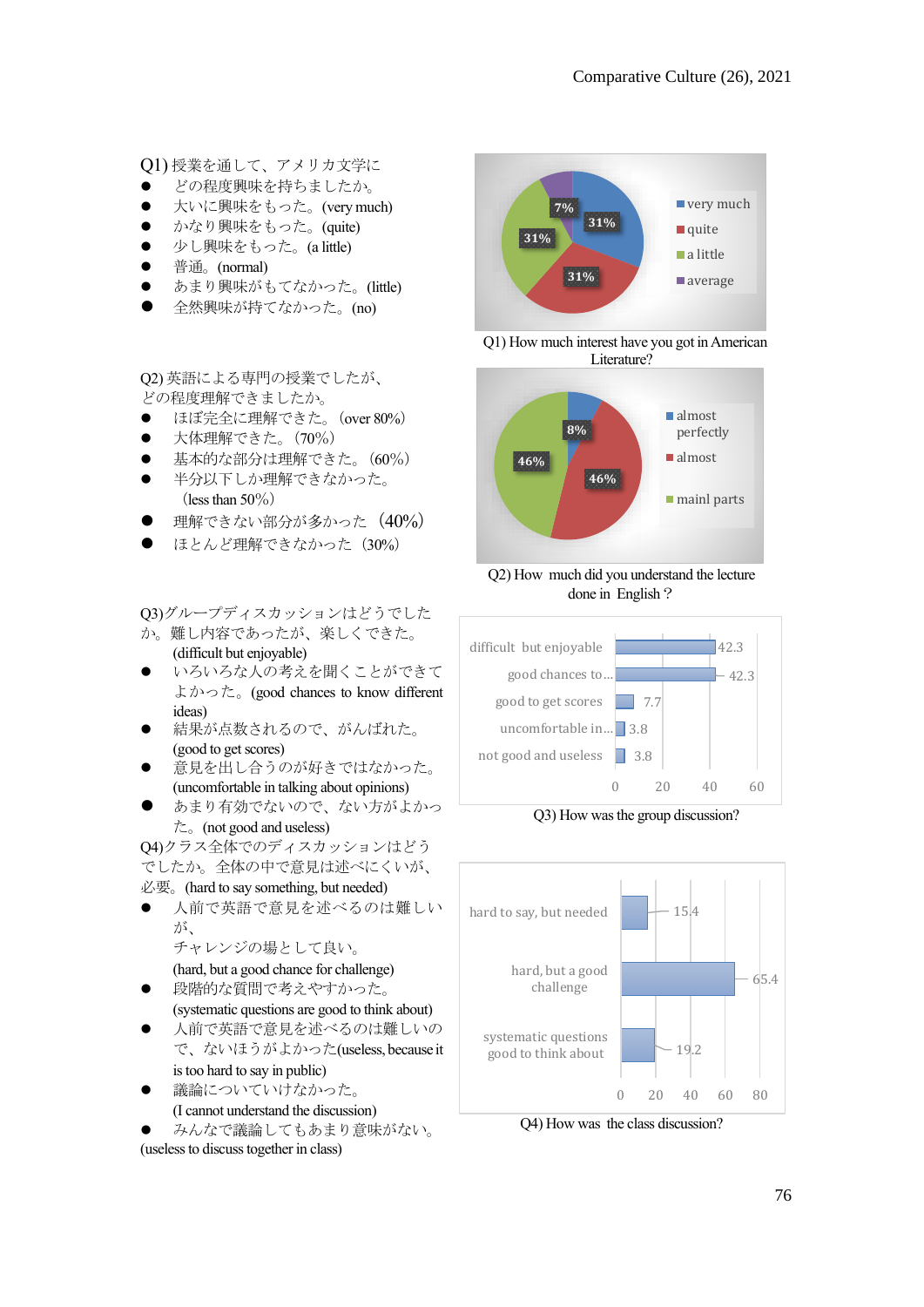Q1) 授業を通して、アメリカ文学に

- どの程度興味を持ちましたか。
- 大いに興味をもった。(very much)
- かなり興味をもった。(quite)
- 少し興味をもった。(a little)
- 普通。(normal)
- あまり興味がもてなかった。(little)
- 全然興味が持てなかった。(no)

| Answer | % |
|---|---|
| very much | 31% |
| quite | 31% |
| a little | 31% |
| average | 7% |

Q1) How much interest have you got in American Literature?

Q2) 英語による専門の授業でしたが、どの程度理解できましたか。

- ほぼ完全に理解できた。(over 80%)
- 大体理解できた。(70%)
- 基本的な部分は理解できた。(60%)
- 半分以下しか理解できなかった。(less than 50%)
- 理解できない部分が多かった (40%)
- ほとんど理解できなかった (30%)

| Answer | % |
|---|---|
| almost perfectly | 8% |
| almost | 46% |
| mainl parts | 46% |

Q2) How much did you understand the lecture done in English？

Q3)グループディスカッションはどうでしたか。難しい内容であったが、楽しくできた。(difficult but enjoyable)

- いろいろな人の考えを聞くことができてよかった。(good chances to know different ideas)
- 結果が点数されるので、がんばれた。(good to get scores)
- 意見を出し合うのが好きではなかった。(uncomfortable in talking about opinions)
- あまり有効でないので、ない方がよかった。(not good and useless)

| Answer | Value |
|---|---|
| difficult but enjoyable | 42.3 |
| good chances to... | 42.3 |
| good to get scores | 7.7 |
| uncomfortable in... | 3.8 |
| not good and useless | 3.8 |

Q3) How was the group discussion?

Q4)クラス全体でのディスカッションはどうでしたか。全体の中で意見は述べにくいが、必要。(hard to say something, but needed)

- 人前で英語で意見を述べるのは難しいが、チャレンジの場として良い。(hard, but a good chance for challenge)
- 段階的な質問で考えやすかった。(systematic questions are good to think about)
- 人前で英語で意見を述べるのは難しいので、ないほうがよかった(useless, because it is too hard to say in public)
- 議論についていけなかった。(I cannot understand the discussion)
- みんなで議論してもあまり意味がない。(useless to discuss together in class)

| Answer | Value |
|---|---|
| hard to say, but needed | 15.4 |
| hard, but a good challenge | 65.4 |
| systematic questions good to think about | 19.2 |

Q4) How was the class discussion?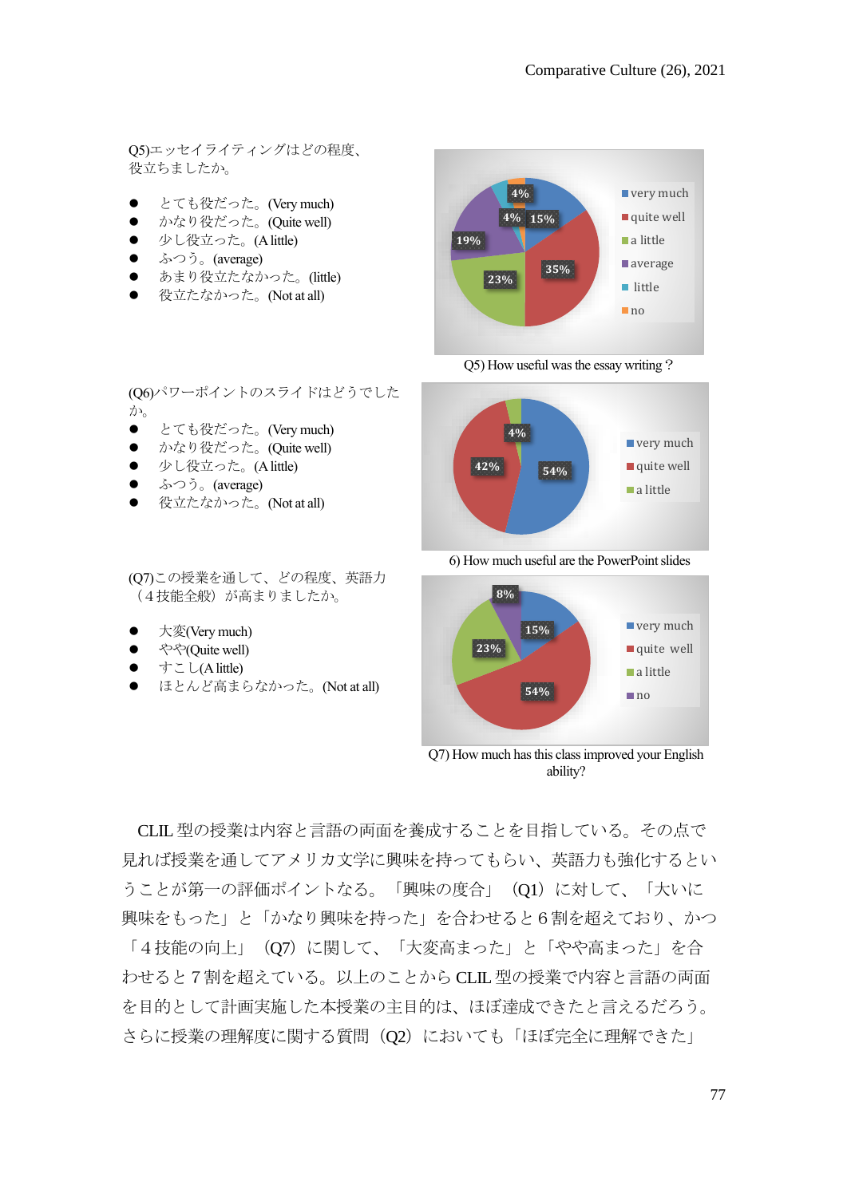Q5)エッセイライティングはどの程度、役立ちましたか。

- とても役立った。(Very much)
- かなり役立った。(Quite well)
- 少し役立った。(A little)
- ふつう。(average)
- あまり役立たなかった。(little)
- 役立たなかった。(Not at all)

Q5) How useful was the essay writing？

(Q6)パワーポイントのスライドはどうでしたか。

- とても役立った。(Very much)
- かなり役立った。(Quite well)
- 少し役立った。(A little)
- ふつう。(average)
- 役立たなかった。(Not at all)

6) How much useful are the PowerPoint slides

(Q7)この授業を通して、どの程度、英語力（４技能全般）が高まりましたか。

- 大変(Very much)
- やや(Quite well)
- すこし(A little)
- ほとんど高まらなかった。(Not at all)

Q7) How much has this class improved your English ability?

CLIL 型の授業は内容と言語の両面を養成することを目指している。その点で見れば授業を通してアメリカ文学に興味を持ってもらい、英語力も強化するということが第一の評価ポイントなる。「興味の度合」（Q1）に対して、「大いに興味をもった」と「かなり興味を持った」を合わせると６割を超えており、かつ「４技能の向上」（Q7）に関して、「大変高まった」と「やや高まった」を合わせると７割を超えている。以上のことから CLIL 型の授業で内容と言語の両面を目的として計画実施した本授業の主目的は、ほぼ達成できたと言えるだろう。さらに授業の理解度に関する質問（Q2）においても「ほぼ完全に理解できた」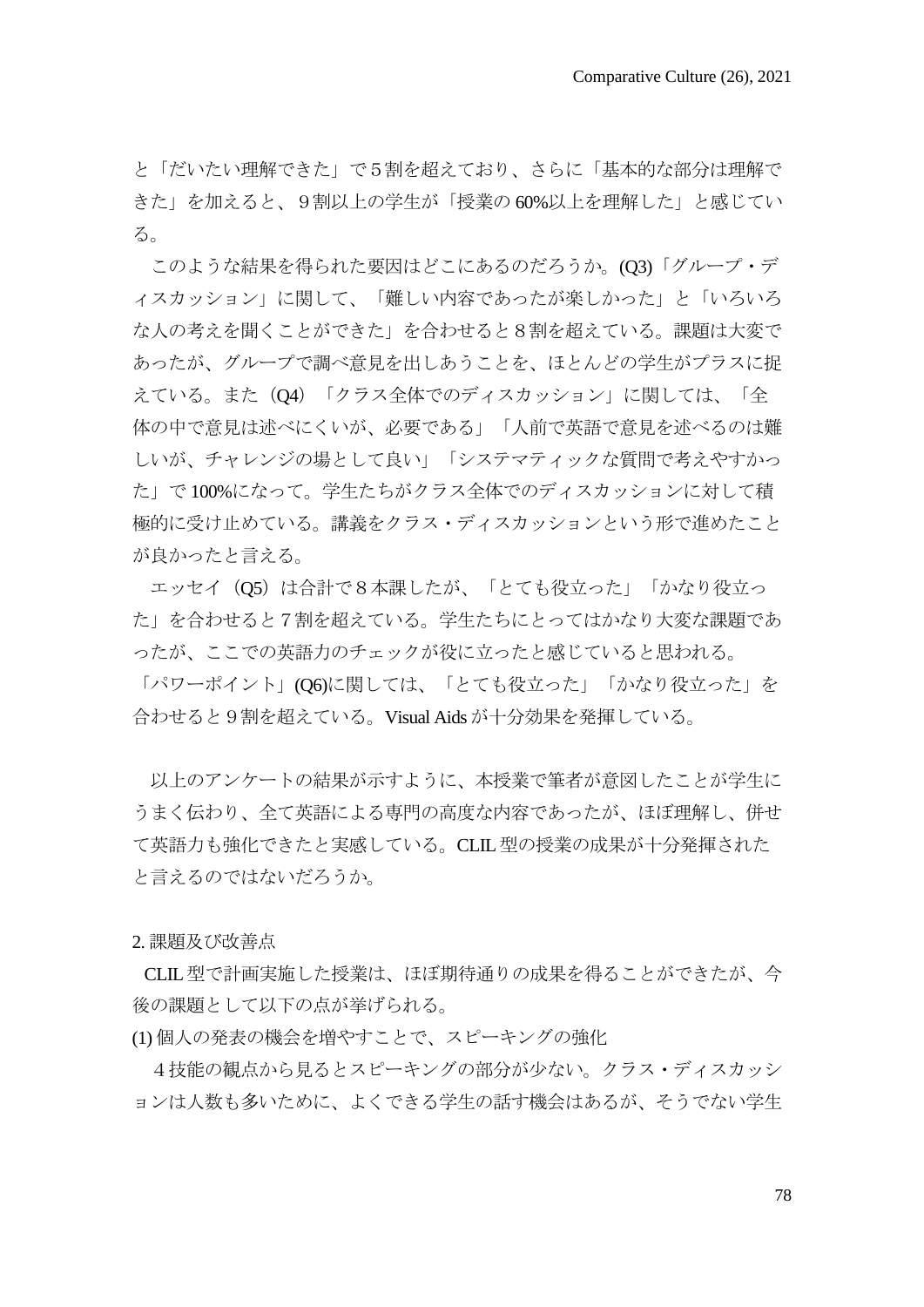と「だいたい理解できた」で５割を超えており、さらに「基本的な部分は理解できた」を加えると、９割以上の学生が「授業の 60%以上を理解した」と感じている。

このような結果を得られた要因はどこにあるのだろうか。(Q3)「グループ・ディスカッション」に関して、「難しい内容であったが楽しかった」と「いろいろな人の考えを聞くことができた」を合わせると８割を超えている。課題は大変であったが、グループで調べ意見を出しあうことを、ほとんどの学生がプラスに捉えている。また（Q4）「クラス全体でのディスカッション」に関しては、「全体の中で意見は述べにくいが、必要である」「人前で英語で意見を述べるのは難しいが、チャレンジの場として良い」「システマティックな質問で考えやすかった」で 100%になって。学生たちがクラス全体でのディスカッションに対して積極的に受け止めている。講義をクラス・ディスカッションという形で進めたことが良かったと言える。

エッセイ（Q5）は合計で８本課したが、「とても役立った」「かなり役立った」を合わせると７割を超えている。学生たちにとってはかなり大変な課題であったが、ここでの英語力のチェックが役に立ったと感じていると思われる。「パワーポイント」(Q6)に関しては、「とても役立った」「かなり役立った」を合わせると９割を超えている。Visual Aids が十分効果を発揮している。

以上のアンケートの結果が示すように、本授業で筆者が意図したことが学生にうまく伝わり、全て英語による専門の高度な内容であったが、ほぼ理解し、併せて英語力も強化できたと実感している。CLIL 型の授業の成果が十分発揮されたと言えるのではないだろうか。

2. 課題及び改善点

CLIL 型で計画実施した授業は、ほぼ期待通りの成果を得ることができたが、今後の課題として以下の点が挙げられる。

(1) 個人の発表の機会を増やすことで、スピーキングの強化

４技能の観点から見るとスピーキングの部分が少ない。クラス・ディスカッションは人数も多いために、よくできる学生の話す機会はあるが、そうでない学生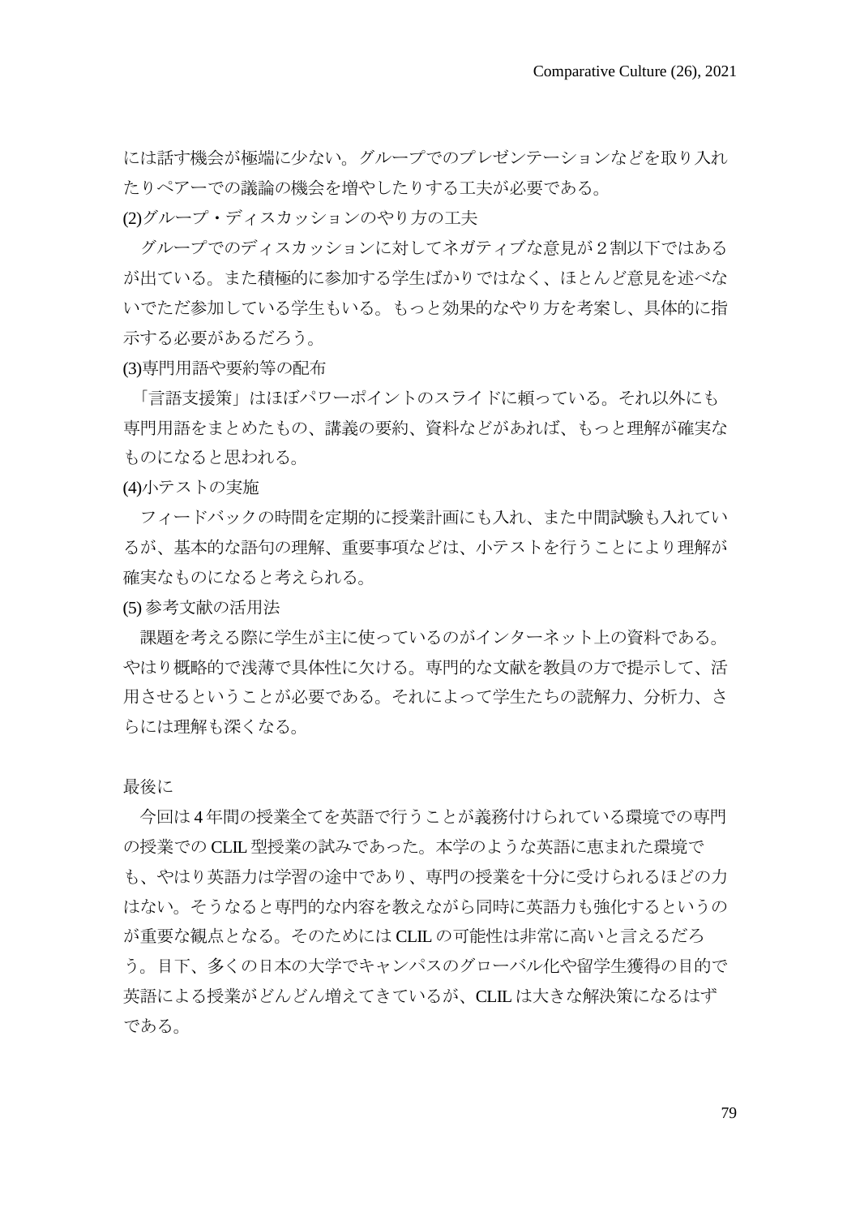には話す機会が極端に少ない。グループでのプレゼンテーションなどを取り入れたりペアーでの議論の機会を増やしたりする工夫が必要である。

(2)グループ・ディスカッションのやり方の工夫

グループでのディスカッションに対してネガティブな意見が２割以下ではあるが出ている。また積極的に参加する学生ばかりではなく、ほとんど意見を述べないでただ参加している学生もいる。もっと効果的なやり方を考案し、具体的に指示する必要があるだろう。

(3)専門用語や要約等の配布

「言語支援策」はほぼパワーポイントのスライドに頼っている。それ以外にも専門用語をまとめたもの、講義の要約、資料などがあれば、もっと理解が確実なものになると思われる。

(4)小テストの実施

フィードバックの時間を定期的に授業計画にも入れ、また中間試験も入れているが、基本的な語句の理解、重要事項などは、小テストを行うことにより理解が確実なものになると考えられる。

(5) 参考文献の活用法

課題を考える際に学生が主に使っているのがインターネット上の資料である。やはり概略的で浅薄で具体性に欠ける。専門的な文献を教員の方で提示して、活用させるということが必要である。それによって学生たちの読解力、分析力、さらには理解も深くなる。

最後に

今回は 4 年間の授業全てを英語で行うことが義務付けられている環境での専門の授業での CLIL 型授業の試みであった。本学のような英語に恵まれた環境でも、やはり英語力は学習の途中であり、専門の授業を十分に受けられるほどの力はない。そうなると専門的な内容を教えながら同時に英語力も強化するというのが重要な観点となる。そのためには CLIL の可能性は非常に高いと言えるだろう。目下、多くの日本の大学でキャンパスのグローバル化や留学生獲得の目的で英語による授業がどんどん増えてきているが、CLIL は大きな解決策になるはずである。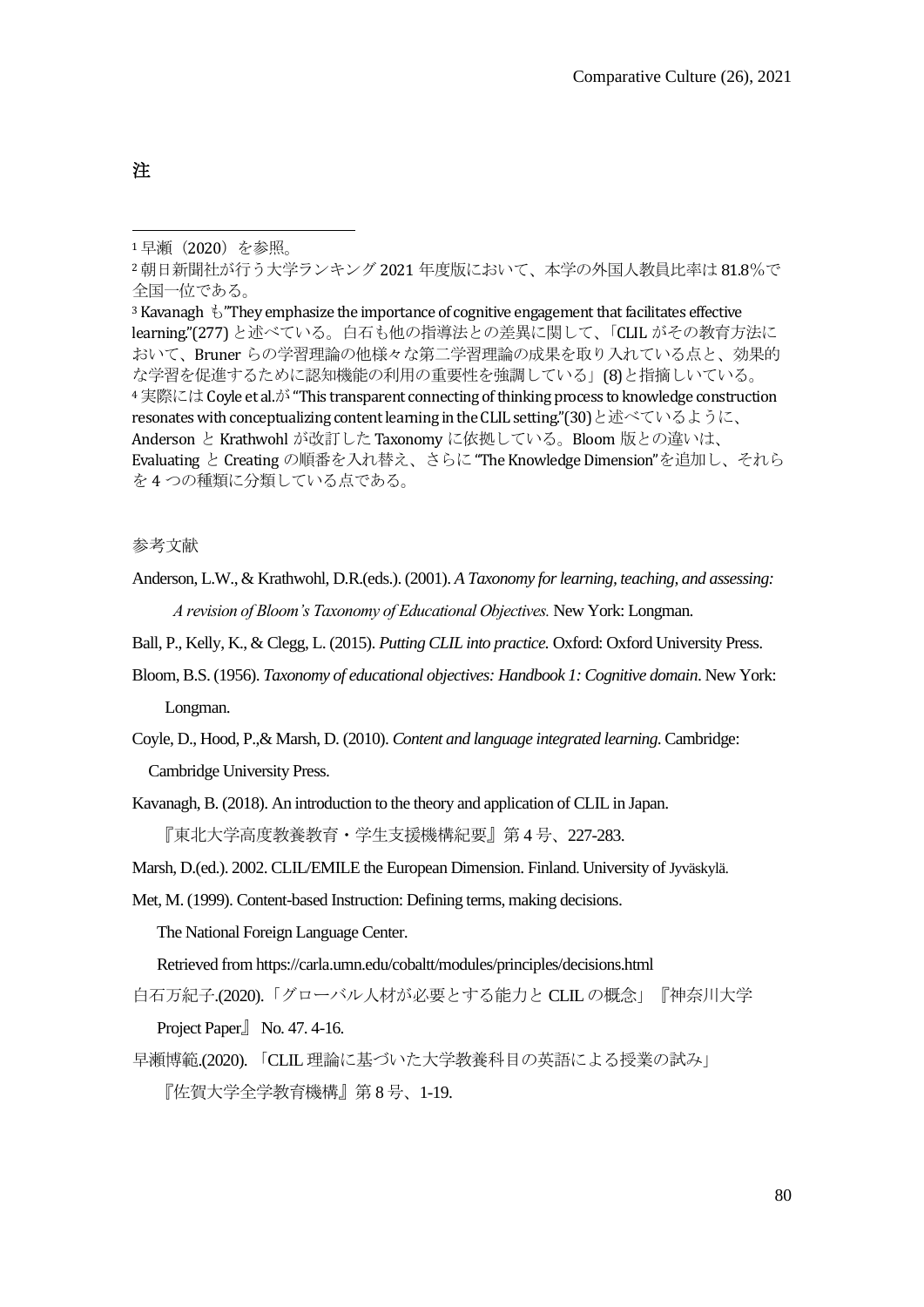## 注

[1] 早瀬（2020）を参照。

[2] 朝日新聞社が行う大学ランキング 2021 年度版において、本学の外国人教員比率は 81.8%で全国一位である。

[3] Kavanagh も"They emphasize the importance of cognitive engagement that facilitates effective learning."(277) と述べている。白石も他の指導法との差異に関して、「CLIL がその教育方法において、Bruner らの学習理論の他様々な第二学習理論の成果を取り入れている点と、効果的な学習を促進するために認知機能の利用の重要性を強調している」(8)と指摘しいている。

[4] 実際には Coyle et al.が "This transparent connecting of thinking process to knowledge construction resonates with conceptualizing content learning in the CLIL setting."(30)と述べているように、Anderson と Krathwohl が改訂した Taxonomy に依拠している。Bloom 版との違いは、Evaluating と Creating の順番を入れ替え、さらに "The Knowledge Dimension"を追加し、それらを 4 つの種類に分類している点である。

参考文献

Anderson, L.W., & Krathwohl, D.R.(eds.). (2001). *A Taxonomy for learning, teaching, and assessing: A revision of Bloom's Taxonomy of Educational Objectives.* New York: Longman.

Ball, P., Kelly, K., & Clegg, L. (2015). *Putting CLIL into practice.* Oxford: Oxford University Press.

Bloom, B.S. (1956). *Taxonomy of educational objectives: Handbook 1: Cognitive domain*. New York: Longman.

Coyle, D., Hood, P.,& Marsh, D. (2010). *Content and language integrated learning*. Cambridge: Cambridge University Press.

Kavanagh, B. (2018). An introduction to the theory and application of CLIL in Japan. 『東北大学高度教養教育・学生支援機構紀要』第 4 号、227-283.

Marsh, D.(ed.). 2002. CLIL/EMILE the European Dimension. Finland. University of Jyväskylä.

Met, M. (1999). Content-based Instruction: Defining terms, making decisions. The National Foreign Language Center. Retrieved from https://carla.umn.edu/cobaltt/modules/principles/decisions.html

白石万紀子.(2020).「グローバル人材が必要とする能力と CLIL の概念」『神奈川大学 Project Paper』 No. 47. 4-16.

早瀬博範.(2020). 「CLIL 理論に基づいた大学教養科目の英語による授業の試み」『佐賀大学全学教育機構』第 8 号、1-19.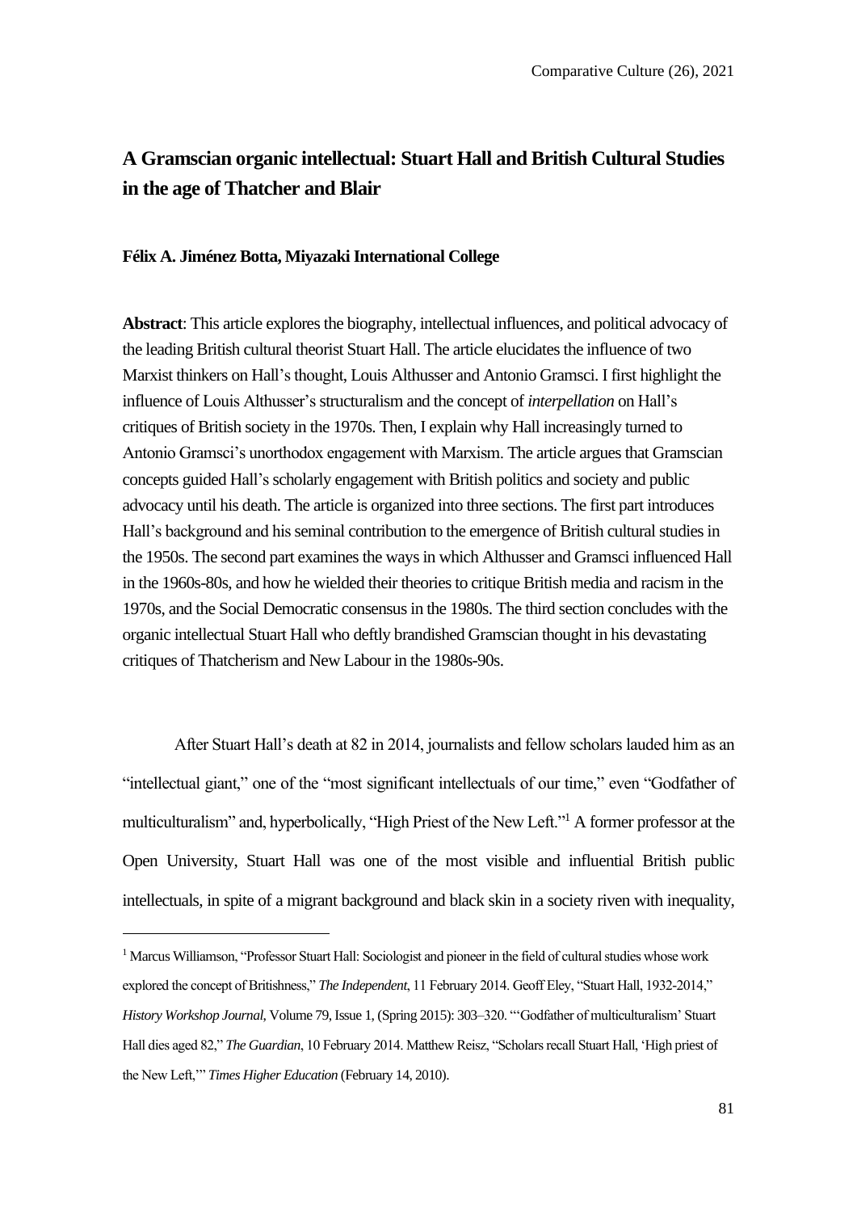# A Gramscian organic intellectual: Stuart Hall and British Cultural Studies in the age of Thatcher and Blair

**Félix A. Jiménez Botta, Miyazaki International College**

**Abstract**: This article explores the biography, intellectual influences, and political advocacy of the leading British cultural theorist Stuart Hall. The article elucidates the influence of two Marxist thinkers on Hall's thought, Louis Althusser and Antonio Gramsci. I first highlight the influence of Louis Althusser's structuralism and the concept of *interpellation* on Hall's critiques of British society in the 1970s. Then, I explain why Hall increasingly turned to Antonio Gramsci's unorthodox engagement with Marxism. The article argues that Gramscian concepts guided Hall's scholarly engagement with British politics and society and public advocacy until his death. The article is organized into three sections. The first part introduces Hall's background and his seminal contribution to the emergence of British cultural studies in the 1950s. The second part examines the ways in which Althusser and Gramsci influenced Hall in the 1960s-80s, and how he wielded their theories to critique British media and racism in the 1970s, and the Social Democratic consensus in the 1980s. The third section concludes with the organic intellectual Stuart Hall who deftly brandished Gramscian thought in his devastating critiques of Thatcherism and New Labour in the 1980s-90s.

After Stuart Hall's death at 82 in 2014, journalists and fellow scholars lauded him as an "intellectual giant," one of the "most significant intellectuals of our time," even "Godfather of multiculturalism" and, hyperbolically, "High Priest of the New Left."[1] A former professor at the Open University, Stuart Hall was one of the most visible and influential British public intellectuals, in spite of a migrant background and black skin in a society riven with inequality,

[1] Marcus Williamson, "Professor Stuart Hall: Sociologist and pioneer in the field of cultural studies whose work explored the concept of Britishness," *The Independent*, 11 February 2014. Geoff Eley, "Stuart Hall, 1932-2014," *History Workshop Journal*, Volume 79, Issue 1, (Spring 2015): 303–320. "'Godfather of multiculturalism' Stuart Hall dies aged 82," *The Guardian*, 10 February 2014. Matthew Reisz, "Scholars recall Stuart Hall, 'High priest of the New Left,'" *Times Higher Education* (February 14, 2010).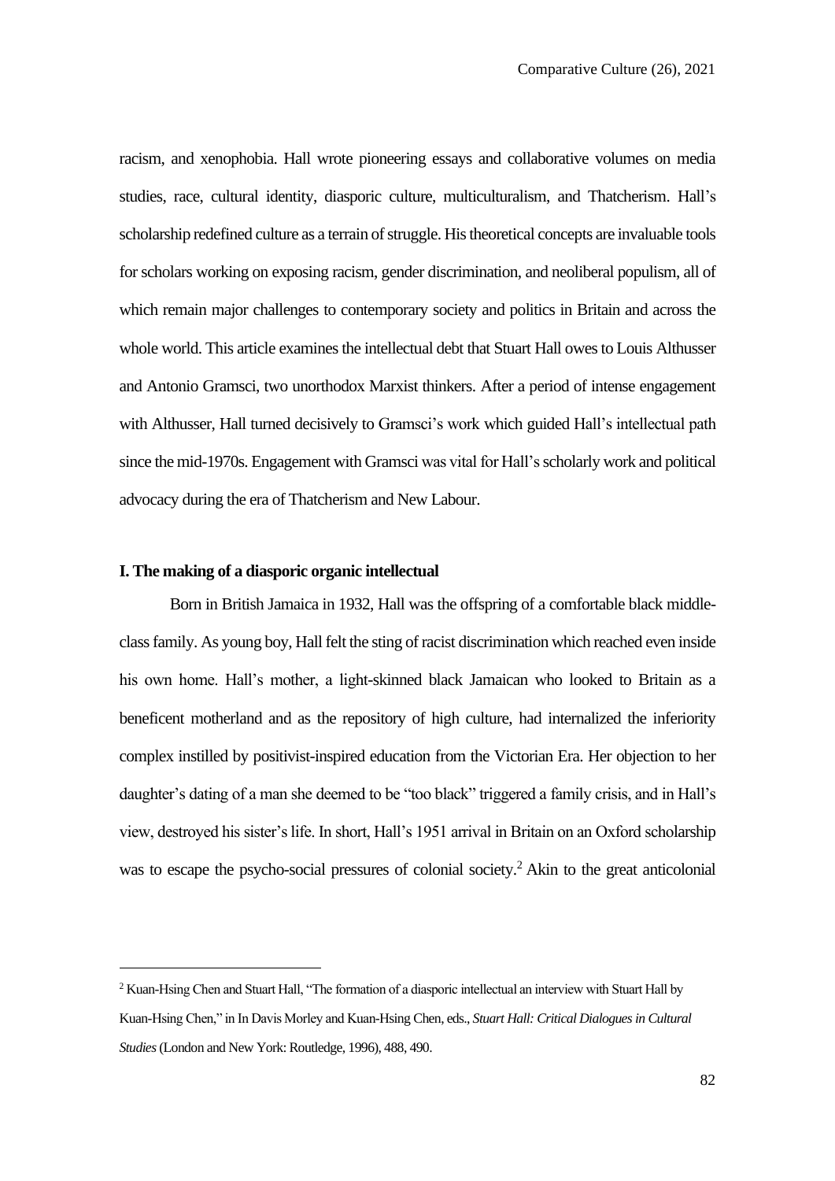racism, and xenophobia. Hall wrote pioneering essays and collaborative volumes on media studies, race, cultural identity, diasporic culture, multiculturalism, and Thatcherism. Hall's scholarship redefined culture as a terrain of struggle. His theoretical concepts are invaluable tools for scholars working on exposing racism, gender discrimination, and neoliberal populism, all of which remain major challenges to contemporary society and politics in Britain and across the whole world. This article examines the intellectual debt that Stuart Hall owes to Louis Althusser and Antonio Gramsci, two unorthodox Marxist thinkers. After a period of intense engagement with Althusser, Hall turned decisively to Gramsci's work which guided Hall's intellectual path since the mid-1970s. Engagement with Gramsci was vital for Hall's scholarly work and political advocacy during the era of Thatcherism and New Labour.

**I. The making of a diasporic organic intellectual**

Born in British Jamaica in 1932, Hall was the offspring of a comfortable black middle-class family. As young boy, Hall felt the sting of racist discrimination which reached even inside his own home. Hall's mother, a light-skinned black Jamaican who looked to Britain as a beneficent motherland and as the repository of high culture, had internalized the inferiority complex instilled by positivist-inspired education from the Victorian Era. Her objection to her daughter's dating of a man she deemed to be "too black" triggered a family crisis, and in Hall's view, destroyed his sister's life. In short, Hall's 1951 arrival in Britain on an Oxford scholarship was to escape the psycho-social pressures of colonial society.[2] Akin to the great anticolonial

---

[2] Kuan-Hsing Chen and Stuart Hall, "The formation of a diasporic intellectual an interview with Stuart Hall by Kuan-Hsing Chen," in In Davis Morley and Kuan-Hsing Chen, eds., *Stuart Hall: Critical Dialogues in Cultural Studies* (London and New York: Routledge, 1996), 488, 490.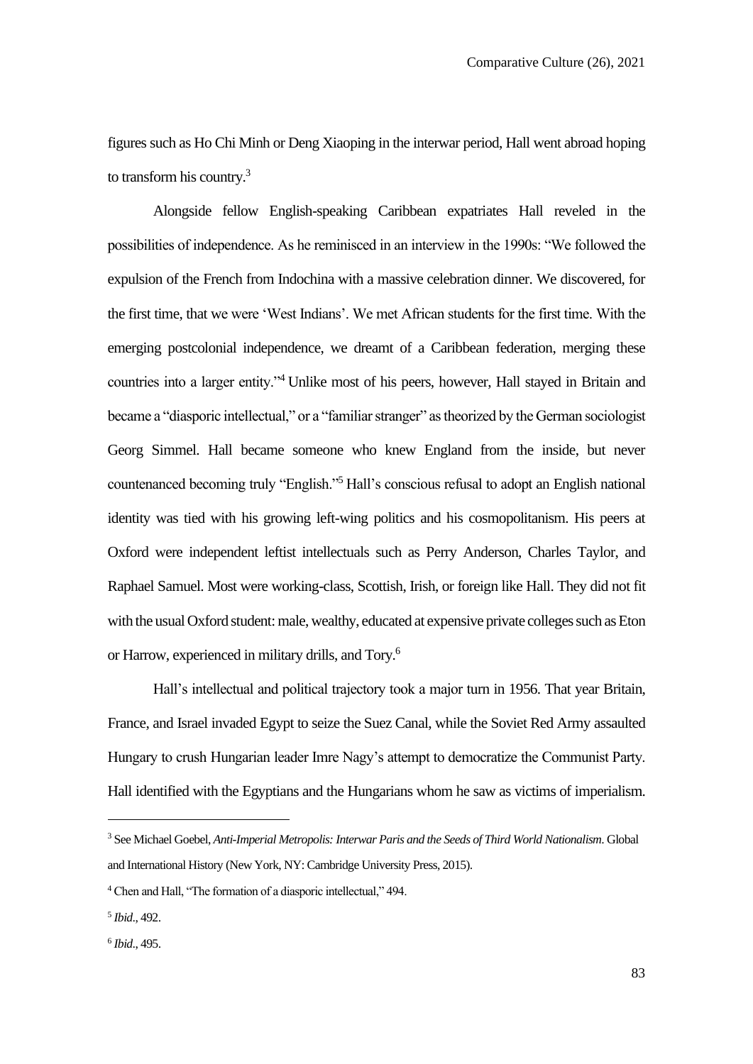figures such as Ho Chi Minh or Deng Xiaoping in the interwar period, Hall went abroad hoping to transform his country.[3]

Alongside fellow English-speaking Caribbean expatriates Hall reveled in the possibilities of independence. As he reminisced in an interview in the 1990s: "We followed the expulsion of the French from Indochina with a massive celebration dinner. We discovered, for the first time, that we were 'West Indians'. We met African students for the first time. With the emerging postcolonial independence, we dreamt of a Caribbean federation, merging these countries into a larger entity."[4] Unlike most of his peers, however, Hall stayed in Britain and became a "diasporic intellectual," or a "familiar stranger" as theorized by the German sociologist Georg Simmel. Hall became someone who knew England from the inside, but never countenanced becoming truly "English."[5] Hall's conscious refusal to adopt an English national identity was tied with his growing left-wing politics and his cosmopolitanism. His peers at Oxford were independent leftist intellectuals such as Perry Anderson, Charles Taylor, and Raphael Samuel. Most were working-class, Scottish, Irish, or foreign like Hall. They did not fit with the usual Oxford student: male, wealthy, educated at expensive private colleges such as Eton or Harrow, experienced in military drills, and Tory.[6]

Hall's intellectual and political trajectory took a major turn in 1956. That year Britain, France, and Israel invaded Egypt to seize the Suez Canal, while the Soviet Red Army assaulted Hungary to crush Hungarian leader Imre Nagy's attempt to democratize the Communist Party. Hall identified with the Egyptians and the Hungarians whom he saw as victims of imperialism.

---

[3] See Michael Goebel, *Anti-Imperial Metropolis: Interwar Paris and the Seeds of Third World Nationalism*. Global and International History (New York, NY: Cambridge University Press, 2015).

[4] Chen and Hall, "The formation of a diasporic intellectual," 494.

[5] *Ibid*., 492.

[6] *Ibid*., 495.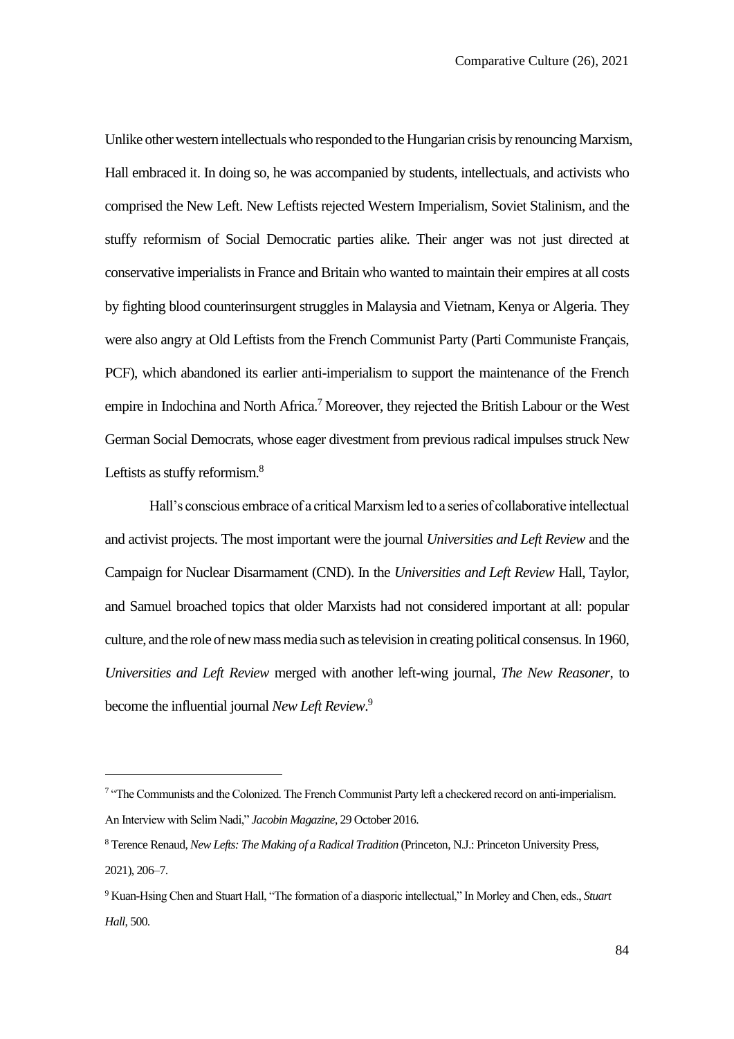Unlike other western intellectuals who responded to the Hungarian crisis by renouncing Marxism, Hall embraced it. In doing so, he was accompanied by students, intellectuals, and activists who comprised the New Left. New Leftists rejected Western Imperialism, Soviet Stalinism, and the stuffy reformism of Social Democratic parties alike. Their anger was not just directed at conservative imperialists in France and Britain who wanted to maintain their empires at all costs by fighting blood counterinsurgent struggles in Malaysia and Vietnam, Kenya or Algeria. They were also angry at Old Leftists from the French Communist Party (Parti Communiste Français, PCF), which abandoned its earlier anti-imperialism to support the maintenance of the French empire in Indochina and North Africa.[7] Moreover, they rejected the British Labour or the West German Social Democrats, whose eager divestment from previous radical impulses struck New Leftists as stuffy reformism.[8]

Hall's conscious embrace of a critical Marxism led to a series of collaborative intellectual and activist projects. The most important were the journal *Universities and Left Review* and the Campaign for Nuclear Disarmament (CND). In the *Universities and Left Review* Hall, Taylor, and Samuel broached topics that older Marxists had not considered important at all: popular culture, and the role of new mass media such as television in creating political consensus. In 1960, *Universities and Left Review* merged with another left-wing journal, *The New Reasoner*, to become the influential journal *New Left Review*.[9]

---

[7] "The Communists and the Colonized. The French Communist Party left a checkered record on anti-imperialism. An Interview with Selim Nadi," *Jacobin Magazine*, 29 October 2016.

[8] Terence Renaud, *New Lefts: The Making of a Radical Tradition* (Princeton, N.J.: Princeton University Press, 2021), 206–7.

[9] Kuan-Hsing Chen and Stuart Hall, "The formation of a diasporic intellectual," In Morley and Chen, eds., *Stuart Hall*, 500.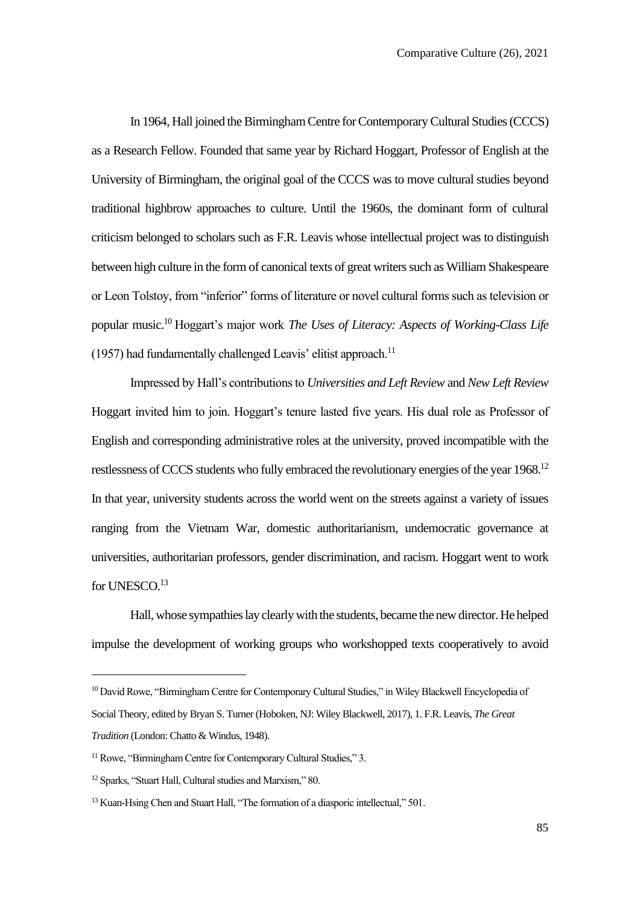In 1964, Hall joined the Birmingham Centre for Contemporary Cultural Studies (CCCS) as a Research Fellow. Founded that same year by Richard Hoggart, Professor of English at the University of Birmingham, the original goal of the CCCS was to move cultural studies beyond traditional highbrow approaches to culture. Until the 1960s, the dominant form of cultural criticism belonged to scholars such as F.R. Leavis whose intellectual project was to distinguish between high culture in the form of canonical texts of great writers such as William Shakespeare or Leon Tolstoy, from "inferior" forms of literature or novel cultural forms such as television or popular music.[10] Hoggart's major work *The Uses of Literacy: Aspects of Working-Class Life* (1957) had fundamentally challenged Leavis' elitist approach.[11]

Impressed by Hall's contributions to *Universities and Left Review* and *New Left Review* Hoggart invited him to join. Hoggart's tenure lasted five years. His dual role as Professor of English and corresponding administrative roles at the university, proved incompatible with the restlessness of CCCS students who fully embraced the revolutionary energies of the year 1968.[12] In that year, university students across the world went on the streets against a variety of issues ranging from the Vietnam War, domestic authoritarianism, undemocratic governance at universities, authoritarian professors, gender discrimination, and racism. Hoggart went to work for UNESCO.[13]

Hall, whose sympathies lay clearly with the students, became the new director. He helped impulse the development of working groups who workshopped texts cooperatively to avoid

---

[10] David Rowe, "Birmingham Centre for Contemporary Cultural Studies," in Wiley Blackwell Encyclopedia of Social Theory, edited by Bryan S. Turner (Hoboken, NJ: Wiley Blackwell, 2017), 1. F.R. Leavis, *The Great Tradition* (London: Chatto & Windus, 1948).

[11] Rowe, "Birmingham Centre for Contemporary Cultural Studies," 3.

[12] Sparks, "Stuart Hall, Cultural studies and Marxism," 80.

[13] Kuan-Hsing Chen and Stuart Hall, "The formation of a diasporic intellectual," 501.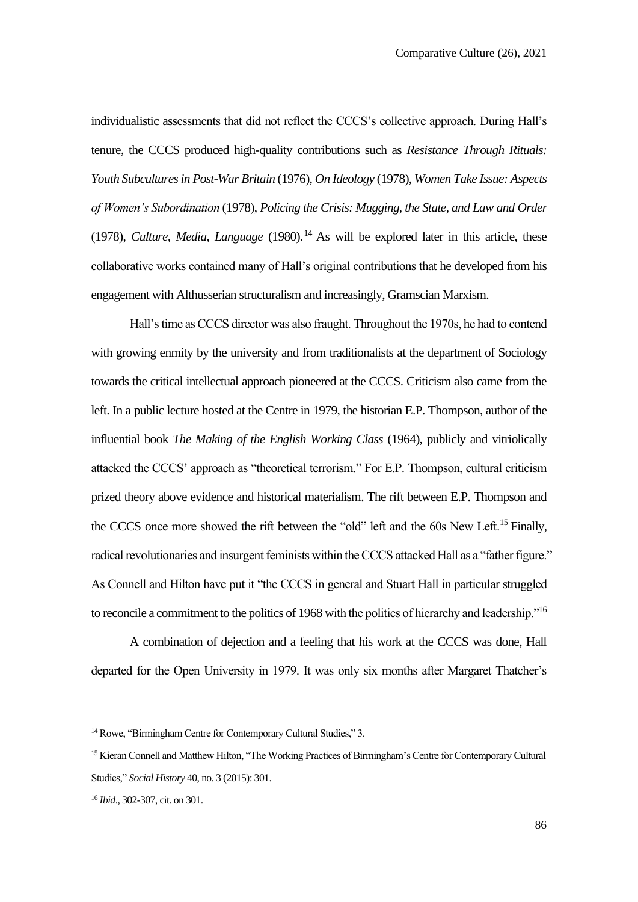individualistic assessments that did not reflect the CCCS's collective approach. During Hall's tenure, the CCCS produced high-quality contributions such as *Resistance Through Rituals: Youth Subcultures in Post-War Britain* (1976), *On Ideology* (1978), *Women Take Issue: Aspects of Women's Subordination* (1978), *Policing the Crisis: Mugging, the State, and Law and Order* (1978), *Culture, Media, Language* (1980).[14] As will be explored later in this article, these collaborative works contained many of Hall's original contributions that he developed from his engagement with Althusserian structuralism and increasingly, Gramscian Marxism.

Hall's time as CCCS director was also fraught. Throughout the 1970s, he had to contend with growing enmity by the university and from traditionalists at the department of Sociology towards the critical intellectual approach pioneered at the CCCS. Criticism also came from the left. In a public lecture hosted at the Centre in 1979, the historian E.P. Thompson, author of the influential book *The Making of the English Working Class* (1964), publicly and vitriolically attacked the CCCS' approach as "theoretical terrorism." For E.P. Thompson, cultural criticism prized theory above evidence and historical materialism. The rift between E.P. Thompson and the CCCS once more showed the rift between the "old" left and the 60s New Left.[15] Finally, radical revolutionaries and insurgent feminists within the CCCS attacked Hall as a "father figure." As Connell and Hilton have put it "the CCCS in general and Stuart Hall in particular struggled to reconcile a commitment to the politics of 1968 with the politics of hierarchy and leadership."[16]

A combination of dejection and a feeling that his work at the CCCS was done, Hall departed for the Open University in 1979. It was only six months after Margaret Thatcher's

---

[14] Rowe, "Birmingham Centre for Contemporary Cultural Studies," 3.

[15] Kieran Connell and Matthew Hilton, "The Working Practices of Birmingham's Centre for Contemporary Cultural Studies," *Social History* 40, no. 3 (2015): 301.

[16] *Ibid*., 302-307, cit. on 301.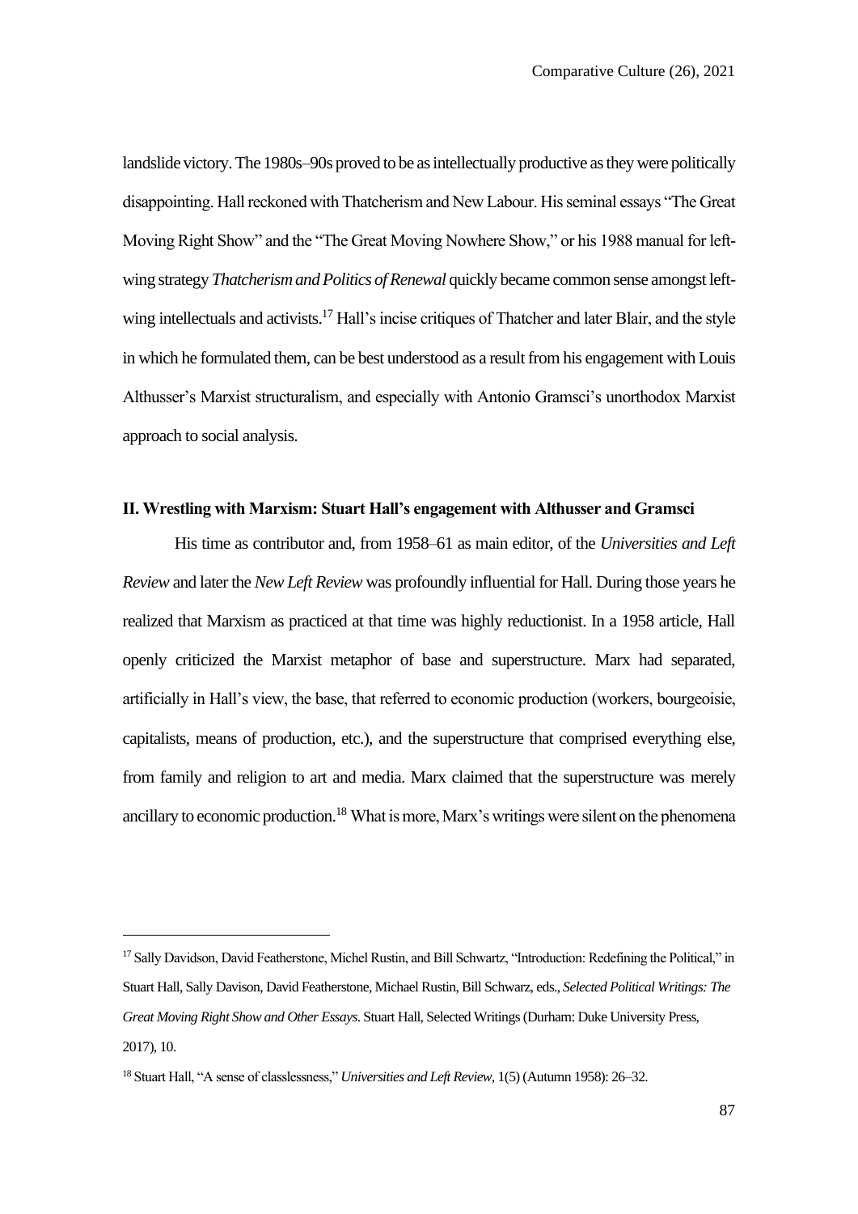landslide victory. The 1980s–90s proved to be as intellectually productive as they were politically disappointing. Hall reckoned with Thatcherism and New Labour. His seminal essays "The Great Moving Right Show" and the "The Great Moving Nowhere Show," or his 1988 manual for left-wing strategy *Thatcherism and Politics of Renewal* quickly became common sense amongst left-wing intellectuals and activists.[17] Hall's incise critiques of Thatcher and later Blair, and the style in which he formulated them, can be best understood as a result from his engagement with Louis Althusser's Marxist structuralism, and especially with Antonio Gramsci's unorthodox Marxist approach to social analysis.

## II. Wrestling with Marxism: Stuart Hall's engagement with Althusser and Gramsci

His time as contributor and, from 1958–61 as main editor, of the *Universities and Left Review* and later the *New Left Review* was profoundly influential for Hall. During those years he realized that Marxism as practiced at that time was highly reductionist. In a 1958 article, Hall openly criticized the Marxist metaphor of base and superstructure. Marx had separated, artificially in Hall's view, the base, that referred to economic production (workers, bourgeoisie, capitalists, means of production, etc.), and the superstructure that comprised everything else, from family and religion to art and media. Marx claimed that the superstructure was merely ancillary to economic production.[18] What is more, Marx's writings were silent on the phenomena

---

[17] Sally Davidson, David Featherstone, Michel Rustin, and Bill Schwartz, "Introduction: Redefining the Political," in Stuart Hall, Sally Davison, David Featherstone, Michael Rustin, Bill Schwarz, eds., *Selected Political Writings: The Great Moving Right Show and Other Essays*. Stuart Hall, Selected Writings (Durham: Duke University Press, 2017), 10.

[18] Stuart Hall, "A sense of classlessness," *Universities and Left Review,* 1(5) (Autumn 1958): 26–32.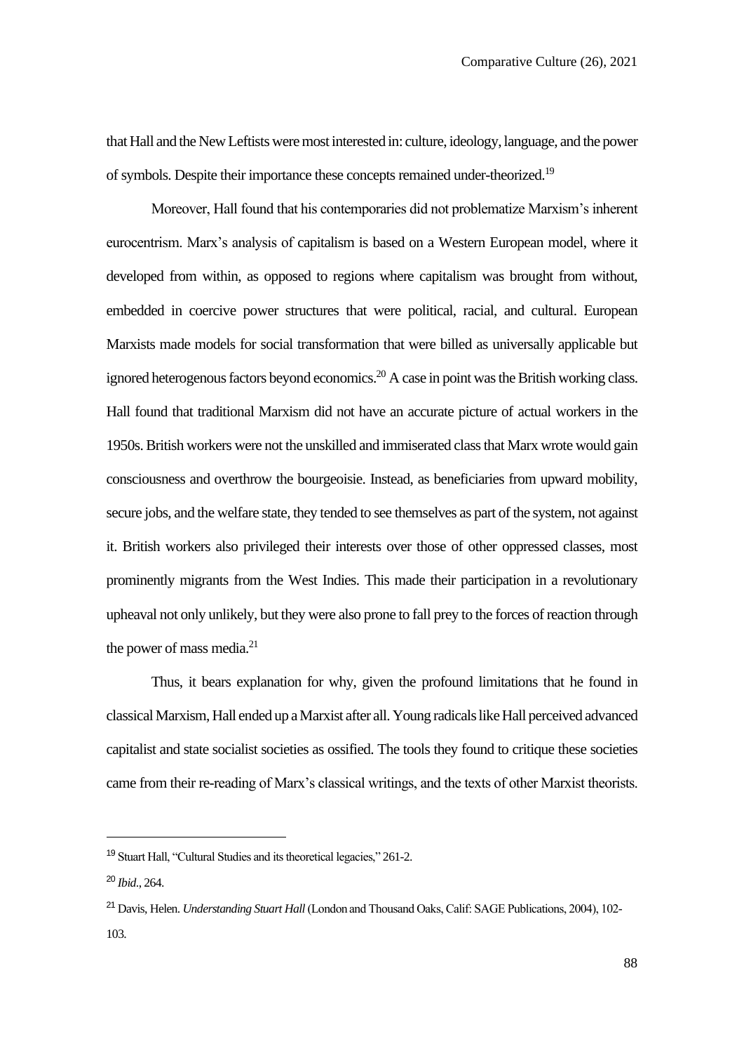that Hall and the New Leftists were most interested in: culture, ideology, language, and the power of symbols. Despite their importance these concepts remained under-theorized.[19]

Moreover, Hall found that his contemporaries did not problematize Marxism's inherent eurocentrism. Marx's analysis of capitalism is based on a Western European model, where it developed from within, as opposed to regions where capitalism was brought from without, embedded in coercive power structures that were political, racial, and cultural. European Marxists made models for social transformation that were billed as universally applicable but ignored heterogenous factors beyond economics.[20] A case in point was the British working class. Hall found that traditional Marxism did not have an accurate picture of actual workers in the 1950s. British workers were not the unskilled and immiserated class that Marx wrote would gain consciousness and overthrow the bourgeoisie. Instead, as beneficiaries from upward mobility, secure jobs, and the welfare state, they tended to see themselves as part of the system, not against it. British workers also privileged their interests over those of other oppressed classes, most prominently migrants from the West Indies. This made their participation in a revolutionary upheaval not only unlikely, but they were also prone to fall prey to the forces of reaction through the power of mass media.[21]

Thus, it bears explanation for why, given the profound limitations that he found in classical Marxism, Hall ended up a Marxist after all. Young radicals like Hall perceived advanced capitalist and state socialist societies as ossified. The tools they found to critique these societies came from their re-reading of Marx's classical writings, and the texts of other Marxist theorists.

---

[19] Stuart Hall, "Cultural Studies and its theoretical legacies," 261-2.

[20] *Ibid*., 264.

[21] Davis, Helen. *Understanding Stuart Hall* (London and Thousand Oaks, Calif: SAGE Publications, 2004), 102-103.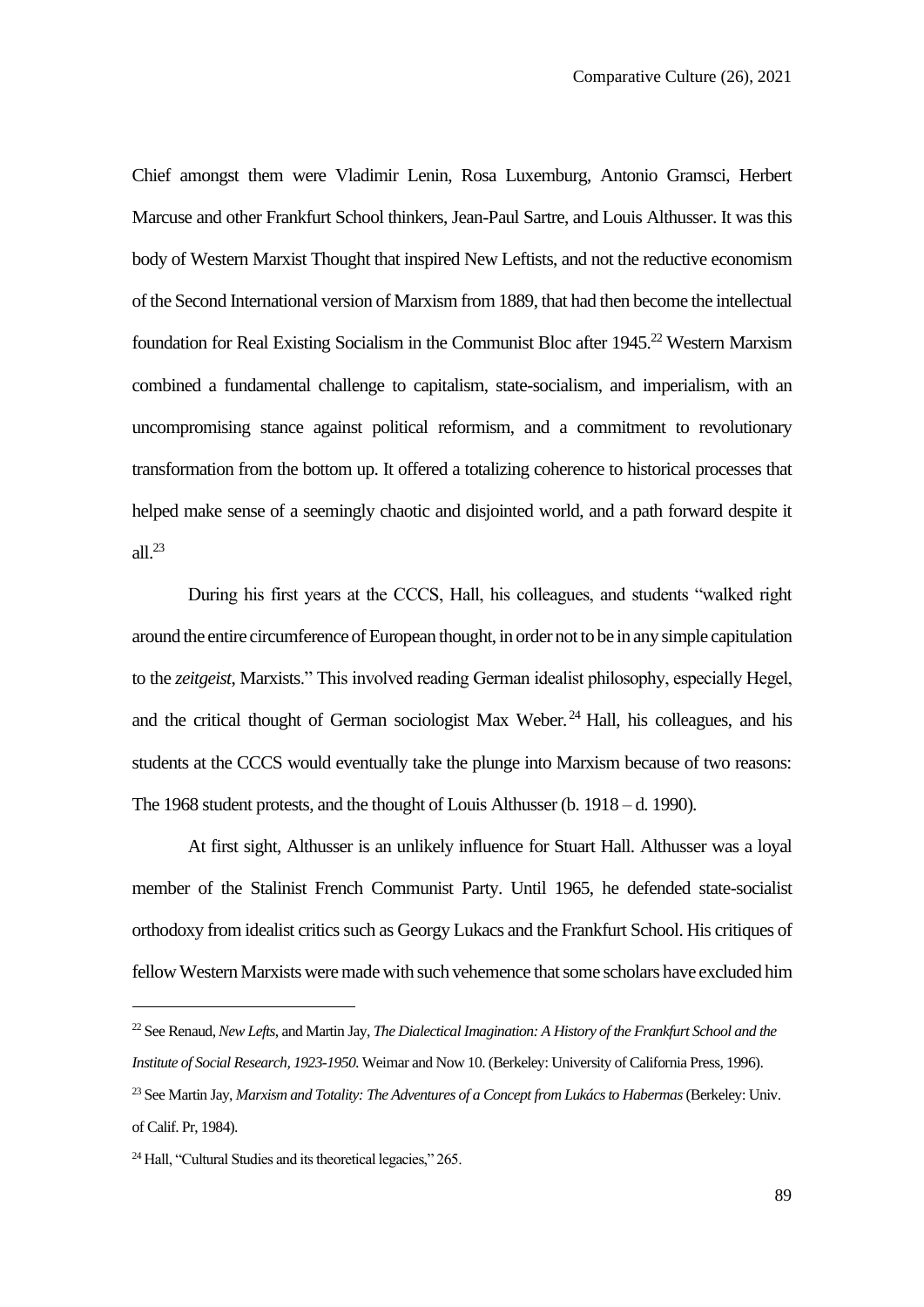Chief amongst them were Vladimir Lenin, Rosa Luxemburg, Antonio Gramsci, Herbert Marcuse and other Frankfurt School thinkers, Jean-Paul Sartre, and Louis Althusser. It was this body of Western Marxist Thought that inspired New Leftists, and not the reductive economism of the Second International version of Marxism from 1889, that had then become the intellectual foundation for Real Existing Socialism in the Communist Bloc after 1945.[22] Western Marxism combined a fundamental challenge to capitalism, state-socialism, and imperialism, with an uncompromising stance against political reformism, and a commitment to revolutionary transformation from the bottom up. It offered a totalizing coherence to historical processes that helped make sense of a seemingly chaotic and disjointed world, and a path forward despite it all.[23]

During his first years at the CCCS, Hall, his colleagues, and students "walked right around the entire circumference of European thought, in order not to be in any simple capitulation to the *zeitgeist*, Marxists." This involved reading German idealist philosophy, especially Hegel, and the critical thought of German sociologist Max Weber.[24] Hall, his colleagues, and his students at the CCCS would eventually take the plunge into Marxism because of two reasons: The 1968 student protests, and the thought of Louis Althusser (b. 1918 – d. 1990).

At first sight, Althusser is an unlikely influence for Stuart Hall. Althusser was a loyal member of the Stalinist French Communist Party. Until 1965, he defended state-socialist orthodoxy from idealist critics such as Georgy Lukacs and the Frankfurt School. His critiques of fellow Western Marxists were made with such vehemence that some scholars have excluded him

---

[22] See Renaud, *New Lefts*, and Martin Jay, *The Dialectical Imagination: A History of the Frankfurt School and the Institute of Social Research, 1923-1950.* Weimar and Now 10. (Berkeley: University of California Press, 1996).

[23] See Martin Jay, *Marxism and Totality: The Adventures of a Concept from Lukács to Habermas* (Berkeley: Univ. of Calif. Pr, 1984).

[24] Hall, "Cultural Studies and its theoretical legacies," 265.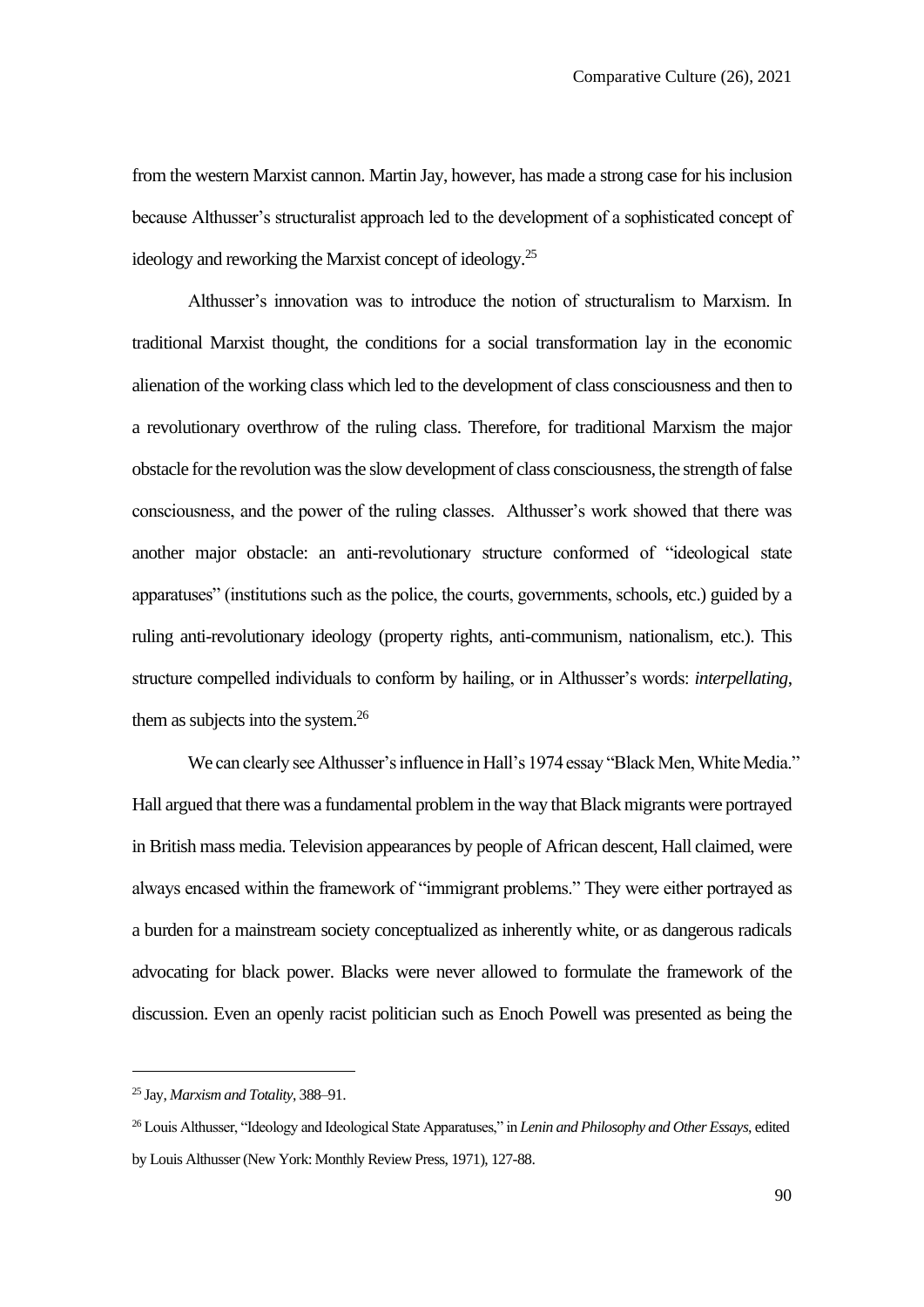from the western Marxist cannon. Martin Jay, however, has made a strong case for his inclusion because Althusser's structuralist approach led to the development of a sophisticated concept of ideology and reworking the Marxist concept of ideology.[25]

Althusser's innovation was to introduce the notion of structuralism to Marxism. In traditional Marxist thought, the conditions for a social transformation lay in the economic alienation of the working class which led to the development of class consciousness and then to a revolutionary overthrow of the ruling class. Therefore, for traditional Marxism the major obstacle for the revolution was the slow development of class consciousness, the strength of false consciousness, and the power of the ruling classes. Althusser's work showed that there was another major obstacle: an anti-revolutionary structure conformed of "ideological state apparatuses" (institutions such as the police, the courts, governments, schools, etc.) guided by a ruling anti-revolutionary ideology (property rights, anti-communism, nationalism, etc.). This structure compelled individuals to conform by hailing, or in Althusser's words: *interpellating*, them as subjects into the system.[26]

We can clearly see Althusser's influence in Hall's 1974 essay "Black Men, White Media." Hall argued that there was a fundamental problem in the way that Black migrants were portrayed in British mass media. Television appearances by people of African descent, Hall claimed, were always encased within the framework of "immigrant problems." They were either portrayed as a burden for a mainstream society conceptualized as inherently white, or as dangerous radicals advocating for black power. Blacks were never allowed to formulate the framework of the discussion. Even an openly racist politician such as Enoch Powell was presented as being the

---

[25] Jay, *Marxism and Totality*, 388–91.

[26] Louis Althusser, "Ideology and Ideological State Apparatuses," in *Lenin and Philosophy and Other Essays*, edited by Louis Althusser (New York: Monthly Review Press, 1971), 127-88.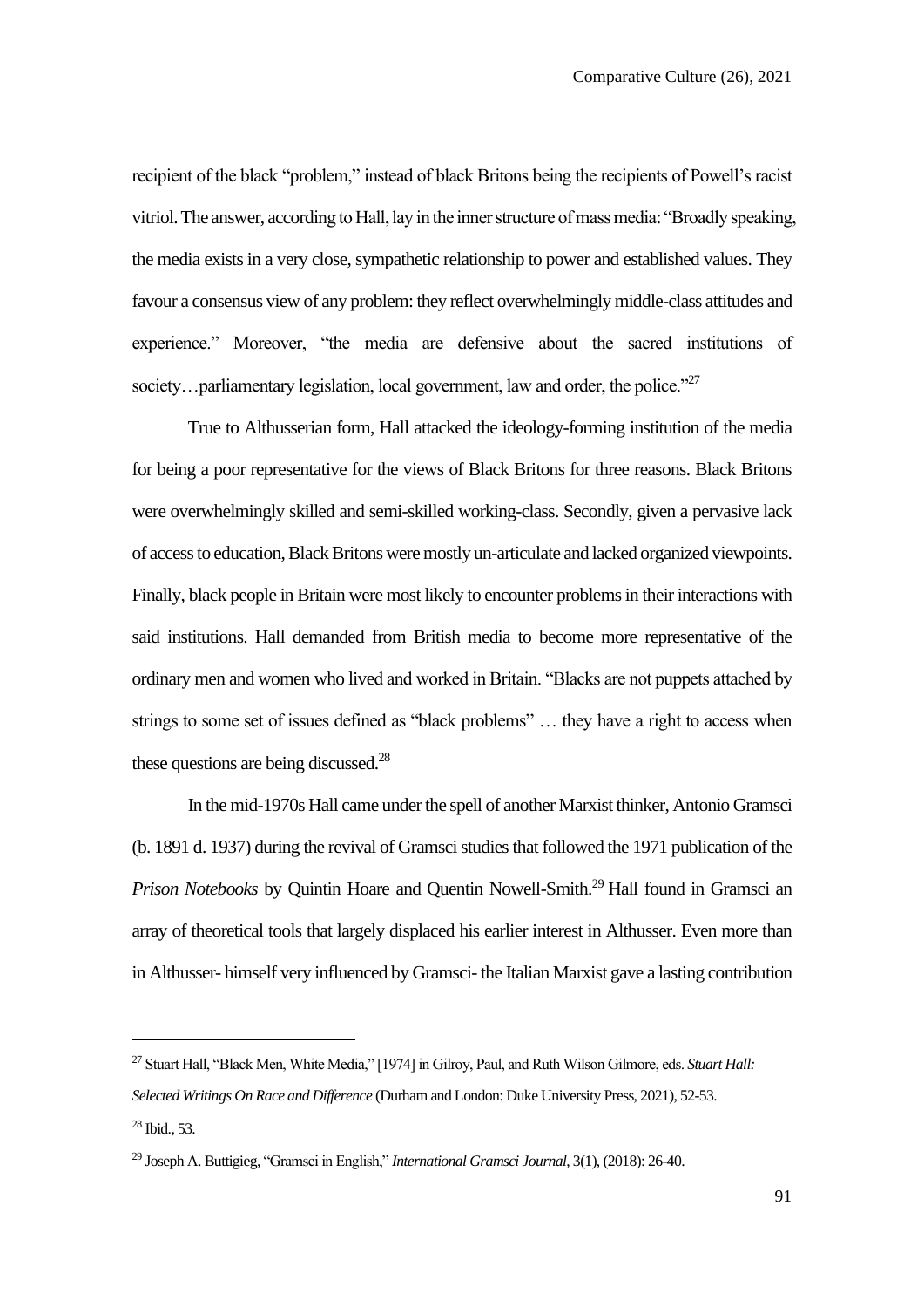recipient of the black "problem," instead of black Britons being the recipients of Powell's racist vitriol. The answer, according to Hall, lay in the inner structure of mass media: "Broadly speaking, the media exists in a very close, sympathetic relationship to power and established values. They favour a consensus view of any problem: they reflect overwhelmingly middle-class attitudes and experience." Moreover, "the media are defensive about the sacred institutions of society…parliamentary legislation, local government, law and order, the police."[27]

True to Althusserian form, Hall attacked the ideology-forming institution of the media for being a poor representative for the views of Black Britons for three reasons. Black Britons were overwhelmingly skilled and semi-skilled working-class. Secondly, given a pervasive lack of access to education, Black Britons were mostly un-articulate and lacked organized viewpoints. Finally, black people in Britain were most likely to encounter problems in their interactions with said institutions. Hall demanded from British media to become more representative of the ordinary men and women who lived and worked in Britain. "Blacks are not puppets attached by strings to some set of issues defined as "black problems" … they have a right to access when these questions are being discussed.[28]

In the mid-1970s Hall came under the spell of another Marxist thinker, Antonio Gramsci (b. 1891 d. 1937) during the revival of Gramsci studies that followed the 1971 publication of the *Prison Notebooks* by Quintin Hoare and Quentin Nowell-Smith.[29] Hall found in Gramsci an array of theoretical tools that largely displaced his earlier interest in Althusser. Even more than in Althusser- himself very influenced by Gramsci- the Italian Marxist gave a lasting contribution

---

[27] Stuart Hall, "Black Men, White Media," [1974] in Gilroy, Paul, and Ruth Wilson Gilmore, eds. *Stuart Hall: Selected Writings On Race and Difference* (Durham and London: Duke University Press, 2021), 52-53.

[28] Ibid., 53.

[29] Joseph A. Buttigieg, "Gramsci in English," *International Gramsci Journal*, 3(1), (2018): 26-40.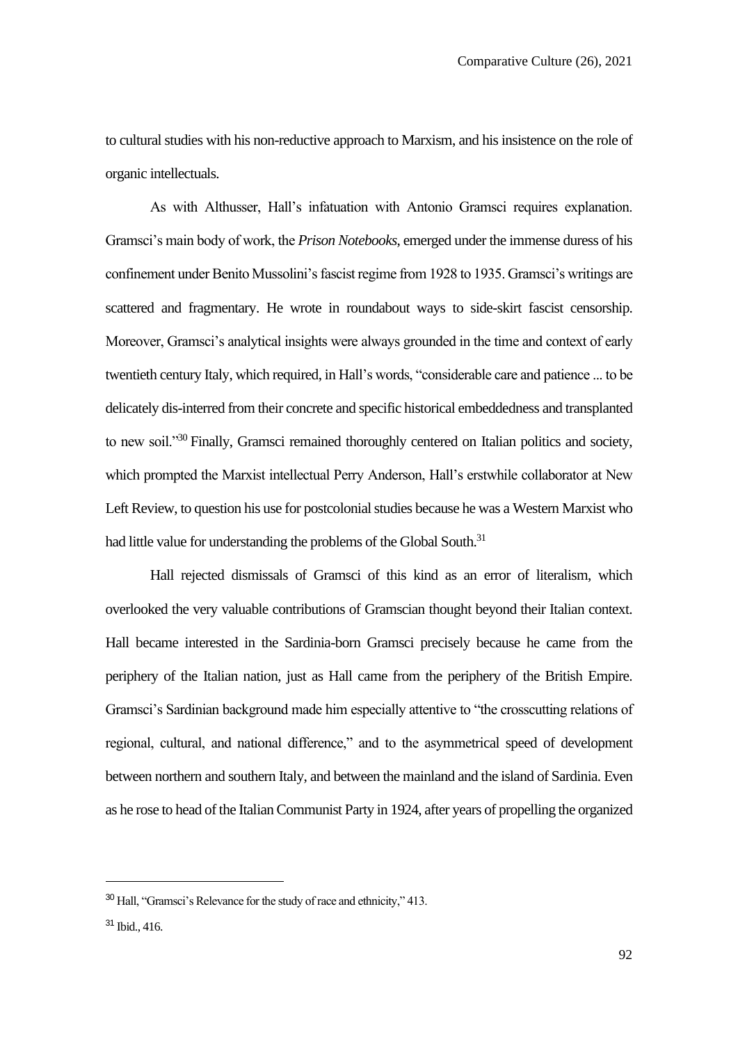to cultural studies with his non-reductive approach to Marxism, and his insistence on the role of organic intellectuals.

As with Althusser, Hall's infatuation with Antonio Gramsci requires explanation. Gramsci's main body of work, the *Prison Notebooks*, emerged under the immense duress of his confinement under Benito Mussolini's fascist regime from 1928 to 1935. Gramsci's writings are scattered and fragmentary. He wrote in roundabout ways to side-skirt fascist censorship. Moreover, Gramsci's analytical insights were always grounded in the time and context of early twentieth century Italy, which required, in Hall's words, "considerable care and patience ... to be delicately dis-interred from their concrete and specific historical embeddedness and transplanted to new soil."[30] Finally, Gramsci remained thoroughly centered on Italian politics and society, which prompted the Marxist intellectual Perry Anderson, Hall's erstwhile collaborator at New Left Review, to question his use for postcolonial studies because he was a Western Marxist who had little value for understanding the problems of the Global South.[31]

Hall rejected dismissals of Gramsci of this kind as an error of literalism, which overlooked the very valuable contributions of Gramscian thought beyond their Italian context. Hall became interested in the Sardinia-born Gramsci precisely because he came from the periphery of the Italian nation, just as Hall came from the periphery of the British Empire. Gramsci's Sardinian background made him especially attentive to "the crosscutting relations of regional, cultural, and national difference," and to the asymmetrical speed of development between northern and southern Italy, and between the mainland and the island of Sardinia. Even as he rose to head of the Italian Communist Party in 1924, after years of propelling the organized

---

[30] Hall, "Gramsci's Relevance for the study of race and ethnicity," 413.

[31] Ibid., 416.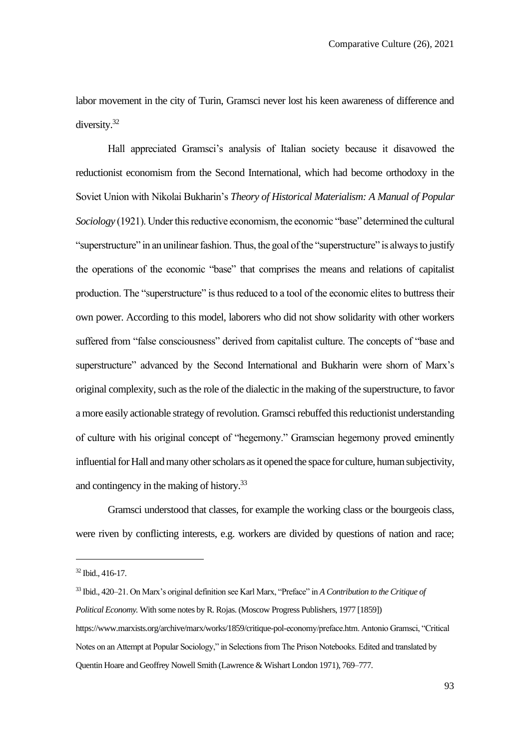labor movement in the city of Turin, Gramsci never lost his keen awareness of difference and diversity.[32]

Hall appreciated Gramsci's analysis of Italian society because it disavowed the reductionist economism from the Second International, which had become orthodoxy in the Soviet Union with Nikolai Bukharin's *Theory of Historical Materialism: A Manual of Popular Sociology* (1921). Under this reductive economism, the economic "base" determined the cultural "superstructure" in an unilinear fashion. Thus, the goal of the "superstructure" is always to justify the operations of the economic "base" that comprises the means and relations of capitalist production. The "superstructure" is thus reduced to a tool of the economic elites to buttress their own power. According to this model, laborers who did not show solidarity with other workers suffered from "false consciousness" derived from capitalist culture. The concepts of "base and superstructure" advanced by the Second International and Bukharin were shorn of Marx's original complexity, such as the role of the dialectic in the making of the superstructure, to favor a more easily actionable strategy of revolution. Gramsci rebuffed this reductionist understanding of culture with his original concept of "hegemony." Gramscian hegemony proved eminently influential for Hall and many other scholars as it opened the space for culture, human subjectivity, and contingency in the making of history.[33]

Gramsci understood that classes, for example the working class or the bourgeois class, were riven by conflicting interests, e.g. workers are divided by questions of nation and race;

---

[32] Ibid., 416-17.

[33] Ibid., 420–21. On Marx's original definition see Karl Marx, "Preface" in *A Contribution to the Critique of Political Economy.* With some notes by R. Rojas. (Moscow Progress Publishers, 1977 [1859]) https://www.marxists.org/archive/marx/works/1859/critique-pol-economy/preface.htm. Antonio Gramsci, "Critical Notes on an Attempt at Popular Sociology," in Selections from The Prison Notebooks. Edited and translated by Quentin Hoare and Geoffrey Nowell Smith (Lawrence & Wishart London 1971), 769–777.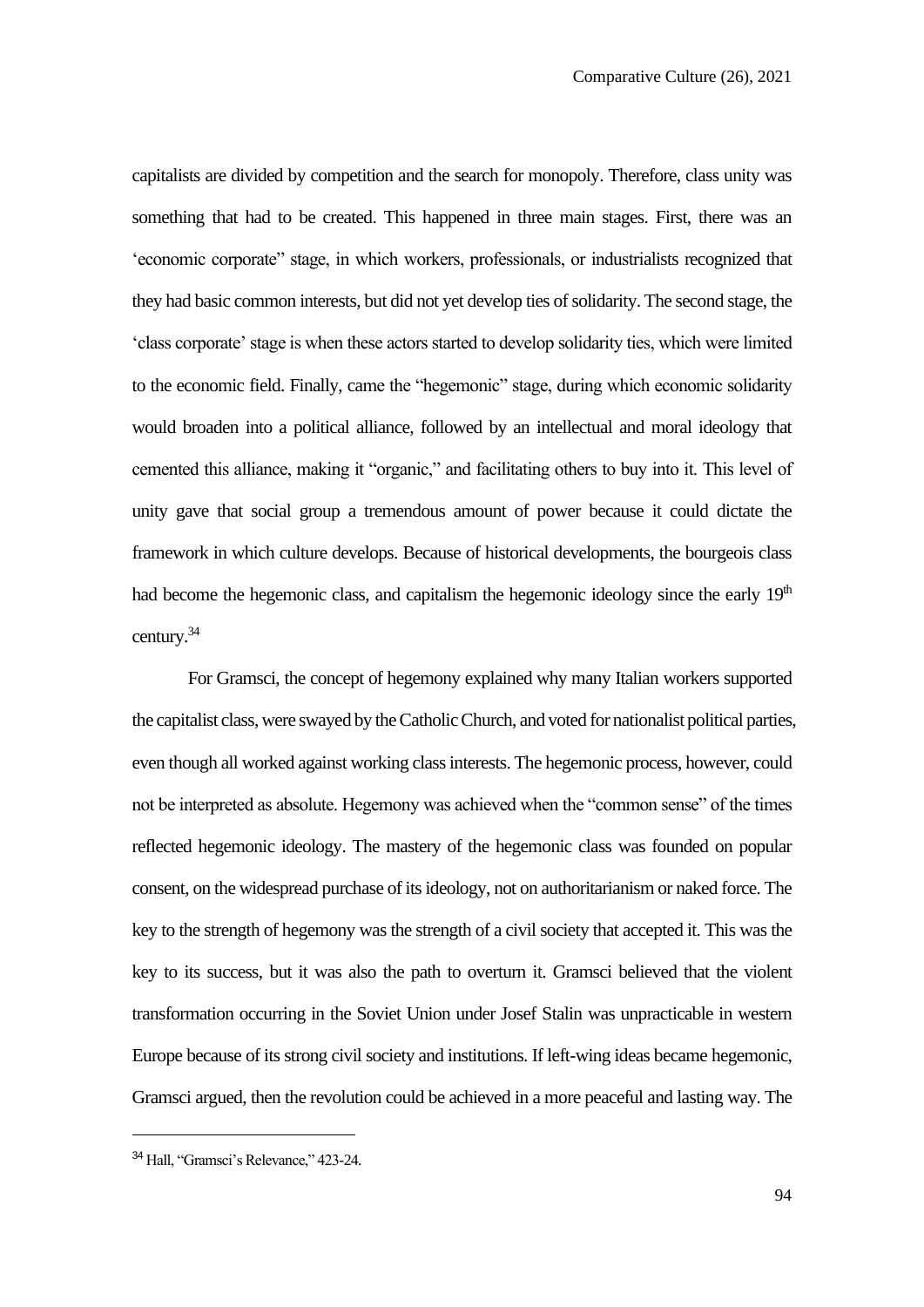capitalists are divided by competition and the search for monopoly. Therefore, class unity was something that had to be created. This happened in three main stages. First, there was an 'economic corporate" stage, in which workers, professionals, or industrialists recognized that they had basic common interests, but did not yet develop ties of solidarity. The second stage, the 'class corporate' stage is when these actors started to develop solidarity ties, which were limited to the economic field. Finally, came the "hegemonic" stage, during which economic solidarity would broaden into a political alliance, followed by an intellectual and moral ideology that cemented this alliance, making it "organic," and facilitating others to buy into it. This level of unity gave that social group a tremendous amount of power because it could dictate the framework in which culture develops. Because of historical developments, the bourgeois class had become the hegemonic class, and capitalism the hegemonic ideology since the early 19th century.[34]

For Gramsci, the concept of hegemony explained why many Italian workers supported the capitalist class, were swayed by the Catholic Church, and voted for nationalist political parties, even though all worked against working class interests. The hegemonic process, however, could not be interpreted as absolute. Hegemony was achieved when the "common sense" of the times reflected hegemonic ideology. The mastery of the hegemonic class was founded on popular consent, on the widespread purchase of its ideology, not on authoritarianism or naked force. The key to the strength of hegemony was the strength of a civil society that accepted it. This was the key to its success, but it was also the path to overturn it. Gramsci believed that the violent transformation occurring in the Soviet Union under Josef Stalin was unpracticable in western Europe because of its strong civil society and institutions. If left-wing ideas became hegemonic, Gramsci argued, then the revolution could be achieved in a more peaceful and lasting way. The

---

[34] Hall, "Gramsci's Relevance," 423-24.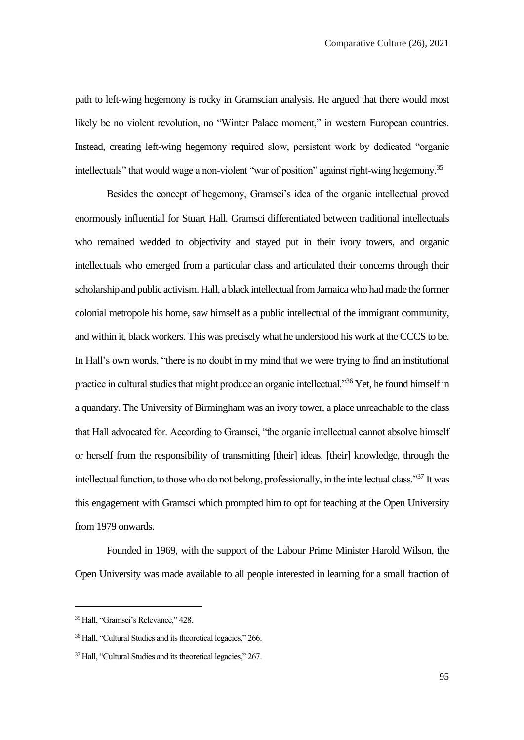path to left-wing hegemony is rocky in Gramscian analysis. He argued that there would most likely be no violent revolution, no "Winter Palace moment," in western European countries. Instead, creating left-wing hegemony required slow, persistent work by dedicated "organic intellectuals" that would wage a non-violent "war of position" against right-wing hegemony.[35]

Besides the concept of hegemony, Gramsci's idea of the organic intellectual proved enormously influential for Stuart Hall. Gramsci differentiated between traditional intellectuals who remained wedded to objectivity and stayed put in their ivory towers, and organic intellectuals who emerged from a particular class and articulated their concerns through their scholarship and public activism. Hall, a black intellectual from Jamaica who had made the former colonial metropole his home, saw himself as a public intellectual of the immigrant community, and within it, black workers. This was precisely what he understood his work at the CCCS to be. In Hall's own words, "there is no doubt in my mind that we were trying to find an institutional practice in cultural studies that might produce an organic intellectual."[36] Yet, he found himself in a quandary. The University of Birmingham was an ivory tower, a place unreachable to the class that Hall advocated for. According to Gramsci, "the organic intellectual cannot absolve himself or herself from the responsibility of transmitting [their] ideas, [their] knowledge, through the intellectual function, to those who do not belong, professionally, in the intellectual class."[37] It was this engagement with Gramsci which prompted him to opt for teaching at the Open University from 1979 onwards.

Founded in 1969, with the support of the Labour Prime Minister Harold Wilson, the Open University was made available to all people interested in learning for a small fraction of

---

[35] Hall, "Gramsci's Relevance," 428.

[36] Hall, "Cultural Studies and its theoretical legacies," 266.

[37] Hall, "Cultural Studies and its theoretical legacies," 267.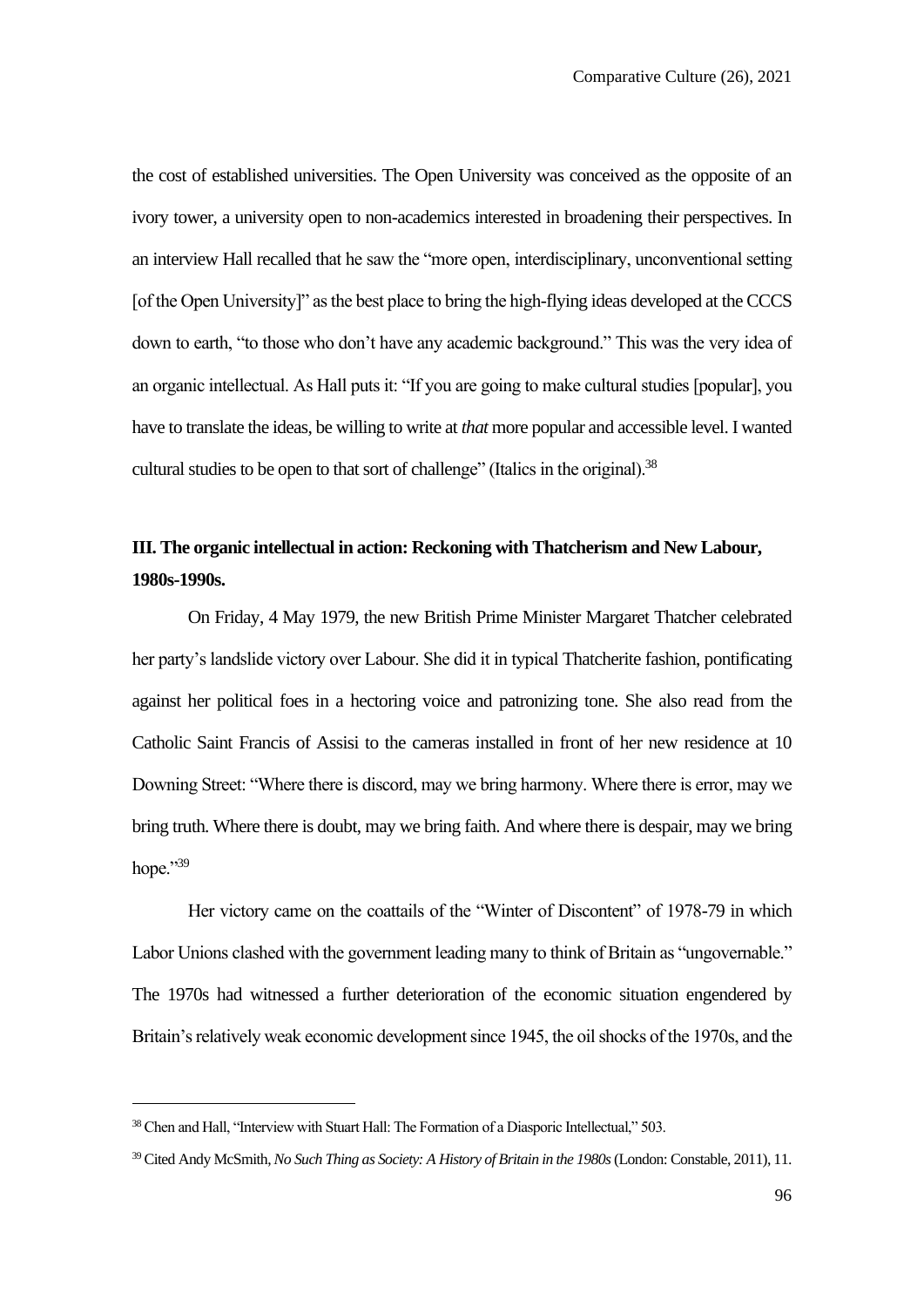the cost of established universities. The Open University was conceived as the opposite of an ivory tower, a university open to non-academics interested in broadening their perspectives. In an interview Hall recalled that he saw the "more open, interdisciplinary, unconventional setting [of the Open University]" as the best place to bring the high-flying ideas developed at the CCCS down to earth, "to those who don't have any academic background." This was the very idea of an organic intellectual. As Hall puts it: "If you are going to make cultural studies [popular], you have to translate the ideas, be willing to write at *that* more popular and accessible level. I wanted cultural studies to be open to that sort of challenge" (Italics in the original).[38]

## III. The organic intellectual in action: Reckoning with Thatcherism and New Labour, 1980s-1990s.

On Friday, 4 May 1979, the new British Prime Minister Margaret Thatcher celebrated her party's landslide victory over Labour. She did it in typical Thatcherite fashion, pontificating against her political foes in a hectoring voice and patronizing tone. She also read from the Catholic Saint Francis of Assisi to the cameras installed in front of her new residence at 10 Downing Street: "Where there is discord, may we bring harmony. Where there is error, may we bring truth. Where there is doubt, may we bring faith. And where there is despair, may we bring hope."[39]

Her victory came on the coattails of the "Winter of Discontent" of 1978-79 in which Labor Unions clashed with the government leading many to think of Britain as "ungovernable." The 1970s had witnessed a further deterioration of the economic situation engendered by Britain's relatively weak economic development since 1945, the oil shocks of the 1970s, and the

---

[38] Chen and Hall, "Interview with Stuart Hall: The Formation of a Diasporic Intellectual," 503.

[39] Cited Andy McSmith, *No Such Thing as Society: A History of Britain in the 1980s* (London: Constable, 2011), 11.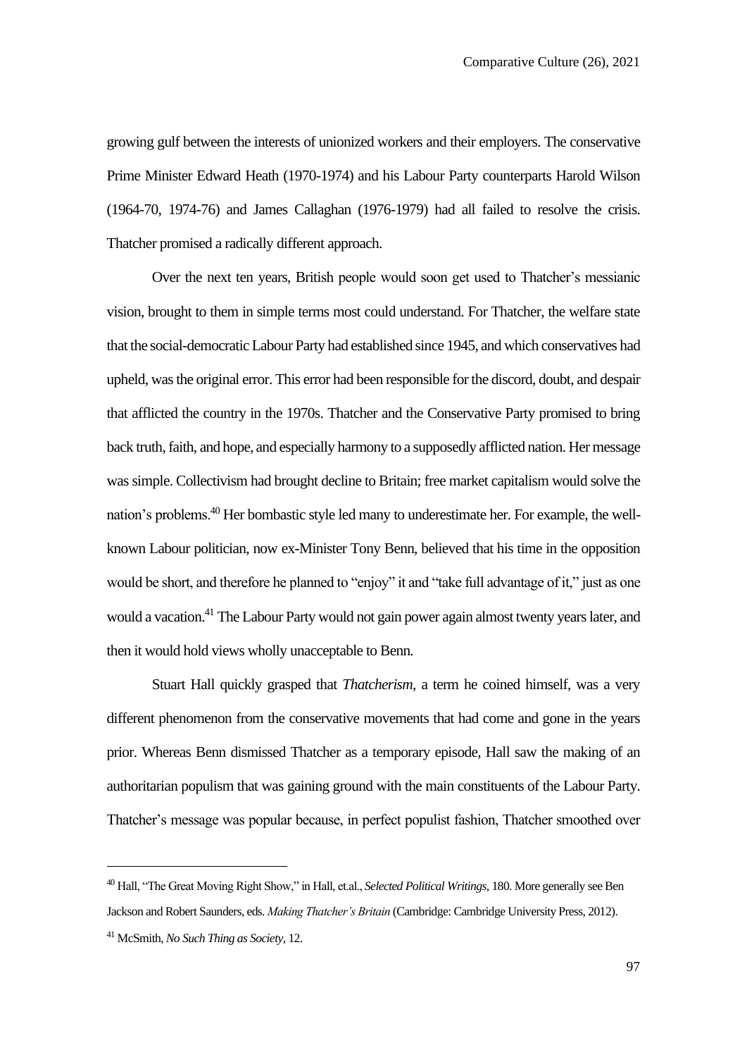growing gulf between the interests of unionized workers and their employers. The conservative Prime Minister Edward Heath (1970-1974) and his Labour Party counterparts Harold Wilson (1964-70, 1974-76) and James Callaghan (1976-1979) had all failed to resolve the crisis. Thatcher promised a radically different approach.

Over the next ten years, British people would soon get used to Thatcher's messianic vision, brought to them in simple terms most could understand. For Thatcher, the welfare state that the social-democratic Labour Party had established since 1945, and which conservatives had upheld, was the original error. This error had been responsible for the discord, doubt, and despair that afflicted the country in the 1970s. Thatcher and the Conservative Party promised to bring back truth, faith, and hope, and especially harmony to a supposedly afflicted nation. Her message was simple. Collectivism had brought decline to Britain; free market capitalism would solve the nation's problems.[40] Her bombastic style led many to underestimate her. For example, the well-known Labour politician, now ex-Minister Tony Benn, believed that his time in the opposition would be short, and therefore he planned to "enjoy" it and "take full advantage of it," just as one would a vacation.[41] The Labour Party would not gain power again almost twenty years later, and then it would hold views wholly unacceptable to Benn.

Stuart Hall quickly grasped that *Thatcherism*, a term he coined himself, was a very different phenomenon from the conservative movements that had come and gone in the years prior. Whereas Benn dismissed Thatcher as a temporary episode, Hall saw the making of an authoritarian populism that was gaining ground with the main constituents of the Labour Party. Thatcher's message was popular because, in perfect populist fashion, Thatcher smoothed over

---

[40] Hall, "The Great Moving Right Show," in Hall, et.al., *Selected Political Writings*, 180. More generally see Ben Jackson and Robert Saunders, eds. *Making Thatcher's Britain* (Cambridge: Cambridge University Press, 2012).

[41] McSmith, *No Such Thing as Society*, 12.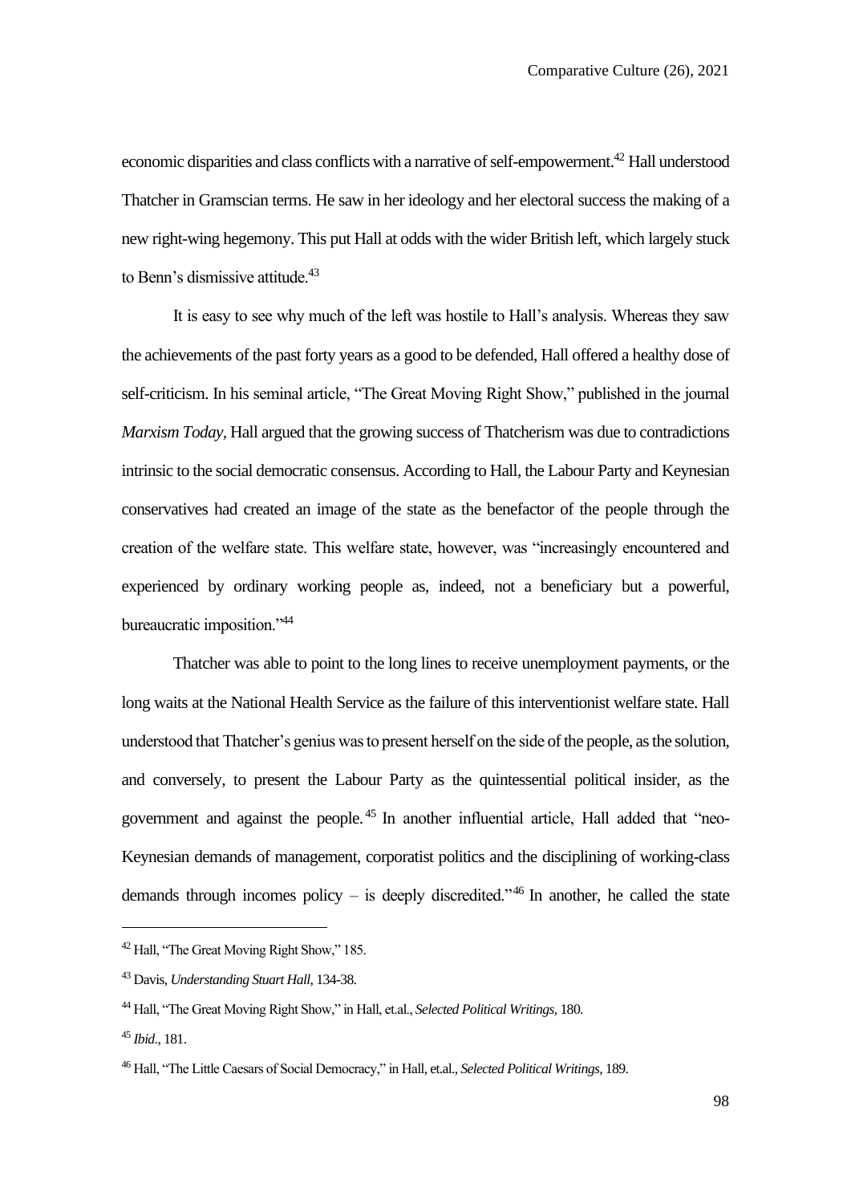economic disparities and class conflicts with a narrative of self-empowerment.[42] Hall understood Thatcher in Gramscian terms. He saw in her ideology and her electoral success the making of a new right-wing hegemony. This put Hall at odds with the wider British left, which largely stuck to Benn's dismissive attitude.[43]

It is easy to see why much of the left was hostile to Hall's analysis. Whereas they saw the achievements of the past forty years as a good to be defended, Hall offered a healthy dose of self-criticism. In his seminal article, "The Great Moving Right Show," published in the journal *Marxism Today*, Hall argued that the growing success of Thatcherism was due to contradictions intrinsic to the social democratic consensus. According to Hall, the Labour Party and Keynesian conservatives had created an image of the state as the benefactor of the people through the creation of the welfare state. This welfare state, however, was "increasingly encountered and experienced by ordinary working people as, indeed, not a beneficiary but a powerful, bureaucratic imposition."[44]

Thatcher was able to point to the long lines to receive unemployment payments, or the long waits at the National Health Service as the failure of this interventionist welfare state. Hall understood that Thatcher's genius was to present herself on the side of the people, as the solution, and conversely, to present the Labour Party as the quintessential political insider, as the government and against the people.[45] In another influential article, Hall added that "neo-Keynesian demands of management, corporatist politics and the disciplining of working-class demands through incomes policy – is deeply discredited."[46] In another, he called the state

---

[42] Hall, "The Great Moving Right Show," 185.

[43] Davis, *Understanding Stuart Hall*, 134-38.

[44] Hall, "The Great Moving Right Show," in Hall, et.al., *Selected Political Writings*, 180.

[45] *Ibid.*, 181.

[46] Hall, "The Little Caesars of Social Democracy," in Hall, et.al., *Selected Political Writings*, 189.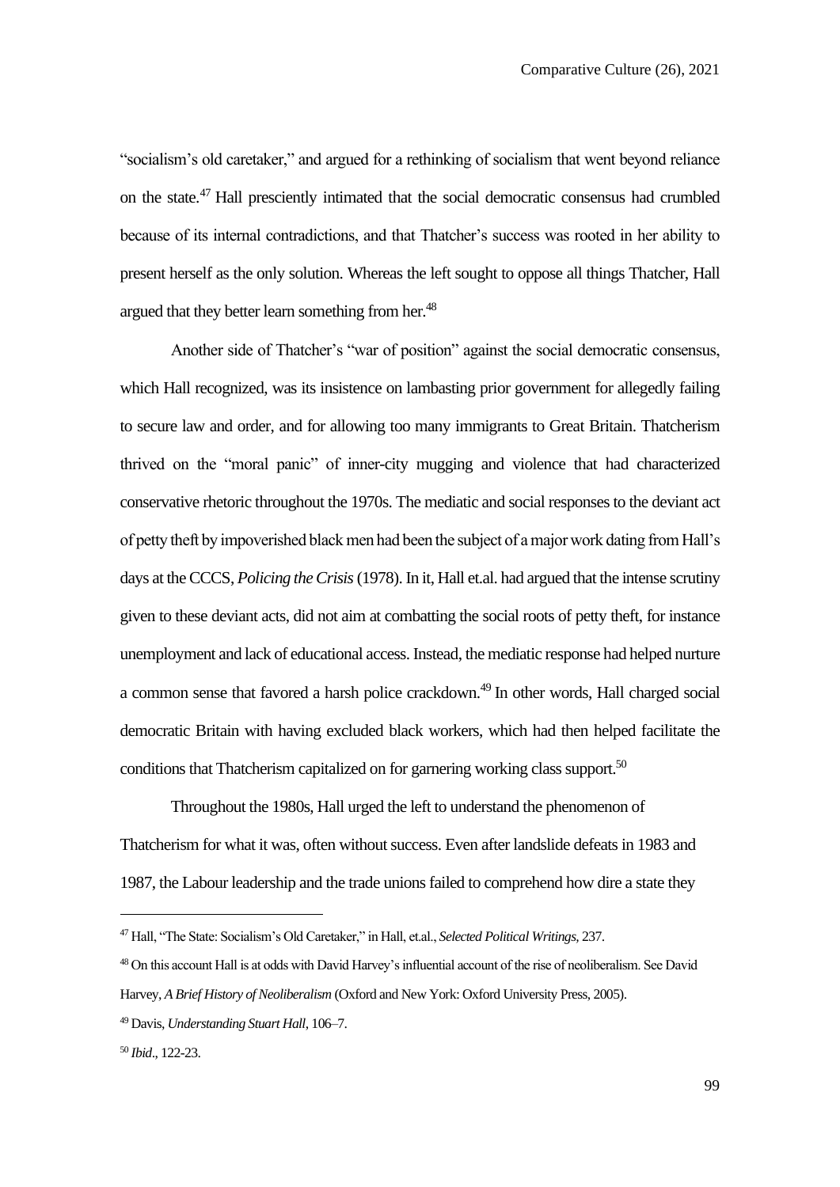"socialism's old caretaker," and argued for a rethinking of socialism that went beyond reliance on the state.[47] Hall presciently intimated that the social democratic consensus had crumbled because of its internal contradictions, and that Thatcher's success was rooted in her ability to present herself as the only solution. Whereas the left sought to oppose all things Thatcher, Hall argued that they better learn something from her.[48]

Another side of Thatcher's "war of position" against the social democratic consensus, which Hall recognized, was its insistence on lambasting prior government for allegedly failing to secure law and order, and for allowing too many immigrants to Great Britain. Thatcherism thrived on the "moral panic" of inner-city mugging and violence that had characterized conservative rhetoric throughout the 1970s. The mediatic and social responses to the deviant act of petty theft by impoverished black men had been the subject of a major work dating from Hall's days at the CCCS, *Policing the Crisis* (1978). In it, Hall et.al. had argued that the intense scrutiny given to these deviant acts, did not aim at combatting the social roots of petty theft, for instance unemployment and lack of educational access. Instead, the mediatic response had helped nurture a common sense that favored a harsh police crackdown.[49] In other words, Hall charged social democratic Britain with having excluded black workers, which had then helped facilitate the conditions that Thatcherism capitalized on for garnering working class support.[50]

Throughout the 1980s, Hall urged the left to understand the phenomenon of Thatcherism for what it was, often without success. Even after landslide defeats in 1983 and 1987, the Labour leadership and the trade unions failed to comprehend how dire a state they

---

[47] Hall, "The State: Socialism's Old Caretaker," in Hall, et.al., *Selected Political Writings*, 237.

[48] On this account Hall is at odds with David Harvey's influential account of the rise of neoliberalism. See David Harvey, *A Brief History of Neoliberalism* (Oxford and New York: Oxford University Press, 2005).

[49] Davis, *Understanding Stuart Hall*, 106–7.

[50] *Ibid*., 122-23.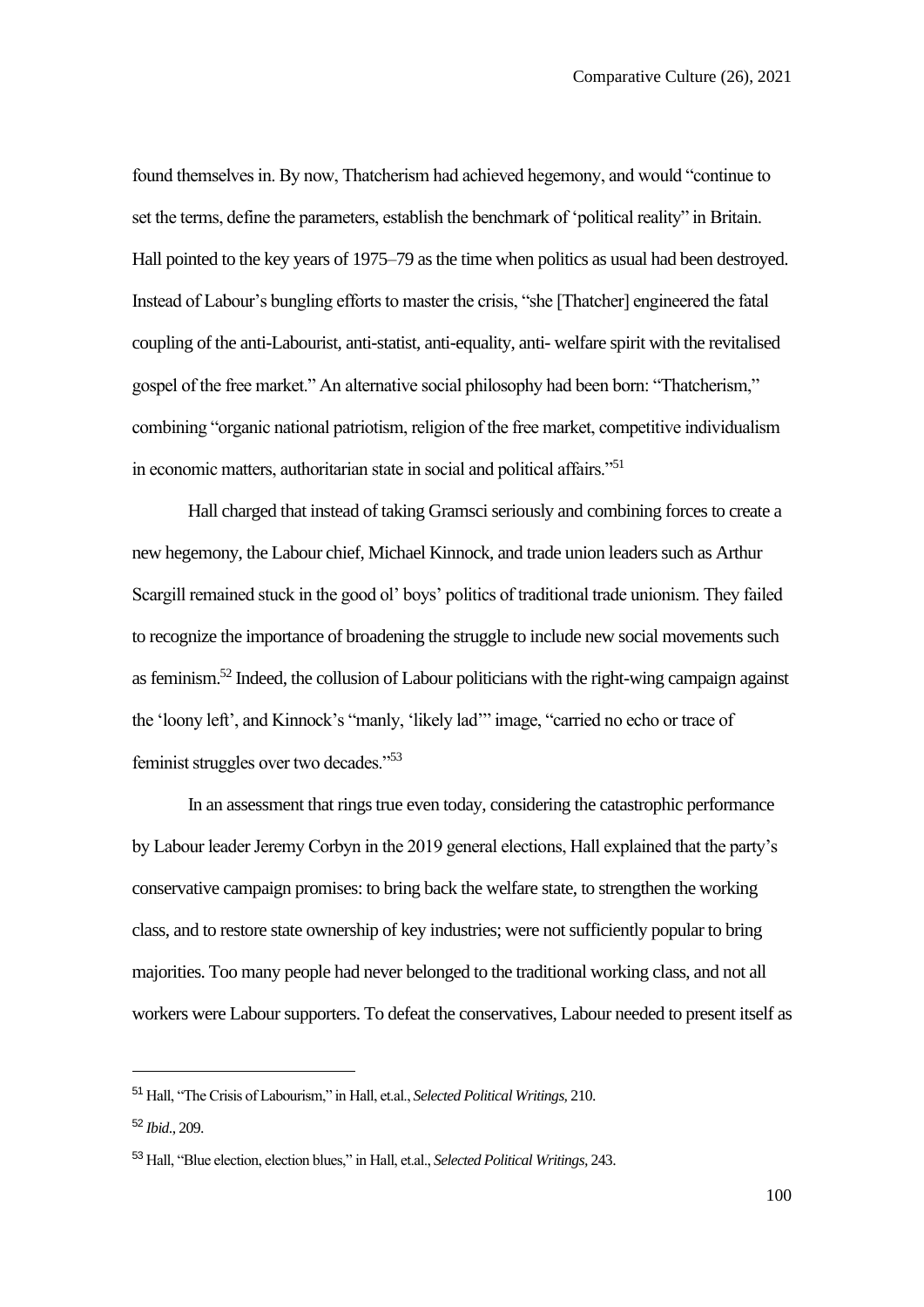found themselves in. By now, Thatcherism had achieved hegemony, and would "continue to set the terms, define the parameters, establish the benchmark of 'political reality" in Britain. Hall pointed to the key years of 1975–79 as the time when politics as usual had been destroyed. Instead of Labour's bungling efforts to master the crisis, "she [Thatcher] engineered the fatal coupling of the anti-Labourist, anti-statist, anti-equality, anti- welfare spirit with the revitalised gospel of the free market." An alternative social philosophy had been born: "Thatcherism," combining "organic national patriotism, religion of the free market, competitive individualism in economic matters, authoritarian state in social and political affairs."[51]

Hall charged that instead of taking Gramsci seriously and combining forces to create a new hegemony, the Labour chief, Michael Kinnock, and trade union leaders such as Arthur Scargill remained stuck in the good ol' boys' politics of traditional trade unionism. They failed to recognize the importance of broadening the struggle to include new social movements such as feminism.[52] Indeed, the collusion of Labour politicians with the right-wing campaign against the 'loony left', and Kinnock's "manly, 'likely lad'" image, "carried no echo or trace of feminist struggles over two decades."[53]

In an assessment that rings true even today, considering the catastrophic performance by Labour leader Jeremy Corbyn in the 2019 general elections, Hall explained that the party's conservative campaign promises: to bring back the welfare state, to strengthen the working class, and to restore state ownership of key industries; were not sufficiently popular to bring majorities. Too many people had never belonged to the traditional working class, and not all workers were Labour supporters. To defeat the conservatives, Labour needed to present itself as

---

[51] Hall, "The Crisis of Labourism," in Hall, et.al., *Selected Political Writings,* 210.

[52] *Ibid*., 209.

[53] Hall, "Blue election, election blues," in Hall, et.al., *Selected Political Writings,* 243.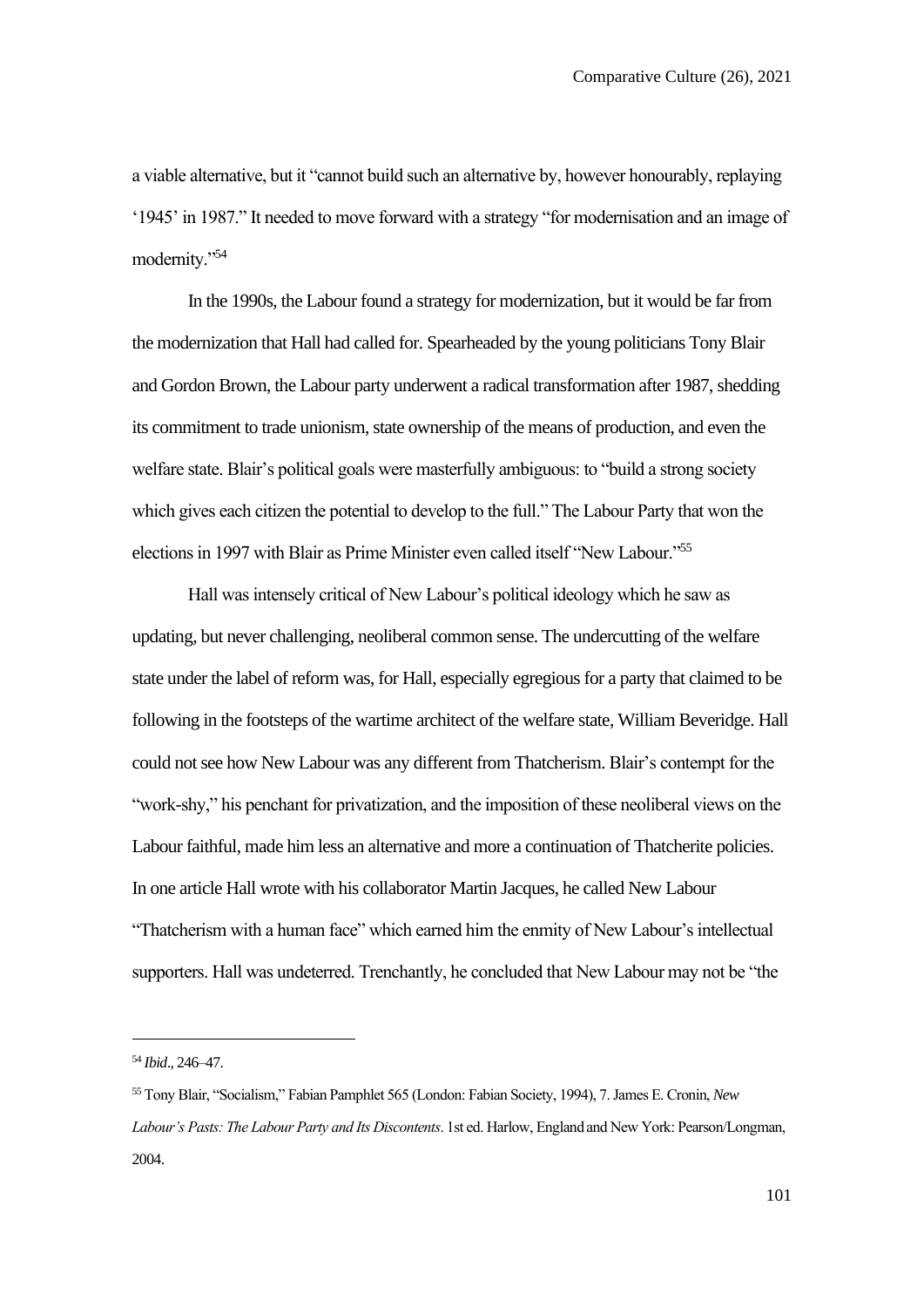a viable alternative, but it "cannot build such an alternative by, however honourably, replaying '1945' in 1987." It needed to move forward with a strategy "for modernisation and an image of modernity."[54]

In the 1990s, the Labour found a strategy for modernization, but it would be far from the modernization that Hall had called for. Spearheaded by the young politicians Tony Blair and Gordon Brown, the Labour party underwent a radical transformation after 1987, shedding its commitment to trade unionism, state ownership of the means of production, and even the welfare state. Blair's political goals were masterfully ambiguous: to "build a strong society which gives each citizen the potential to develop to the full." The Labour Party that won the elections in 1997 with Blair as Prime Minister even called itself "New Labour."[55]

Hall was intensely critical of New Labour's political ideology which he saw as updating, but never challenging, neoliberal common sense. The undercutting of the welfare state under the label of reform was, for Hall, especially egregious for a party that claimed to be following in the footsteps of the wartime architect of the welfare state, William Beveridge. Hall could not see how New Labour was any different from Thatcherism. Blair's contempt for the "work-shy," his penchant for privatization, and the imposition of these neoliberal views on the Labour faithful, made him less an alternative and more a continuation of Thatcherite policies. In one article Hall wrote with his collaborator Martin Jacques, he called New Labour "Thatcherism with a human face" which earned him the enmity of New Labour's intellectual supporters. Hall was undeterred. Trenchantly, he concluded that New Labour may not be "the

---

[54] *Ibid*., 246–47.

[55] Tony Blair, "Socialism," Fabian Pamphlet 565 (London: Fabian Society, 1994), 7. James E. Cronin, *New Labour's Pasts: The Labour Party and Its Discontents*. 1st ed. Harlow, England and New York: Pearson/Longman, 2004.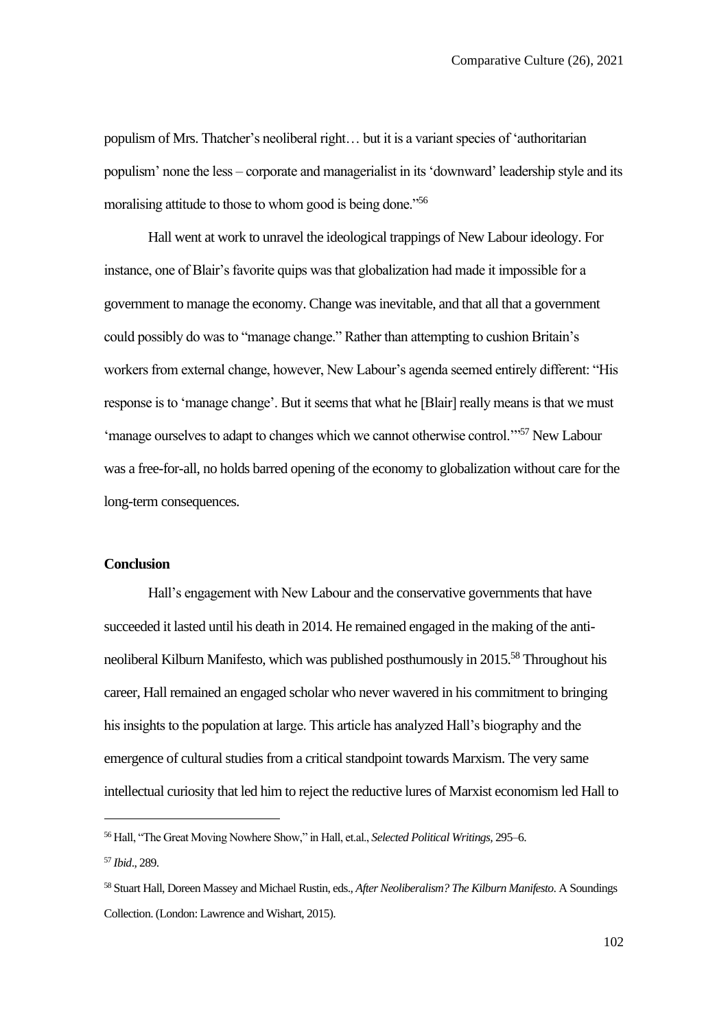populism of Mrs. Thatcher's neoliberal right… but it is a variant species of 'authoritarian populism' none the less – corporate and managerialist in its 'downward' leadership style and its moralising attitude to those to whom good is being done."[56]

Hall went at work to unravel the ideological trappings of New Labour ideology. For instance, one of Blair's favorite quips was that globalization had made it impossible for a government to manage the economy. Change was inevitable, and that all that a government could possibly do was to "manage change." Rather than attempting to cushion Britain's workers from external change, however, New Labour's agenda seemed entirely different: "His response is to 'manage change'. But it seems that what he [Blair] really means is that we must 'manage ourselves to adapt to changes which we cannot otherwise control.'"[57] New Labour was a free-for-all, no holds barred opening of the economy to globalization without care for the long-term consequences.

**Conclusion**

Hall's engagement with New Labour and the conservative governments that have succeeded it lasted until his death in 2014. He remained engaged in the making of the anti-neoliberal Kilburn Manifesto, which was published posthumously in 2015.[58] Throughout his career, Hall remained an engaged scholar who never wavered in his commitment to bringing his insights to the population at large. This article has analyzed Hall's biography and the emergence of cultural studies from a critical standpoint towards Marxism. The very same intellectual curiosity that led him to reject the reductive lures of Marxist economism led Hall to

---

[56] Hall, "The Great Moving Nowhere Show," in Hall, et.al., *Selected Political Writings,* 295–6.

[57] *Ibid*., 289.

[58] Stuart Hall, Doreen Massey and Michael Rustin, eds., *After Neoliberalism? The Kilburn Manifesto*. A Soundings Collection. (London: Lawrence and Wishart, 2015).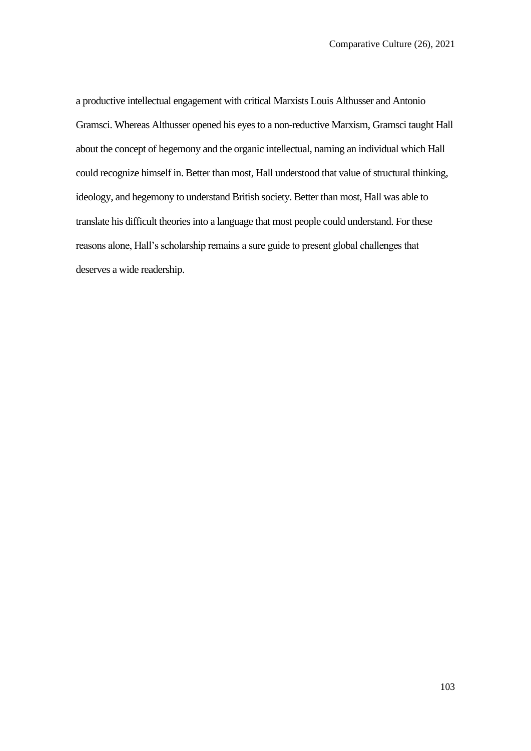a productive intellectual engagement with critical Marxists Louis Althusser and Antonio Gramsci. Whereas Althusser opened his eyes to a non-reductive Marxism, Gramsci taught Hall about the concept of hegemony and the organic intellectual, naming an individual which Hall could recognize himself in. Better than most, Hall understood that value of structural thinking, ideology, and hegemony to understand British society. Better than most, Hall was able to translate his difficult theories into a language that most people could understand. For these reasons alone, Hall's scholarship remains a sure guide to present global challenges that deserves a wide readership.